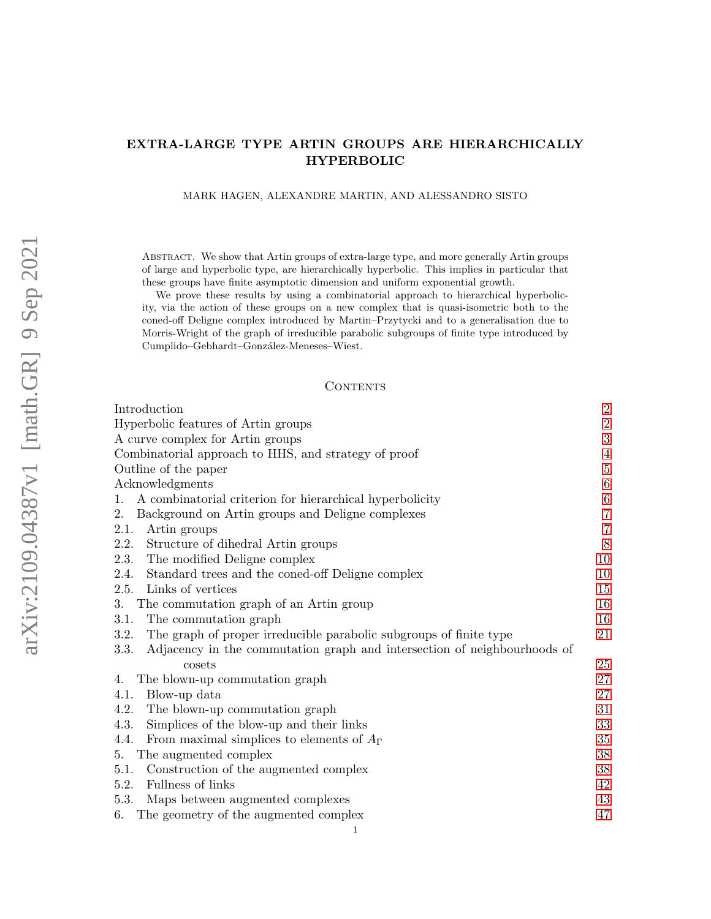# EXTRA-LARGE TYPE ARTIN GROUPS ARE HIERARCHICALLY HYPERBOLIC

MARK HAGEN, ALEXANDRE MARTIN, AND ALESSANDRO SISTO

Abstract. We show that Artin groups of extra-large type, and more generally Artin groups of large and hyperbolic type, are hierarchically hyperbolic. This implies in particular that these groups have finite asymptotic dimension and uniform exponential growth.

We prove these results by using a combinatorial approach to hierarchical hyperbolicity, via the action of these groups on a new complex that is quasi-isometric both to the coned-off Deligne complex introduced by Martin–Przytycki and to a generalisation due to Morris-Wright of the graph of irreducible parabolic subgroups of finite type introduced by Cumplido–Gebhardt–González-Meneses–Wiest.

## Contents

- Introduction — 2
- Hyperbolic features of Artin groups — 2
- A curve complex for Artin groups — 3
- Combinatorial approach to HHS, and strategy of proof — 4
- Outline of the paper — 5
- Acknowledgments — 6
- 1. A combinatorial criterion for hierarchical hyperbolicity — 6
- 2. Background on Artin groups and Deligne complexes — 7
  - 2.1. Artin groups — 7
  - 2.2. Structure of dihedral Artin groups — 8
  - 2.3. The modified Deligne complex — 10
  - 2.4. Standard trees and the coned-off Deligne complex — 10
  - 2.5. Links of vertices — 15
- 3. The commutation graph of an Artin group — 16
  - 3.1. The commutation graph — 16
  - 3.2. The graph of proper irreducible parabolic subgroups of finite type — 21
  - 3.3. Adjacency in the commutation graph and intersection of neighbourhoods of cosets — 25
- 4. The blown-up commutation graph — 27
  - 4.1. Blow-up data — 27
  - 4.2. The blown-up commutation graph — 31
  - 4.3. Simplices of the blow-up and their links — 33
  - 4.4. From maximal simplices to elements of $A_\Gamma$ — 35
- 5. The augmented complex — 38
  - 5.1. Construction of the augmented complex — 38
  - 5.2. Fullness of links — 42
  - 5.3. Maps between augmented complexes — 43
- 6. The geometry of the augmented complex — 47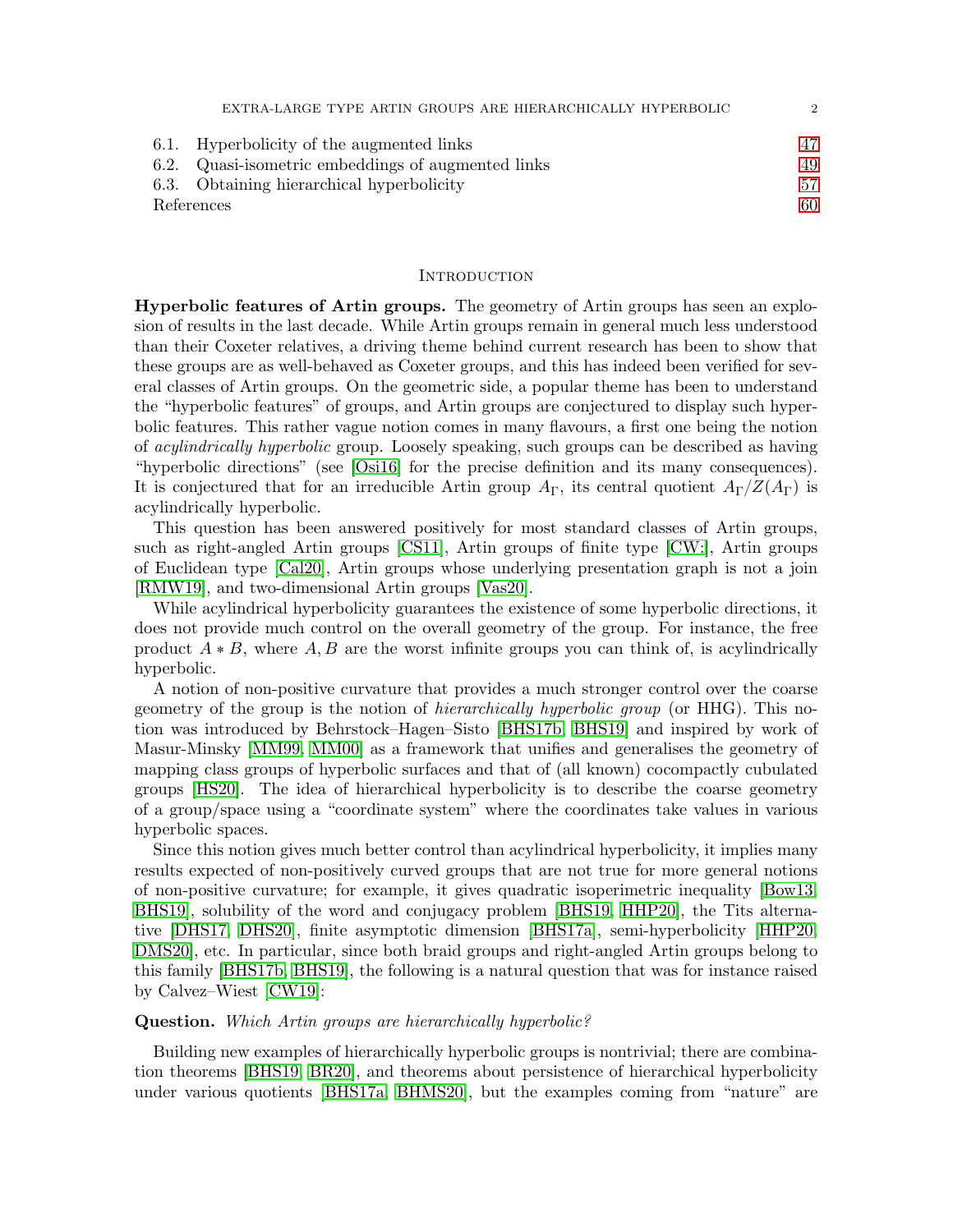| | |
|---|---|
| 6.1. Hyperbolicity of the augmented links | 47 |
| 6.2. Quasi-isometric embeddings of augmented links | 49 |
| 6.3. Obtaining hierarchical hyperbolicity | 57 |
| References | 60 |

## Introduction

**Hyperbolic features of Artin groups.** The geometry of Artin groups has seen an explosion of results in the last decade. While Artin groups remain in general much less understood than their Coxeter relatives, a driving theme behind current research has been to show that these groups are as well-behaved as Coxeter groups, and this has indeed been verified for several classes of Artin groups. On the geometric side, a popular theme has been to understand the "hyperbolic features" of groups, and Artin groups are conjectured to display such hyperbolic features. This rather vague notion comes in many flavours, a first one being the notion of *acylindrically hyperbolic* group. Loosely speaking, such groups can be described as having "hyperbolic directions" (see [Osi16] for the precise definition and its many consequences). It is conjectured that for an irreducible Artin group $A_\Gamma$, its central quotient $A_\Gamma/Z(A_\Gamma)$ is acylindrically hyperbolic.

This question has been answered positively for most standard classes of Artin groups, such as right-angled Artin groups [CS11], Artin groups of finite type [CW:], Artin groups of Euclidean type [Cal20], Artin groups whose underlying presentation graph is not a join [RMW19], and two-dimensional Artin groups [Vas20].

While acylindrical hyperbolicity guarantees the existence of some hyperbolic directions, it does not provide much control on the overall geometry of the group. For instance, the free product $A * B$, where $A, B$ are the worst infinite groups you can think of, is acylindrically hyperbolic.

A notion of non-positive curvature that provides a much stronger control over the coarse geometry of the group is the notion of *hierarchically hyperbolic group* (or HHG). This notion was introduced by Behrstock–Hagen–Sisto [BHS17b, BHS19] and inspired by work of Masur-Minsky [MM99, MM00] as a framework that unifies and generalises the geometry of mapping class groups of hyperbolic surfaces and that of (all known) cocompactly cubulated groups [HS20]. The idea of hierarchical hyperbolicity is to describe the coarse geometry of a group/space using a "coordinate system" where the coordinates take values in various hyperbolic spaces.

Since this notion gives much better control than acylindrical hyperbolicity, it implies many results expected of non-positively curved groups that are not true for more general notions of non-positive curvature; for example, it gives quadratic isoperimetric inequality [Bow13, BHS19], solubility of the word and conjugacy problem [BHS19, HHP20], the Tits alternative [DHS17, DHS20], finite asymptotic dimension [BHS17a], semi-hyperbolicity [HHP20, DMS20], etc. In particular, since both braid groups and right-angled Artin groups belong to this family [BHS17b, BHS19], the following is a natural question that was for instance raised by Calvez–Wiest [CW19]:

**Question.** *Which Artin groups are hierarchically hyperbolic?*

Building new examples of hierarchically hyperbolic groups is nontrivial; there are combination theorems [BHS19, BR20], and theorems about persistence of hierarchical hyperbolicity under various quotients [BHS17a, BHMS20], but the examples coming from "nature" are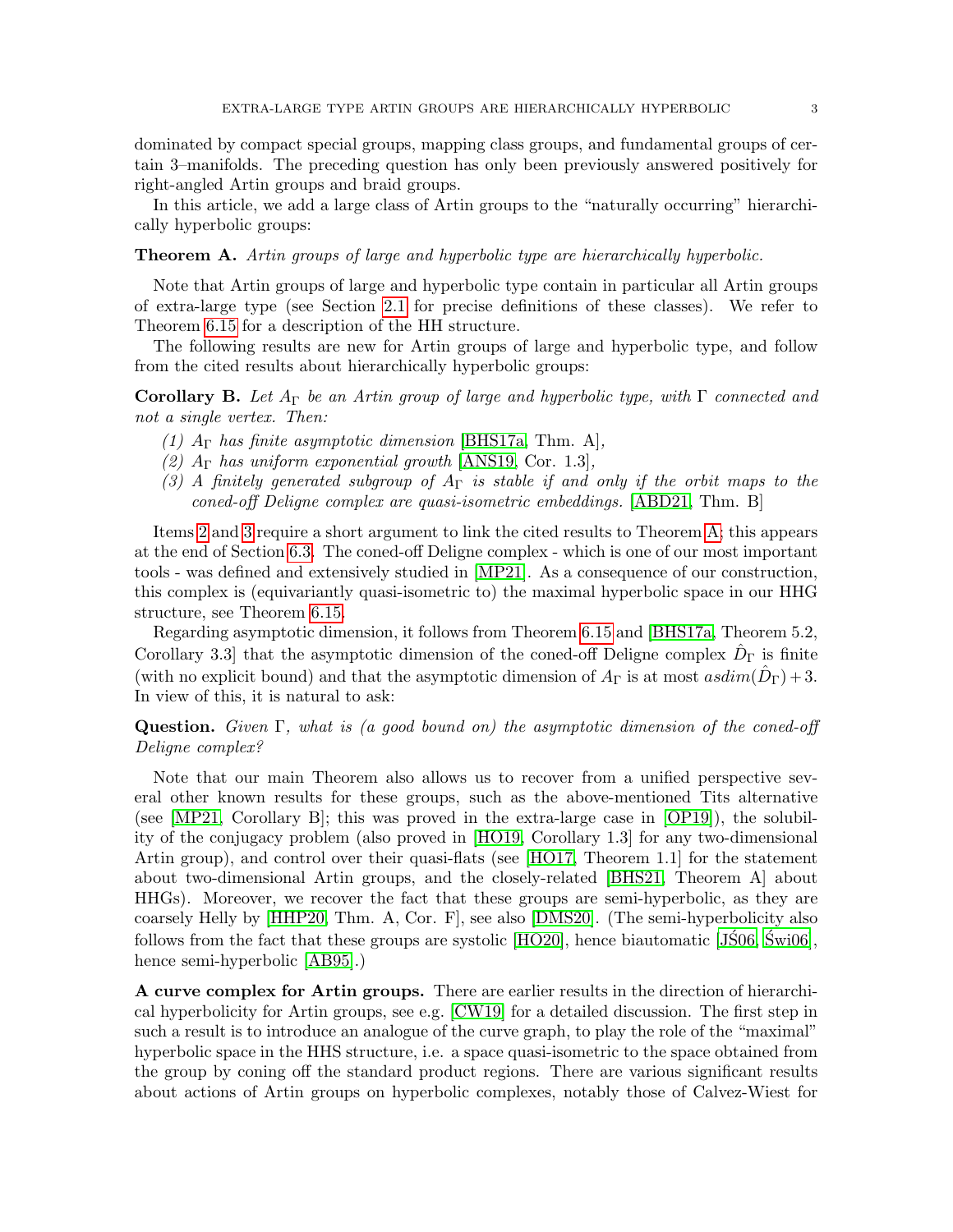dominated by compact special groups, mapping class groups, and fundamental groups of certain 3–manifolds. The preceding question has only been previously answered positively for right-angled Artin groups and braid groups.

In this article, we add a large class of Artin groups to the "naturally occurring" hierarchically hyperbolic groups:

**Theorem A.** *Artin groups of large and hyperbolic type are hierarchically hyperbolic.*

Note that Artin groups of large and hyperbolic type contain in particular all Artin groups of extra-large type (see Section 2.1 for precise definitions of these classes). We refer to Theorem 6.15 for a description of the HH structure.

The following results are new for Artin groups of large and hyperbolic type, and follow from the cited results about hierarchically hyperbolic groups:

**Corollary B.** *Let $A_\Gamma$ be an Artin group of large and hyperbolic type, with $\Gamma$ connected and not a single vertex. Then:*

*(1) $A_\Gamma$ has finite asymptotic dimension* [BHS17a, Thm. A]*,*
*(2) $A_\Gamma$ has uniform exponential growth* [ANS19, Cor. 1.3]*,*
*(3) A finitely generated subgroup of $A_\Gamma$ is stable if and only if the orbit maps to the coned-off Deligne complex are quasi-isometric embeddings.* [ABD21, Thm. B]

Items 2 and 3 require a short argument to link the cited results to Theorem A; this appears at the end of Section 6.3. The coned-off Deligne complex - which is one of our most important tools - was defined and extensively studied in [MP21]. As a consequence of our construction, this complex is (equivariantly quasi-isometric to) the maximal hyperbolic space in our HHG structure, see Theorem 6.15.

Regarding asymptotic dimension, it follows from Theorem 6.15 and [BHS17a, Theorem 5.2, Corollary 3.3] that the asymptotic dimension of the coned-off Deligne complex $\hat{D}_\Gamma$ is finite (with no explicit bound) and that the asymptotic dimension of $A_\Gamma$ is at most $asdim(\hat{D}_\Gamma)+3$. In view of this, it is natural to ask:

**Question.** *Given $\Gamma$, what is (a good bound on) the asymptotic dimension of the coned-off Deligne complex?*

Note that our main Theorem also allows us to recover from a unified perspective several other known results for these groups, such as the above-mentioned Tits alternative (see [MP21, Corollary B]; this was proved in the extra-large case in [OP19]), the solubility of the conjugacy problem (also proved in [HO19, Corollary 1.3] for any two-dimensional Artin group), and control over their quasi-flats (see [HO17, Theorem 1.1] for the statement about two-dimensional Artin groups, and the closely-related [BHS21, Theorem A] about HHGs). Moreover, we recover the fact that these groups are semi-hyperbolic, as they are coarsely Helly by [HHP20, Thm. A, Cor. F], see also [DMS20]. (The semi-hyperbolicity also follows from the fact that these groups are systolic [HO20], hence biautomatic [JŚ06, Świ06], hence semi-hyperbolic [AB95].)

**A curve complex for Artin groups.** There are earlier results in the direction of hierarchical hyperbolicity for Artin groups, see e.g. [CW19] for a detailed discussion. The first step in such a result is to introduce an analogue of the curve graph, to play the role of the "maximal" hyperbolic space in the HHS structure, i.e. a space quasi-isometric to the space obtained from the group by coning off the standard product regions. There are various significant results about actions of Artin groups on hyperbolic complexes, notably those of Calvez-Wiest for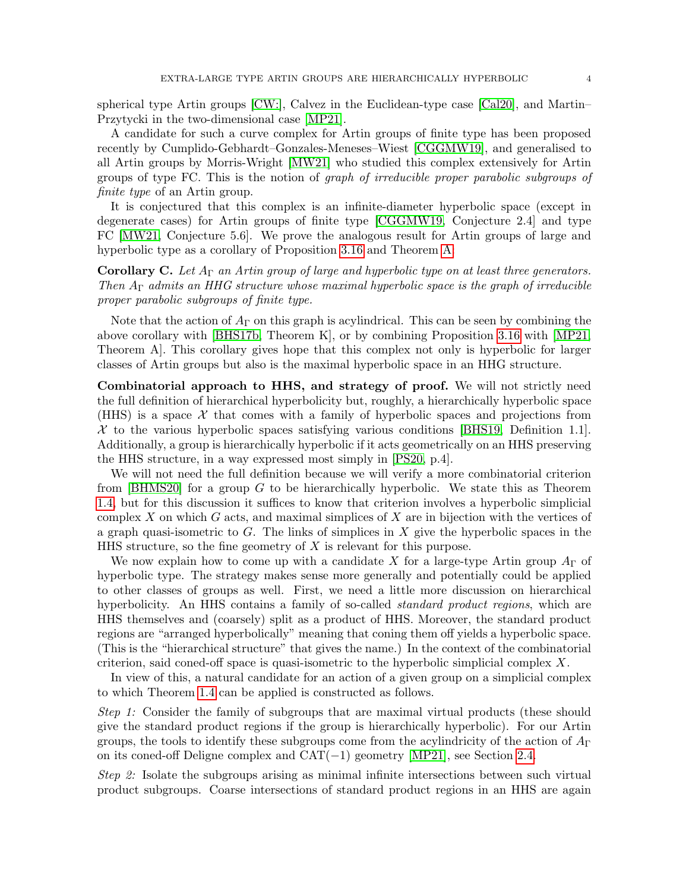spherical type Artin groups [CW:], Calvez in the Euclidean-type case [Cal20], and Martin–Przytycki in the two-dimensional case [MP21].

A candidate for such a curve complex for Artin groups of finite type has been proposed recently by Cumplido-Gebhardt–Gonzales-Meneses–Wiest [CGGMW19], and generalised to all Artin groups by Morris-Wright [MW21] who studied this complex extensively for Artin groups of type FC. This is the notion of *graph of irreducible proper parabolic subgroups of finite type* of an Artin group.

It is conjectured that this complex is an infinite-diameter hyperbolic space (except in degenerate cases) for Artin groups of finite type [CGGMW19, Conjecture 2.4] and type FC [MW21, Conjecture 5.6]. We prove the analogous result for Artin groups of large and hyperbolic type as a corollary of Proposition 3.16 and Theorem A.

**Corollary C.** *Let $A_\Gamma$ an Artin group of large and hyperbolic type on at least three generators. Then $A_\Gamma$ admits an HHG structure whose maximal hyperbolic space is the graph of irreducible proper parabolic subgroups of finite type.*

Note that the action of $A_\Gamma$ on this graph is acylindrical. This can be seen by combining the above corollary with [BHS17b, Theorem K], or by combining Proposition 3.16 with [MP21, Theorem A]. This corollary gives hope that this complex not only is hyperbolic for larger classes of Artin groups but also is the maximal hyperbolic space in an HHG structure.

**Combinatorial approach to HHS, and strategy of proof.** We will not strictly need the full definition of hierarchical hyperbolicity but, roughly, a hierarchically hyperbolic space (HHS) is a space $\mathcal{X}$ that comes with a family of hyperbolic spaces and projections from $\mathcal{X}$ to the various hyperbolic spaces satisfying various conditions [BHS19, Definition 1.1]. Additionally, a group is hierarchically hyperbolic if it acts geometrically on an HHS preserving the HHS structure, in a way expressed most simply in [PS20, p.4].

We will not need the full definition because we will verify a more combinatorial criterion from [BHMS20] for a group $G$ to be hierarchically hyperbolic. We state this as Theorem 1.4, but for this discussion it suffices to know that criterion involves a hyperbolic simplicial complex $X$ on which $G$ acts, and maximal simplices of $X$ are in bijection with the vertices of a graph quasi-isometric to $G$. The links of simplices in $X$ give the hyperbolic spaces in the HHS structure, so the fine geometry of $X$ is relevant for this purpose.

We now explain how to come up with a candidate $X$ for a large-type Artin group $A_\Gamma$ of hyperbolic type. The strategy makes sense more generally and potentially could be applied to other classes of groups as well. First, we need a little more discussion on hierarchical hyperbolicity. An HHS contains a family of so-called *standard product regions*, which are HHS themselves and (coarsely) split as a product of HHS. Moreover, the standard product regions are "arranged hyperbolically" meaning that coning them off yields a hyperbolic space. (This is the "hierarchical structure" that gives the name.) In the context of the combinatorial criterion, said coned-off space is quasi-isometric to the hyperbolic simplicial complex $X$.

In view of this, a natural candidate for an action of a given group on a simplicial complex to which Theorem 1.4 can be applied is constructed as follows.

*Step 1:* Consider the family of subgroups that are maximal virtual products (these should give the standard product regions if the group is hierarchically hyperbolic). For our Artin groups, the tools to identify these subgroups come from the acylindricity of the action of $A_\Gamma$ on its coned-off Deligne complex and CAT$(-1)$ geometry [MP21], see Section 2.4.

*Step 2:* Isolate the subgroups arising as minimal infinite intersections between such virtual product subgroups. Coarse intersections of standard product regions in an HHS are again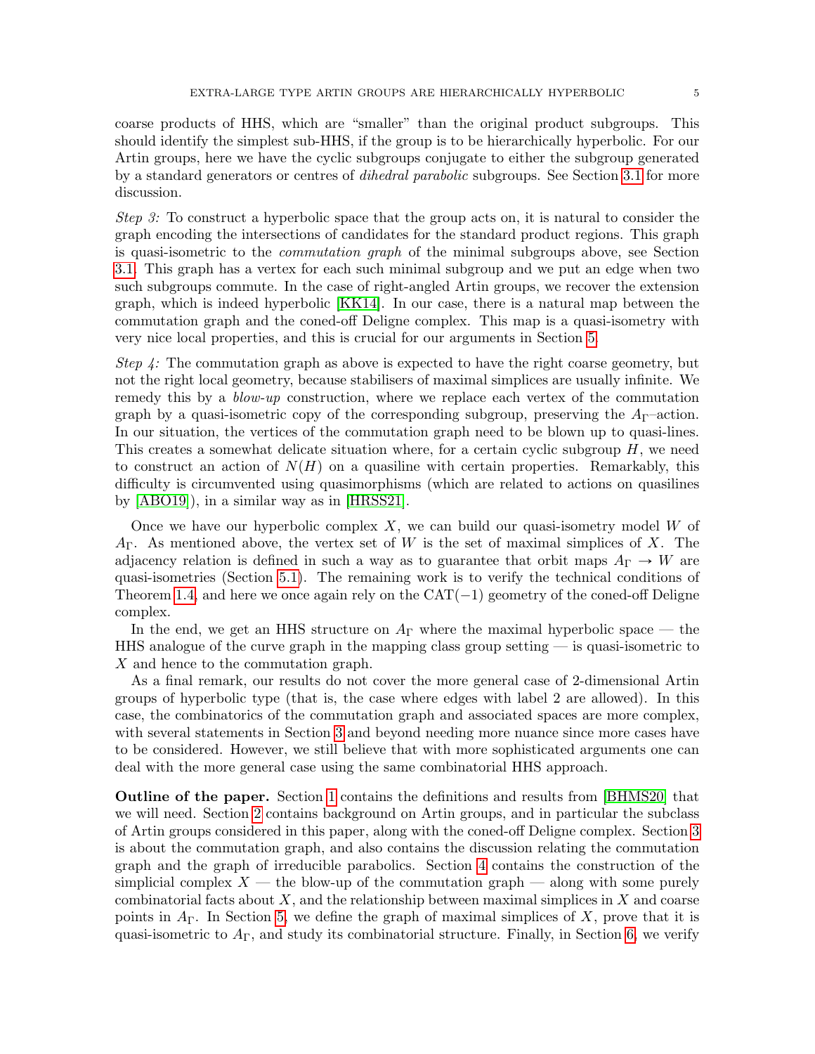coarse products of HHS, which are "smaller" than the original product subgroups. This should identify the simplest sub-HHS, if the group is to be hierarchically hyperbolic. For our Artin groups, here we have the cyclic subgroups conjugate to either the subgroup generated by a standard generators or centres of *dihedral parabolic* subgroups. See Section 3.1 for more discussion.

*Step 3:* To construct a hyperbolic space that the group acts on, it is natural to consider the graph encoding the intersections of candidates for the standard product regions. This graph is quasi-isometric to the *commutation graph* of the minimal subgroups above, see Section 3.1. This graph has a vertex for each such minimal subgroup and we put an edge when two such subgroups commute. In the case of right-angled Artin groups, we recover the extension graph, which is indeed hyperbolic [KK14]. In our case, there is a natural map between the commutation graph and the coned-off Deligne complex. This map is a quasi-isometry with very nice local properties, and this is crucial for our arguments in Section 5.

*Step 4:* The commutation graph as above is expected to have the right coarse geometry, but not the right local geometry, because stabilisers of maximal simplices are usually infinite. We remedy this by a *blow-up* construction, where we replace each vertex of the commutation graph by a quasi-isometric copy of the corresponding subgroup, preserving the $A_\Gamma$–action. In our situation, the vertices of the commutation graph need to be blown up to quasi-lines. This creates a somewhat delicate situation where, for a certain cyclic subgroup $H$, we need to construct an action of $N(H)$ on a quasiline with certain properties. Remarkably, this difficulty is circumvented using quasimorphisms (which are related to actions on quasilines by [ABO19]), in a similar way as in [HRSS21].

Once we have our hyperbolic complex $X$, we can build our quasi-isometry model $W$ of $A_\Gamma$. As mentioned above, the vertex set of $W$ is the set of maximal simplices of $X$. The adjacency relation is defined in such a way as to guarantee that orbit maps $A_\Gamma \to W$ are quasi-isometries (Section 5.1). The remaining work is to verify the technical conditions of Theorem 1.4, and here we once again rely on the CAT$(-1)$ geometry of the coned-off Deligne complex.

In the end, we get an HHS structure on $A_\Gamma$ where the maximal hyperbolic space — the HHS analogue of the curve graph in the mapping class group setting — is quasi-isometric to $X$ and hence to the commutation graph.

As a final remark, our results do not cover the more general case of 2-dimensional Artin groups of hyperbolic type (that is, the case where edges with label 2 are allowed). In this case, the combinatorics of the commutation graph and associated spaces are more complex, with several statements in Section 3 and beyond needing more nuance since more cases have to be considered. However, we still believe that with more sophisticated arguments one can deal with the more general case using the same combinatorial HHS approach.

**Outline of the paper.** Section 1 contains the definitions and results from [BHMS20] that we will need. Section 2 contains background on Artin groups, and in particular the subclass of Artin groups considered in this paper, along with the coned-off Deligne complex. Section 3 is about the commutation graph, and also contains the discussion relating the commutation graph and the graph of irreducible parabolics. Section 4 contains the construction of the simplicial complex $X$ — the blow-up of the commutation graph — along with some purely combinatorial facts about $X$, and the relationship between maximal simplices in $X$ and coarse points in $A_\Gamma$. In Section 5, we define the graph of maximal simplices of $X$, prove that it is quasi-isometric to $A_\Gamma$, and study its combinatorial structure. Finally, in Section 6, we verify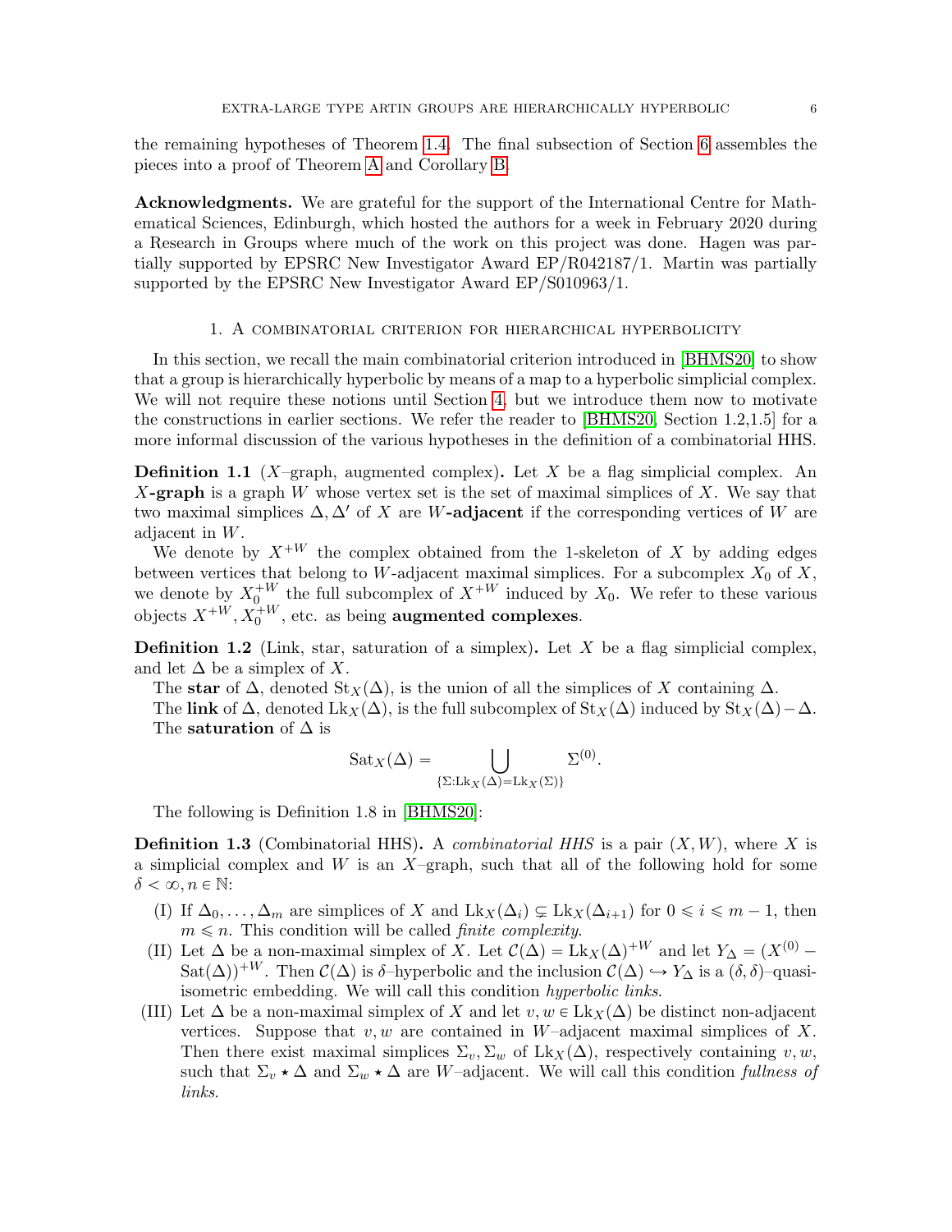the remaining hypotheses of Theorem 1.4. The final subsection of Section 6 assembles the pieces into a proof of Theorem A and Corollary B.

**Acknowledgments.** We are grateful for the support of the International Centre for Mathematical Sciences, Edinburgh, which hosted the authors for a week in February 2020 during a Research in Groups where much of the work on this project was done. Hagen was partially supported by EPSRC New Investigator Award EP/R042187/1. Martin was partially supported by the EPSRC New Investigator Award EP/S010963/1.

## 1. A combinatorial criterion for hierarchical hyperbolicity

In this section, we recall the main combinatorial criterion introduced in [BHMS20] to show that a group is hierarchically hyperbolic by means of a map to a hyperbolic simplicial complex. We will not require these notions until Section 4, but we introduce them now to motivate the constructions in earlier sections. We refer the reader to [BHMS20, Section 1.2,1.5] for a more informal discussion of the various hypotheses in the definition of a combinatorial HHS.

**Definition 1.1** ($X$–graph, augmented complex)**.** Let $X$ be a flag simplicial complex. An **$X$-graph** is a graph $W$ whose vertex set is the set of maximal simplices of $X$. We say that two maximal simplices $\Delta, \Delta'$ of $X$ are **$W$-adjacent** if the corresponding vertices of $W$ are adjacent in $W$.

We denote by $X^{+W}$ the complex obtained from the 1-skeleton of $X$ by adding edges between vertices that belong to $W$-adjacent maximal simplices. For a subcomplex $X_0$ of $X$, we denote by $X_0^{+W}$ the full subcomplex of $X^{+W}$ induced by $X_0$. We refer to these various objects $X^{+W}, X_0^{+W}$, etc. as being **augmented complexes**.

**Definition 1.2** (Link, star, saturation of a simplex)**.** Let $X$ be a flag simplicial complex, and let $\Delta$ be a simplex of $X$.

The **star** of $\Delta$, denoted $\mathrm{St}_X(\Delta)$, is the union of all the simplices of $X$ containing $\Delta$.

The **link** of $\Delta$, denoted $\mathrm{Lk}_X(\Delta)$, is the full subcomplex of $\mathrm{St}_X(\Delta)$ induced by $\mathrm{St}_X(\Delta) - \Delta$.

The **saturation** of $\Delta$ is

$$\mathrm{Sat}_X(\Delta) = \bigcup_{\{\Sigma : \mathrm{Lk}_X(\Delta) = \mathrm{Lk}_X(\Sigma)\}} \Sigma^{(0)}.$$

The following is Definition 1.8 in [BHMS20]:

**Definition 1.3** (Combinatorial HHS)**.** A *combinatorial HHS* is a pair $(X, W)$, where $X$ is a simplicial complex and $W$ is an $X$–graph, such that all of the following hold for some $\delta < \infty, n \in \mathbb{N}$:

- (I) If $\Delta_0, \ldots, \Delta_m$ are simplices of $X$ and $\mathrm{Lk}_X(\Delta_i) \subsetneq \mathrm{Lk}_X(\Delta_{i+1})$ for $0 \leqslant i \leqslant m-1$, then $m \leqslant n$. This condition will be called *finite complexity*.
- (II) Let $\Delta$ be a non-maximal simplex of $X$. Let $\mathcal{C}(\Delta) = \mathrm{Lk}_X(\Delta)^{+W}$ and let $Y_\Delta = (X^{(0)} - \mathrm{Sat}(\Delta))^{+W}$. Then $\mathcal{C}(\Delta)$ is $\delta$–hyperbolic and the inclusion $\mathcal{C}(\Delta) \hookrightarrow Y_\Delta$ is a $(\delta, \delta)$–quasi-isometric embedding. We will call this condition *hyperbolic links*.
- (III) Let $\Delta$ be a non-maximal simplex of $X$ and let $v, w \in \mathrm{Lk}_X(\Delta)$ be distinct non-adjacent vertices. Suppose that $v, w$ are contained in $W$–adjacent maximal simplices of $X$. Then there exist maximal simplices $\Sigma_v, \Sigma_w$ of $\mathrm{Lk}_X(\Delta)$, respectively containing $v, w$, such that $\Sigma_v \star \Delta$ and $\Sigma_w \star \Delta$ are $W$–adjacent. We will call this condition *fullness of links*.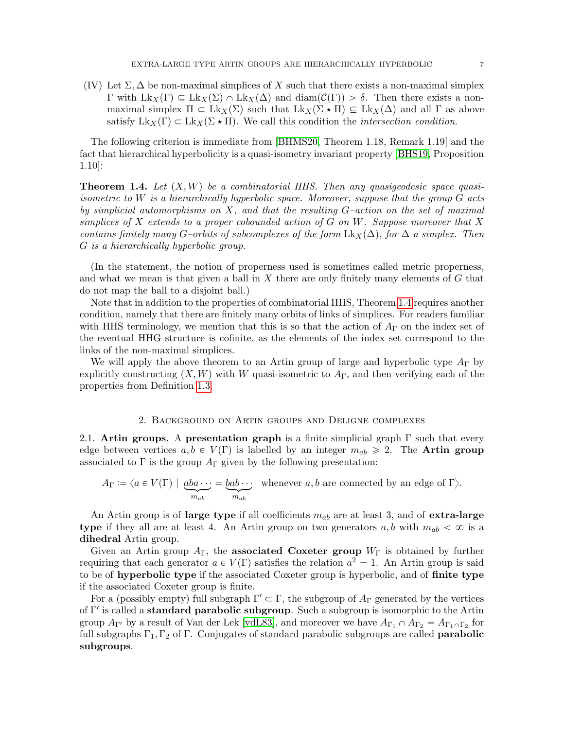(IV) Let $\Sigma, \Delta$ be non-maximal simplices of $X$ such that there exists a non-maximal simplex $\Gamma$ with $\mathrm{Lk}_X(\Gamma) \subseteq \mathrm{Lk}_X(\Sigma) \cap \mathrm{Lk}_X(\Delta)$ and $\mathrm{diam}(\mathcal{C}(\Gamma)) > \delta$. Then there exists a non-maximal simplex $\Pi \subset \mathrm{Lk}_X(\Sigma)$ such that $\mathrm{Lk}_X(\Sigma \star \Pi) \subseteq \mathrm{Lk}_X(\Delta)$ and all $\Gamma$ as above satisfy $\mathrm{Lk}_X(\Gamma) \subset \mathrm{Lk}_X(\Sigma \star \Pi)$. We call this condition the *intersection condition*.

The following criterion is immediate from [BHMS20, Theorem 1.18, Remark 1.19] and the fact that hierarchical hyperbolicity is a quasi-isometry invariant property [BHS19, Proposition 1.10]:

**Theorem 1.4.** *Let $(X, W)$ be a combinatorial HHS. Then any quasigeodesic space quasi-isometric to $W$ is a hierarchically hyperbolic space. Moreover, suppose that the group $G$ acts by simplicial automorphisms on $X$, and that the resulting $G$–action on the set of maximal simplices of $X$ extends to a proper cobounded action of $G$ on $W$. Suppose moreover that $X$ contains finitely many $G$–orbits of subcomplexes of the form $\mathrm{Lk}_X(\Delta)$, for $\Delta$ a simplex. Then $G$ is a hierarchically hyperbolic group.*

(In the statement, the notion of properness used is sometimes called metric properness, and what we mean is that given a ball in $X$ there are only finitely many elements of $G$ that do not map the ball to a disjoint ball.)

Note that in addition to the properties of combinatorial HHS, Theorem 1.4 requires another condition, namely that there are finitely many orbits of links of simplices. For readers familiar with HHS terminology, we mention that this is so that the action of $A_\Gamma$ on the index set of the eventual HHG structure is cofinite, as the elements of the index set correspond to the links of the non-maximal simplices.

We will apply the above theorem to an Artin group of large and hyperbolic type $A_\Gamma$ by explicitly constructing $(X, W)$ with $W$ quasi-isometric to $A_\Gamma$, and then verifying each of the properties from Definition 1.3.

## 2. Background on Artin groups and Deligne complexes

2.1. **Artin groups.** A **presentation graph** is a finite simplicial graph $\Gamma$ such that every edge between vertices $a, b \in V(\Gamma)$ is labelled by an integer $m_{ab} \geqslant 2$. The **Artin group** associated to $\Gamma$ is the group $A_\Gamma$ given by the following presentation:

$$A_\Gamma := \langle a \in V(\Gamma) \mid \underbrace{aba\cdots}_{m_{ab}} = \underbrace{bab\cdots}_{m_{ab}} \text{ whenever } a, b \text{ are connected by an edge of } \Gamma \rangle.$$

An Artin group is of **large type** if all coefficients $m_{ab}$ are at least 3, and of **extra-large type** if they all are at least 4. An Artin group on two generators $a, b$ with $m_{ab} < \infty$ is a **dihedral** Artin group.

Given an Artin group $A_\Gamma$, the **associated Coxeter group** $W_\Gamma$ is obtained by further requiring that each generator $a \in V(\Gamma)$ satisfies the relation $a^2 = 1$. An Artin group is said to be of **hyperbolic type** if the associated Coxeter group is hyperbolic, and of **finite type** if the associated Coxeter group is finite.

For a (possibly empty) full subgraph $\Gamma' \subset \Gamma$, the subgroup of $A_\Gamma$ generated by the vertices of $\Gamma'$ is called a **standard parabolic subgroup**. Such a subgroup is isomorphic to the Artin group $A_{\Gamma'}$ by a result of Van der Lek [vdL83], and moreover we have $A_{\Gamma_1} \cap A_{\Gamma_2} = A_{\Gamma_1 \cap \Gamma_2}$ for full subgraphs $\Gamma_1, \Gamma_2$ of $\Gamma$. Conjugates of standard parabolic subgroups are called **parabolic subgroups**.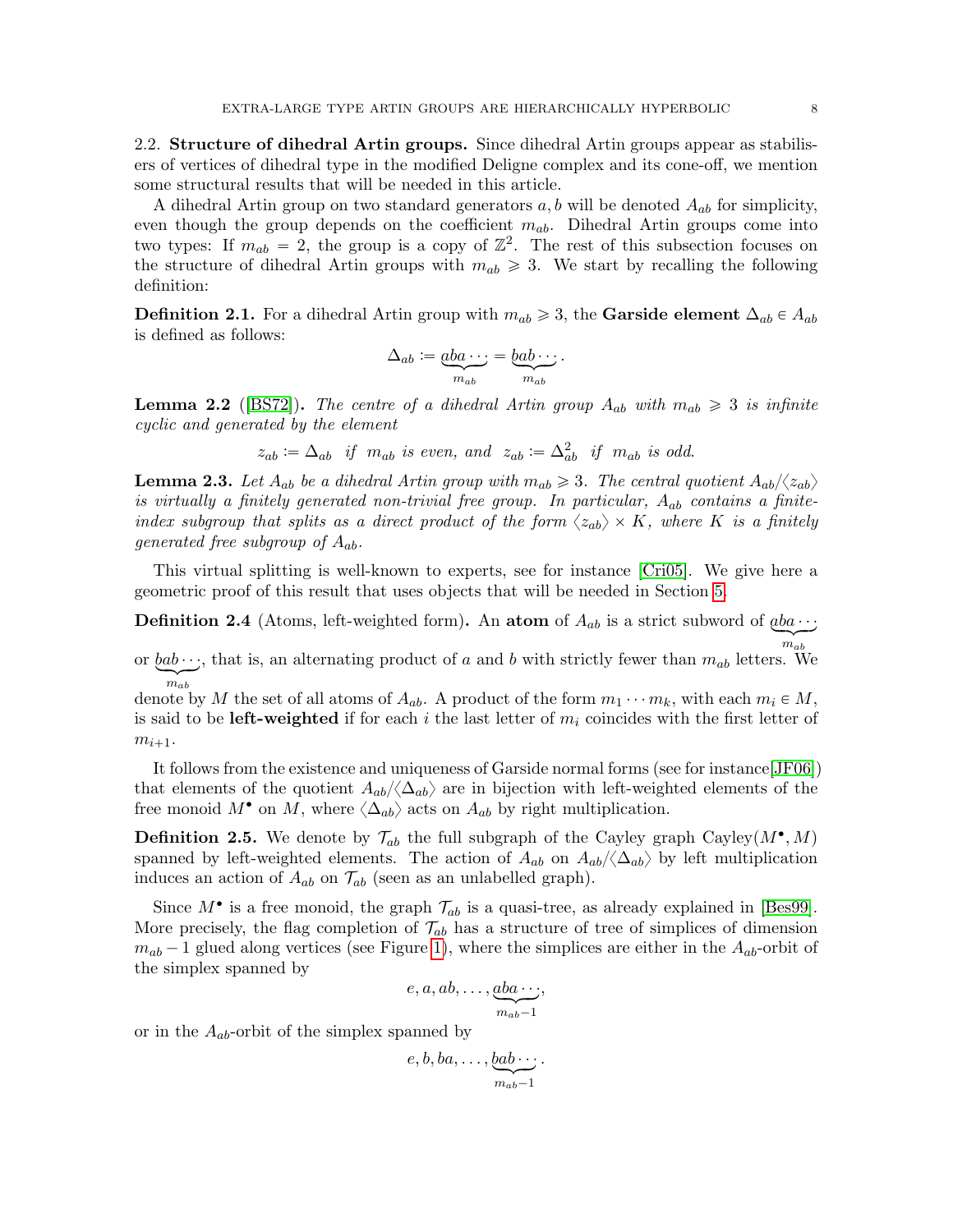2.2. **Structure of dihedral Artin groups.** Since dihedral Artin groups appear as stabilisers of vertices of dihedral type in the modified Deligne complex and its cone-off, we mention some structural results that will be needed in this article.

A dihedral Artin group on two standard generators $a, b$ will be denoted $A_{ab}$ for simplicity, even though the group depends on the coefficient $m_{ab}$. Dihedral Artin groups come into two types: If $m_{ab} = 2$, the group is a copy of $\mathbb{Z}^2$. The rest of this subsection focuses on the structure of dihedral Artin groups with $m_{ab} \geqslant 3$. We start by recalling the following definition:

**Definition 2.1.** For a dihedral Artin group with $m_{ab} \geqslant 3$, the **Garside element** $\Delta_{ab} \in A_{ab}$ is defined as follows:

$$\Delta_{ab} := \underbrace{aba\cdots}_{m_{ab}} = \underbrace{bab\cdots}_{m_{ab}}.$$

**Lemma 2.2** ([BS72]). *The centre of a dihedral Artin group $A_{ab}$ with $m_{ab} \geqslant 3$ is infinite cyclic and generated by the element*

$$z_{ab} := \Delta_{ab} \ \ \text{if} \ \ m_{ab} \text{ is even, and} \ \ z_{ab} := \Delta_{ab}^2 \ \ \text{if} \ \ m_{ab} \text{ is odd.}$$

**Lemma 2.3.** *Let $A_{ab}$ be a dihedral Artin group with $m_{ab} \geqslant 3$. The central quotient $A_{ab}/\langle z_{ab}\rangle$ is virtually a finitely generated non-trivial free group. In particular, $A_{ab}$ contains a finite-index subgroup that splits as a direct product of the form $\langle z_{ab}\rangle \times K$, where $K$ is a finitely generated free subgroup of $A_{ab}$.*

This virtual splitting is well-known to experts, see for instance [Cri05]. We give here a geometric proof of this result that uses objects that will be needed in Section 5.

**Definition 2.4** (Atoms, left-weighted form)**.** An **atom** of $A_{ab}$ is a strict subword of $\underbrace{aba\cdots}_{m_{ab}}$ or $\underbrace{bab\cdots}_{m_{ab}}$, that is, an alternating product of $a$ and $b$ with strictly fewer than $m_{ab}$ letters. We denote by $M$ the set of all atoms of $A_{ab}$. A product of the form $m_1 \cdots m_k$, with each $m_i \in M$, is said to be **left-weighted** if for each $i$ the last letter of $m_i$ coincides with the first letter of $m_{i+1}$.

It follows from the existence and uniqueness of Garside normal forms (see for instance [JF06]) that elements of the quotient $A_{ab}/\langle \Delta_{ab}\rangle$ are in bijection with left-weighted elements of the free monoid $M^\bullet$ on $M$, where $\langle \Delta_{ab}\rangle$ acts on $A_{ab}$ by right multiplication.

**Definition 2.5.** We denote by $\mathcal{T}_{ab}$ the full subgraph of the Cayley graph Cayley$(M^\bullet, M)$ spanned by left-weighted elements. The action of $A_{ab}$ on $A_{ab}/\langle \Delta_{ab}\rangle$ by left multiplication induces an action of $A_{ab}$ on $\mathcal{T}_{ab}$ (seen as an unlabelled graph).

Since $M^\bullet$ is a free monoid, the graph $\mathcal{T}_{ab}$ is a quasi-tree, as already explained in [Bes99]. More precisely, the flag completion of $\mathcal{T}_{ab}$ has a structure of tree of simplices of dimension $m_{ab} - 1$ glued along vertices (see Figure 1), where the simplices are either in the $A_{ab}$-orbit of the simplex spanned by

$$e, a, ab, \ldots, \underbrace{aba\cdots}_{m_{ab}-1},$$

or in the $A_{ab}$-orbit of the simplex spanned by

$$e, b, ba, \ldots, \underbrace{bab\cdots}_{m_{ab}-1}.$$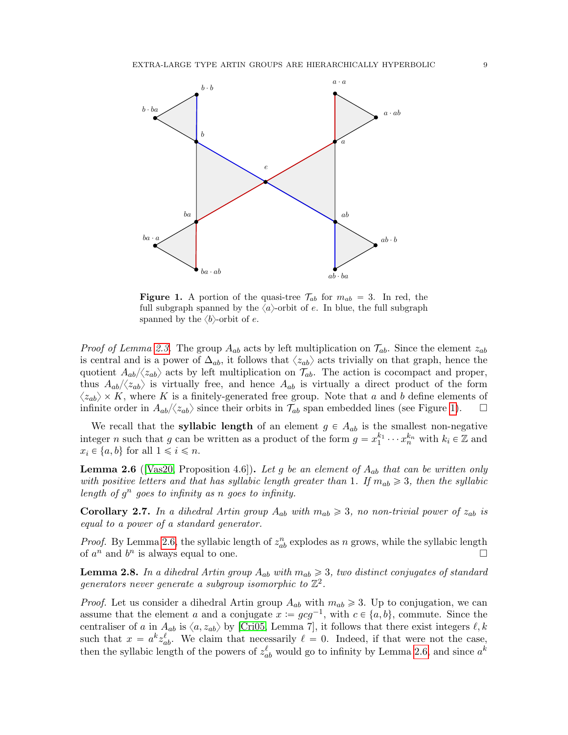**Figure 1.** A portion of the quasi-tree $\mathcal{T}_{ab}$ for $m_{ab} = 3$. In red, the full subgraph spanned by the $\langle a \rangle$-orbit of $e$. In blue, the full subgraph spanned by the $\langle b \rangle$-orbit of $e$.

*Proof of Lemma 2.3.* The group $A_{ab}$ acts by left multiplication on $\mathcal{T}_{ab}$. Since the element $z_{ab}$ is central and is a power of $\Delta_{ab}$, it follows that $\langle z_{ab} \rangle$ acts trivially on that graph, hence the quotient $A_{ab}/\langle z_{ab} \rangle$ acts by left multiplication on $\mathcal{T}_{ab}$. The action is cocompact and proper, thus $A_{ab}/\langle z_{ab} \rangle$ is virtually free, and hence $A_{ab}$ is virtually a direct product of the form $\langle z_{ab} \rangle \times K$, where $K$ is a finitely-generated free group. Note that $a$ and $b$ define elements of infinite order in $A_{ab}/\langle z_{ab} \rangle$ since their orbits in $\mathcal{T}_{ab}$ span embedded lines (see Figure 1). □

We recall that the **syllabic length** of an element $g \in A_{ab}$ is the smallest non-negative integer $n$ such that $g$ can be written as a product of the form $g = x_1^{k_1} \cdots x_n^{k_n}$ with $k_i \in \mathbb{Z}$ and $x_i \in \{a, b\}$ for all $1 \leqslant i \leqslant n$.

**Lemma 2.6** ([Vas20, Proposition 4.6])**.** *Let $g$ be an element of $A_{ab}$ that can be written only with positive letters and that has syllabic length greater than 1. If $m_{ab} \geqslant 3$, then the syllabic length of $g^n$ goes to infinity as $n$ goes to infinity.*

**Corollary 2.7.** *In a dihedral Artin group $A_{ab}$ with $m_{ab} \geqslant 3$, no non-trivial power of $z_{ab}$ is equal to a power of a standard generator.*

*Proof.* By Lemma 2.6, the syllabic length of $z_{ab}^n$ explodes as $n$ grows, while the syllabic length of $a^n$ and $b^n$ is always equal to one. □

**Lemma 2.8.** *In a dihedral Artin group $A_{ab}$ with $m_{ab} \geqslant 3$, two distinct conjugates of standard generators never generate a subgroup isomorphic to $\mathbb{Z}^2$.*

*Proof.* Let us consider a dihedral Artin group $A_{ab}$ with $m_{ab} \geqslant 3$. Up to conjugation, we can assume that the element $a$ and a conjugate $x := gcg^{-1}$, with $c \in \{a, b\}$, commute. Since the centraliser of $a$ in $A_{ab}$ is $\langle a, z_{ab} \rangle$ by [Cri05, Lemma 7], it follows that there exist integers $\ell, k$ such that $x = a^k z_{ab}^\ell$. We claim that necessarily $\ell = 0$. Indeed, if that were not the case, then the syllabic length of the powers of $z_{ab}^\ell$ would go to infinity by Lemma 2.6, and since $a^k$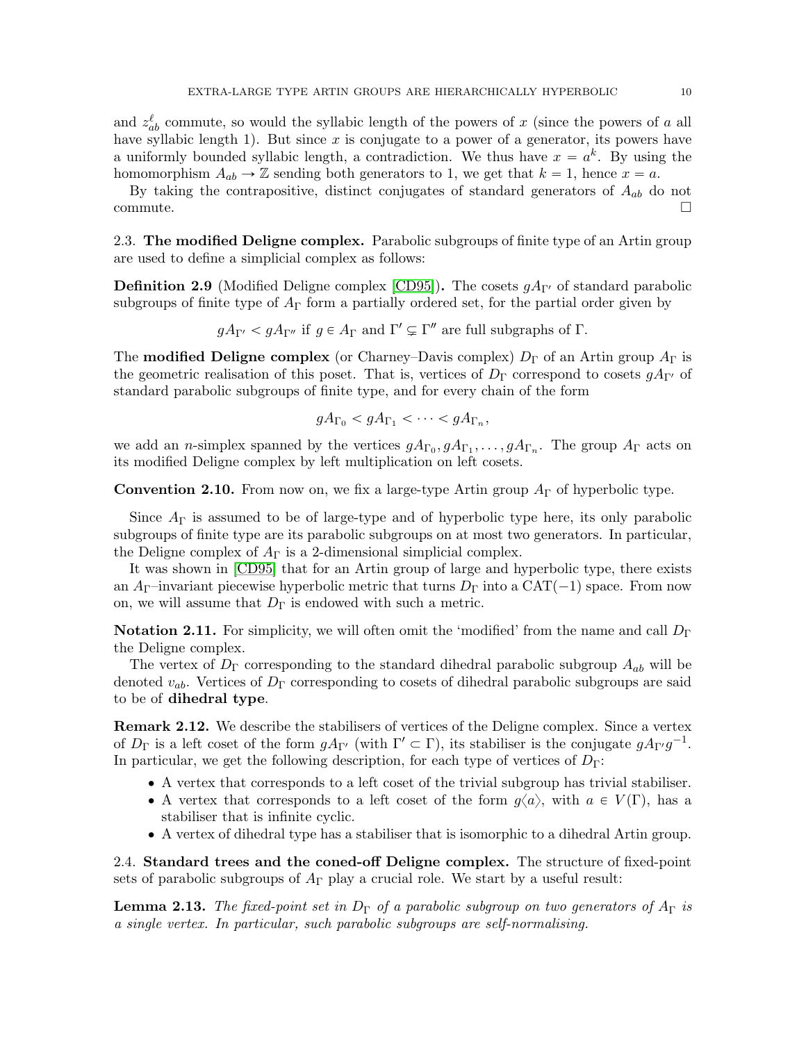and $z_{ab}^{\ell}$ commute, so would the syllabic length of the powers of $x$ (since the powers of $a$ all have syllabic length 1). But since $x$ is conjugate to a power of a generator, its powers have a uniformly bounded syllabic length, a contradiction. We thus have $x = a^k$. By using the homomorphism $A_{ab} \to \mathbb{Z}$ sending both generators to 1, we get that $k = 1$, hence $x = a$.

By taking the contrapositive, distinct conjugates of standard generators of $A_{ab}$ do not commute. □

2.3. **The modified Deligne complex.** Parabolic subgroups of finite type of an Artin group are used to define a simplicial complex as follows:

**Definition 2.9** (Modified Deligne complex [CD95])**.** The cosets $gA_{\Gamma'}$ of standard parabolic subgroups of finite type of $A_\Gamma$ form a partially ordered set, for the partial order given by

$$gA_{\Gamma'} < gA_{\Gamma''} \text{ if } g \in A_\Gamma \text{ and } \Gamma' \subsetneq \Gamma'' \text{ are full subgraphs of } \Gamma.$$

The **modified Deligne complex** (or Charney–Davis complex) $D_\Gamma$ of an Artin group $A_\Gamma$ is the geometric realisation of this poset. That is, vertices of $D_\Gamma$ correspond to cosets $gA_{\Gamma'}$ of standard parabolic subgroups of finite type, and for every chain of the form

$$gA_{\Gamma_0} < gA_{\Gamma_1} < \cdots < gA_{\Gamma_n},$$

we add an $n$-simplex spanned by the vertices $gA_{\Gamma_0}, gA_{\Gamma_1}, \ldots, gA_{\Gamma_n}$. The group $A_\Gamma$ acts on its modified Deligne complex by left multiplication on left cosets.

**Convention 2.10.** From now on, we fix a large-type Artin group $A_\Gamma$ of hyperbolic type.

Since $A_\Gamma$ is assumed to be of large-type and of hyperbolic type here, its only parabolic subgroups of finite type are its parabolic subgroups on at most two generators. In particular, the Deligne complex of $A_\Gamma$ is a 2-dimensional simplicial complex.

It was shown in [CD95] that for an Artin group of large and hyperbolic type, there exists an $A_\Gamma$–invariant piecewise hyperbolic metric that turns $D_\Gamma$ into a CAT($-1$) space. From now on, we will assume that $D_\Gamma$ is endowed with such a metric.

**Notation 2.11.** For simplicity, we will often omit the 'modified' from the name and call $D_\Gamma$ the Deligne complex.

The vertex of $D_\Gamma$ corresponding to the standard dihedral parabolic subgroup $A_{ab}$ will be denoted $v_{ab}$. Vertices of $D_\Gamma$ corresponding to cosets of dihedral parabolic subgroups are said to be of **dihedral type**.

**Remark 2.12.** We describe the stabilisers of vertices of the Deligne complex. Since a vertex of $D_\Gamma$ is a left coset of the form $gA_{\Gamma'}$ (with $\Gamma' \subset \Gamma$), its stabiliser is the conjugate $gA_{\Gamma'}g^{-1}$. In particular, we get the following description, for each type of vertices of $D_\Gamma$:

- A vertex that corresponds to a left coset of the trivial subgroup has trivial stabiliser.
- A vertex that corresponds to a left coset of the form $g\langle a\rangle$, with $a \in V(\Gamma)$, has a stabiliser that is infinite cyclic.
- A vertex of dihedral type has a stabiliser that is isomorphic to a dihedral Artin group.

2.4. **Standard trees and the coned-off Deligne complex.** The structure of fixed-point sets of parabolic subgroups of $A_\Gamma$ play a crucial role. We start by a useful result:

**Lemma 2.13.** *The fixed-point set in $D_\Gamma$ of a parabolic subgroup on two generators of $A_\Gamma$ is a single vertex. In particular, such parabolic subgroups are self-normalising.*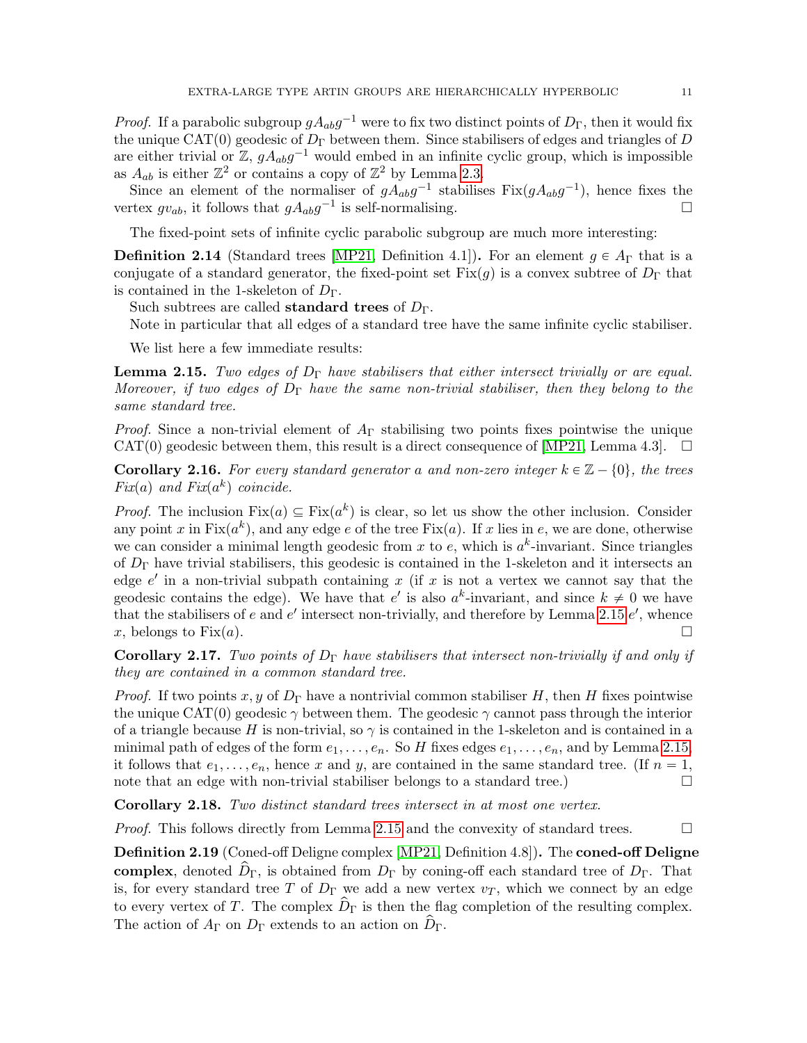*Proof.* If a parabolic subgroup $gA_{ab}g^{-1}$ were to fix two distinct points of $D_\Gamma$, then it would fix the unique CAT(0) geodesic of $D_\Gamma$ between them. Since stabilisers of edges and triangles of $D$ are either trivial or $\mathbb{Z}$, $gA_{ab}g^{-1}$ would embed in an infinite cyclic group, which is impossible as $A_{ab}$ is either $\mathbb{Z}^2$ or contains a copy of $\mathbb{Z}^2$ by Lemma 2.3.

Since an element of the normaliser of $gA_{ab}g^{-1}$ stabilises $\mathrm{Fix}(gA_{ab}g^{-1})$, hence fixes the vertex $gv_{ab}$, it follows that $gA_{ab}g^{-1}$ is self-normalising. □

The fixed-point sets of infinite cyclic parabolic subgroup are much more interesting:

**Definition 2.14** (Standard trees [MP21, Definition 4.1])**.** For an element $g \in A_\Gamma$ that is a conjugate of a standard generator, the fixed-point set $\mathrm{Fix}(g)$ is a convex subtree of $D_\Gamma$ that is contained in the 1-skeleton of $D_\Gamma$.

Such subtrees are called **standard trees** of $D_\Gamma$.

Note in particular that all edges of a standard tree have the same infinite cyclic stabiliser.

We list here a few immediate results:

**Lemma 2.15.** *Two edges of $D_\Gamma$ have stabilisers that either intersect trivially or are equal. Moreover, if two edges of $D_\Gamma$ have the same non-trivial stabiliser, then they belong to the same standard tree.*

*Proof.* Since a non-trivial element of $A_\Gamma$ stabilising two points fixes pointwise the unique CAT(0) geodesic between them, this result is a direct consequence of [MP21, Lemma 4.3]. □

**Corollary 2.16.** *For every standard generator $a$ and non-zero integer $k \in \mathbb{Z} - \{0\}$, the trees $Fix(a)$ and $Fix(a^k)$ coincide.*

*Proof.* The inclusion $\mathrm{Fix}(a) \subseteq \mathrm{Fix}(a^k)$ is clear, so let us show the other inclusion. Consider any point $x$ in $\mathrm{Fix}(a^k)$, and any edge $e$ of the tree $\mathrm{Fix}(a)$. If $x$ lies in $e$, we are done, otherwise we can consider a minimal length geodesic from $x$ to $e$, which is $a^k$-invariant. Since triangles of $D_\Gamma$ have trivial stabilisers, this geodesic is contained in the 1-skeleton and it intersects an edge $e'$ in a non-trivial subpath containing $x$ (if $x$ is not a vertex we cannot say that the geodesic contains the edge). We have that $e'$ is also $a^k$-invariant, and since $k \neq 0$ we have that the stabilisers of $e$ and $e'$ intersect non-trivially, and therefore by Lemma 2.15 $e'$, whence $x$, belongs to $\mathrm{Fix}(a)$. □

**Corollary 2.17.** *Two points of $D_\Gamma$ have stabilisers that intersect non-trivially if and only if they are contained in a common standard tree.*

*Proof.* If two points $x, y$ of $D_\Gamma$ have a nontrivial common stabiliser $H$, then $H$ fixes pointwise the unique CAT(0) geodesic $\gamma$ between them. The geodesic $\gamma$ cannot pass through the interior of a triangle because $H$ is non-trivial, so $\gamma$ is contained in the 1-skeleton and is contained in a minimal path of edges of the form $e_1, \ldots, e_n$. So $H$ fixes edges $e_1, \ldots, e_n$, and by Lemma 2.15, it follows that $e_1, \ldots, e_n$, hence $x$ and $y$, are contained in the same standard tree. (If $n = 1$, note that an edge with non-trivial stabiliser belongs to a standard tree.) □

**Corollary 2.18.** *Two distinct standard trees intersect in at most one vertex.*

*Proof.* This follows directly from Lemma 2.15 and the convexity of standard trees. □

**Definition 2.19** (Coned-off Deligne complex [MP21, Definition 4.8])**.** The **coned-off Deligne complex**, denoted $\widehat{D}_\Gamma$, is obtained from $D_\Gamma$ by coning-off each standard tree of $D_\Gamma$. That is, for every standard tree $T$ of $D_\Gamma$ we add a new vertex $v_T$, which we connect by an edge to every vertex of $T$. The complex $\widehat{D}_\Gamma$ is then the flag completion of the resulting complex. The action of $A_\Gamma$ on $D_\Gamma$ extends to an action on $\widehat{D}_\Gamma$.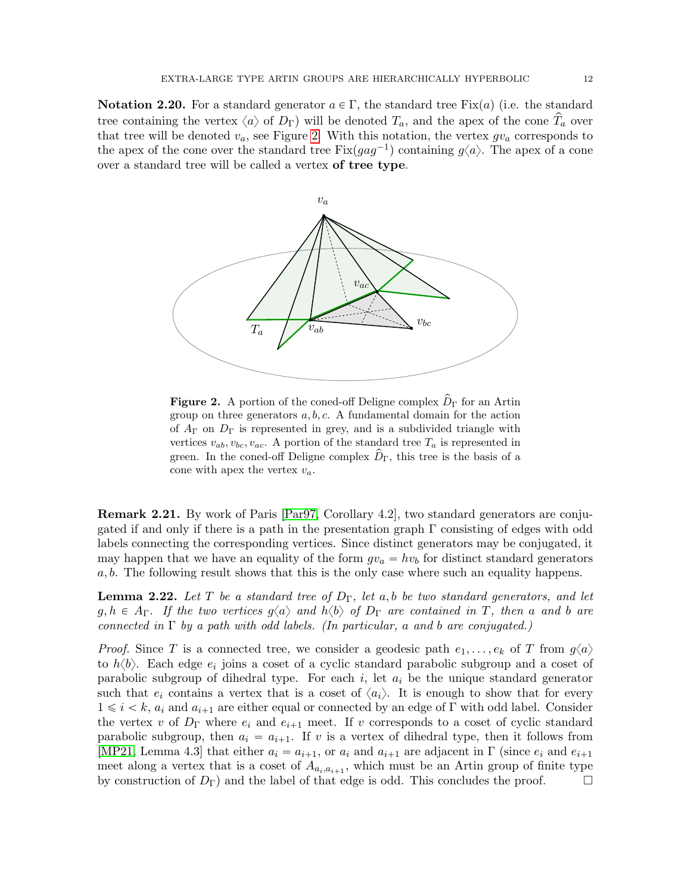**Notation 2.20.** For a standard generator $a \in \Gamma$, the standard tree $\mathrm{Fix}(a)$ (i.e. the standard tree containing the vertex $\langle a \rangle$ of $D_\Gamma$) will be denoted $T_a$, and the apex of the cone $\widehat{T}_a$ over that tree will be denoted $v_a$, see Figure 2. With this notation, the vertex $gv_a$ corresponds to the apex of the cone over the standard tree $\mathrm{Fix}(gag^{-1})$ containing $g\langle a \rangle$. The apex of a cone over a standard tree will be called a vertex **of tree type**.

**Figure 2.** A portion of the coned-off Deligne complex $\widehat{D}_\Gamma$ for an Artin group on three generators $a, b, c$. A fundamental domain for the action of $A_\Gamma$ on $D_\Gamma$ is represented in grey, and is a subdivided triangle with vertices $v_{ab}, v_{bc}, v_{ac}$. A portion of the standard tree $T_a$ is represented in green. In the coned-off Deligne complex $\widehat{D}_\Gamma$, this tree is the basis of a cone with apex the vertex $v_a$.

**Remark 2.21.** By work of Paris [Par97, Corollary 4.2], two standard generators are conjugated if and only if there is a path in the presentation graph $\Gamma$ consisting of edges with odd labels connecting the corresponding vertices. Since distinct generators may be conjugated, it may happen that we have an equality of the form $gv_a = hv_b$ for distinct standard generators $a, b$. The following result shows that this is the only case where such an equality happens.

**Lemma 2.22.** *Let $T$ be a standard tree of $D_\Gamma$, let $a, b$ be two standard generators, and let $g, h \in A_\Gamma$. If the two vertices $g\langle a \rangle$ and $h\langle b \rangle$ of $D_\Gamma$ are contained in $T$, then $a$ and $b$ are connected in $\Gamma$ by a path with odd labels. (In particular, $a$ and $b$ are conjugated.)*

*Proof.* Since $T$ is a connected tree, we consider a geodesic path $e_1, \ldots, e_k$ of $T$ from $g\langle a \rangle$ to $h\langle b \rangle$. Each edge $e_i$ joins a coset of a cyclic standard parabolic subgroup and a coset of parabolic subgroup of dihedral type. For each $i$, let $a_i$ be the unique standard generator such that $e_i$ contains a vertex that is a coset of $\langle a_i \rangle$. It is enough to show that for every $1 \leqslant i < k$, $a_i$ and $a_{i+1}$ are either equal or connected by an edge of $\Gamma$ with odd label. Consider the vertex $v$ of $D_\Gamma$ where $e_i$ and $e_{i+1}$ meet. If $v$ corresponds to a coset of cyclic standard parabolic subgroup, then $a_i = a_{i+1}$. If $v$ is a vertex of dihedral type, then it follows from [MP21, Lemma 4.3] that either $a_i = a_{i+1}$, or $a_i$ and $a_{i+1}$ are adjacent in $\Gamma$ (since $e_i$ and $e_{i+1}$ meet along a vertex that is a coset of $A_{a_i, a_{i+1}}$, which must be an Artin group of finite type by construction of $D_\Gamma$) and the label of that edge is odd. This concludes the proof. $\square$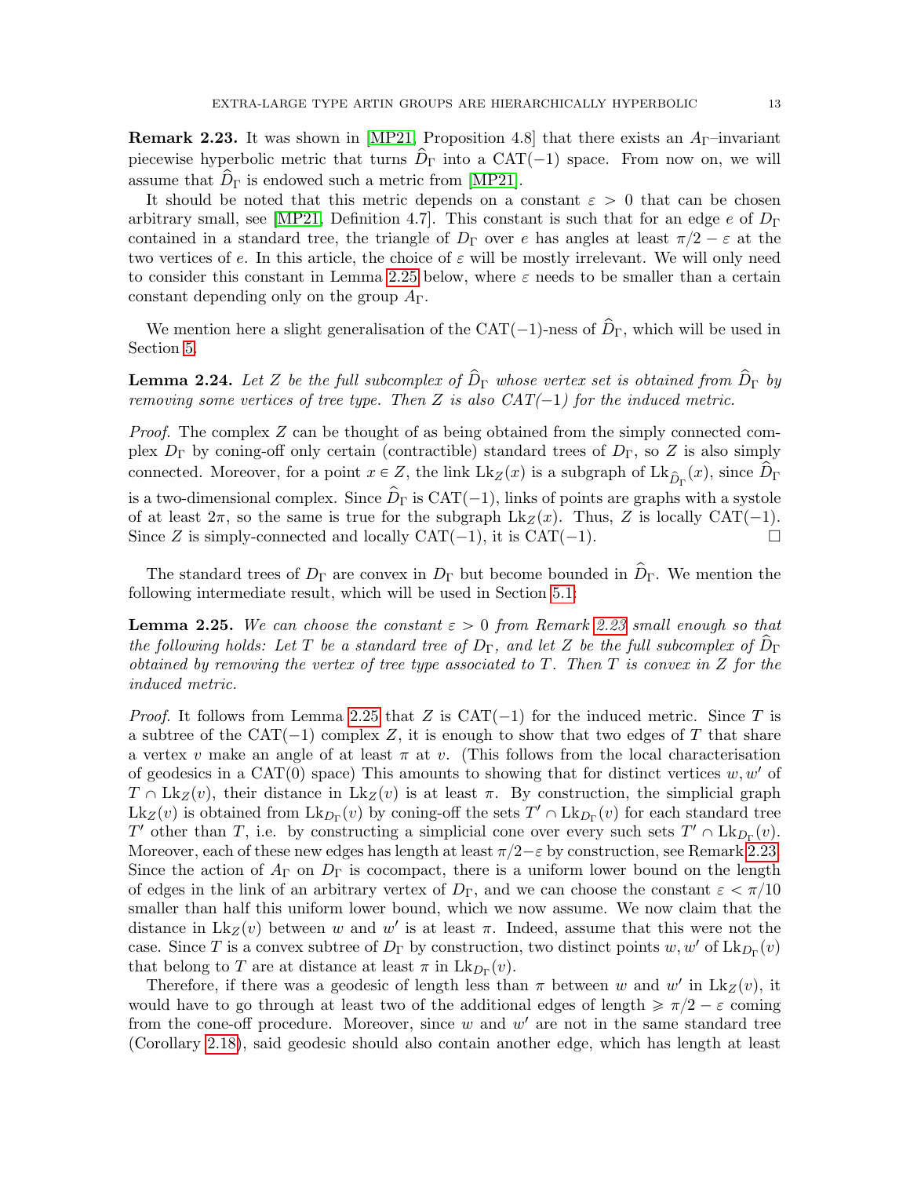**Remark 2.23.** It was shown in [MP21, Proposition 4.8] that there exists an $A_\Gamma$–invariant piecewise hyperbolic metric that turns $\widehat{D}_\Gamma$ into a CAT($-1$) space. From now on, we will assume that $\widehat{D}_\Gamma$ is endowed such a metric from [MP21].

It should be noted that this metric depends on a constant $\varepsilon > 0$ that can be chosen arbitrary small, see [MP21, Definition 4.7]. This constant is such that for an edge $e$ of $D_\Gamma$ contained in a standard tree, the triangle of $D_\Gamma$ over $e$ has angles at least $\pi/2 - \varepsilon$ at the two vertices of $e$. In this article, the choice of $\varepsilon$ will be mostly irrelevant. We will only need to consider this constant in Lemma 2.25 below, where $\varepsilon$ needs to be smaller than a certain constant depending only on the group $A_\Gamma$.

We mention here a slight generalisation of the CAT($-1$)-ness of $\widehat{D}_\Gamma$, which will be used in Section 5.

**Lemma 2.24.** *Let $Z$ be the full subcomplex of $\widehat{D}_\Gamma$ whose vertex set is obtained from $\widehat{D}_\Gamma$ by removing some vertices of tree type. Then $Z$ is also CAT($-1$) for the induced metric.*

*Proof.* The complex $Z$ can be thought of as being obtained from the simply connected complex $D_\Gamma$ by coning-off only certain (contractible) standard trees of $D_\Gamma$, so $Z$ is also simply connected. Moreover, for a point $x \in Z$, the link $\mathrm{Lk}_Z(x)$ is a subgraph of $\mathrm{Lk}_{\widehat{D}_\Gamma}(x)$, since $\widehat{D}_\Gamma$ is a two-dimensional complex. Since $\widehat{D}_\Gamma$ is CAT($-1$), links of points are graphs with a systole of at least $2\pi$, so the same is true for the subgraph $\mathrm{Lk}_Z(x)$. Thus, $Z$ is locally CAT($-1$). Since $Z$ is simply-connected and locally CAT($-1$), it is CAT($-1$). □

The standard trees of $D_\Gamma$ are convex in $D_\Gamma$ but become bounded in $\widehat{D}_\Gamma$. We mention the following intermediate result, which will be used in Section 5.1:

**Lemma 2.25.** *We can choose the constant $\varepsilon > 0$ from Remark 2.23 small enough so that the following holds: Let $T$ be a standard tree of $D_\Gamma$, and let $Z$ be the full subcomplex of $\widehat{D}_\Gamma$ obtained by removing the vertex of tree type associated to $T$. Then $T$ is convex in $Z$ for the induced metric.*

*Proof.* It follows from Lemma 2.25 that $Z$ is CAT($-1$) for the induced metric. Since $T$ is a subtree of the CAT($-1$) complex $Z$, it is enough to show that two edges of $T$ that share a vertex $v$ make an angle of at least $\pi$ at $v$. (This follows from the local characterisation of geodesics in a CAT(0) space) This amounts to showing that for distinct vertices $w, w'$ of $T \cap \mathrm{Lk}_Z(v)$, their distance in $\mathrm{Lk}_Z(v)$ is at least $\pi$. By construction, the simplicial graph $\mathrm{Lk}_Z(v)$ is obtained from $\mathrm{Lk}_{D_\Gamma}(v)$ by coning-off the sets $T' \cap \mathrm{Lk}_{D_\Gamma}(v)$ for each standard tree $T'$ other than $T$, i.e. by constructing a simplicial cone over every such sets $T' \cap \mathrm{Lk}_{D_\Gamma}(v)$. Moreover, each of these new edges has length at least $\pi/2 - \varepsilon$ by construction, see Remark 2.23. Since the action of $A_\Gamma$ on $D_\Gamma$ is cocompact, there is a uniform lower bound on the length of edges in the link of an arbitrary vertex of $D_\Gamma$, and we can choose the constant $\varepsilon < \pi/10$ smaller than half this uniform lower bound, which we now assume. We now claim that the distance in $\mathrm{Lk}_Z(v)$ between $w$ and $w'$ is at least $\pi$. Indeed, assume that this were not the case. Since $T$ is a convex subtree of $D_\Gamma$ by construction, two distinct points $w, w'$ of $\mathrm{Lk}_{D_\Gamma}(v)$ that belong to $T$ are at distance at least $\pi$ in $\mathrm{Lk}_{D_\Gamma}(v)$.

Therefore, if there was a geodesic of length less than $\pi$ between $w$ and $w'$ in $\mathrm{Lk}_Z(v)$, it would have to go through at least two of the additional edges of length $\geqslant \pi/2 - \varepsilon$ coming from the cone-off procedure. Moreover, since $w$ and $w'$ are not in the same standard tree (Corollary 2.18), said geodesic should also contain another edge, which has length at least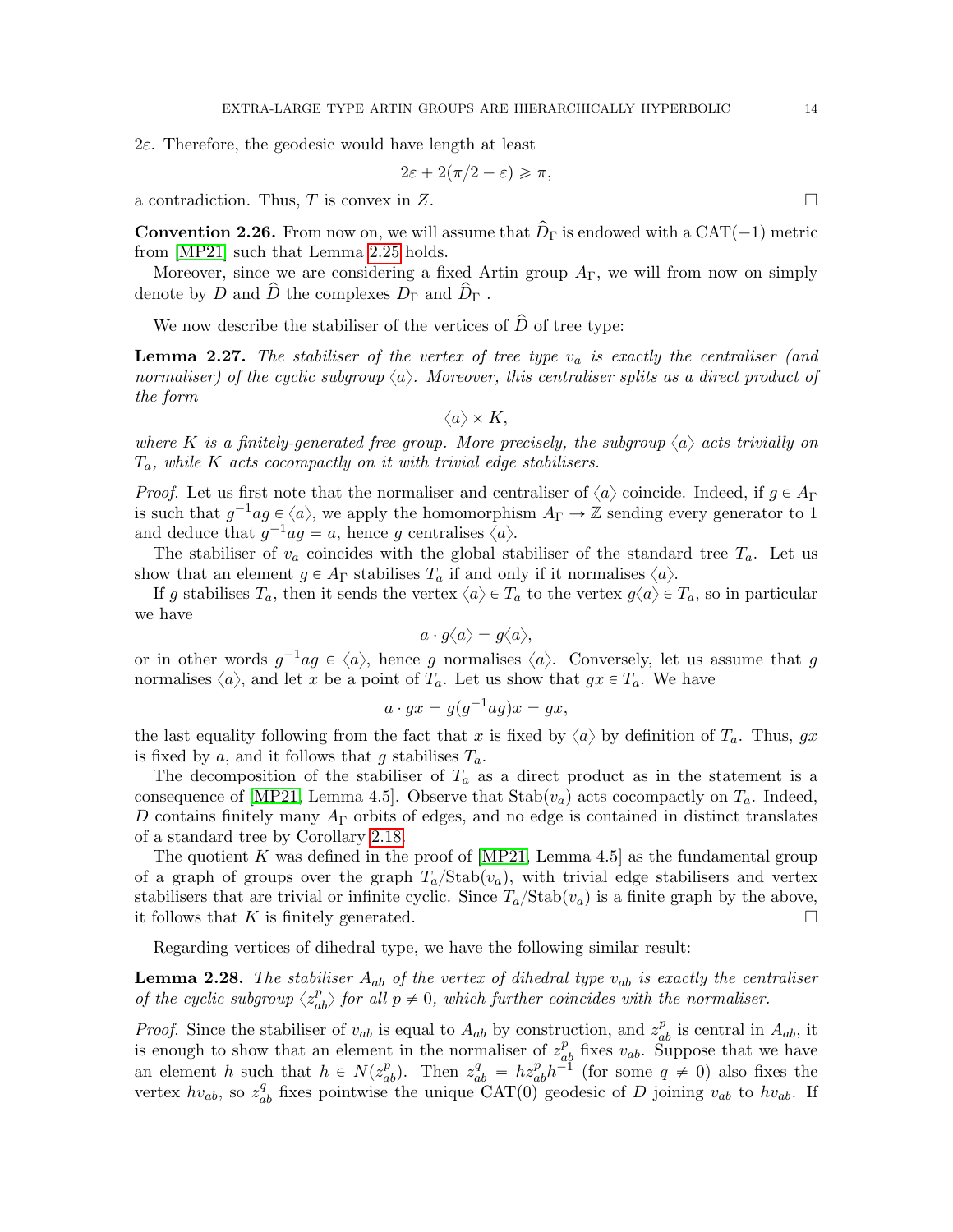$2\varepsilon$. Therefore, the geodesic would have length at least

$$2\varepsilon + 2(\pi/2 - \varepsilon) \geqslant \pi,$$

a contradiction. Thus, $T$ is convex in $Z$. $\square$

**Convention 2.26.** From now on, we will assume that $\widehat{D}_\Gamma$ is endowed with a CAT($-1$) metric from [MP21] such that Lemma 2.25 holds.

Moreover, since we are considering a fixed Artin group $A_\Gamma$, we will from now on simply denote by $D$ and $\widehat{D}$ the complexes $D_\Gamma$ and $\widehat{D}_\Gamma$ .

We now describe the stabiliser of the vertices of $\widehat{D}$ of tree type:

**Lemma 2.27.** *The stabiliser of the vertex of tree type $v_a$ is exactly the centraliser (and normaliser) of the cyclic subgroup $\langle a \rangle$. Moreover, this centraliser splits as a direct product of the form*

$$\langle a \rangle \times K,$$

*where $K$ is a finitely-generated free group. More precisely, the subgroup $\langle a \rangle$ acts trivially on $T_a$, while $K$ acts cocompactly on it with trivial edge stabilisers.*

*Proof.* Let us first note that the normaliser and centraliser of $\langle a \rangle$ coincide. Indeed, if $g \in A_\Gamma$ is such that $g^{-1}ag \in \langle a \rangle$, we apply the homomorphism $A_\Gamma \to \mathbb{Z}$ sending every generator to 1 and deduce that $g^{-1}ag = a$, hence $g$ centralises $\langle a \rangle$.

The stabiliser of $v_a$ coincides with the global stabiliser of the standard tree $T_a$. Let us show that an element $g \in A_\Gamma$ stabilises $T_a$ if and only if it normalises $\langle a \rangle$.

If $g$ stabilises $T_a$, then it sends the vertex $\langle a \rangle \in T_a$ to the vertex $g\langle a \rangle \in T_a$, so in particular we have

$$a \cdot g\langle a \rangle = g\langle a \rangle,$$

or in other words $g^{-1}ag \in \langle a \rangle$, hence $g$ normalises $\langle a \rangle$. Conversely, let us assume that $g$ normalises $\langle a \rangle$, and let $x$ be a point of $T_a$. Let us show that $gx \in T_a$. We have

$$a \cdot gx = g(g^{-1}ag)x = gx,$$

the last equality following from the fact that $x$ is fixed by $\langle a \rangle$ by definition of $T_a$. Thus, $gx$ is fixed by $a$, and it follows that $g$ stabilises $T_a$.

The decomposition of the stabiliser of $T_a$ as a direct product as in the statement is a consequence of [MP21, Lemma 4.5]. Observe that $\mathrm{Stab}(v_a)$ acts cocompactly on $T_a$. Indeed, $D$ contains finitely many $A_\Gamma$ orbits of edges, and no edge is contained in distinct translates of a standard tree by Corollary 2.18.

The quotient $K$ was defined in the proof of [MP21, Lemma 4.5] as the fundamental group of a graph of groups over the graph $T_a/\mathrm{Stab}(v_a)$, with trivial edge stabilisers and vertex stabilisers that are trivial or infinite cyclic. Since $T_a/\mathrm{Stab}(v_a)$ is a finite graph by the above, it follows that $K$ is finitely generated. $\square$

Regarding vertices of dihedral type, we have the following similar result:

**Lemma 2.28.** *The stabiliser $A_{ab}$ of the vertex of dihedral type $v_{ab}$ is exactly the centraliser of the cyclic subgroup $\langle z_{ab}^p \rangle$ for all $p \neq 0$, which further coincides with the normaliser.*

*Proof.* Since the stabiliser of $v_{ab}$ is equal to $A_{ab}$ by construction, and $z_{ab}^p$ is central in $A_{ab}$, it is enough to show that an element in the normaliser of $z_{ab}^p$ fixes $v_{ab}$. Suppose that we have an element $h$ such that $h \in N(z_{ab}^p)$. Then $z_{ab}^q = hz_{ab}^p h^{-1}$ (for some $q \neq 0$) also fixes the vertex $hv_{ab}$, so $z_{ab}^q$ fixes pointwise the unique CAT(0) geodesic of $D$ joining $v_{ab}$ to $hv_{ab}$. If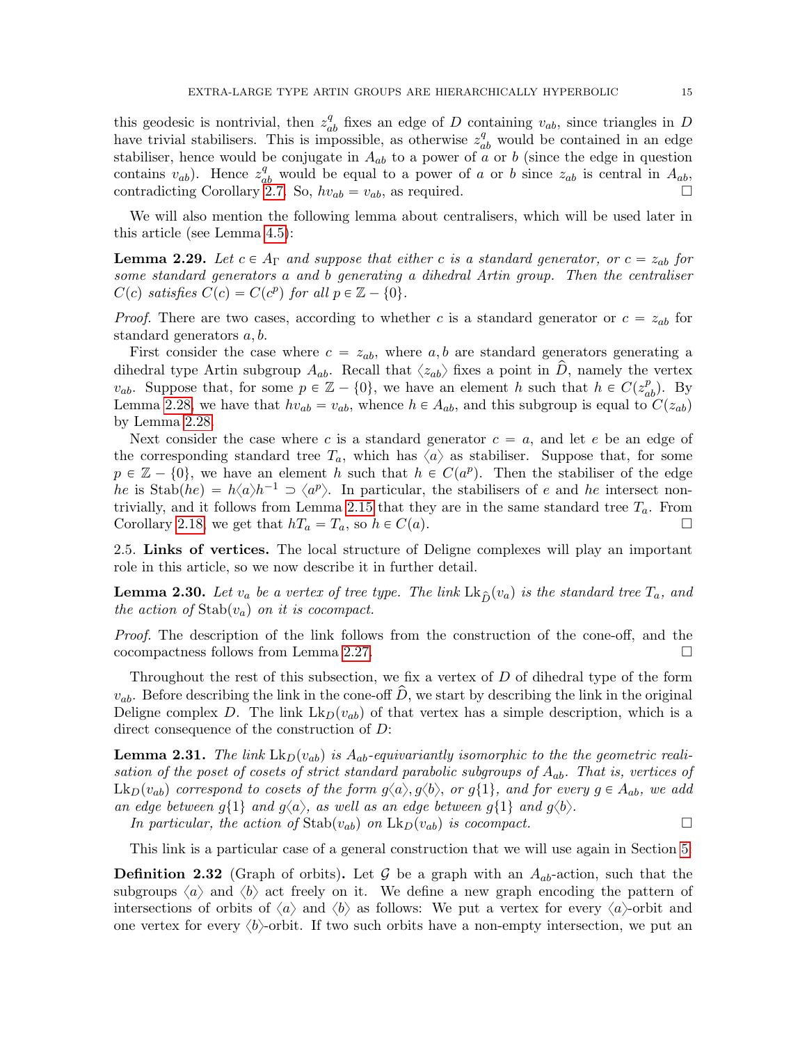this geodesic is nontrivial, then $z_{ab}^q$ fixes an edge of $D$ containing $v_{ab}$, since triangles in $D$ have trivial stabilisers. This is impossible, as otherwise $z_{ab}^q$ would be contained in an edge stabiliser, hence would be conjugate in $A_{ab}$ to a power of $a$ or $b$ (since the edge in question contains $v_{ab}$). Hence $z_{ab}^q$ would be equal to a power of $a$ or $b$ since $z_{ab}$ is central in $A_{ab}$, contradicting Corollary 2.7. So, $hv_{ab} = v_{ab}$, as required. □

We will also mention the following lemma about centralisers, which will be used later in this article (see Lemma 4.5):

**Lemma 2.29.** *Let $c \in A_\Gamma$ and suppose that either $c$ is a standard generator, or $c = z_{ab}$ for some standard generators $a$ and $b$ generating a dihedral Artin group. Then the centraliser $C(c)$ satisfies $C(c) = C(c^p)$ for all $p \in \mathbb{Z} - \{0\}$.*

*Proof.* There are two cases, according to whether $c$ is a standard generator or $c = z_{ab}$ for standard generators $a, b$.

First consider the case where $c = z_{ab}$, where $a, b$ are standard generators generating a dihedral type Artin subgroup $A_{ab}$. Recall that $\langle z_{ab}\rangle$ fixes a point in $\widehat{D}$, namely the vertex $v_{ab}$. Suppose that, for some $p \in \mathbb{Z} - \{0\}$, we have an element $h$ such that $h \in C(z_{ab}^p)$. By Lemma 2.28, we have that $hv_{ab} = v_{ab}$, whence $h \in A_{ab}$, and this subgroup is equal to $C(z_{ab})$ by Lemma 2.28.

Next consider the case where $c$ is a standard generator $c = a$, and let $e$ be an edge of the corresponding standard tree $T_a$, which has $\langle a\rangle$ as stabiliser. Suppose that, for some $p \in \mathbb{Z} - \{0\}$, we have an element $h$ such that $h \in C(a^p)$. Then the stabiliser of the edge $he$ is $\mathrm{Stab}(he) = h\langle a\rangle h^{-1} \supset \langle a^p\rangle$. In particular, the stabilisers of $e$ and $he$ intersect non-trivially, and it follows from Lemma 2.15 that they are in the same standard tree $T_a$. From Corollary 2.18, we get that $hT_a = T_a$, so $h \in C(a)$. □

2.5. **Links of vertices.** The local structure of Deligne complexes will play an important role in this article, so we now describe it in further detail.

**Lemma 2.30.** *Let $v_a$ be a vertex of tree type. The link $\mathrm{Lk}_{\widehat{D}}(v_a)$ is the standard tree $T_a$, and the action of $\mathrm{Stab}(v_a)$ on it is cocompact.*

*Proof.* The description of the link follows from the construction of the cone-off, and the cocompactness follows from Lemma 2.27. □

Throughout the rest of this subsection, we fix a vertex of $D$ of dihedral type of the form $v_{ab}$. Before describing the link in the cone-off $\widehat{D}$, we start by describing the link in the original Deligne complex $D$. The link $\mathrm{Lk}_D(v_{ab})$ of that vertex has a simple description, which is a direct consequence of the construction of $D$:

**Lemma 2.31.** *The link $\mathrm{Lk}_D(v_{ab})$ is $A_{ab}$-equivariantly isomorphic to the the geometric realisation of the poset of cosets of strict standard parabolic subgroups of $A_{ab}$. That is, vertices of $\mathrm{Lk}_D(v_{ab})$ correspond to cosets of the form $g\langle a\rangle, g\langle b\rangle$, or $g\{1\}$, and for every $g \in A_{ab}$, we add an edge between $g\{1\}$ and $g\langle a\rangle$, as well as an edge between $g\{1\}$ and $g\langle b\rangle$.*

*In particular, the action of $\mathrm{Stab}(v_{ab})$ on $\mathrm{Lk}_D(v_{ab})$ is cocompact.* □

This link is a particular case of a general construction that we will use again in Section 5.

**Definition 2.32** (Graph of orbits)**.** Let $\mathcal{G}$ be a graph with an $A_{ab}$-action, such that the subgroups $\langle a\rangle$ and $\langle b\rangle$ act freely on it. We define a new graph encoding the pattern of intersections of orbits of $\langle a\rangle$ and $\langle b\rangle$ as follows: We put a vertex for every $\langle a\rangle$-orbit and one vertex for every $\langle b\rangle$-orbit. If two such orbits have a non-empty intersection, we put an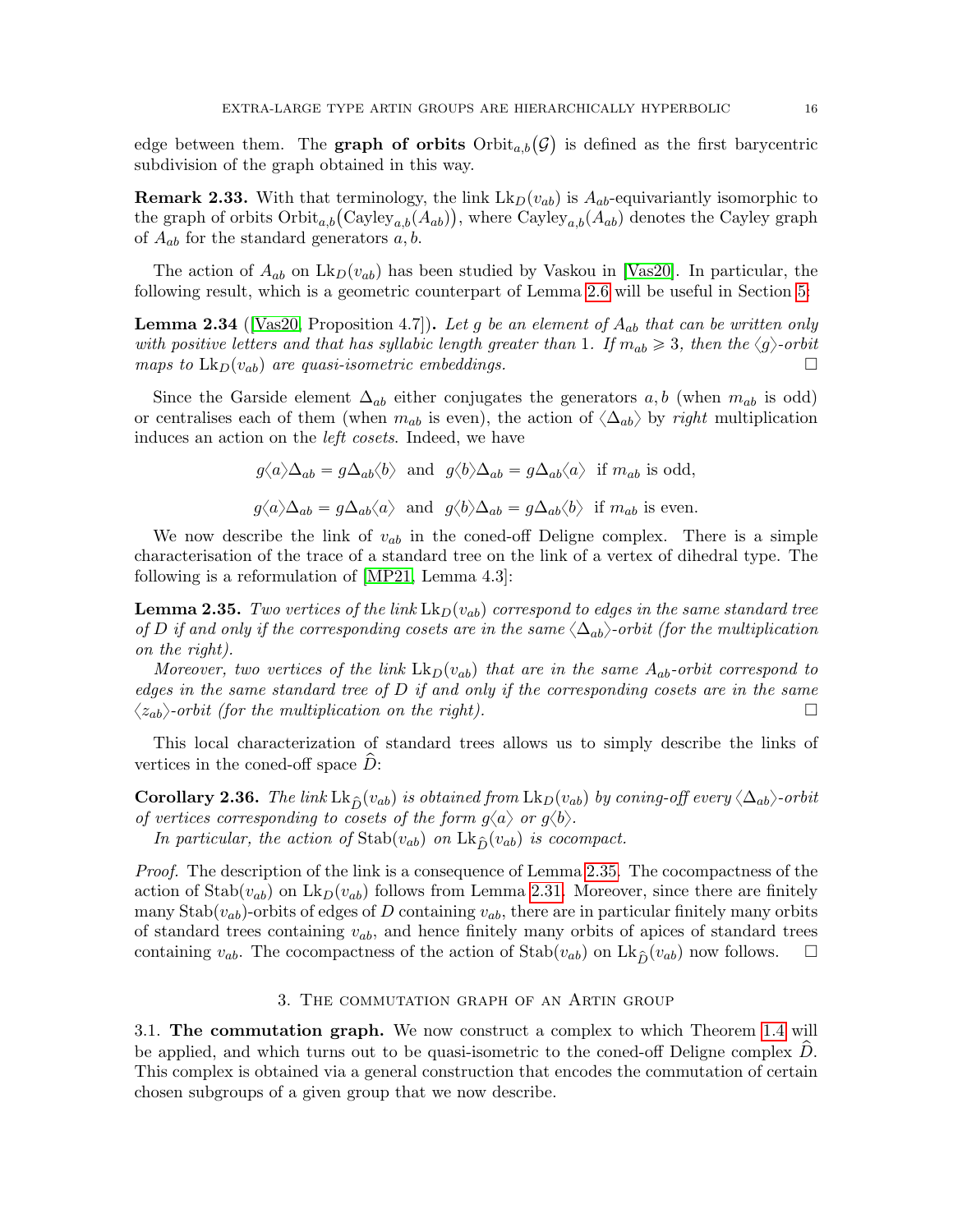edge between them. The **graph of orbits** $\mathrm{Orbit}_{a,b}(\mathcal{G})$ is defined as the first barycentric subdivision of the graph obtained in this way.

**Remark 2.33.** With that terminology, the link $\mathrm{Lk}_D(v_{ab})$ is $A_{ab}$-equivariantly isomorphic to the graph of orbits $\mathrm{Orbit}_{a,b}(\mathrm{Cayley}_{a,b}(A_{ab}))$, where $\mathrm{Cayley}_{a,b}(A_{ab})$ denotes the Cayley graph of $A_{ab}$ for the standard generators $a, b$.

The action of $A_{ab}$ on $\mathrm{Lk}_D(v_{ab})$ has been studied by Vaskou in [Vas20]. In particular, the following result, which is a geometric counterpart of Lemma 2.6 will be useful in Section 5:

**Lemma 2.34** ([Vas20, Proposition 4.7])**.** *Let $g$ be an element of $A_{ab}$ that can be written only with positive letters and that has syllabic length greater than 1. If $m_{ab} \geqslant 3$, then the $\langle g\rangle$-orbit maps to $\mathrm{Lk}_D(v_{ab})$ are quasi-isometric embeddings.* □

Since the Garside element $\Delta_{ab}$ either conjugates the generators $a, b$ (when $m_{ab}$ is odd) or centralises each of them (when $m_{ab}$ is even), the action of $\langle \Delta_{ab}\rangle$ by *right* multiplication induces an action on the *left cosets*. Indeed, we have

$$g\langle a\rangle\Delta_{ab} = g\Delta_{ab}\langle b\rangle \text{ and } g\langle b\rangle\Delta_{ab} = g\Delta_{ab}\langle a\rangle \text{ if } m_{ab} \text{ is odd,}$$

$$g\langle a\rangle\Delta_{ab} = g\Delta_{ab}\langle a\rangle \text{ and } g\langle b\rangle\Delta_{ab} = g\Delta_{ab}\langle b\rangle \text{ if } m_{ab} \text{ is even.}$$

We now describe the link of $v_{ab}$ in the coned-off Deligne complex. There is a simple characterisation of the trace of a standard tree on the link of a vertex of dihedral type. The following is a reformulation of [MP21, Lemma 4.3]:

**Lemma 2.35.** *Two vertices of the link $\mathrm{Lk}_D(v_{ab})$ correspond to edges in the same standard tree of $D$ if and only if the corresponding cosets are in the same $\langle\Delta_{ab}\rangle$-orbit (for the multiplication on the right).*

*Moreover, two vertices of the link $\mathrm{Lk}_D(v_{ab})$ that are in the same $A_{ab}$-orbit correspond to edges in the same standard tree of $D$ if and only if the corresponding cosets are in the same $\langle z_{ab}\rangle$-orbit (for the multiplication on the right).* □

This local characterization of standard trees allows us to simply describe the links of vertices in the coned-off space $\widehat{D}$:

**Corollary 2.36.** *The link $\mathrm{Lk}_{\widehat{D}}(v_{ab})$ is obtained from $\mathrm{Lk}_D(v_{ab})$ by coning-off every $\langle\Delta_{ab}\rangle$-orbit of vertices corresponding to cosets of the form $g\langle a\rangle$ or $g\langle b\rangle$.*

*In particular, the action of $\mathrm{Stab}(v_{ab})$ on $\mathrm{Lk}_{\widehat{D}}(v_{ab})$ is cocompact.*

*Proof.* The description of the link is a consequence of Lemma 2.35. The cocompactness of the action of $\mathrm{Stab}(v_{ab})$ on $\mathrm{Lk}_D(v_{ab})$ follows from Lemma 2.31. Moreover, since there are finitely many $\mathrm{Stab}(v_{ab})$-orbits of edges of $D$ containing $v_{ab}$, there are in particular finitely many orbits of standard trees containing $v_{ab}$, and hence finitely many orbits of apices of standard trees containing $v_{ab}$. The cocompactness of the action of $\mathrm{Stab}(v_{ab})$ on $\mathrm{Lk}_{\widehat{D}}(v_{ab})$ now follows. □

## 3. The commutation graph of an Artin group

**3.1. The commutation graph.** We now construct a complex to which Theorem 1.4 will be applied, and which turns out to be quasi-isometric to the coned-off Deligne complex $\widehat{D}$. This complex is obtained via a general construction that encodes the commutation of certain chosen subgroups of a given group that we now describe.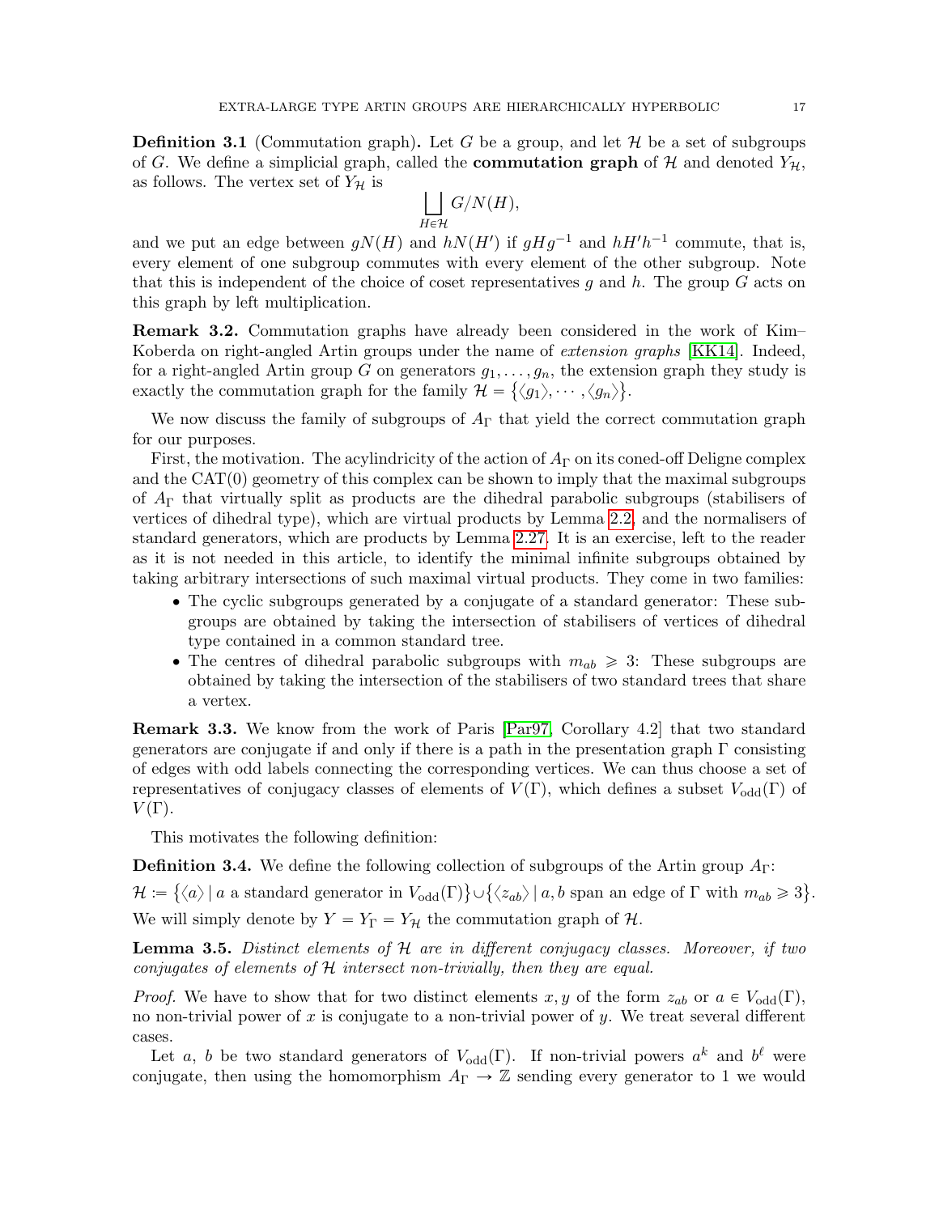**Definition 3.1** (Commutation graph)**.** Let $G$ be a group, and let $\mathcal{H}$ be a set of subgroups of $G$. We define a simplicial graph, called the **commutation graph** of $\mathcal{H}$ and denoted $Y_{\mathcal{H}}$, as follows. The vertex set of $Y_{\mathcal{H}}$ is

$$\bigsqcup_{H \in \mathcal{H}} G/N(H),$$

and we put an edge between $gN(H)$ and $hN(H')$ if $gHg^{-1}$ and $hH'h^{-1}$ commute, that is, every element of one subgroup commutes with every element of the other subgroup. Note that this is independent of the choice of coset representatives $g$ and $h$. The group $G$ acts on this graph by left multiplication.

**Remark 3.2.** Commutation graphs have already been considered in the work of Kim–Koberda on right-angled Artin groups under the name of *extension graphs* [KK14]. Indeed, for a right-angled Artin group $G$ on generators $g_1, \ldots, g_n$, the extension graph they study is exactly the commutation graph for the family $\mathcal{H} = \{\langle g_1 \rangle, \cdots, \langle g_n \rangle\}$.

We now discuss the family of subgroups of $A_\Gamma$ that yield the correct commutation graph for our purposes.

First, the motivation. The acylindricity of the action of $A_\Gamma$ on its coned-off Deligne complex and the CAT(0) geometry of this complex can be shown to imply that the maximal subgroups of $A_\Gamma$ that virtually split as products are the dihedral parabolic subgroups (stabilisers of vertices of dihedral type), which are virtual products by Lemma 2.2, and the normalisers of standard generators, which are products by Lemma 2.27. It is an exercise, left to the reader as it is not needed in this article, to identify the minimal infinite subgroups obtained by taking arbitrary intersections of such maximal virtual products. They come in two families:

- The cyclic subgroups generated by a conjugate of a standard generator: These subgroups are obtained by taking the intersection of stabilisers of vertices of dihedral type contained in a common standard tree.
- The centres of dihedral parabolic subgroups with $m_{ab} \geqslant 3$: These subgroups are obtained by taking the intersection of the stabilisers of two standard trees that share a vertex.

**Remark 3.3.** We know from the work of Paris [Par97, Corollary 4.2] that two standard generators are conjugate if and only if there is a path in the presentation graph $\Gamma$ consisting of edges with odd labels connecting the corresponding vertices. We can thus choose a set of representatives of conjugacy classes of elements of $V(\Gamma)$, which defines a subset $V_{\text{odd}}(\Gamma)$ of $V(\Gamma)$.

This motivates the following definition:

**Definition 3.4.** We define the following collection of subgroups of the Artin group $A_\Gamma$:

$\mathcal{H} := \{\langle a \rangle \mid a \text{ a standard generator in } V_{\text{odd}}(\Gamma)\} \cup \{\langle z_{ab} \rangle \mid a, b \text{ span an edge of } \Gamma \text{ with } m_{ab} \geqslant 3\}.$

We will simply denote by $Y = Y_\Gamma = Y_{\mathcal{H}}$ the commutation graph of $\mathcal{H}$.

**Lemma 3.5.** *Distinct elements of $\mathcal{H}$ are in different conjugacy classes. Moreover, if two conjugates of elements of $\mathcal{H}$ intersect non-trivially, then they are equal.*

*Proof.* We have to show that for two distinct elements $x, y$ of the form $z_{ab}$ or $a \in V_{\text{odd}}(\Gamma)$, no non-trivial power of $x$ is conjugate to a non-trivial power of $y$. We treat several different cases.

Let $a$, $b$ be two standard generators of $V_{\text{odd}}(\Gamma)$. If non-trivial powers $a^k$ and $b^\ell$ were conjugate, then using the homomorphism $A_\Gamma \to \mathbb{Z}$ sending every generator to 1 we would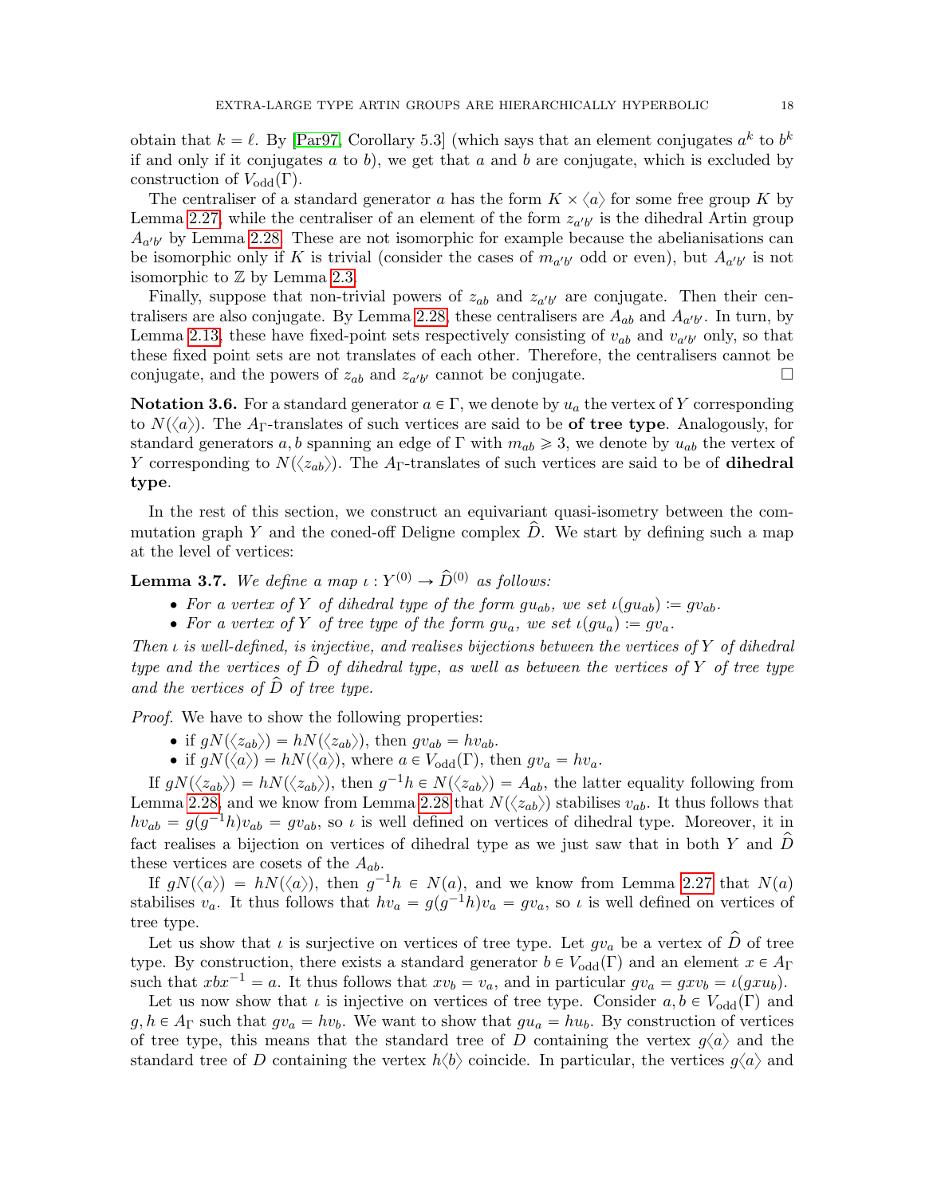obtain that $k = \ell$. By [Par97, Corollary 5.3] (which says that an element conjugates $a^k$ to $b^k$ if and only if it conjugates $a$ to $b$), we get that $a$ and $b$ are conjugate, which is excluded by construction of $V_{\mathrm{odd}}(\Gamma)$.

The centraliser of a standard generator $a$ has the form $K \times \langle a \rangle$ for some free group $K$ by Lemma 2.27, while the centraliser of an element of the form $z_{a'b'}$ is the dihedral Artin group $A_{a'b'}$ by Lemma 2.28. These are not isomorphic for example because the abelianisations can be isomorphic only if $K$ is trivial (consider the cases of $m_{a'b'}$ odd or even), but $A_{a'b'}$ is not isomorphic to $\mathbb{Z}$ by Lemma 2.3.

Finally, suppose that non-trivial powers of $z_{ab}$ and $z_{a'b'}$ are conjugate. Then their centralisers are also conjugate. By Lemma 2.28, these centralisers are $A_{ab}$ and $A_{a'b'}$. In turn, by Lemma 2.13, these have fixed-point sets respectively consisting of $v_{ab}$ and $v_{a'b'}$ only, so that these fixed point sets are not translates of each other. Therefore, the centralisers cannot be conjugate, and the powers of $z_{ab}$ and $z_{a'b'}$ cannot be conjugate. □

**Notation 3.6.** For a standard generator $a \in \Gamma$, we denote by $u_a$ the vertex of $Y$ corresponding to $N(\langle a \rangle)$. The $A_\Gamma$-translates of such vertices are said to be **of tree type**. Analogously, for standard generators $a, b$ spanning an edge of $\Gamma$ with $m_{ab} \geqslant 3$, we denote by $u_{ab}$ the vertex of $Y$ corresponding to $N(\langle z_{ab} \rangle)$. The $A_\Gamma$-translates of such vertices are said to be of **dihedral type**.

In the rest of this section, we construct an equivariant quasi-isometry between the commutation graph $Y$ and the coned-off Deligne complex $\widehat{D}$. We start by defining such a map at the level of vertices:

**Lemma 3.7.** *We define a map $\iota : Y^{(0)} \to \widehat{D}^{(0)}$ as follows:*

- *For a vertex of $Y$ of dihedral type of the form $gu_{ab}$, we set $\iota(gu_{ab}) := gv_{ab}$.*
- *For a vertex of $Y$ of tree type of the form $gu_a$, we set $\iota(gu_a) := gv_a$.*

*Then $\iota$ is well-defined, is injective, and realises bijections between the vertices of $Y$ of dihedral type and the vertices of $\widehat{D}$ of dihedral type, as well as between the vertices of $Y$ of tree type and the vertices of $\widehat{D}$ of tree type.*

*Proof.* We have to show the following properties:

- if $gN(\langle z_{ab} \rangle) = hN(\langle z_{ab} \rangle)$, then $gv_{ab} = hv_{ab}$.
- if $gN(\langle a \rangle) = hN(\langle a \rangle)$, where $a \in V_{\mathrm{odd}}(\Gamma)$, then $gv_a = hv_a$.

If $gN(\langle z_{ab} \rangle) = hN(\langle z_{ab} \rangle)$, then $g^{-1}h \in N(\langle z_{ab} \rangle) = A_{ab}$, the latter equality following from Lemma 2.28, and we know from Lemma 2.28 that $N(\langle z_{ab} \rangle)$ stabilises $v_{ab}$. It thus follows that $hv_{ab} = g(g^{-1}h)v_{ab} = gv_{ab}$, so $\iota$ is well defined on vertices of dihedral type. Moreover, it in fact realises a bijection on vertices of dihedral type as we just saw that in both $Y$ and $\widehat{D}$ these vertices are cosets of the $A_{ab}$.

If $gN(\langle a \rangle) = hN(\langle a \rangle)$, then $g^{-1}h \in N(a)$, and we know from Lemma 2.27 that $N(a)$ stabilises $v_a$. It thus follows that $hv_a = g(g^{-1}h)v_a = gv_a$, so $\iota$ is well defined on vertices of tree type.

Let us show that $\iota$ is surjective on vertices of tree type. Let $gv_a$ be a vertex of $\widehat{D}$ of tree type. By construction, there exists a standard generator $b \in V_{\mathrm{odd}}(\Gamma)$ and an element $x \in A_\Gamma$ such that $xbx^{-1} = a$. It thus follows that $xv_b = v_a$, and in particular $gv_a = gxv_b = \iota(gxu_b)$.

Let us now show that $\iota$ is injective on vertices of tree type. Consider $a, b \in V_{\mathrm{odd}}(\Gamma)$ and $g, h \in A_\Gamma$ such that $gv_a = hv_b$. We want to show that $gu_a = hu_b$. By construction of vertices of tree type, this means that the standard tree of $D$ containing the vertex $g\langle a \rangle$ and the standard tree of $D$ containing the vertex $h\langle b \rangle$ coincide. In particular, the vertices $g\langle a \rangle$ and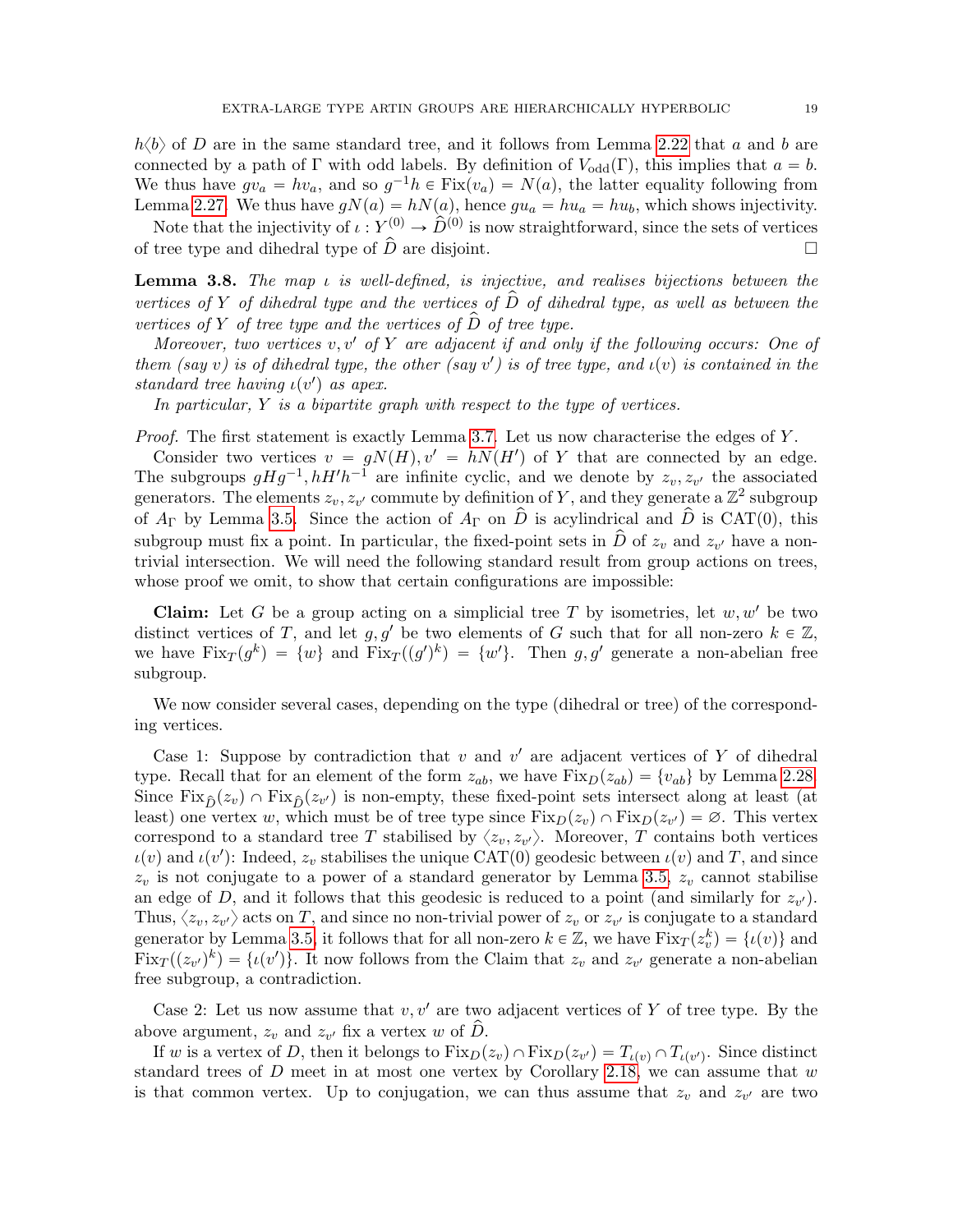$h\langle b\rangle$ of $D$ are in the same standard tree, and it follows from Lemma 2.22 that $a$ and $b$ are connected by a path of $\Gamma$ with odd labels. By definition of $V_{\mathrm{odd}}(\Gamma)$, this implies that $a = b$. We thus have $gv_a = hv_a$, and so $g^{-1}h \in \mathrm{Fix}(v_a) = N(a)$, the latter equality following from Lemma 2.27. We thus have $gN(a) = hN(a)$, hence $gu_a = hu_a = hu_b$, which shows injectivity.

Note that the injectivity of $\iota : Y^{(0)} \to \widehat{D}^{(0)}$ is now straightforward, since the sets of vertices of tree type and dihedral type of $\widehat{D}$ are disjoint. □

**Lemma 3.8.** *The map $\iota$ is well-defined, is injective, and realises bijections between the vertices of $Y$ of dihedral type and the vertices of $\widehat{D}$ of dihedral type, as well as between the vertices of $Y$ of tree type and the vertices of $\widehat{D}$ of tree type.*

*Moreover, two vertices $v, v'$ of $Y$ are adjacent if and only if the following occurs: One of them (say $v$) is of dihedral type, the other (say $v'$) is of tree type, and $\iota(v)$ is contained in the standard tree having $\iota(v')$ as apex.*

*In particular, $Y$ is a bipartite graph with respect to the type of vertices.*

*Proof.* The first statement is exactly Lemma 3.7. Let us now characterise the edges of $Y$.

Consider two vertices $v = gN(H), v' = hN(H')$ of $Y$ that are connected by an edge. The subgroups $gHg^{-1}, hH'h^{-1}$ are infinite cyclic, and we denote by $z_v, z_{v'}$ the associated generators. The elements $z_v, z_{v'}$ commute by definition of $Y$, and they generate a $\mathbb{Z}^2$ subgroup of $A_\Gamma$ by Lemma 3.5. Since the action of $A_\Gamma$ on $\widehat{D}$ is acylindrical and $\widehat{D}$ is CAT(0), this subgroup must fix a point. In particular, the fixed-point sets in $\widehat{D}$ of $z_v$ and $z_{v'}$ have a non-trivial intersection. We will need the following standard result from group actions on trees, whose proof we omit, to show that certain configurations are impossible:

**Claim:** Let $G$ be a group acting on a simplicial tree $T$ by isometries, let $w, w'$ be two distinct vertices of $T$, and let $g, g'$ be two elements of $G$ such that for all non-zero $k \in \mathbb{Z}$, we have $\mathrm{Fix}_T(g^k) = \{w\}$ and $\mathrm{Fix}_T((g')^k) = \{w'\}$. Then $g, g'$ generate a non-abelian free subgroup.

We now consider several cases, depending on the type (dihedral or tree) of the corresponding vertices.

Case 1: Suppose by contradiction that $v$ and $v'$ are adjacent vertices of $Y$ of dihedral type. Recall that for an element of the form $z_{ab}$, we have $\mathrm{Fix}_D(z_{ab}) = \{v_{ab}\}$ by Lemma 2.28. Since $\mathrm{Fix}_{\widehat{D}}(z_v) \cap \mathrm{Fix}_{\widehat{D}}(z_{v'})$ is non-empty, these fixed-point sets intersect along at least (at least) one vertex $w$, which must be of tree type since $\mathrm{Fix}_D(z_v) \cap \mathrm{Fix}_D(z_{v'}) = \varnothing$. This vertex correspond to a standard tree $T$ stabilised by $\langle z_v, z_{v'}\rangle$. Moreover, $T$ contains both vertices $\iota(v)$ and $\iota(v')$: Indeed, $z_v$ stabilises the unique CAT(0) geodesic between $\iota(v)$ and $T$, and since $z_v$ is not conjugate to a power of a standard generator by Lemma 3.5, $z_v$ cannot stabilise an edge of $D$, and it follows that this geodesic is reduced to a point (and similarly for $z_{v'}$). Thus, $\langle z_v, z_{v'}\rangle$ acts on $T$, and since no non-trivial power of $z_v$ or $z_{v'}$ is conjugate to a standard generator by Lemma 3.5, it follows that for all non-zero $k \in \mathbb{Z}$, we have $\mathrm{Fix}_T(z_v^k) = \{\iota(v)\}$ and $\mathrm{Fix}_T((z_{v'})^k) = \{\iota(v')\}$. It now follows from the Claim that $z_v$ and $z_{v'}$ generate a non-abelian free subgroup, a contradiction.

Case 2: Let us now assume that $v, v'$ are two adjacent vertices of $Y$ of tree type. By the above argument, $z_v$ and $z_{v'}$ fix a vertex $w$ of $\widehat{D}$.

If $w$ is a vertex of $D$, then it belongs to $\mathrm{Fix}_D(z_v) \cap \mathrm{Fix}_D(z_{v'}) = T_{\iota(v)} \cap T_{\iota(v')}$. Since distinct standard trees of $D$ meet in at most one vertex by Corollary 2.18, we can assume that $w$ is that common vertex. Up to conjugation, we can thus assume that $z_v$ and $z_{v'}$ are two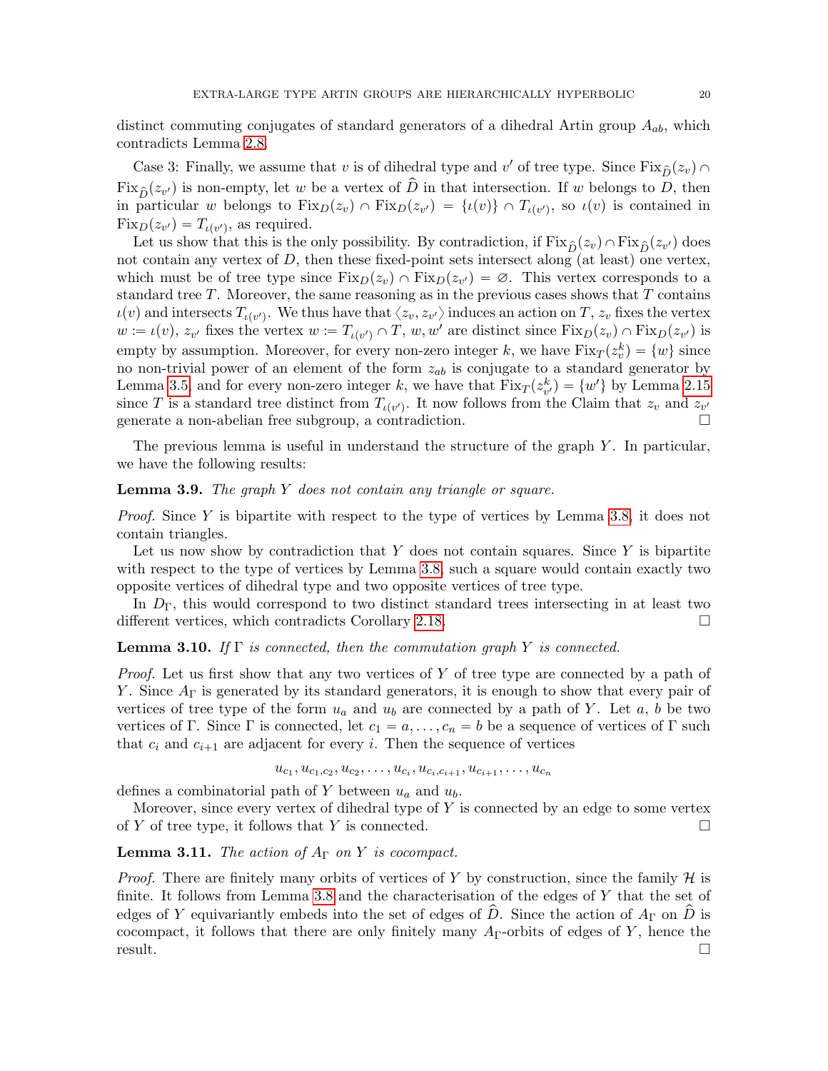distinct commuting conjugates of standard generators of a dihedral Artin group $A_{ab}$, which contradicts Lemma 2.8.

Case 3: Finally, we assume that $v$ is of dihedral type and $v'$ of tree type. Since $\mathrm{Fix}_{\widehat{D}}(z_v) \cap \mathrm{Fix}_{\widehat{D}}(z_{v'})$ is non-empty, let $w$ be a vertex of $\widehat{D}$ in that intersection. If $w$ belongs to $D$, then in particular $w$ belongs to $\mathrm{Fix}_D(z_v) \cap \mathrm{Fix}_D(z_{v'}) = \{\iota(v)\} \cap T_{\iota(v')}$, so $\iota(v)$ is contained in $\mathrm{Fix}_D(z_{v'}) = T_{\iota(v')}$, as required.

Let us show that this is the only possibility. By contradiction, if $\mathrm{Fix}_{\widehat{D}}(z_v) \cap \mathrm{Fix}_{\widehat{D}}(z_{v'})$ does not contain any vertex of $D$, then these fixed-point sets intersect along (at least) one vertex, which must be of tree type since $\mathrm{Fix}_D(z_v) \cap \mathrm{Fix}_D(z_{v'}) = \varnothing$. This vertex corresponds to a standard tree $T$. Moreover, the same reasoning as in the previous cases shows that $T$ contains $\iota(v)$ and intersects $T_{\iota(v')}$. We thus have that $\langle z_v, z_{v'} \rangle$ induces an action on $T$, $z_v$ fixes the vertex $w := \iota(v)$, $z_{v'}$ fixes the vertex $w := T_{\iota(v')} \cap T$, $w, w'$ are distinct since $\mathrm{Fix}_D(z_v) \cap \mathrm{Fix}_D(z_{v'})$ is empty by assumption. Moreover, for every non-zero integer $k$, we have $\mathrm{Fix}_T(z_v^k) = \{w\}$ since no non-trivial power of an element of the form $z_{ab}$ is conjugate to a standard generator by Lemma 3.5, and for every non-zero integer $k$, we have that $\mathrm{Fix}_T(z_{v'}^k) = \{w'\}$ by Lemma 2.15 since $T$ is a standard tree distinct from $T_{\iota(v')}$. It now follows from the Claim that $z_v$ and $z_{v'}$ generate a non-abelian free subgroup, a contradiction. $\square$

The previous lemma is useful in understand the structure of the graph $Y$. In particular, we have the following results:

**Lemma 3.9.** *The graph $Y$ does not contain any triangle or square.*

*Proof.* Since $Y$ is bipartite with respect to the type of vertices by Lemma 3.8, it does not contain triangles.

Let us now show by contradiction that $Y$ does not contain squares. Since $Y$ is bipartite with respect to the type of vertices by Lemma 3.8, such a square would contain exactly two opposite vertices of dihedral type and two opposite vertices of tree type.

In $D_\Gamma$, this would correspond to two distinct standard trees intersecting in at least two different vertices, which contradicts Corollary 2.18. $\square$

**Lemma 3.10.** *If $\Gamma$ is connected, then the commutation graph $Y$ is connected.*

*Proof.* Let us first show that any two vertices of $Y$ of tree type are connected by a path of $Y$. Since $A_\Gamma$ is generated by its standard generators, it is enough to show that every pair of vertices of tree type of the form $u_a$ and $u_b$ are connected by a path of $Y$. Let $a$, $b$ be two vertices of $\Gamma$. Since $\Gamma$ is connected, let $c_1 = a, \ldots, c_n = b$ be a sequence of vertices of $\Gamma$ such that $c_i$ and $c_{i+1}$ are adjacent for every $i$. Then the sequence of vertices

$$u_{c_1}, u_{c_1,c_2}, u_{c_2}, \ldots, u_{c_i}, u_{c_i,c_{i+1}}, u_{c_{i+1}}, \ldots, u_{c_n}$$

defines a combinatorial path of $Y$ between $u_a$ and $u_b$.

Moreover, since every vertex of dihedral type of $Y$ is connected by an edge to some vertex of $Y$ of tree type, it follows that $Y$ is connected. $\square$

**Lemma 3.11.** *The action of $A_\Gamma$ on $Y$ is cocompact.*

*Proof.* There are finitely many orbits of vertices of $Y$ by construction, since the family $\mathcal{H}$ is finite. It follows from Lemma 3.8 and the characterisation of the edges of $Y$ that the set of edges of $Y$ equivariantly embeds into the set of edges of $\widehat{D}$. Since the action of $A_\Gamma$ on $\widehat{D}$ is cocompact, it follows that there are only finitely many $A_\Gamma$-orbits of edges of $Y$, hence the result. $\square$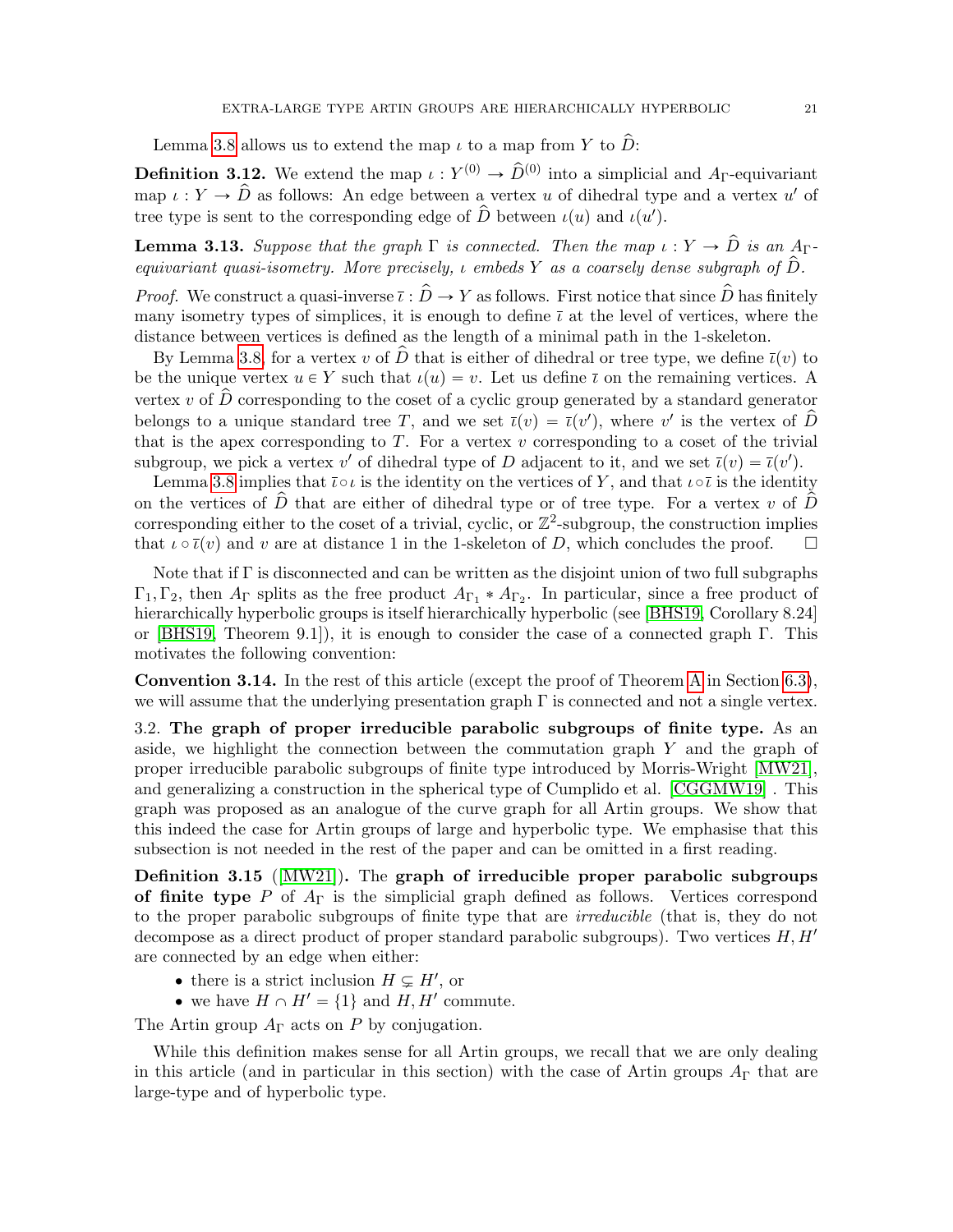Lemma 3.8 allows us to extend the map $\iota$ to a map from $Y$ to $\widehat{D}$:

**Definition 3.12.** We extend the map $\iota : Y^{(0)} \to \widehat{D}^{(0)}$ into a simplicial and $A_\Gamma$-equivariant map $\iota : Y \to \widehat{D}$ as follows: An edge between a vertex $u$ of dihedral type and a vertex $u'$ of tree type is sent to the corresponding edge of $\widehat{D}$ between $\iota(u)$ and $\iota(u')$.

**Lemma 3.13.** *Suppose that the graph $\Gamma$ is connected. Then the map $\iota : Y \to \widehat{D}$ is an $A_\Gamma$-equivariant quasi-isometry. More precisely, $\iota$ embeds $Y$ as a coarsely dense subgraph of $\widehat{D}$.*

*Proof.* We construct a quasi-inverse $\bar{\iota} : \widehat{D} \to Y$ as follows. First notice that since $\widehat{D}$ has finitely many isometry types of simplices, it is enough to define $\bar{\iota}$ at the level of vertices, where the distance between vertices is defined as the length of a minimal path in the 1-skeleton.

By Lemma 3.8, for a vertex $v$ of $\widehat{D}$ that is either of dihedral or tree type, we define $\bar{\iota}(v)$ to be the unique vertex $u \in Y$ such that $\iota(u) = v$. Let us define $\bar{\iota}$ on the remaining vertices. A vertex $v$ of $\widehat{D}$ corresponding to the coset of a cyclic group generated by a standard generator belongs to a unique standard tree $T$, and we set $\bar{\iota}(v) = \bar{\iota}(v')$, where $v'$ is the vertex of $\widehat{D}$ that is the apex corresponding to $T$. For a vertex $v$ corresponding to a coset of the trivial subgroup, we pick a vertex $v'$ of dihedral type of $D$ adjacent to it, and we set $\bar{\iota}(v) = \bar{\iota}(v')$.

Lemma 3.8 implies that $\bar{\iota} \circ \iota$ is the identity on the vertices of $Y$, and that $\iota \circ \bar{\iota}$ is the identity on the vertices of $\widehat{D}$ that are either of dihedral type or of tree type. For a vertex $v$ of $\widehat{D}$ corresponding either to the coset of a trivial, cyclic, or $\mathbb{Z}^2$-subgroup, the construction implies that $\iota \circ \bar{\iota}(v)$ and $v$ are at distance 1 in the 1-skeleton of $D$, which concludes the proof. $\square$

Note that if $\Gamma$ is disconnected and can be written as the disjoint union of two full subgraphs $\Gamma_1, \Gamma_2$, then $A_\Gamma$ splits as the free product $A_{\Gamma_1} * A_{\Gamma_2}$. In particular, since a free product of hierarchically hyperbolic groups is itself hierarchically hyperbolic (see [BHS19, Corollary 8.24] or [BHS19, Theorem 9.1]), it is enough to consider the case of a connected graph $\Gamma$. This motivates the following convention:

**Convention 3.14.** In the rest of this article (except the proof of Theorem A in Section 6.3), we will assume that the underlying presentation graph $\Gamma$ is connected and not a single vertex.

3.2. **The graph of proper irreducible parabolic subgroups of finite type.** As an aside, we highlight the connection between the commutation graph $Y$ and the graph of proper irreducible parabolic subgroups of finite type introduced by Morris-Wright [MW21], and generalizing a construction in the spherical type of Cumplido et al. [CGGMW19] . This graph was proposed as an analogue of the curve graph for all Artin groups. We show that this indeed the case for Artin groups of large and hyperbolic type. We emphasise that this subsection is not needed in the rest of the paper and can be omitted in a first reading.

**Definition 3.15** ([MW21]). The **graph of irreducible proper parabolic subgroups of finite type** $P$ of $A_\Gamma$ is the simplicial graph defined as follows. Vertices correspond to the proper parabolic subgroups of finite type that are *irreducible* (that is, they do not decompose as a direct product of proper standard parabolic subgroups). Two vertices $H, H'$ are connected by an edge when either:

- there is a strict inclusion $H \subsetneq H'$, or
- we have $H \cap H' = \{1\}$ and $H, H'$ commute.

The Artin group $A_\Gamma$ acts on $P$ by conjugation.

While this definition makes sense for all Artin groups, we recall that we are only dealing in this article (and in particular in this section) with the case of Artin groups $A_\Gamma$ that are large-type and of hyperbolic type.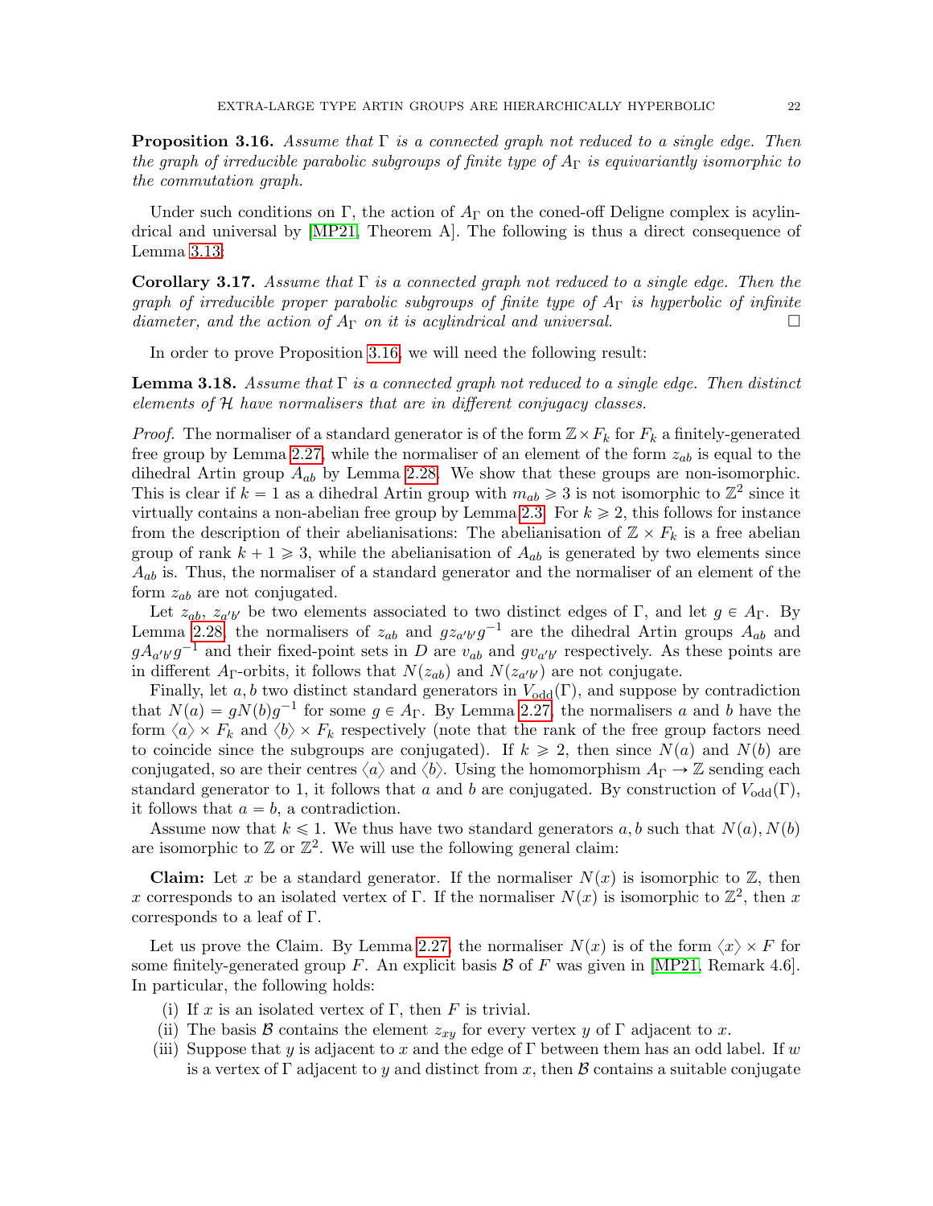**Proposition 3.16.** *Assume that $\Gamma$ is a connected graph not reduced to a single edge. Then the graph of irreducible parabolic subgroups of finite type of $A_\Gamma$ is equivariantly isomorphic to the commutation graph.*

Under such conditions on $\Gamma$, the action of $A_\Gamma$ on the coned-off Deligne complex is acylindrical and universal by [MP21, Theorem A]. The following is thus a direct consequence of Lemma 3.13:

**Corollary 3.17.** *Assume that $\Gamma$ is a connected graph not reduced to a single edge. Then the graph of irreducible proper parabolic subgroups of finite type of $A_\Gamma$ is hyperbolic of infinite diameter, and the action of $A_\Gamma$ on it is acylindrical and universal.* $\square$

In order to prove Proposition 3.16, we will need the following result:

**Lemma 3.18.** *Assume that $\Gamma$ is a connected graph not reduced to a single edge. Then distinct elements of $\mathcal{H}$ have normalisers that are in different conjugacy classes.*

*Proof.* The normaliser of a standard generator is of the form $\mathbb{Z} \times F_k$ for $F_k$ a finitely-generated free group by Lemma 2.27, while the normaliser of an element of the form $z_{ab}$ is equal to the dihedral Artin group $A_{ab}$ by Lemma 2.28. We show that these groups are non-isomorphic. This is clear if $k = 1$ as a dihedral Artin group with $m_{ab} \geqslant 3$ is not isomorphic to $\mathbb{Z}^2$ since it virtually contains a non-abelian free group by Lemma 2.3. For $k \geqslant 2$, this follows for instance from the description of their abelianisations: The abelianisation of $\mathbb{Z} \times F_k$ is a free abelian group of rank $k + 1 \geqslant 3$, while the abelianisation of $A_{ab}$ is generated by two elements since $A_{ab}$ is. Thus, the normaliser of a standard generator and the normaliser of an element of the form $z_{ab}$ are not conjugated.

Let $z_{ab}$, $z_{a'b'}$ be two elements associated to two distinct edges of $\Gamma$, and let $g \in A_\Gamma$. By Lemma 2.28, the normalisers of $z_{ab}$ and $gz_{a'b'}g^{-1}$ are the dihedral Artin groups $A_{ab}$ and $gA_{a'b'}g^{-1}$ and their fixed-point sets in $D$ are $v_{ab}$ and $gv_{a'b'}$ respectively. As these points are in different $A_\Gamma$-orbits, it follows that $N(z_{ab})$ and $N(z_{a'b'})$ are not conjugate.

Finally, let $a, b$ two distinct standard generators in $V_{\mathrm{odd}}(\Gamma)$, and suppose by contradiction that $N(a) = gN(b)g^{-1}$ for some $g \in A_\Gamma$. By Lemma 2.27, the normalisers $a$ and $b$ have the form $\langle a \rangle \times F_k$ and $\langle b \rangle \times F_k$ respectively (note that the rank of the free group factors need to coincide since the subgroups are conjugated). If $k \geqslant 2$, then since $N(a)$ and $N(b)$ are conjugated, so are their centres $\langle a \rangle$ and $\langle b \rangle$. Using the homomorphism $A_\Gamma \to \mathbb{Z}$ sending each standard generator to 1, it follows that $a$ and $b$ are conjugated. By construction of $V_{\mathrm{odd}}(\Gamma)$, it follows that $a = b$, a contradiction.

Assume now that $k \leqslant 1$. We thus have two standard generators $a, b$ such that $N(a), N(b)$ are isomorphic to $\mathbb{Z}$ or $\mathbb{Z}^2$. We will use the following general claim:

**Claim:** Let $x$ be a standard generator. If the normaliser $N(x)$ is isomorphic to $\mathbb{Z}$, then $x$ corresponds to an isolated vertex of $\Gamma$. If the normaliser $N(x)$ is isomorphic to $\mathbb{Z}^2$, then $x$ corresponds to a leaf of $\Gamma$.

Let us prove the Claim. By Lemma 2.27, the normaliser $N(x)$ is of the form $\langle x \rangle \times F$ for some finitely-generated group $F$. An explicit basis $\mathcal{B}$ of $F$ was given in [MP21, Remark 4.6]. In particular, the following holds:

(i) If $x$ is an isolated vertex of $\Gamma$, then $F$ is trivial.
(ii) The basis $\mathcal{B}$ contains the element $z_{xy}$ for every vertex $y$ of $\Gamma$ adjacent to $x$.
(iii) Suppose that $y$ is adjacent to $x$ and the edge of $\Gamma$ between them has an odd label. If $w$ is a vertex of $\Gamma$ adjacent to $y$ and distinct from $x$, then $\mathcal{B}$ contains a suitable conjugate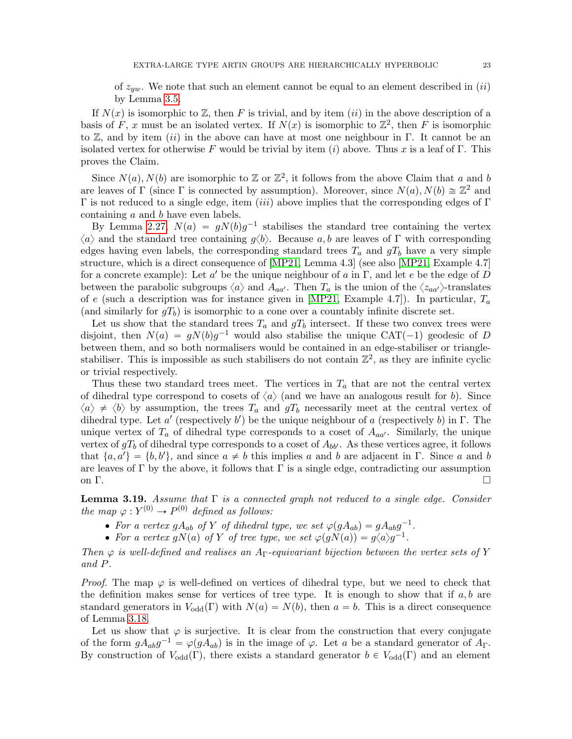of $z_{yw}$. We note that such an element cannot be equal to an element described in $(ii)$ by Lemma 3.5.

If $N(x)$ is isomorphic to $\mathbb{Z}$, then $F$ is trivial, and by item $(ii)$ in the above description of a basis of $F$, $x$ must be an isolated vertex. If $N(x)$ is isomorphic to $\mathbb{Z}^2$, then $F$ is isomorphic to $\mathbb{Z}$, and by item $(ii)$ in the above can have at most one neighbour in $\Gamma$. It cannot be an isolated vertex for otherwise $F$ would be trivial by item $(i)$ above. Thus $x$ is a leaf of $\Gamma$. This proves the Claim.

Since $N(a), N(b)$ are isomorphic to $\mathbb{Z}$ or $\mathbb{Z}^2$, it follows from the above Claim that $a$ and $b$ are leaves of $\Gamma$ (since $\Gamma$ is connected by assumption). Moreover, since $N(a), N(b) \cong \mathbb{Z}^2$ and $\Gamma$ is not reduced to a single edge, item $(iii)$ above implies that the corresponding edges of $\Gamma$ containing $a$ and $b$ have even labels.

By Lemma 2.27, $N(a) = gN(b)g^{-1}$ stabilises the standard tree containing the vertex $\langle a \rangle$ and the standard tree containing $g\langle b \rangle$. Because $a, b$ are leaves of $\Gamma$ with corresponding edges having even labels, the corresponding standard trees $T_a$ and $gT_b$ have a very simple structure, which is a direct consequence of [MP21, Lemma 4.3] (see also [MP21, Example 4.7] for a concrete example): Let $a'$ be the unique neighbour of $a$ in $\Gamma$, and let $e$ be the edge of $D$ between the parabolic subgroups $\langle a \rangle$ and $A_{aa'}$. Then $T_a$ is the union of the $\langle z_{aa'} \rangle$-translates of $e$ (such a description was for instance given in [MP21, Example 4.7]). In particular, $T_a$ (and similarly for $gT_b$) is isomorphic to a cone over a countably infinite discrete set.

Let us show that the standard trees $T_a$ and $gT_b$ intersect. If these two convex trees were disjoint, then $N(a) = gN(b)g^{-1}$ would also stabilise the unique CAT$(-1)$ geodesic of $D$ between them, and so both normalisers would be contained in an edge-stabiliser or triangle-stabiliser. This is impossible as such stabilisers do not contain $\mathbb{Z}^2$, as they are infinite cyclic or trivial respectively.

Thus these two standard trees meet. The vertices in $T_a$ that are not the central vertex of dihedral type correspond to cosets of $\langle a \rangle$ (and we have an analogous result for $b$). Since $\langle a \rangle \neq \langle b \rangle$ by assumption, the trees $T_a$ and $gT_b$ necessarily meet at the central vertex of dihedral type. Let $a'$ (respectively $b'$) be the unique neighbour of $a$ (respectively $b$) in $\Gamma$. The unique vertex of $T_a$ of dihedral type corresponds to a coset of $A_{aa'}$. Similarly, the unique vertex of $gT_b$ of dihedral type corresponds to a coset of $A_{bb'}$. As these vertices agree, it follows that $\{a, a'\} = \{b, b'\}$, and since $a \neq b$ this implies $a$ and $b$ are adjacent in $\Gamma$. Since $a$ and $b$ are leaves of $\Gamma$ by the above, it follows that $\Gamma$ is a single edge, contradicting our assumption on $\Gamma$. □

**Lemma 3.19.** *Assume that $\Gamma$ is a connected graph not reduced to a single edge. Consider the map $\varphi : Y^{(0)} \to P^{(0)}$ defined as follows:*

- *For a vertex $gA_{ab}$ of $Y$ of dihedral type, we set $\varphi(gA_{ab}) = gA_{ab}g^{-1}$.*
- *For a vertex $gN(a)$ of $Y$ of tree type, we set $\varphi(gN(a)) = g\langle a \rangle g^{-1}$.*

*Then $\varphi$ is well-defined and realises an $A_\Gamma$-equivariant bijection between the vertex sets of $Y$ and $P$.*

*Proof.* The map $\varphi$ is well-defined on vertices of dihedral type, but we need to check that the definition makes sense for vertices of tree type. It is enough to show that if $a, b$ are standard generators in $V_{\mathrm{odd}}(\Gamma)$ with $N(a) = N(b)$, then $a = b$. This is a direct consequence of Lemma 3.18.

Let us show that $\varphi$ is surjective. It is clear from the construction that every conjugate of the form $gA_{ab}g^{-1} = \varphi(gA_{ab})$ is in the image of $\varphi$. Let $a$ be a standard generator of $A_\Gamma$. By construction of $V_{\mathrm{odd}}(\Gamma)$, there exists a standard generator $b \in V_{\mathrm{odd}}(\Gamma)$ and an element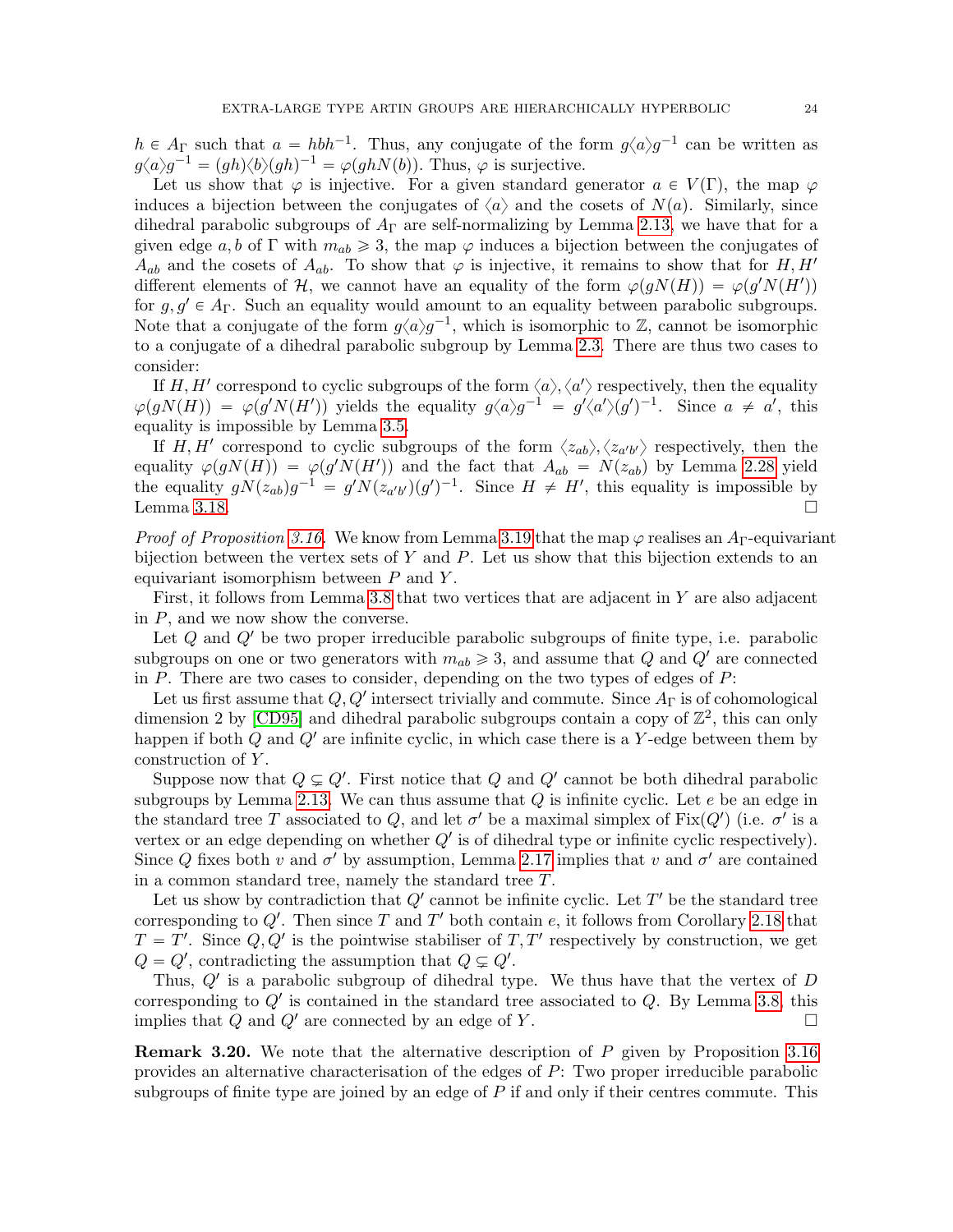$h \in A_\Gamma$ such that $a = hbh^{-1}$. Thus, any conjugate of the form $g\langle a\rangle g^{-1}$ can be written as $g\langle a\rangle g^{-1} = (gh)\langle b\rangle(gh)^{-1} = \varphi(ghN(b))$. Thus, $\varphi$ is surjective.

Let us show that $\varphi$ is injective. For a given standard generator $a \in V(\Gamma)$, the map $\varphi$ induces a bijection between the conjugates of $\langle a\rangle$ and the cosets of $N(a)$. Similarly, since dihedral parabolic subgroups of $A_\Gamma$ are self-normalizing by Lemma 2.13, we have that for a given edge $a, b$ of $\Gamma$ with $m_{ab} \geqslant 3$, the map $\varphi$ induces a bijection between the conjugates of $A_{ab}$ and the cosets of $A_{ab}$. To show that $\varphi$ is injective, it remains to show that for $H, H'$ different elements of $\mathcal{H}$, we cannot have an equality of the form $\varphi(gN(H)) = \varphi(g'N(H'))$ for $g, g' \in A_\Gamma$. Such an equality would amount to an equality between parabolic subgroups. Note that a conjugate of the form $g\langle a\rangle g^{-1}$, which is isomorphic to $\mathbb{Z}$, cannot be isomorphic to a conjugate of a dihedral parabolic subgroup by Lemma 2.3. There are thus two cases to consider:

If $H, H'$ correspond to cyclic subgroups of the form $\langle a\rangle, \langle a'\rangle$ respectively, then the equality $\varphi(gN(H)) = \varphi(g'N(H'))$ yields the equality $g\langle a\rangle g^{-1} = g'\langle a'\rangle(g')^{-1}$. Since $a \neq a'$, this equality is impossible by Lemma 3.5.

If $H, H'$ correspond to cyclic subgroups of the form $\langle z_{ab}\rangle, \langle z_{a'b'}\rangle$ respectively, then the equality $\varphi(gN(H)) = \varphi(g'N(H'))$ and the fact that $A_{ab} = N(z_{ab})$ by Lemma 2.28 yield the equality $gN(z_{ab})g^{-1} = g'N(z_{a'b'})(g')^{-1}$. Since $H \neq H'$, this equality is impossible by Lemma 3.18. □

*Proof of Proposition 3.16.* We know from Lemma 3.19 that the map $\varphi$ realises an $A_\Gamma$-equivariant bijection between the vertex sets of $Y$ and $P$. Let us show that this bijection extends to an equivariant isomorphism between $P$ and $Y$.

First, it follows from Lemma 3.8 that two vertices that are adjacent in $Y$ are also adjacent in $P$, and we now show the converse.

Let $Q$ and $Q'$ be two proper irreducible parabolic subgroups of finite type, i.e. parabolic subgroups on one or two generators with $m_{ab} \geqslant 3$, and assume that $Q$ and $Q'$ are connected in $P$. There are two cases to consider, depending on the two types of edges of $P$:

Let us first assume that $Q, Q'$ intersect trivially and commute. Since $A_\Gamma$ is of cohomological dimension 2 by [CD95] and dihedral parabolic subgroups contain a copy of $\mathbb{Z}^2$, this can only happen if both $Q$ and $Q'$ are infinite cyclic, in which case there is a $Y$-edge between them by construction of $Y$.

Suppose now that $Q \subsetneq Q'$. First notice that $Q$ and $Q'$ cannot be both dihedral parabolic subgroups by Lemma 2.13. We can thus assume that $Q$ is infinite cyclic. Let $e$ be an edge in the standard tree $T$ associated to $Q$, and let $\sigma'$ be a maximal simplex of $\mathrm{Fix}(Q')$ (i.e. $\sigma'$ is a vertex or an edge depending on whether $Q'$ is of dihedral type or infinite cyclic respectively). Since $Q$ fixes both $v$ and $\sigma'$ by assumption, Lemma 2.17 implies that $v$ and $\sigma'$ are contained in a common standard tree, namely the standard tree $T$.

Let us show by contradiction that $Q'$ cannot be infinite cyclic. Let $T'$ be the standard tree corresponding to $Q'$. Then since $T$ and $T'$ both contain $e$, it follows from Corollary 2.18 that $T = T'$. Since $Q, Q'$ is the pointwise stabiliser of $T, T'$ respectively by construction, we get $Q = Q'$, contradicting the assumption that $Q \subsetneq Q'$.

Thus, $Q'$ is a parabolic subgroup of dihedral type. We thus have that the vertex of $D$ corresponding to $Q'$ is contained in the standard tree associated to $Q$. By Lemma 3.8, this implies that $Q$ and $Q'$ are connected by an edge of $Y$. □

**Remark 3.20.** We note that the alternative description of $P$ given by Proposition 3.16 provides an alternative characterisation of the edges of $P$: Two proper irreducible parabolic subgroups of finite type are joined by an edge of $P$ if and only if their centres commute. This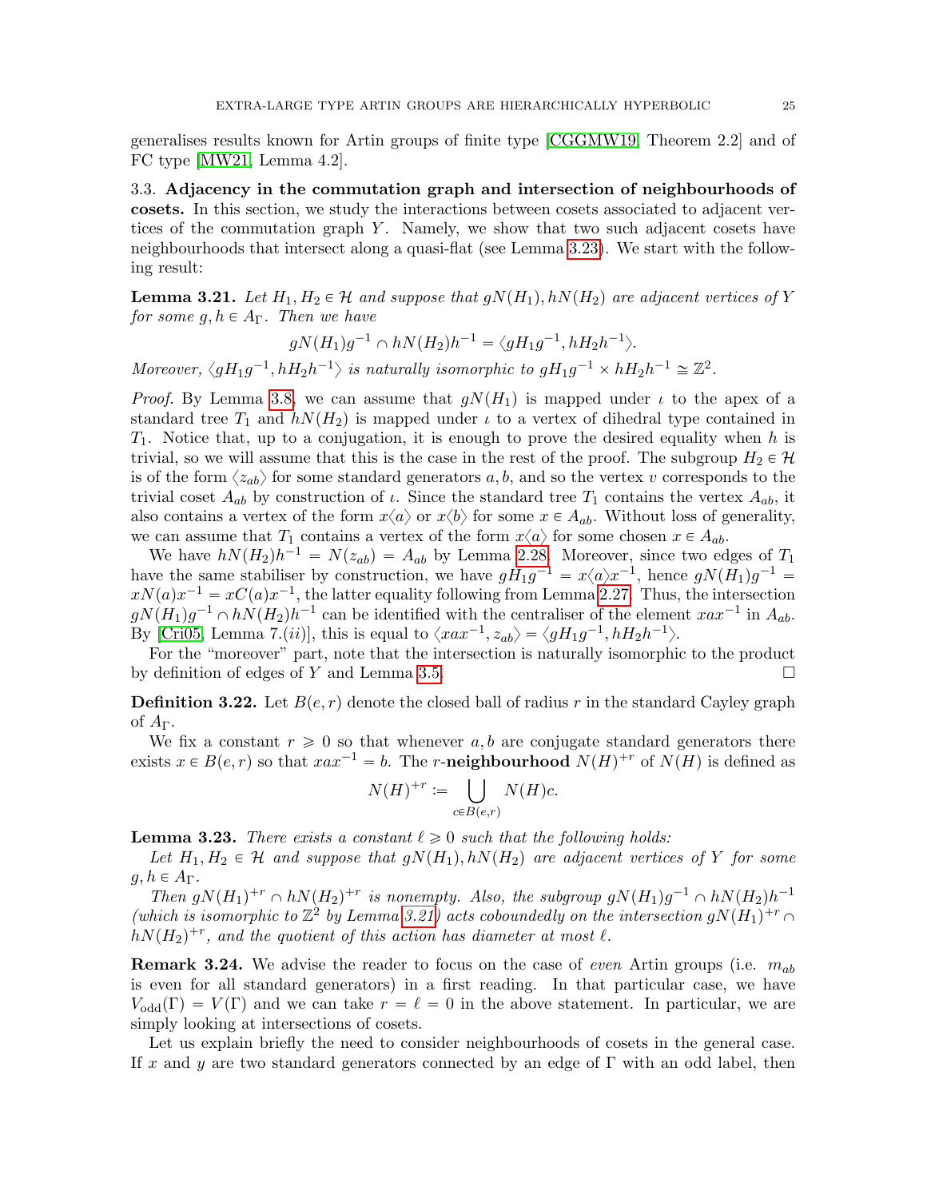generalises results known for Artin groups of finite type [CGGMW19, Theorem 2.2] and of FC type [MW21, Lemma 4.2].

3.3. **Adjacency in the commutation graph and intersection of neighbourhoods of cosets.** In this section, we study the interactions between cosets associated to adjacent vertices of the commutation graph $Y$. Namely, we show that two such adjacent cosets have neighbourhoods that intersect along a quasi-flat (see Lemma 3.23). We start with the following result:

**Lemma 3.21.** *Let $H_1, H_2 \in \mathcal{H}$ and suppose that $gN(H_1), hN(H_2)$ are adjacent vertices of $Y$ for some $g, h \in A_\Gamma$. Then we have*

$$gN(H_1)g^{-1} \cap hN(H_2)h^{-1} = \langle gH_1g^{-1}, hH_2h^{-1}\rangle.$$

*Moreover, $\langle gH_1g^{-1}, hH_2h^{-1}\rangle$ is naturally isomorphic to $gH_1g^{-1} \times hH_2h^{-1} \cong \mathbb{Z}^2$.*

*Proof.* By Lemma 3.8, we can assume that $gN(H_1)$ is mapped under $\iota$ to the apex of a standard tree $T_1$ and $hN(H_2)$ is mapped under $\iota$ to a vertex of dihedral type contained in $T_1$. Notice that, up to a conjugation, it is enough to prove the desired equality when $h$ is trivial, so we will assume that this is the case in the rest of the proof. The subgroup $H_2 \in \mathcal{H}$ is of the form $\langle z_{ab}\rangle$ for some standard generators $a, b$, and so the vertex $v$ corresponds to the trivial coset $A_{ab}$ by construction of $\iota$. Since the standard tree $T_1$ contains the vertex $A_{ab}$, it also contains a vertex of the form $x\langle a\rangle$ or $x\langle b\rangle$ for some $x \in A_{ab}$. Without loss of generality, we can assume that $T_1$ contains a vertex of the form $x\langle a\rangle$ for some chosen $x \in A_{ab}$.

We have $hN(H_2)h^{-1} = N(z_{ab}) = A_{ab}$ by Lemma 2.28. Moreover, since two edges of $T_1$ have the same stabiliser by construction, we have $gH_1g^{-1} = x\langle a\rangle x^{-1}$, hence $gN(H_1)g^{-1} = xN(a)x^{-1} = xC(a)x^{-1}$, the latter equality following from Lemma 2.27. Thus, the intersection $gN(H_1)g^{-1} \cap hN(H_2)h^{-1}$ can be identified with the centraliser of the element $xax^{-1}$ in $A_{ab}$. By [Cri05, Lemma 7.(*ii*)], this is equal to $\langle xax^{-1}, z_{ab}\rangle = \langle gH_1g^{-1}, hH_2h^{-1}\rangle$.

For the "moreover" part, note that the intersection is naturally isomorphic to the product by definition of edges of $Y$ and Lemma 3.5. $\square$

**Definition 3.22.** Let $B(e, r)$ denote the closed ball of radius $r$ in the standard Cayley graph of $A_\Gamma$.

We fix a constant $r \geqslant 0$ so that whenever $a, b$ are conjugate standard generators there exists $x \in B(e, r)$ so that $xax^{-1} = b$. The $r$-**neighbourhood** $N(H)^{+r}$ of $N(H)$ is defined as

$$N(H)^{+r} := \bigcup_{c \in B(e,r)} N(H)c.$$

**Lemma 3.23.** *There exists a constant $\ell \geqslant 0$ such that the following holds:*

*Let $H_1, H_2 \in \mathcal{H}$ and suppose that $gN(H_1), hN(H_2)$ are adjacent vertices of $Y$ for some $g, h \in A_\Gamma$.*

*Then $gN(H_1)^{+r} \cap hN(H_2)^{+r}$ is nonempty. Also, the subgroup $gN(H_1)g^{-1} \cap hN(H_2)h^{-1}$ (which is isomorphic to $\mathbb{Z}^2$ by Lemma 3.21) acts coboundedly on the intersection $gN(H_1)^{+r} \cap hN(H_2)^{+r}$, and the quotient of this action has diameter at most $\ell$.*

**Remark 3.24.** We advise the reader to focus on the case of *even* Artin groups (i.e. $m_{ab}$ is even for all standard generators) in a first reading. In that particular case, we have $V_{\text{odd}}(\Gamma) = V(\Gamma)$ and we can take $r = \ell = 0$ in the above statement. In particular, we are simply looking at intersections of cosets.

Let us explain briefly the need to consider neighbourhoods of cosets in the general case. If $x$ and $y$ are two standard generators connected by an edge of $\Gamma$ with an odd label, then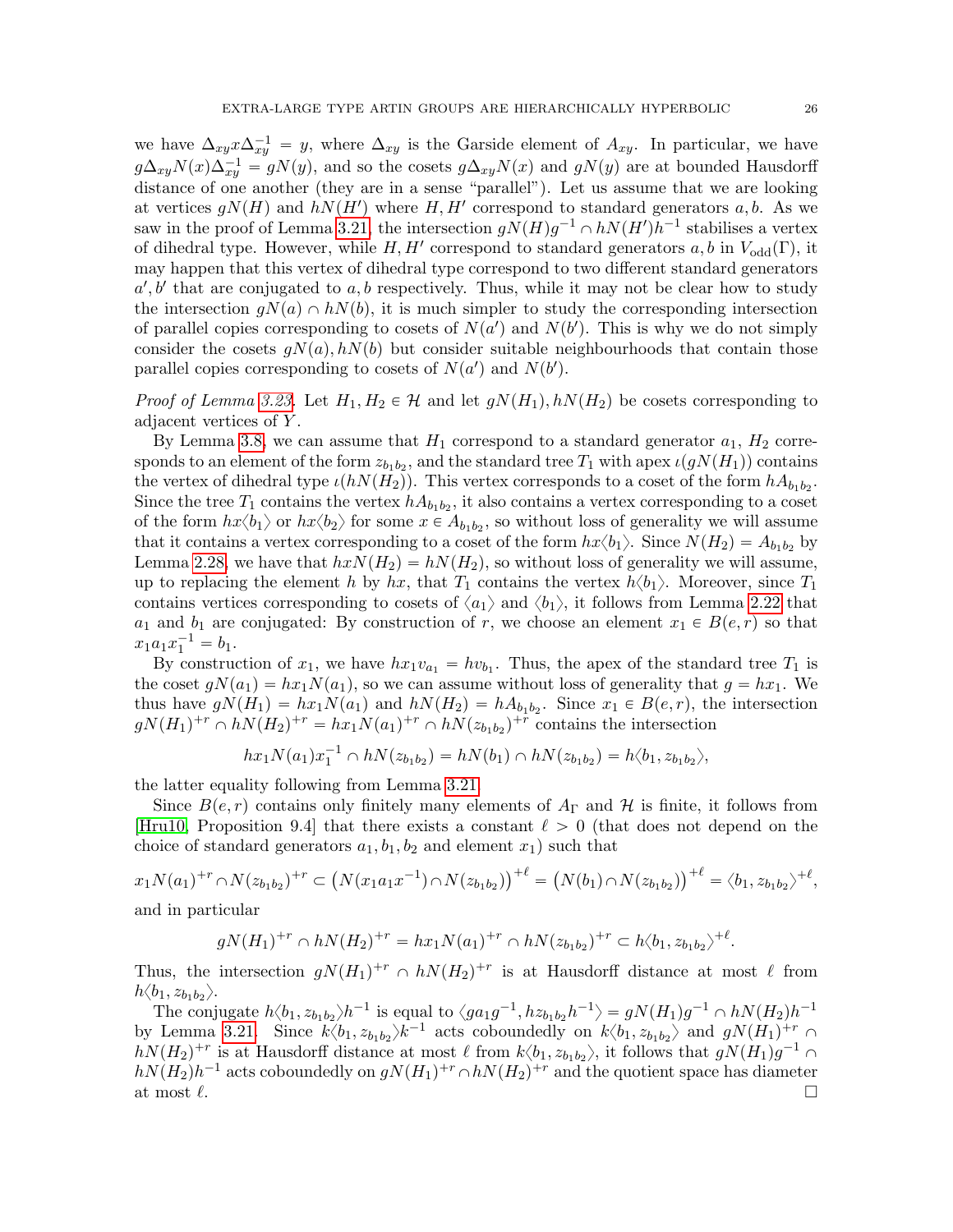we have $\Delta_{xy} x \Delta_{xy}^{-1} = y$, where $\Delta_{xy}$ is the Garside element of $A_{xy}$. In particular, we have $g\Delta_{xy} N(x) \Delta_{xy}^{-1} = gN(y)$, and so the cosets $g\Delta_{xy} N(x)$ and $gN(y)$ are at bounded Hausdorff distance of one another (they are in a sense "parallel"). Let us assume that we are looking at vertices $gN(H)$ and $hN(H')$ where $H, H'$ correspond to standard generators $a, b$. As we saw in the proof of Lemma 3.21, the intersection $gN(H)g^{-1} \cap hN(H')h^{-1}$ stabilises a vertex of dihedral type. However, while $H, H'$ correspond to standard generators $a, b$ in $V_{\mathrm{odd}}(\Gamma)$, it may happen that this vertex of dihedral type correspond to two different standard generators $a', b'$ that are conjugated to $a, b$ respectively. Thus, while it may not be clear how to study the intersection $gN(a) \cap hN(b)$, it is much simpler to study the corresponding intersection of parallel copies corresponding to cosets of $N(a')$ and $N(b')$. This is why we do not simply consider the cosets $gN(a), hN(b)$ but consider suitable neighbourhoods that contain those parallel copies corresponding to cosets of $N(a')$ and $N(b')$.

*Proof of Lemma 3.23.* Let $H_1, H_2 \in \mathcal{H}$ and let $gN(H_1), hN(H_2)$ be cosets corresponding to adjacent vertices of $Y$.

By Lemma 3.8, we can assume that $H_1$ correspond to a standard generator $a_1$, $H_2$ corresponds to an element of the form $z_{b_1 b_2}$, and the standard tree $T_1$ with apex $\iota(gN(H_1))$ contains the vertex of dihedral type $\iota(hN(H_2))$. This vertex corresponds to a coset of the form $hA_{b_1 b_2}$. Since the tree $T_1$ contains the vertex $hA_{b_1 b_2}$, it also contains a vertex corresponding to a coset of the form $hx\langle b_1 \rangle$ or $hx\langle b_2 \rangle$ for some $x \in A_{b_1 b_2}$, so without loss of generality we will assume that it contains a vertex corresponding to a coset of the form $hx\langle b_1 \rangle$. Since $N(H_2) = A_{b_1 b_2}$ by Lemma 2.28, we have that $hxN(H_2) = hN(H_2)$, so without loss of generality we will assume, up to replacing the element $h$ by $hx$, that $T_1$ contains the vertex $h\langle b_1 \rangle$. Moreover, since $T_1$ contains vertices corresponding to cosets of $\langle a_1 \rangle$ and $\langle b_1 \rangle$, it follows from Lemma 2.22 that $a_1$ and $b_1$ are conjugated: By construction of $r$, we choose an element $x_1 \in B(e, r)$ so that $x_1 a_1 x_1^{-1} = b_1$.

By construction of $x_1$, we have $hx_1 v_{a_1} = hv_{b_1}$. Thus, the apex of the standard tree $T_1$ is the coset $gN(a_1) = hx_1 N(a_1)$, so we can assume without loss of generality that $g = hx_1$. We thus have $gN(H_1) = hx_1 N(a_1)$ and $hN(H_2) = hA_{b_1 b_2}$. Since $x_1 \in B(e, r)$, the intersection $gN(H_1)^{+r} \cap hN(H_2)^{+r} = hx_1 N(a_1)^{+r} \cap hN(z_{b_1 b_2})^{+r}$ contains the intersection

$$hx_1 N(a_1) x_1^{-1} \cap hN(z_{b_1 b_2}) = hN(b_1) \cap hN(z_{b_1 b_2}) = h\langle b_1, z_{b_1 b_2} \rangle,$$

the latter equality following from Lemma 3.21.

Since $B(e, r)$ contains only finitely many elements of $A_\Gamma$ and $\mathcal{H}$ is finite, it follows from [Hru10, Proposition 9.4] that there exists a constant $\ell > 0$ (that does not depend on the choice of standard generators $a_1, b_1, b_2$ and element $x_1$) such that

$$x_1 N(a_1)^{+r} \cap N(z_{b_1 b_2})^{+r} \subset \big(N(x_1 a_1 x^{-1}) \cap N(z_{b_1 b_2})\big)^{+\ell} = \big(N(b_1) \cap N(z_{b_1 b_2})\big)^{+\ell} = \langle b_1, z_{b_1 b_2} \rangle^{+\ell},$$

and in particular

$$gN(H_1)^{+r} \cap hN(H_2)^{+r} = hx_1 N(a_1)^{+r} \cap hN(z_{b_1 b_2})^{+r} \subset h\langle b_1, z_{b_1 b_2} \rangle^{+\ell}.$$

Thus, the intersection $gN(H_1)^{+r} \cap hN(H_2)^{+r}$ is at Hausdorff distance at most $\ell$ from $h\langle b_1, z_{b_1 b_2} \rangle$.

The conjugate $h\langle b_1, z_{b_1 b_2} \rangle h^{-1}$ is equal to $\langle g a_1 g^{-1}, h z_{b_1 b_2} h^{-1} \rangle = gN(H_1)g^{-1} \cap hN(H_2)h^{-1}$ by Lemma 3.21. Since $k\langle b_1, z_{b_1 b_2} \rangle k^{-1}$ acts coboundedly on $k\langle b_1, z_{b_1 b_2} \rangle$ and $gN(H_1)^{+r} \cap hN(H_2)^{+r}$ is at Hausdorff distance at most $\ell$ from $k\langle b_1, z_{b_1 b_2} \rangle$, it follows that $gN(H_1)g^{-1} \cap hN(H_2)h^{-1}$ acts coboundedly on $gN(H_1)^{+r} \cap hN(H_2)^{+r}$ and the quotient space has diameter at most $\ell$. □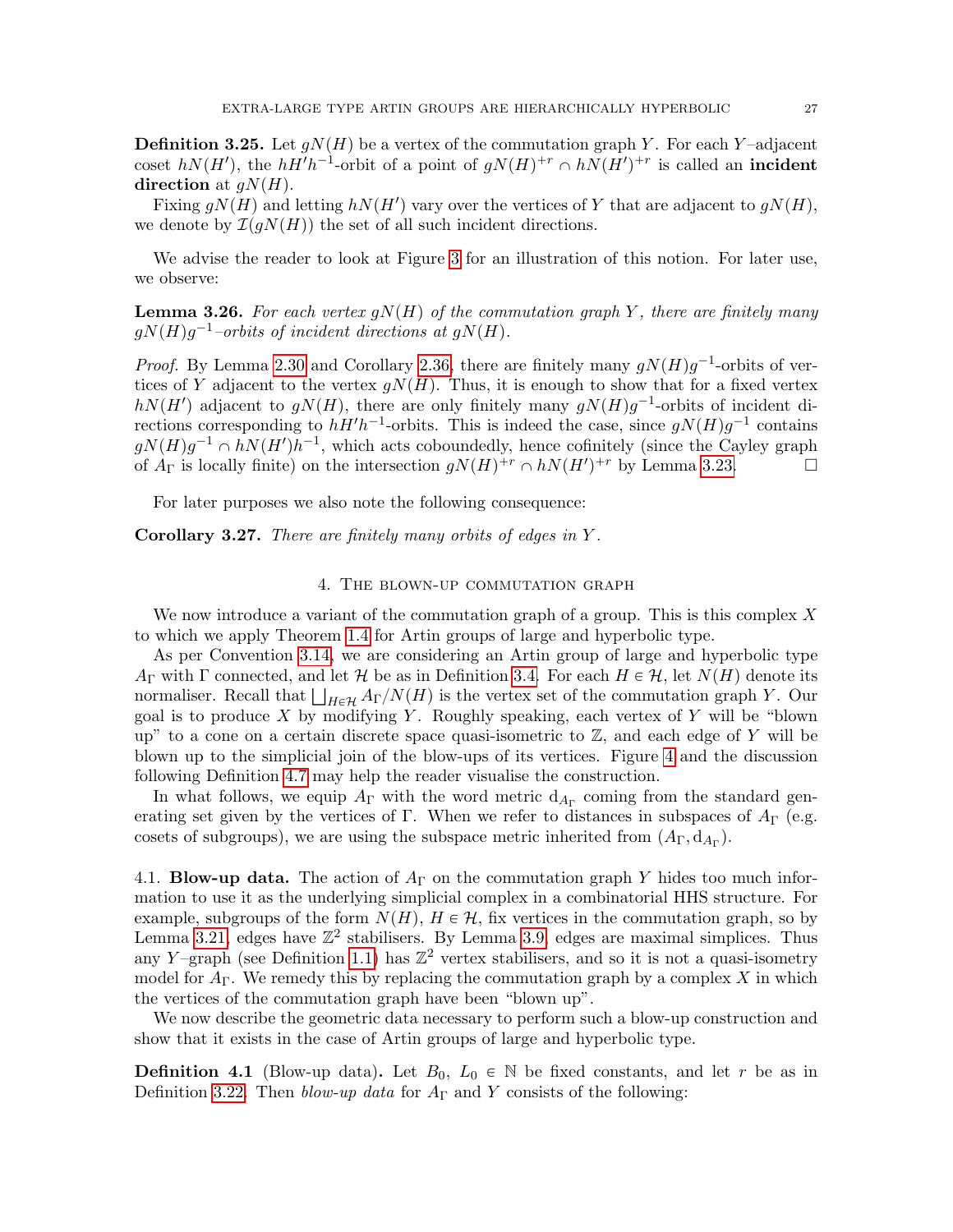**Definition 3.25.** Let $gN(H)$ be a vertex of the commutation graph $Y$. For each $Y$–adjacent coset $hN(H')$, the $hH'h^{-1}$-orbit of a point of $gN(H)^{+r} \cap hN(H')^{+r}$ is called an **incident direction** at $gN(H)$.

Fixing $gN(H)$ and letting $hN(H')$ vary over the vertices of $Y$ that are adjacent to $gN(H)$, we denote by $\mathcal{I}(gN(H))$ the set of all such incident directions.

We advise the reader to look at Figure 3 for an illustration of this notion. For later use, we observe:

**Lemma 3.26.** *For each vertex $gN(H)$ of the commutation graph $Y$, there are finitely many $gN(H)g^{-1}$–orbits of incident directions at $gN(H)$.*

*Proof.* By Lemma 2.30 and Corollary 2.36, there are finitely many $gN(H)g^{-1}$-orbits of vertices of $Y$ adjacent to the vertex $gN(H)$. Thus, it is enough to show that for a fixed vertex $hN(H')$ adjacent to $gN(H)$, there are only finitely many $gN(H)g^{-1}$-orbits of incident directions corresponding to $hH'h^{-1}$-orbits. This is indeed the case, since $gN(H)g^{-1}$ contains $gN(H)g^{-1} \cap hN(H')h^{-1}$, which acts coboundedly, hence cofinitely (since the Cayley graph of $A_\Gamma$ is locally finite) on the intersection $gN(H)^{+r} \cap hN(H')^{+r}$ by Lemma 3.23. □

For later purposes we also note the following consequence:

**Corollary 3.27.** *There are finitely many orbits of edges in $Y$.*

## 4. The blown-up commutation graph

We now introduce a variant of the commutation graph of a group. This is this complex $X$ to which we apply Theorem 1.4 for Artin groups of large and hyperbolic type.

As per Convention 3.14, we are considering an Artin group of large and hyperbolic type $A_\Gamma$ with $\Gamma$ connected, and let $\mathcal{H}$ be as in Definition 3.4. For each $H \in \mathcal{H}$, let $N(H)$ denote its normaliser. Recall that $\bigsqcup_{H\in\mathcal{H}} A_\Gamma/N(H)$ is the vertex set of the commutation graph $Y$. Our goal is to produce $X$ by modifying $Y$. Roughly speaking, each vertex of $Y$ will be "blown up" to a cone on a certain discrete space quasi-isometric to $\mathbb{Z}$, and each edge of $Y$ will be blown up to the simplicial join of the blow-ups of its vertices. Figure 4 and the discussion following Definition 4.7 may help the reader visualise the construction.

In what follows, we equip $A_\Gamma$ with the word metric $d_{A_\Gamma}$ coming from the standard generating set given by the vertices of $\Gamma$. When we refer to distances in subspaces of $A_\Gamma$ (e.g. cosets of subgroups), we are using the subspace metric inherited from $(A_\Gamma, d_{A_\Gamma})$.

### 4.1. Blow-up data.

The action of $A_\Gamma$ on the commutation graph $Y$ hides too much information to use it as the underlying simplicial complex in a combinatorial HHS structure. For example, subgroups of the form $N(H)$, $H \in \mathcal{H}$, fix vertices in the commutation graph, so by Lemma 3.21, edges have $\mathbb{Z}^2$ stabilisers. By Lemma 3.9, edges are maximal simplices. Thus any $Y$–graph (see Definition 1.1) has $\mathbb{Z}^2$ vertex stabilisers, and so it is not a quasi-isometry model for $A_\Gamma$. We remedy this by replacing the commutation graph by a complex $X$ in which the vertices of the commutation graph have been "blown up".

We now describe the geometric data necessary to perform such a blow-up construction and show that it exists in the case of Artin groups of large and hyperbolic type.

**Definition 4.1** (Blow-up data)**.** Let $B_0$, $L_0 \in \mathbb{N}$ be fixed constants, and let $r$ be as in Definition 3.22. Then *blow-up data* for $A_\Gamma$ and $Y$ consists of the following: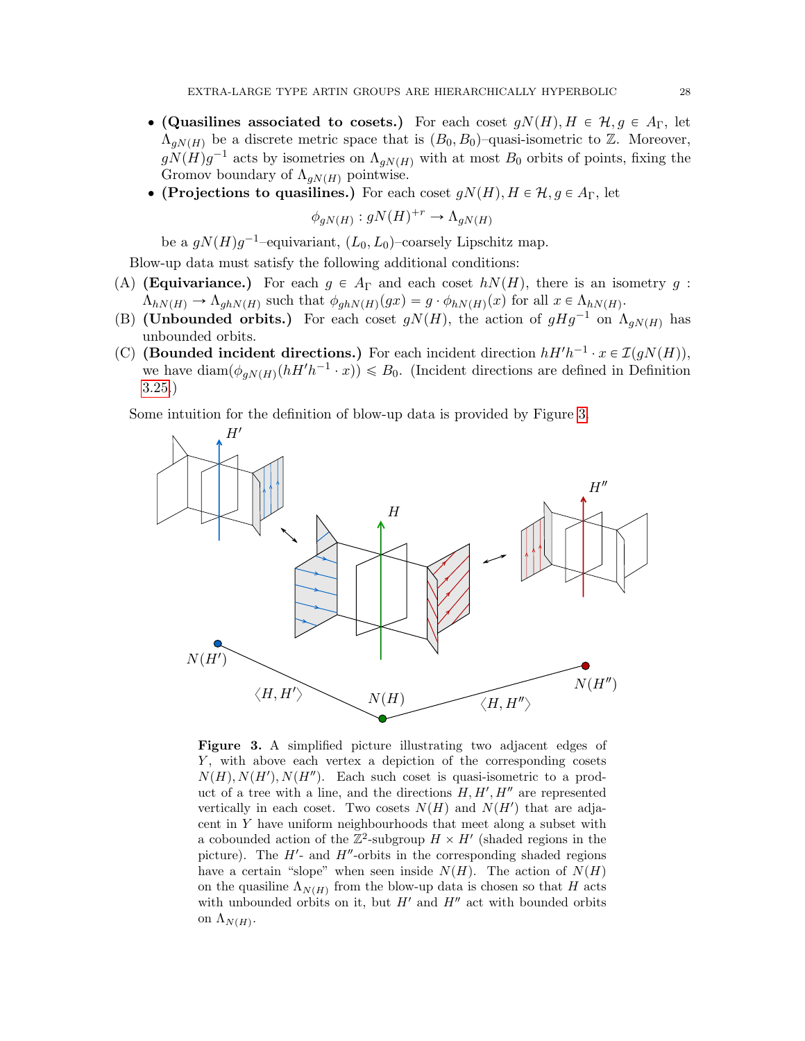- **(Quasilines associated to cosets.)** For each coset $gN(H), H \in \mathcal{H}, g \in A_\Gamma$, let $\Lambda_{gN(H)}$ be a discrete metric space that is $(B_0, B_0)$–quasi-isometric to $\mathbb{Z}$. Moreover, $gN(H)g^{-1}$ acts by isometries on $\Lambda_{gN(H)}$ with at most $B_0$ orbits of points, fixing the Gromov boundary of $\Lambda_{gN(H)}$ pointwise.
- **(Projections to quasilines.)** For each coset $gN(H), H \in \mathcal{H}, g \in A_\Gamma$, let

$$\phi_{gN(H)} : gN(H)^{+r} \to \Lambda_{gN(H)}$$

be a $gN(H)g^{-1}$–equivariant, $(L_0, L_0)$–coarsely Lipschitz map.

Blow-up data must satisfy the following additional conditions:

(A) **(Equivariance.)** For each $g \in A_\Gamma$ and each coset $hN(H)$, there is an isometry $g : \Lambda_{hN(H)} \to \Lambda_{ghN(H)}$ such that $\phi_{ghN(H)}(gx) = g \cdot \phi_{hN(H)}(x)$ for all $x \in \Lambda_{hN(H)}$.

(B) **(Unbounded orbits.)** For each coset $gN(H)$, the action of $gHg^{-1}$ on $\Lambda_{gN(H)}$ has unbounded orbits.

(C) **(Bounded incident directions.)** For each incident direction $hH'h^{-1} \cdot x \in \mathcal{I}(gN(H))$, we have $\operatorname{diam}(\phi_{gN(H)}(hH'h^{-1} \cdot x)) \leqslant B_0$. (Incident directions are defined in Definition 3.25.)

Some intuition for the definition of blow-up data is provided by Figure 3.

**Figure 3.** A simplified picture illustrating two adjacent edges of $Y$, with above each vertex a depiction of the corresponding cosets $N(H), N(H'), N(H'')$. Each such coset is quasi-isometric to a product of a tree with a line, and the directions $H, H', H''$ are represented vertically in each coset. Two cosets $N(H)$ and $N(H')$ that are adjacent in $Y$ have uniform neighbourhoods that meet along a subset with a cobounded action of the $\mathbb{Z}^2$-subgroup $H \times H'$ (shaded regions in the picture). The $H'$- and $H''$-orbits in the corresponding shaded regions have a certain "slope" when seen inside $N(H)$. The action of $N(H)$ on the quasiline $\Lambda_{N(H)}$ from the blow-up data is chosen so that $H$ acts with unbounded orbits on it, but $H'$ and $H''$ act with bounded orbits on $\Lambda_{N(H)}$.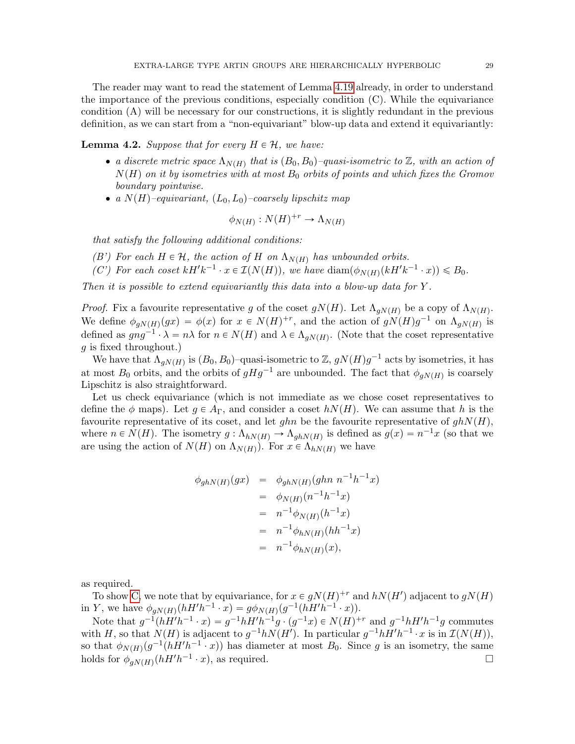The reader may want to read the statement of Lemma 4.19 already, in order to understand the importance of the previous conditions, especially condition (C). While the equivariance condition (A) will be necessary for our constructions, it is slightly redundant in the previous definition, as we can start from a "non-equivariant" blow-up data and extend it equivariantly:

**Lemma 4.2.** *Suppose that for every $H \in \mathcal{H}$, we have:*

- *a discrete metric space $\Lambda_{N(H)}$ that is $(B_0, B_0)$–quasi-isometric to $\mathbb{Z}$, with an action of $N(H)$ on it by isometries with at most $B_0$ orbits of points and which fixes the Gromov boundary pointwise.*
- *a $N(H)$–equivariant, $(L_0, L_0)$–coarsely lipschitz map*

$$\phi_{N(H)} : N(H)^{+r} \to \Lambda_{N(H)}$$

*that satisfy the following additional conditions:*

*(B') For each $H \in \mathcal{H}$, the action of $H$ on $\Lambda_{N(H)}$ has unbounded orbits.*
*(C') For each coset $kH'k^{-1} \cdot x \in \mathcal{I}(N(H))$, we have $\operatorname{diam}(\phi_{N(H)}(kH'k^{-1} \cdot x)) \leqslant B_0$.*

*Then it is possible to extend equivariantly this data into a blow-up data for $Y$.*

*Proof.* Fix a favourite representative $g$ of the coset $gN(H)$. Let $\Lambda_{gN(H)}$ be a copy of $\Lambda_{N(H)}$. We define $\phi_{gN(H)}(gx) = \phi(x)$ for $x \in N(H)^{+r}$, and the action of $gN(H)g^{-1}$ on $\Lambda_{gN(H)}$ is defined as $gng^{-1} \cdot \lambda = n\lambda$ for $n \in N(H)$ and $\lambda \in \Lambda_{gN(H)}$. (Note that the coset representative $g$ is fixed throughout.)

We have that $\Lambda_{gN(H)}$ is $(B_0, B_0)$–quasi-isometric to $\mathbb{Z}$, $gN(H)g^{-1}$ acts by isometries, it has at most $B_0$ orbits, and the orbits of $gHg^{-1}$ are unbounded. The fact that $\phi_{gN(H)}$ is coarsely Lipschitz is also straightforward.

Let us check equivariance (which is not immediate as we chose coset representatives to define the $\phi$ maps). Let $g \in A_\Gamma$, and consider a coset $hN(H)$. We can assume that $h$ is the favourite representative of its coset, and let $ghn$ be the favourite representative of $ghN(H)$, where $n \in N(H)$. The isometry $g : \Lambda_{hN(H)} \to \Lambda_{ghN(H)}$ is defined as $g(x) = n^{-1}x$ (so that we are using the action of $N(H)$ on $\Lambda_{N(H)}$). For $x \in \Lambda_{hN(H)}$ we have

$$\begin{aligned}
\phi_{ghN(H)}(gx) &= \phi_{ghN(H)}(ghn\; n^{-1}h^{-1}x) \\
&= \phi_{N(H)}(n^{-1}h^{-1}x) \\
&= n^{-1}\phi_{N(H)}(h^{-1}x) \\
&= n^{-1}\phi_{hN(H)}(hh^{-1}x) \\
&= n^{-1}\phi_{hN(H)}(x),
\end{aligned}$$

as required.

To show C, we note that by equivariance, for $x \in gN(H)^{+r}$ and $hN(H')$ adjacent to $gN(H)$ in $Y$, we have $\phi_{gN(H)}(hH'h^{-1} \cdot x) = g\phi_{N(H)}(g^{-1}(hH'h^{-1} \cdot x))$.

Note that $g^{-1}(hH'h^{-1} \cdot x) = g^{-1}hH'h^{-1}g \cdot (g^{-1}x) \in N(H)^{+r}$ and $g^{-1}hH'h^{-1}g$ commutes with $H$, so that $N(H)$ is adjacent to $g^{-1}hN(H')$. In particular $g^{-1}hH'h^{-1} \cdot x$ is in $\mathcal{I}(N(H))$, so that $\phi_{N(H)}(g^{-1}(hH'h^{-1} \cdot x))$ has diameter at most $B_0$. Since $g$ is an isometry, the same holds for $\phi_{gN(H)}(hH'h^{-1} \cdot x)$, as required. □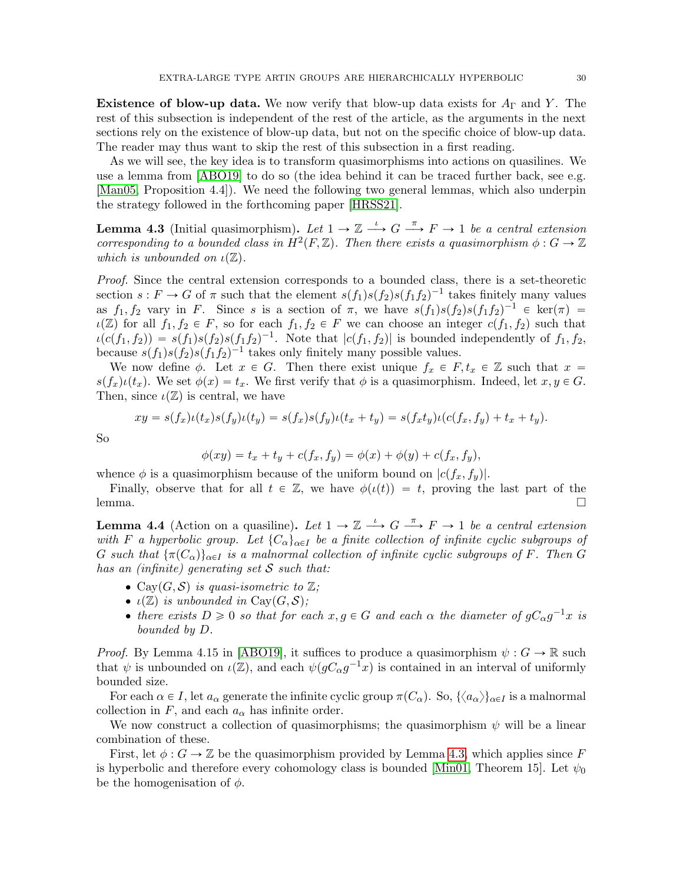**Existence of blow-up data.** We now verify that blow-up data exists for $A_\Gamma$ and $Y$. The rest of this subsection is independent of the rest of the article, as the arguments in the next sections rely on the existence of blow-up data, but not on the specific choice of blow-up data. The reader may thus want to skip the rest of this subsection in a first reading.

As we will see, the key idea is to transform quasimorphisms into actions on quasilines. We use a lemma from [ABO19] to do so (the idea behind it can be traced further back, see e.g. [Man05, Proposition 4.4]). We need the following two general lemmas, which also underpin the strategy followed in the forthcoming paper [HRSS21].

**Lemma 4.3** (Initial quasimorphism)**.** *Let $1 \to \mathbb{Z} \xrightarrow{\iota} G \xrightarrow{\pi} F \to 1$ be a central extension corresponding to a bounded class in $H^2(F, \mathbb{Z})$. Then there exists a quasimorphism $\phi : G \to \mathbb{Z}$ which is unbounded on $\iota(\mathbb{Z})$.*

*Proof.* Since the central extension corresponds to a bounded class, there is a set-theoretic section $s : F \to G$ of $\pi$ such that the element $s(f_1)s(f_2)s(f_1f_2)^{-1}$ takes finitely many values as $f_1, f_2$ vary in $F$. Since $s$ is a section of $\pi$, we have $s(f_1)s(f_2)s(f_1f_2)^{-1} \in \ker(\pi) = \iota(\mathbb{Z})$ for all $f_1, f_2 \in F$, so for each $f_1, f_2 \in F$ we can choose an integer $c(f_1, f_2)$ such that $\iota(c(f_1, f_2)) = s(f_1)s(f_2)s(f_1f_2)^{-1}$. Note that $|c(f_1, f_2)|$ is bounded independently of $f_1, f_2$, because $s(f_1)s(f_2)s(f_1f_2)^{-1}$ takes only finitely many possible values.

We now define $\phi$. Let $x \in G$. Then there exist unique $f_x \in F, t_x \in \mathbb{Z}$ such that $x = s(f_x)\iota(t_x)$. We set $\phi(x) = t_x$. We first verify that $\phi$ is a quasimorphism. Indeed, let $x, y \in G$. Then, since $\iota(\mathbb{Z})$ is central, we have

$$xy = s(f_x)\iota(t_x)s(f_y)\iota(t_y) = s(f_x)s(f_y)\iota(t_x + t_y) = s(f_x t_y)\iota(c(f_x, f_y) + t_x + t_y).$$

So

$$\phi(xy) = t_x + t_y + c(f_x, f_y) = \phi(x) + \phi(y) + c(f_x, f_y),$$

whence $\phi$ is a quasimorphism because of the uniform bound on $|c(f_x, f_y)|$.

Finally, observe that for all $t \in \mathbb{Z}$, we have $\phi(\iota(t)) = t$, proving the last part of the lemma. $\square$

**Lemma 4.4** (Action on a quasiline)**.** *Let $1 \to \mathbb{Z} \xrightarrow{\iota} G \xrightarrow{\pi} F \to 1$ be a central extension with $F$ a hyperbolic group. Let $\{C_\alpha\}_{\alpha \in I}$ be a finite collection of infinite cyclic subgroups of $G$ such that $\{\pi(C_\alpha)\}_{\alpha \in I}$ is a malnormal collection of infinite cyclic subgroups of $F$. Then $G$ has an (infinite) generating set $\mathcal{S}$ such that:*

- *$\mathrm{Cay}(G, \mathcal{S})$ is quasi-isometric to $\mathbb{Z}$;*
- *$\iota(\mathbb{Z})$ is unbounded in $\mathrm{Cay}(G, \mathcal{S})$;*
- *there exists $D \geqslant 0$ so that for each $x, g \in G$ and each $\alpha$ the diameter of $gC_\alpha g^{-1}x$ is bounded by $D$.*

*Proof.* By Lemma 4.15 in [ABO19], it suffices to produce a quasimorphism $\psi : G \to \mathbb{R}$ such that $\psi$ is unbounded on $\iota(\mathbb{Z})$, and each $\psi(gC_\alpha g^{-1}x)$ is contained in an interval of uniformly bounded size.

For each $\alpha \in I$, let $a_\alpha$ generate the infinite cyclic group $\pi(C_\alpha)$. So, $\{\langle a_\alpha \rangle\}_{\alpha \in I}$ is a malnormal collection in $F$, and each $a_\alpha$ has infinite order.

We now construct a collection of quasimorphisms; the quasimorphism $\psi$ will be a linear combination of these.

First, let $\phi : G \to \mathbb{Z}$ be the quasimorphism provided by Lemma 4.3, which applies since $F$ is hyperbolic and therefore every cohomology class is bounded [Min01, Theorem 15]. Let $\psi_0$ be the homogenisation of $\phi$.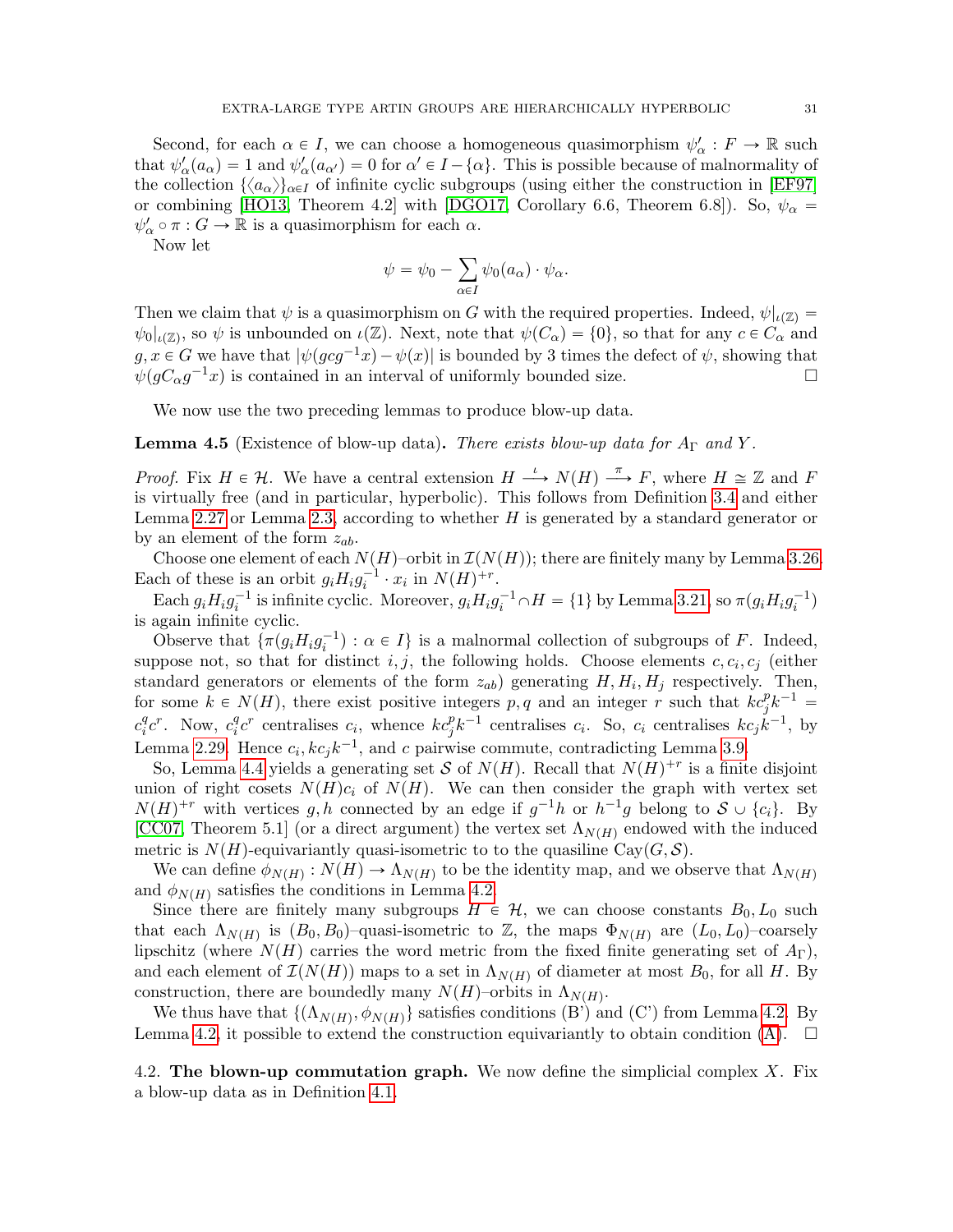Second, for each $\alpha \in I$, we can choose a homogeneous quasimorphism $\psi'_\alpha : F \to \mathbb{R}$ such that $\psi'_\alpha(a_\alpha) = 1$ and $\psi'_\alpha(a_{\alpha'}) = 0$ for $\alpha' \in I - \{\alpha\}$. This is possible because of malnormality of the collection $\{\langle a_\alpha \rangle\}_{\alpha \in I}$ of infinite cyclic subgroups (using either the construction in [EF97] or combining [HO13, Theorem 4.2] with [DGO17, Corollary 6.6, Theorem 6.8]). So, $\psi_\alpha = \psi'_\alpha \circ \pi : G \to \mathbb{R}$ is a quasimorphism for each $\alpha$.

Now let

$$\psi = \psi_0 - \sum_{\alpha \in I} \psi_0(a_\alpha) \cdot \psi_\alpha.$$

Then we claim that $\psi$ is a quasimorphism on $G$ with the required properties. Indeed, $\psi|_{\iota(\mathbb{Z})} = \psi_0|_{\iota(\mathbb{Z})}$, so $\psi$ is unbounded on $\iota(\mathbb{Z})$. Next, note that $\psi(C_\alpha) = \{0\}$, so that for any $c \in C_\alpha$ and $g, x \in G$ we have that $|\psi(gcg^{-1}x) - \psi(x)|$ is bounded by 3 times the defect of $\psi$, showing that $\psi(gC_\alpha g^{-1}x)$ is contained in an interval of uniformly bounded size. $\square$

We now use the two preceding lemmas to produce blow-up data.

**Lemma 4.5** (Existence of blow-up data)**.** *There exists blow-up data for $A_\Gamma$ and $Y$.*

*Proof.* Fix $H \in \mathcal{H}$. We have a central extension $H \xrightarrow{\iota} N(H) \xrightarrow{\pi} F$, where $H \cong \mathbb{Z}$ and $F$ is virtually free (and in particular, hyperbolic). This follows from Definition 3.4 and either Lemma 2.27 or Lemma 2.3, according to whether $H$ is generated by a standard generator or by an element of the form $z_{ab}$.

Choose one element of each $N(H)$–orbit in $\mathcal{I}(N(H))$; there are finitely many by Lemma 3.26. Each of these is an orbit $g_i H_i g_i^{-1} \cdot x_i$ in $N(H)^{+r}$.

Each $g_i H_i g_i^{-1}$ is infinite cyclic. Moreover, $g_i H_i g_i^{-1} \cap H = \{1\}$ by Lemma 3.21, so $\pi(g_i H_i g_i^{-1})$ is again infinite cyclic.

Observe that $\{\pi(g_i H_i g_i^{-1}) : \alpha \in I\}$ is a malnormal collection of subgroups of $F$. Indeed, suppose not, so that for distinct $i, j$, the following holds. Choose elements $c, c_i, c_j$ (either standard generators or elements of the form $z_{ab}$) generating $H, H_i, H_j$ respectively. Then, for some $k \in N(H)$, there exist positive integers $p, q$ and an integer $r$ such that $k c_j^p k^{-1} = c_i^q c^r$. Now, $c_i^q c^r$ centralises $c_i$, whence $k c_j^p k^{-1}$ centralises $c_i$. So, $c_i$ centralises $k c_j k^{-1}$, by Lemma 2.29. Hence $c_i, k c_j k^{-1}$, and $c$ pairwise commute, contradicting Lemma 3.9.

So, Lemma 4.4 yields a generating set $\mathcal{S}$ of $N(H)$. Recall that $N(H)^{+r}$ is a finite disjoint union of right cosets $N(H)c_i$ of $N(H)$. We can then consider the graph with vertex set $N(H)^{+r}$ with vertices $g, h$ connected by an edge if $g^{-1}h$ or $h^{-1}g$ belong to $\mathcal{S} \cup \{c_i\}$. By [CC07, Theorem 5.1] (or a direct argument) the vertex set $\Lambda_{N(H)}$ endowed with the induced metric is $N(H)$-equivariantly quasi-isometric to to the quasiline $\mathrm{Cay}(G, \mathcal{S})$.

We can define $\phi_{N(H)} : N(H) \to \Lambda_{N(H)}$ to be the identity map, and we observe that $\Lambda_{N(H)}$ and $\phi_{N(H)}$ satisfies the conditions in Lemma 4.2.

Since there are finitely many subgroups $H \in \mathcal{H}$, we can choose constants $B_0, L_0$ such that each $\Lambda_{N(H)}$ is $(B_0, B_0)$–quasi-isometric to $\mathbb{Z}$, the maps $\Phi_{N(H)}$ are $(L_0, L_0)$–coarsely lipschitz (where $N(H)$ carries the word metric from the fixed finite generating set of $A_\Gamma$), and each element of $\mathcal{I}(N(H))$ maps to a set in $\Lambda_{N(H)}$ of diameter at most $B_0$, for all $H$. By construction, there are boundedly many $N(H)$–orbits in $\Lambda_{N(H)}$.

We thus have that $\{(\Lambda_{N(H)}, \phi_{N(H)}\}$ satisfies conditions (B') and (C') from Lemma 4.2. By Lemma 4.2, it possible to extend the construction equivariantly to obtain condition (A). $\square$

4.2. **The blown-up commutation graph.** We now define the simplicial complex $X$. Fix a blow-up data as in Definition 4.1.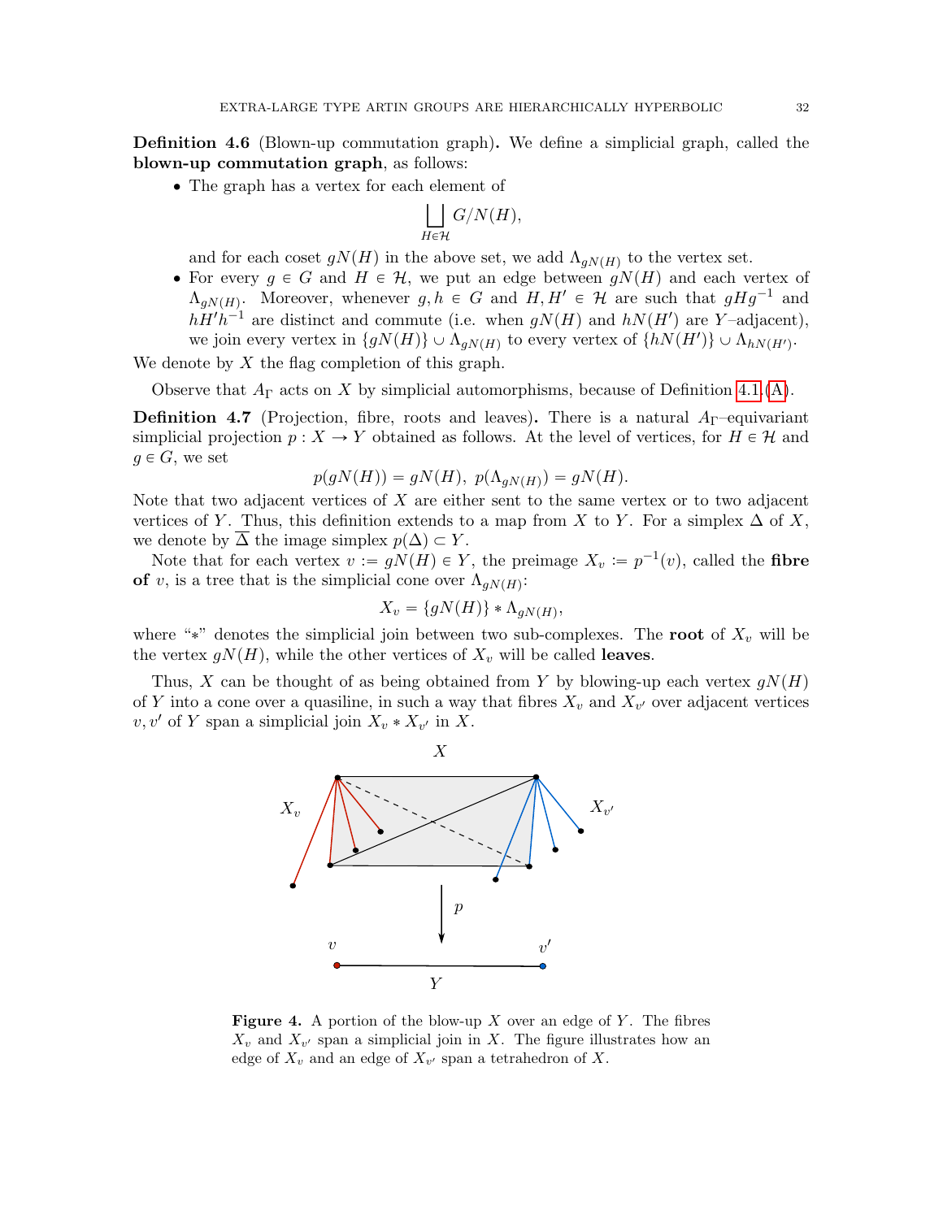**Definition 4.6** (Blown-up commutation graph)**.** We define a simplicial graph, called the **blown-up commutation graph**, as follows:

- The graph has a vertex for each element of
$$\bigsqcup_{H \in \mathcal{H}} G/N(H),$$
and for each coset $gN(H)$ in the above set, we add $\Lambda_{gN(H)}$ to the vertex set.
- For every $g \in G$ and $H \in \mathcal{H}$, we put an edge between $gN(H)$ and each vertex of $\Lambda_{gN(H)}$. Moreover, whenever $g, h \in G$ and $H, H' \in \mathcal{H}$ are such that $gHg^{-1}$ and $hH'h^{-1}$ are distinct and commute (i.e. when $gN(H)$ and $hN(H')$ are $Y$–adjacent), we join every vertex in $\{gN(H)\} \cup \Lambda_{gN(H)}$ to every vertex of $\{hN(H')\} \cup \Lambda_{hN(H')}$.

We denote by $X$ the flag completion of this graph.

Observe that $A_\Gamma$ acts on $X$ by simplicial automorphisms, because of Definition 4.1.(A).

**Definition 4.7** (Projection, fibre, roots and leaves)**.** There is a natural $A_\Gamma$–equivariant simplicial projection $p : X \to Y$ obtained as follows. At the level of vertices, for $H \in \mathcal{H}$ and $g \in G$, we set
$$p(gN(H)) = gN(H), \; p(\Lambda_{gN(H)}) = gN(H).$$
Note that two adjacent vertices of $X$ are either sent to the same vertex or to two adjacent vertices of $Y$. Thus, this definition extends to a map from $X$ to $Y$. For a simplex $\Delta$ of $X$, we denote by $\overline{\Delta}$ the image simplex $p(\Delta) \subset Y$.

Note that for each vertex $v := gN(H) \in Y$, the preimage $X_v := p^{-1}(v)$, called the **fibre of** $v$, is a tree that is the simplicial cone over $\Lambda_{gN(H)}$:
$$X_v = \{gN(H)\} * \Lambda_{gN(H)},$$
where "$*$" denotes the simplicial join between two sub-complexes. The **root** of $X_v$ will be the vertex $gN(H)$, while the other vertices of $X_v$ will be called **leaves**.

Thus, $X$ can be thought of as being obtained from $Y$ by blowing-up each vertex $gN(H)$ of $Y$ into a cone over a quasiline, in such a way that fibres $X_v$ and $X_{v'}$ over adjacent vertices $v, v'$ of $Y$ span a simplicial join $X_v * X_{v'}$ in $X$.

**Figure 4.** A portion of the blow-up $X$ over an edge of $Y$. The fibres $X_v$ and $X_{v'}$ span a simplicial join in $X$. The figure illustrates how an edge of $X_v$ and an edge of $X_{v'}$ span a tetrahedron of $X$.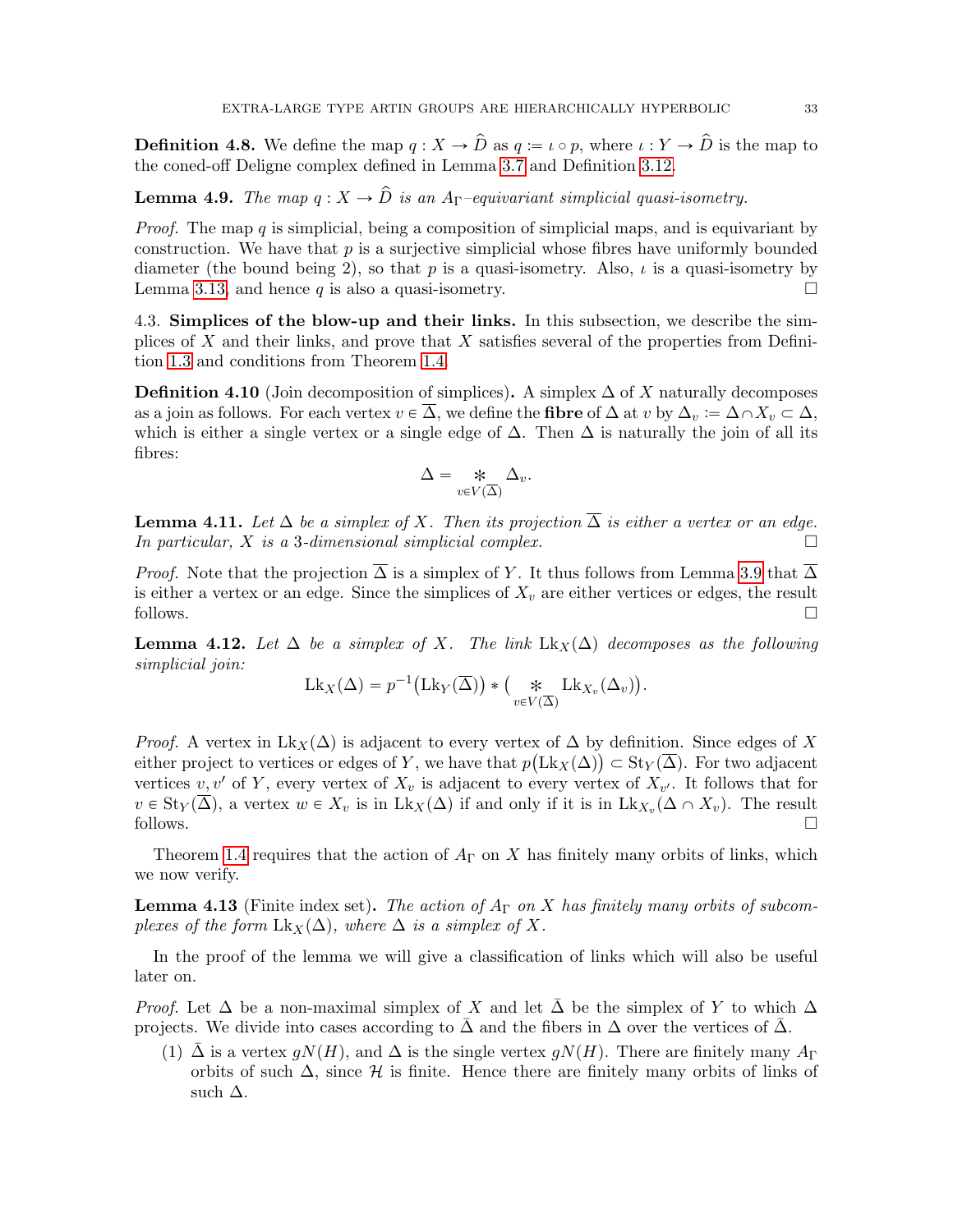**Definition 4.8.** We define the map $q : X \to \widehat{D}$ as $q := \iota \circ p$, where $\iota : Y \to \widehat{D}$ is the map to the coned-off Deligne complex defined in Lemma 3.7 and Definition 3.12.

**Lemma 4.9.** *The map $q : X \to \widehat{D}$ is an $A_\Gamma$–equivariant simplicial quasi-isometry.*

*Proof.* The map $q$ is simplicial, being a composition of simplicial maps, and is equivariant by construction. We have that $p$ is a surjective simplicial whose fibres have uniformly bounded diameter (the bound being 2), so that $p$ is a quasi-isometry. Also, $\iota$ is a quasi-isometry by Lemma 3.13, and hence $q$ is also a quasi-isometry. □

4.3. **Simplices of the blow-up and their links.** In this subsection, we describe the simplices of $X$ and their links, and prove that $X$ satisfies several of the properties from Definition 1.3 and conditions from Theorem 1.4.

**Definition 4.10** (Join decomposition of simplices)**.** A simplex $\Delta$ of $X$ naturally decomposes as a join as follows. For each vertex $v \in \overline{\Delta}$, we define the **fibre** of $\Delta$ at $v$ by $\Delta_v := \Delta \cap X_v \subset \Delta$, which is either a single vertex or a single edge of $\Delta$. Then $\Delta$ is naturally the join of all its fibres:

$$\Delta = \mathop{\ast}_{v \in V(\overline{\Delta})} \Delta_v.$$

**Lemma 4.11.** *Let $\Delta$ be a simplex of $X$. Then its projection $\overline{\Delta}$ is either a vertex or an edge. In particular, $X$ is a 3-dimensional simplicial complex.* □

*Proof.* Note that the projection $\overline{\Delta}$ is a simplex of $Y$. It thus follows from Lemma 3.9 that $\overline{\Delta}$ is either a vertex or an edge. Since the simplices of $X_v$ are either vertices or edges, the result follows. □

**Lemma 4.12.** *Let $\Delta$ be a simplex of $X$. The link $\mathrm{Lk}_X(\Delta)$ decomposes as the following simplicial join:*

$$\mathrm{Lk}_X(\Delta) = p^{-1}\big(\mathrm{Lk}_Y(\overline{\Delta})\big) * \big(\mathop{\ast}_{v \in V(\overline{\Delta})} \mathrm{Lk}_{X_v}(\Delta_v)\big).$$

*Proof.* A vertex in $\mathrm{Lk}_X(\Delta)$ is adjacent to every vertex of $\Delta$ by definition. Since edges of $X$ either project to vertices or edges of $Y$, we have that $p\big(\mathrm{Lk}_X(\Delta)\big) \subset \mathrm{St}_Y(\overline{\Delta})$. For two adjacent vertices $v, v'$ of $Y$, every vertex of $X_v$ is adjacent to every vertex of $X_{v'}$. It follows that for $v \in \mathrm{St}_Y(\overline{\Delta})$, a vertex $w \in X_v$ is in $\mathrm{Lk}_X(\Delta)$ if and only if it is in $\mathrm{Lk}_{X_v}(\Delta \cap X_v)$. The result follows. □

Theorem 1.4 requires that the action of $A_\Gamma$ on $X$ has finitely many orbits of links, which we now verify.

**Lemma 4.13** (Finite index set)**.** *The action of $A_\Gamma$ on $X$ has finitely many orbits of subcomplexes of the form $\mathrm{Lk}_X(\Delta)$, where $\Delta$ is a simplex of $X$.*

In the proof of the lemma we will give a classification of links which will also be useful later on.

*Proof.* Let $\Delta$ be a non-maximal simplex of $X$ and let $\bar{\Delta}$ be the simplex of $Y$ to which $\Delta$ projects. We divide into cases according to $\bar{\Delta}$ and the fibers in $\Delta$ over the vertices of $\bar{\Delta}$.

1. $\bar{\Delta}$ is a vertex $gN(H)$, and $\Delta$ is the single vertex $gN(H)$. There are finitely many $A_\Gamma$ orbits of such $\Delta$, since $\mathcal{H}$ is finite. Hence there are finitely many orbits of links of such $\Delta$.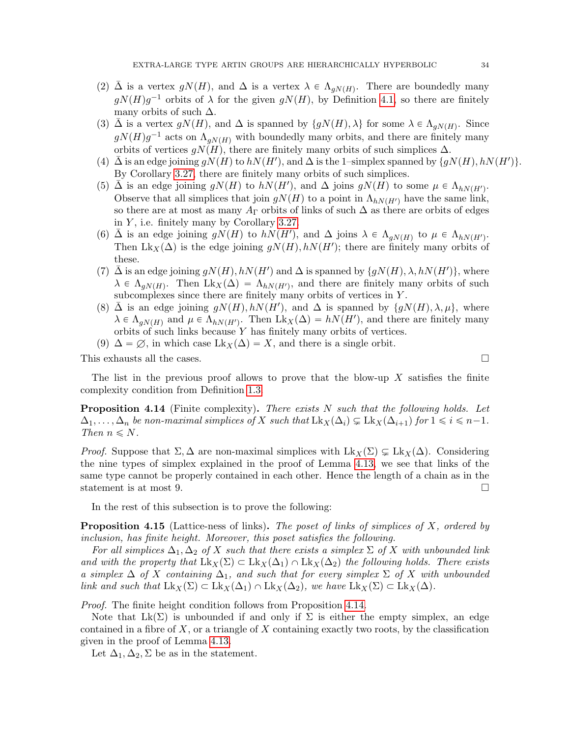(2) $\bar{\Delta}$ is a vertex $gN(H)$, and $\Delta$ is a vertex $\lambda \in \Lambda_{gN(H)}$. There are boundedly many $gN(H)g^{-1}$ orbits of $\lambda$ for the given $gN(H)$, by Definition 4.1, so there are finitely many orbits of such $\Delta$.

(3) $\bar{\Delta}$ is a vertex $gN(H)$, and $\Delta$ is spanned by $\{gN(H), \lambda\}$ for some $\lambda \in \Lambda_{gN(H)}$. Since $gN(H)g^{-1}$ acts on $\Lambda_{gN(H)}$ with boundedly many orbits, and there are finitely many orbits of vertices $gN(H)$, there are finitely many orbits of such simplices $\Delta$.

(4) $\bar{\Delta}$ is an edge joining $gN(H)$ to $hN(H')$, and $\Delta$ is the 1–simplex spanned by $\{gN(H), hN(H')\}$. By Corollary 3.27, there are finitely many orbits of such simplices.

(5) $\bar{\Delta}$ is an edge joining $gN(H)$ to $hN(H')$, and $\Delta$ joins $gN(H)$ to some $\mu \in \Lambda_{hN(H')}$. Observe that all simplices that join $gN(H)$ to a point in $\Lambda_{hN(H')}$ have the same link, so there are at most as many $A_\Gamma$ orbits of links of such $\Delta$ as there are orbits of edges in $Y$, i.e. finitely many by Corollary 3.27.

(6) $\bar{\Delta}$ is an edge joining $gN(H)$ to $hN(H')$, and $\Delta$ joins $\lambda \in \Lambda_{gN(H)}$ to $\mu \in \Lambda_{hN(H')}$. Then $\mathrm{Lk}_X(\Delta)$ is the edge joining $gN(H), hN(H')$; there are finitely many orbits of these.

(7) $\bar{\Delta}$ is an edge joining $gN(H), hN(H')$ and $\Delta$ is spanned by $\{gN(H), \lambda, hN(H')\}$, where $\lambda \in \Lambda_{gN(H)}$. Then $\mathrm{Lk}_X(\Delta) = \Lambda_{hN(H')}$, and there are finitely many orbits of such subcomplexes since there are finitely many orbits of vertices in $Y$.

(8) $\bar{\Delta}$ is an edge joining $gN(H), hN(H')$, and $\Delta$ is spanned by $\{gN(H), \lambda, \mu\}$, where $\lambda \in \Lambda_{gN(H)}$ and $\mu \in \Lambda_{hN(H')}$. Then $\mathrm{Lk}_X(\Delta) = hN(H')$, and there are finitely many orbits of such links because $Y$ has finitely many orbits of vertices.

(9) $\Delta = \varnothing$, in which case $\mathrm{Lk}_X(\Delta) = X$, and there is a single orbit.

This exhausts all the cases. $\square$

The list in the previous proof allows to prove that the blow-up $X$ satisfies the finite complexity condition from Definition 1.3.

**Proposition 4.14** (Finite complexity)**.** *There exists $N$ such that the following holds. Let $\Delta_1, \ldots, \Delta_n$ be non-maximal simplices of $X$ such that $\mathrm{Lk}_X(\Delta_i) \subsetneq \mathrm{Lk}_X(\Delta_{i+1})$ for $1 \leqslant i \leqslant n-1$. Then $n \leqslant N$.*

*Proof.* Suppose that $\Sigma, \Delta$ are non-maximal simplices with $\mathrm{Lk}_X(\Sigma) \subsetneq \mathrm{Lk}_X(\Delta)$. Considering the nine types of simplex explained in the proof of Lemma 4.13, we see that links of the same type cannot be properly contained in each other. Hence the length of a chain as in the statement is at most 9. $\square$

In the rest of this subsection is to prove the following:

**Proposition 4.15** (Lattice-ness of links)**.** *The poset of links of simplices of $X$, ordered by inclusion, has finite height. Moreover, this poset satisfies the following.*

*For all simplices $\Delta_1, \Delta_2$ of $X$ such that there exists a simplex $\Sigma$ of $X$ with unbounded link and with the property that $\mathrm{Lk}_X(\Sigma) \subset \mathrm{Lk}_X(\Delta_1) \cap \mathrm{Lk}_X(\Delta_2)$ the following holds. There exists a simplex $\Delta$ of $X$ containing $\Delta_1$, and such that for every simplex $\Sigma$ of $X$ with unbounded link and such that $\mathrm{Lk}_X(\Sigma) \subset \mathrm{Lk}_X(\Delta_1) \cap \mathrm{Lk}_X(\Delta_2)$, we have $\mathrm{Lk}_X(\Sigma) \subset \mathrm{Lk}_X(\Delta)$.*

*Proof.* The finite height condition follows from Proposition 4.14.

Note that $\mathrm{Lk}(\Sigma)$ is unbounded if and only if $\Sigma$ is either the empty simplex, an edge contained in a fibre of $X$, or a triangle of $X$ containing exactly two roots, by the classification given in the proof of Lemma 4.13.

Let $\Delta_1, \Delta_2, \Sigma$ be as in the statement.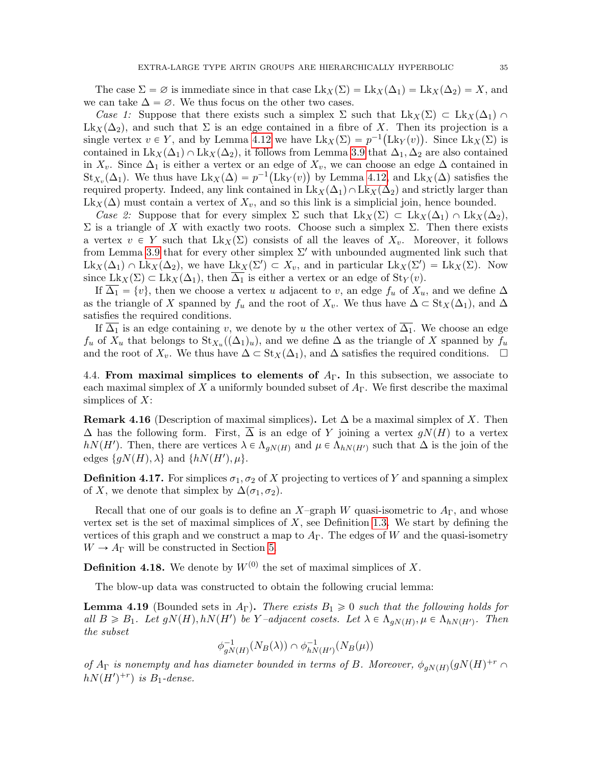The case $\Sigma = \varnothing$ is immediate since in that case $\mathrm{Lk}_X(\Sigma) = \mathrm{Lk}_X(\Delta_1) = \mathrm{Lk}_X(\Delta_2) = X$, and we can take $\Delta = \varnothing$. We thus focus on the other two cases.

*Case 1:* Suppose that there exists such a simplex $\Sigma$ such that $\mathrm{Lk}_X(\Sigma) \subset \mathrm{Lk}_X(\Delta_1) \cap \mathrm{Lk}_X(\Delta_2)$, and such that $\Sigma$ is an edge contained in a fibre of $X$. Then its projection is a single vertex $v \in Y$, and by Lemma 4.12 we have $\mathrm{Lk}_X(\Sigma) = p^{-1}\big(\mathrm{Lk}_Y(v)\big)$. Since $\mathrm{Lk}_X(\Sigma)$ is contained in $\mathrm{Lk}_X(\Delta_1) \cap \mathrm{Lk}_X(\Delta_2)$, it follows from Lemma 3.9 that $\Delta_1, \Delta_2$ are also contained in $X_v$. Since $\Delta_1$ is either a vertex or an edge of $X_v$, we can choose an edge $\Delta$ contained in $\mathrm{St}_{X_v}(\Delta_1)$. We thus have $\mathrm{Lk}_X(\Delta) = p^{-1}\big(\mathrm{Lk}_Y(v)\big)$ by Lemma 4.12, and $\mathrm{Lk}_X(\Delta)$ satisfies the required property. Indeed, any link contained in $\mathrm{Lk}_X(\Delta_1) \cap \mathrm{Lk}_X(\Delta_2)$ and strictly larger than $\mathrm{Lk}_X(\Delta)$ must contain a vertex of $X_v$, and so this link is a simplicial join, hence bounded.

*Case 2:* Suppose that for every simplex $\Sigma$ such that $\mathrm{Lk}_X(\Sigma) \subset \mathrm{Lk}_X(\Delta_1) \cap \mathrm{Lk}_X(\Delta_2)$, $\Sigma$ is a triangle of $X$ with exactly two roots. Choose such a simplex $\Sigma$. Then there exists a vertex $v \in Y$ such that $\mathrm{Lk}_X(\Sigma)$ consists of all the leaves of $X_v$. Moreover, it follows from Lemma 3.9 that for every other simplex $\Sigma'$ with unbounded augmented link such that $\mathrm{Lk}_X(\Delta_1) \cap \mathrm{Lk}_X(\Delta_2)$, we have $\mathrm{Lk}_X(\Sigma') \subset X_v$, and in particular $\mathrm{Lk}_X(\Sigma') = \mathrm{Lk}_X(\Sigma)$. Now since $\mathrm{Lk}_X(\Sigma) \subset \mathrm{Lk}_X(\Delta_1)$, then $\overline{\Delta_1}$ is either a vertex or an edge of $\mathrm{St}_Y(v)$.

If $\overline{\Delta_1} = \{v\}$, then we choose a vertex $u$ adjacent to $v$, an edge $f_u$ of $X_u$, and we define $\Delta$ as the triangle of $X$ spanned by $f_u$ and the root of $X_v$. We thus have $\Delta \subset \mathrm{St}_X(\Delta_1)$, and $\Delta$ satisfies the required conditions.

If $\overline{\Delta_1}$ is an edge containing $v$, we denote by $u$ the other vertex of $\overline{\Delta_1}$. We choose an edge $f_u$ of $X_u$ that belongs to $\mathrm{St}_{X_u}((\Delta_1)_u)$, and we define $\Delta$ as the triangle of $X$ spanned by $f_u$ and the root of $X_v$. We thus have $\Delta \subset \mathrm{St}_X(\Delta_1)$, and $\Delta$ satisfies the required conditions. $\square$

4.4. **From maximal simplices to elements of $A_\Gamma$.** In this subsection, we associate to each maximal simplex of $X$ a uniformly bounded subset of $A_\Gamma$. We first describe the maximal simplices of $X$:

**Remark 4.16** (Description of maximal simplices)**.** Let $\Delta$ be a maximal simplex of $X$. Then $\Delta$ has the following form. First, $\overline{\Delta}$ is an edge of $Y$ joining a vertex $gN(H)$ to a vertex $hN(H')$. Then, there are vertices $\lambda \in \Lambda_{gN(H)}$ and $\mu \in \Lambda_{hN(H')}$ such that $\Delta$ is the join of the edges $\{gN(H), \lambda\}$ and $\{hN(H'), \mu\}$.

**Definition 4.17.** For simplices $\sigma_1, \sigma_2$ of $X$ projecting to vertices of $Y$ and spanning a simplex of $X$, we denote that simplex by $\Delta(\sigma_1, \sigma_2)$.

Recall that one of our goals is to define an $X$–graph $W$ quasi-isometric to $A_\Gamma$, and whose vertex set is the set of maximal simplices of $X$, see Definition 1.3. We start by defining the vertices of this graph and we construct a map to $A_\Gamma$. The edges of $W$ and the quasi-isometry $W \to A_\Gamma$ will be constructed in Section 5.

**Definition 4.18.** We denote by $W^{(0)}$ the set of maximal simplices of $X$.

The blow-up data was constructed to obtain the following crucial lemma:

**Lemma 4.19** (Bounded sets in $A_\Gamma$)**.** *There exists $B_1 \geqslant 0$ such that the following holds for all $B \geqslant B_1$. Let $gN(H), hN(H')$ be $Y$–adjacent cosets. Let $\lambda \in \Lambda_{gN(H)}, \mu \in \Lambda_{hN(H')}$. Then the subset*

$$\phi^{-1}_{gN(H)}(N_B(\lambda)) \cap \phi^{-1}_{hN(H')}(N_B(\mu))$$

*of $A_\Gamma$ is nonempty and has diameter bounded in terms of $B$. Moreover, $\phi_{gN(H)}(gN(H)^{+r} \cap hN(H')^{+r})$ is $B_1$-dense.*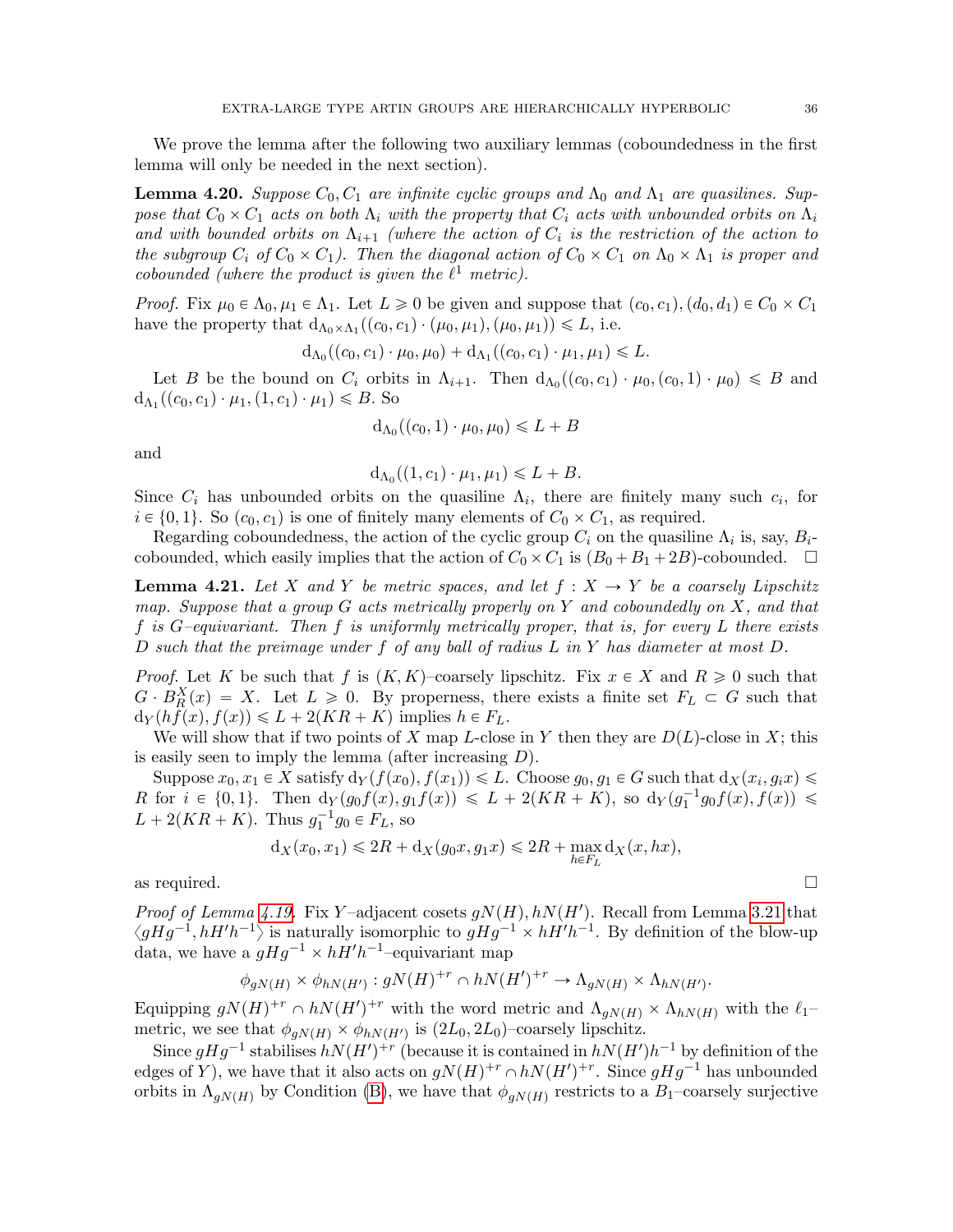We prove the lemma after the following two auxiliary lemmas (coboundedness in the first lemma will only be needed in the next section).

**Lemma 4.20.** *Suppose $C_0, C_1$ are infinite cyclic groups and $\Lambda_0$ and $\Lambda_1$ are quasilines. Suppose that $C_0 \times C_1$ acts on both $\Lambda_i$ with the property that $C_i$ acts with unbounded orbits on $\Lambda_i$ and with bounded orbits on $\Lambda_{i+1}$ (where the action of $C_i$ is the restriction of the action to the subgroup $C_i$ of $C_0 \times C_1$). Then the diagonal action of $C_0 \times C_1$ on $\Lambda_0 \times \Lambda_1$ is proper and cobounded (where the product is given the $\ell^1$ metric).*

*Proof.* Fix $\mu_0 \in \Lambda_0, \mu_1 \in \Lambda_1$. Let $L \geqslant 0$ be given and suppose that $(c_0, c_1), (d_0, d_1) \in C_0 \times C_1$ have the property that $\mathrm{d}_{\Lambda_0 \times \Lambda_1}((c_0, c_1) \cdot (\mu_0, \mu_1), (\mu_0, \mu_1)) \leqslant L$, i.e.

$$\mathrm{d}_{\Lambda_0}((c_0, c_1) \cdot \mu_0, \mu_0) + \mathrm{d}_{\Lambda_1}((c_0, c_1) \cdot \mu_1, \mu_1) \leqslant L.$$

Let $B$ be the bound on $C_i$ orbits in $\Lambda_{i+1}$. Then $\mathrm{d}_{\Lambda_0}((c_0, c_1) \cdot \mu_0, (c_0, 1) \cdot \mu_0) \leqslant B$ and $\mathrm{d}_{\Lambda_1}((c_0, c_1) \cdot \mu_1, (1, c_1) \cdot \mu_1) \leqslant B$. So

$$\mathrm{d}_{\Lambda_0}((c_0, 1) \cdot \mu_0, \mu_0) \leqslant L + B$$

and

$$\mathrm{d}_{\Lambda_0}((1, c_1) \cdot \mu_1, \mu_1) \leqslant L + B.$$

Since $C_i$ has unbounded orbits on the quasiline $\Lambda_i$, there are finitely many such $c_i$, for $i \in \{0, 1\}$. So $(c_0, c_1)$ is one of finitely many elements of $C_0 \times C_1$, as required.

Regarding coboundedness, the action of the cyclic group $C_i$ on the quasiline $\Lambda_i$ is, say, $B_i$-cobounded, which easily implies that the action of $C_0 \times C_1$ is $(B_0 + B_1 + 2B)$-cobounded. $\square$

**Lemma 4.21.** *Let $X$ and $Y$ be metric spaces, and let $f : X \to Y$ be a coarsely Lipschitz map. Suppose that a group $G$ acts metrically properly on $Y$ and coboundedly on $X$, and that $f$ is $G$–equivariant. Then $f$ is uniformly metrically proper, that is, for every $L$ there exists $D$ such that the preimage under $f$ of any ball of radius $L$ in $Y$ has diameter at most $D$.*

*Proof.* Let $K$ be such that $f$ is $(K, K)$–coarsely lipschitz. Fix $x \in X$ and $R \geqslant 0$ such that $G \cdot B_R^X(x) = X$. Let $L \geqslant 0$. By properness, there exists a finite set $F_L \subset G$ such that $\mathrm{d}_Y(hf(x), f(x)) \leqslant L + 2(KR + K)$ implies $h \in F_L$.

We will show that if two points of $X$ map $L$-close in $Y$ then they are $D(L)$-close in $X$; this is easily seen to imply the lemma (after increasing $D$).

Suppose $x_0, x_1 \in X$ satisfy $\mathrm{d}_Y(f(x_0), f(x_1)) \leqslant L$. Choose $g_0, g_1 \in G$ such that $\mathrm{d}_X(x_i, g_i x) \leqslant R$ for $i \in \{0, 1\}$. Then $\mathrm{d}_Y(g_0 f(x), g_1 f(x)) \leqslant L + 2(KR + K)$, so $\mathrm{d}_Y(g_1^{-1} g_0 f(x), f(x)) \leqslant L + 2(KR + K)$. Thus $g_1^{-1} g_0 \in F_L$, so

$$\mathrm{d}_X(x_0, x_1) \leqslant 2R + \mathrm{d}_X(g_0 x, g_1 x) \leqslant 2R + \max_{h \in F_L} \mathrm{d}_X(x, hx),$$

as required. $\square$

*Proof of Lemma 4.19.* Fix $Y$–adjacent cosets $gN(H), hN(H')$. Recall from Lemma 3.21 that $\langle gHg^{-1}, hH'h^{-1} \rangle$ is naturally isomorphic to $gHg^{-1} \times hH'h^{-1}$. By definition of the blow-up data, we have a $gHg^{-1} \times hH'h^{-1}$–equivariant map

$$\phi_{gN(H)} \times \phi_{hN(H')} : gN(H)^{+r} \cap hN(H')^{+r} \to \Lambda_{gN(H)} \times \Lambda_{hN(H')}.$$

Equipping $gN(H)^{+r} \cap hN(H')^{+r}$ with the word metric and $\Lambda_{gN(H)} \times \Lambda_{hN(H)}$ with the $\ell_1$–metric, we see that $\phi_{gN(H)} \times \phi_{hN(H')}$ is $(2L_0, 2L_0)$–coarsely lipschitz.

Since $gHg^{-1}$ stabilises $hN(H')^{+r}$ (because it is contained in $hN(H')h^{-1}$ by definition of the edges of $Y$), we have that it also acts on $gN(H)^{+r} \cap hN(H')^{+r}$. Since $gHg^{-1}$ has unbounded orbits in $\Lambda_{gN(H)}$ by Condition (B), we have that $\phi_{gN(H)}$ restricts to a $B_1$–coarsely surjective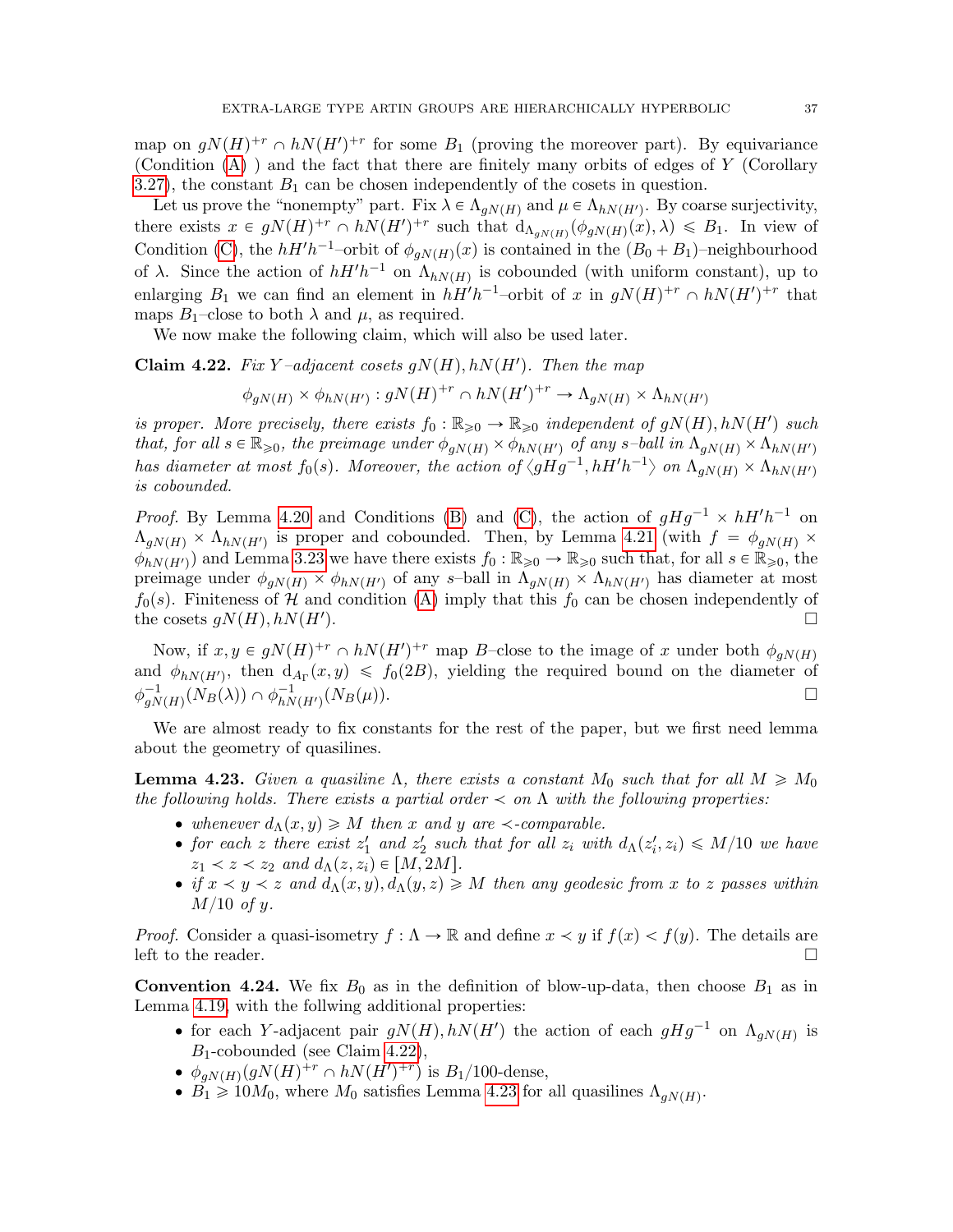map on $gN(H)^{+r} \cap hN(H')^{+r}$ for some $B_1$ (proving the moreover part). By equivariance (Condition (A) ) and the fact that there are finitely many orbits of edges of $Y$ (Corollary 3.27), the constant $B_1$ can be chosen independently of the cosets in question.

Let us prove the "nonempty" part. Fix $\lambda \in \Lambda_{gN(H)}$ and $\mu \in \Lambda_{hN(H')}$. By coarse surjectivity, there exists $x \in gN(H)^{+r} \cap hN(H')^{+r}$ such that $\mathrm{d}_{\Lambda_{gN(H)}}(\phi_{gN(H)}(x), \lambda) \leqslant B_1$. In view of Condition (C), the $hH'h^{-1}$–orbit of $\phi_{gN(H)}(x)$ is contained in the $(B_0 + B_1)$–neighbourhood of $\lambda$. Since the action of $hH'h^{-1}$ on $\Lambda_{hN(H)}$ is cobounded (with uniform constant), up to enlarging $B_1$ we can find an element in $hH'h^{-1}$–orbit of $x$ in $gN(H)^{+r} \cap hN(H')^{+r}$ that maps $B_1$–close to both $\lambda$ and $\mu$, as required.

We now make the following claim, which will also be used later.

**Claim 4.22.** *Fix $Y$–adjacent cosets $gN(H), hN(H')$. Then the map*

$$\phi_{gN(H)} \times \phi_{hN(H')} : gN(H)^{+r} \cap hN(H')^{+r} \to \Lambda_{gN(H)} \times \Lambda_{hN(H')}$$

*is proper. More precisely, there exists $f_0 : \mathbb{R}_{\geqslant 0} \to \mathbb{R}_{\geqslant 0}$ independent of $gN(H), hN(H')$ such that, for all $s \in \mathbb{R}_{\geqslant 0}$, the preimage under $\phi_{gN(H)} \times \phi_{hN(H')}$ of any $s$–ball in $\Lambda_{gN(H)} \times \Lambda_{hN(H')}$ has diameter at most $f_0(s)$. Moreover, the action of $\langle gHg^{-1}, hH'h^{-1}\rangle$ on $\Lambda_{gN(H)} \times \Lambda_{hN(H')}$ is cobounded.*

*Proof.* By Lemma 4.20 and Conditions (B) and (C), the action of $gHg^{-1} \times hH'h^{-1}$ on $\Lambda_{gN(H)} \times \Lambda_{hN(H')}$ is proper and cobounded. Then, by Lemma 4.21 (with $f = \phi_{gN(H)} \times \phi_{hN(H')}$) and Lemma 3.23 we have there exists $f_0 : \mathbb{R}_{\geqslant 0} \to \mathbb{R}_{\geqslant 0}$ such that, for all $s \in \mathbb{R}_{\geqslant 0}$, the preimage under $\phi_{gN(H)} \times \phi_{hN(H')}$ of any $s$–ball in $\Lambda_{gN(H)} \times \Lambda_{hN(H')}$ has diameter at most $f_0(s)$. Finiteness of $\mathcal{H}$ and condition (A) imply that this $f_0$ can be chosen independently of the cosets $gN(H), hN(H')$. □

Now, if $x, y \in gN(H)^{+r} \cap hN(H')^{+r}$ map $B$–close to the image of $x$ under both $\phi_{gN(H)}$ and $\phi_{hN(H')}$, then $\mathrm{d}_{A_\Gamma}(x, y) \leqslant f_0(2B)$, yielding the required bound on the diameter of $\phi^{-1}_{gN(H)}(N_B(\lambda)) \cap \phi^{-1}_{hN(H')}(N_B(\mu))$. □

We are almost ready to fix constants for the rest of the paper, but we first need lemma about the geometry of quasilines.

**Lemma 4.23.** *Given a quasiline $\Lambda$, there exists a constant $M_0$ such that for all $M \geqslant M_0$ the following holds. There exists a partial order $\prec$ on $\Lambda$ with the following properties:*

- *whenever $d_\Lambda(x, y) \geqslant M$ then $x$ and $y$ are $\prec$-comparable.*
- *for each $z$ there exist $z'_1$ and $z'_2$ such that for all $z_i$ with $d_\Lambda(z'_i, z_i) \leqslant M/10$ we have $z_1 \prec z \prec z_2$ and $d_\Lambda(z, z_i) \in [M, 2M]$.*
- *if $x \prec y \prec z$ and $d_\Lambda(x, y), d_\Lambda(y, z) \geqslant M$ then any geodesic from $x$ to $z$ passes within $M/10$ of $y$.*

*Proof.* Consider a quasi-isometry $f : \Lambda \to \mathbb{R}$ and define $x \prec y$ if $f(x) < f(y)$. The details are left to the reader. □

**Convention 4.24.** We fix $B_0$ as in the definition of blow-up-data, then choose $B_1$ as in Lemma 4.19, with the follwing additional properties:

- for each $Y$-adjacent pair $gN(H), hN(H')$ the action of each $gHg^{-1}$ on $\Lambda_{gN(H)}$ is $B_1$-cobounded (see Claim 4.22),
- $\phi_{gN(H)}(gN(H)^{+r} \cap hN(H')^{+r})$ is $B_1/100$-dense,
- $B_1 \geqslant 10M_0$, where $M_0$ satisfies Lemma 4.23 for all quasilines $\Lambda_{gN(H)}$.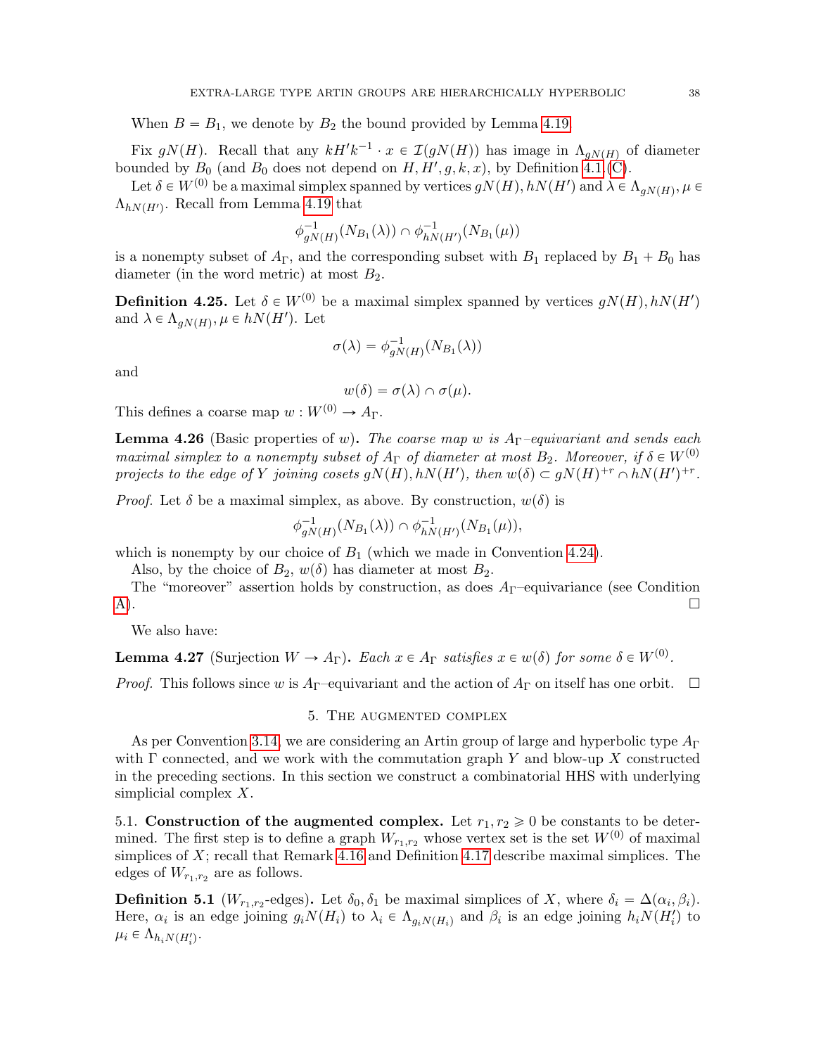When $B = B_1$, we denote by $B_2$ the bound provided by Lemma 4.19.

Fix $gN(H)$. Recall that any $kH'k^{-1} \cdot x \in \mathcal{I}(gN(H))$ has image in $\Lambda_{gN(H)}$ of diameter bounded by $B_0$ (and $B_0$ does not depend on $H, H', g, k, x$), by Definition 4.1.(C).

Let $\delta \in W^{(0)}$ be a maximal simplex spanned by vertices $gN(H), hN(H')$ and $\lambda \in \Lambda_{gN(H)}, \mu \in \Lambda_{hN(H')}$. Recall from Lemma 4.19 that

$$\phi^{-1}_{gN(H)}(N_{B_1}(\lambda)) \cap \phi^{-1}_{hN(H')}(N_{B_1}(\mu))$$

is a nonempty subset of $A_\Gamma$, and the corresponding subset with $B_1$ replaced by $B_1 + B_0$ has diameter (in the word metric) at most $B_2$.

**Definition 4.25.** Let $\delta \in W^{(0)}$ be a maximal simplex spanned by vertices $gN(H), hN(H')$ and $\lambda \in \Lambda_{gN(H)}, \mu \in hN(H')$. Let

$$\sigma(\lambda) = \phi^{-1}_{gN(H)}(N_{B_1}(\lambda))$$

and

$$w(\delta) = \sigma(\lambda) \cap \sigma(\mu).$$

This defines a coarse map $w : W^{(0)} \to A_\Gamma$.

**Lemma 4.26** (Basic properties of $w$)**.** *The coarse map $w$ is $A_\Gamma$–equivariant and sends each maximal simplex to a nonempty subset of $A_\Gamma$ of diameter at most $B_2$. Moreover, if $\delta \in W^{(0)}$ projects to the edge of $Y$ joining cosets $gN(H), hN(H')$, then $w(\delta) \subset gN(H)^{+r} \cap hN(H')^{+r}$.*

*Proof.* Let $\delta$ be a maximal simplex, as above. By construction, $w(\delta)$ is

$$\phi^{-1}_{gN(H)}(N_{B_1}(\lambda)) \cap \phi^{-1}_{hN(H')}(N_{B_1}(\mu)),$$

which is nonempty by our choice of $B_1$ (which we made in Convention 4.24).

Also, by the choice of $B_2$, $w(\delta)$ has diameter at most $B_2$.

The "moreover" assertion holds by construction, as does $A_\Gamma$–equivariance (see Condition A). □

We also have:

**Lemma 4.27** (Surjection $W \to A_\Gamma$)**.** *Each $x \in A_\Gamma$ satisfies $x \in w(\delta)$ for some $\delta \in W^{(0)}$.*

*Proof.* This follows since $w$ is $A_\Gamma$–equivariant and the action of $A_\Gamma$ on itself has one orbit. □

## 5. The augmented complex

As per Convention 3.14, we are considering an Artin group of large and hyperbolic type $A_\Gamma$ with $\Gamma$ connected, and we work with the commutation graph $Y$ and blow-up $X$ constructed in the preceding sections. In this section we construct a combinatorial HHS with underlying simplicial complex $X$.

### 5.1. Construction of the augmented complex.

Let $r_1, r_2 \geqslant 0$ be constants to be determined. The first step is to define a graph $W_{r_1,r_2}$ whose vertex set is the set $W^{(0)}$ of maximal simplices of $X$; recall that Remark 4.16 and Definition 4.17 describe maximal simplices. The edges of $W_{r_1,r_2}$ are as follows.

**Definition 5.1** ($W_{r_1,r_2}$-edges)**.** Let $\delta_0, \delta_1$ be maximal simplices of $X$, where $\delta_i = \Delta(\alpha_i, \beta_i)$. Here, $\alpha_i$ is an edge joining $g_iN(H_i)$ to $\lambda_i \in \Lambda_{g_iN(H_i)}$ and $\beta_i$ is an edge joining $h_iN(H'_i)$ to $\mu_i \in \Lambda_{h_iN(H'_i)}$.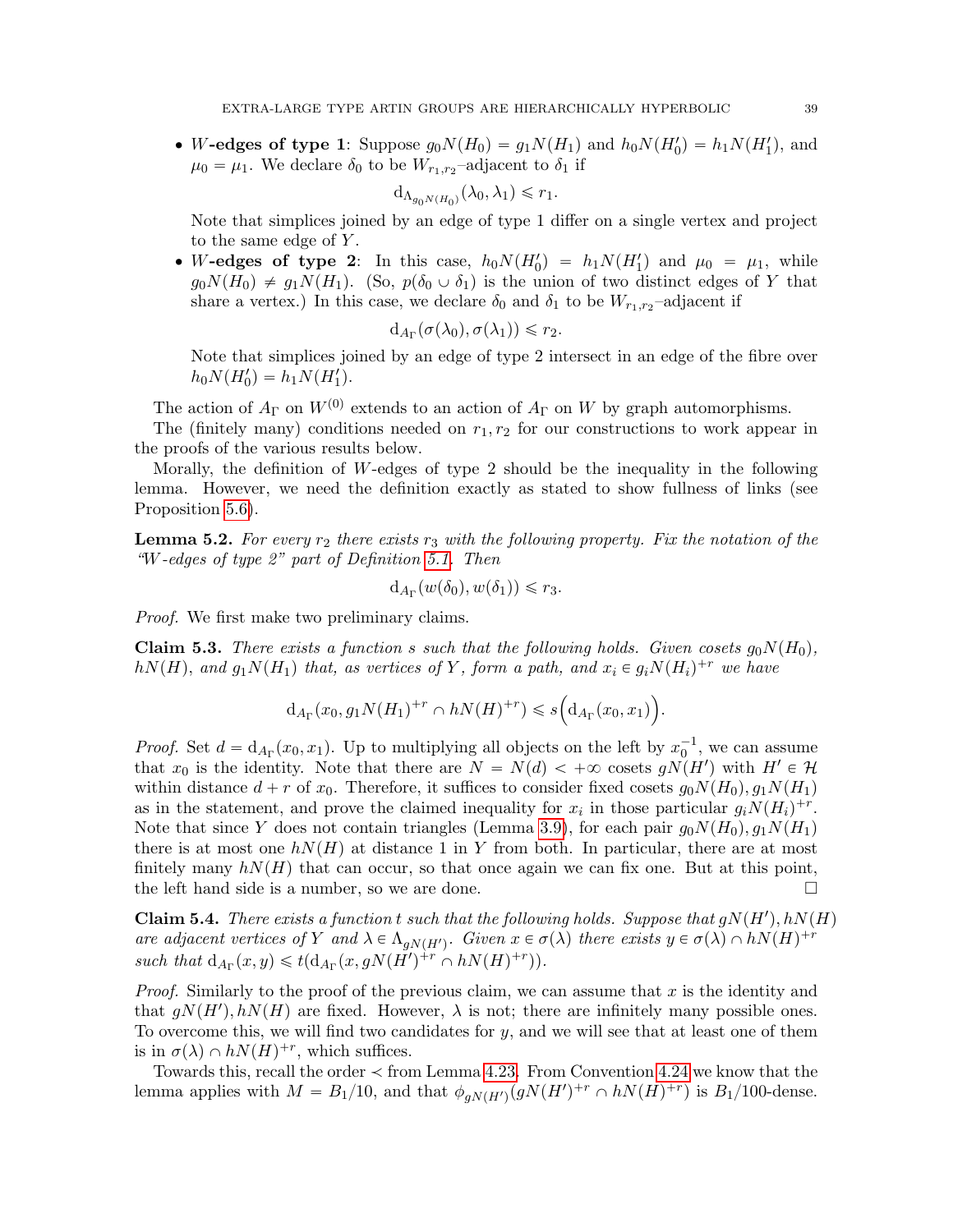- **$W$-edges of type 1**: Suppose $g_0N(H_0) = g_1N(H_1)$ and $h_0N(H_0') = h_1N(H_1')$, and $\mu_0 = \mu_1$. We declare $\delta_0$ to be $W_{r_1,r_2}$–adjacent to $\delta_1$ if

$$\mathrm{d}_{\Lambda_{g_0N(H_0)}}(\lambda_0, \lambda_1) \leqslant r_1.$$

  Note that simplices joined by an edge of type 1 differ on a single vertex and project to the same edge of $Y$.
- **$W$-edges of type 2**: In this case, $h_0N(H_0') = h_1N(H_1')$ and $\mu_0 = \mu_1$, while $g_0N(H_0) \neq g_1N(H_1)$. (So, $p(\delta_0 \cup \delta_1)$ is the union of two distinct edges of $Y$ that share a vertex.) In this case, we declare $\delta_0$ and $\delta_1$ to be $W_{r_1,r_2}$–adjacent if

$$\mathrm{d}_{A_\Gamma}(\sigma(\lambda_0), \sigma(\lambda_1)) \leqslant r_2.$$

  Note that simplices joined by an edge of type 2 intersect in an edge of the fibre over $h_0N(H_0') = h_1N(H_1')$.

The action of $A_\Gamma$ on $W^{(0)}$ extends to an action of $A_\Gamma$ on $W$ by graph automorphisms.

The (finitely many) conditions needed on $r_1, r_2$ for our constructions to work appear in the proofs of the various results below.

Morally, the definition of $W$-edges of type 2 should be the inequality in the following lemma. However, we need the definition exactly as stated to show fullness of links (see Proposition 5.6).

**Lemma 5.2.** *For every $r_2$ there exists $r_3$ with the following property. Fix the notation of the "$W$-edges of type 2" part of Definition 5.1. Then*

$$\mathrm{d}_{A_\Gamma}(w(\delta_0), w(\delta_1)) \leqslant r_3.$$

*Proof.* We first make two preliminary claims.

**Claim 5.3.** *There exists a function $s$ such that the following holds. Given cosets $g_0N(H_0)$, $hN(H)$, and $g_1N(H_1)$ that, as vertices of $Y$, form a path, and $x_i \in g_iN(H_i)^{+r}$ we have*

$$\mathrm{d}_{A_\Gamma}(x_0, g_1N(H_1)^{+r} \cap hN(H)^{+r}) \leqslant s\Big(\mathrm{d}_{A_\Gamma}(x_0, x_1)\Big).$$

*Proof.* Set $d = \mathrm{d}_{A_\Gamma}(x_0, x_1)$. Up to multiplying all objects on the left by $x_0^{-1}$, we can assume that $x_0$ is the identity. Note that there are $N = N(d) < +\infty$ cosets $gN(H')$ with $H' \in \mathcal{H}$ within distance $d + r$ of $x_0$. Therefore, it suffices to consider fixed cosets $g_0N(H_0), g_1N(H_1)$ as in the statement, and prove the claimed inequality for $x_i$ in those particular $g_iN(H_i)^{+r}$. Note that since $Y$ does not contain triangles (Lemma 3.9), for each pair $g_0N(H_0), g_1N(H_1)$ there is at most one $hN(H)$ at distance 1 in $Y$ from both. In particular, there are at most finitely many $hN(H)$ that can occur, so that once again we can fix one. But at this point, the left hand side is a number, so we are done. $\square$

**Claim 5.4.** *There exists a function $t$ such that the following holds. Suppose that $gN(H'), hN(H)$ are adjacent vertices of $Y$ and $\lambda \in \Lambda_{gN(H')}$. Given $x \in \sigma(\lambda)$ there exists $y \in \sigma(\lambda) \cap hN(H)^{+r}$ such that $\mathrm{d}_{A_\Gamma}(x, y) \leqslant t(\mathrm{d}_{A_\Gamma}(x, gN(H')^{+r} \cap hN(H)^{+r}))$.*

*Proof.* Similarly to the proof of the previous claim, we can assume that $x$ is the identity and that $gN(H'), hN(H)$ are fixed. However, $\lambda$ is not; there are infinitely many possible ones. To overcome this, we will find two candidates for $y$, and we will see that at least one of them is in $\sigma(\lambda) \cap hN(H)^{+r}$, which suffices.

Towards this, recall the order $\prec$ from Lemma 4.23. From Convention 4.24 we know that the lemma applies with $M = B_1/10$, and that $\phi_{gN(H')}(gN(H')^{+r} \cap hN(H)^{+r})$ is $B_1/100$-dense.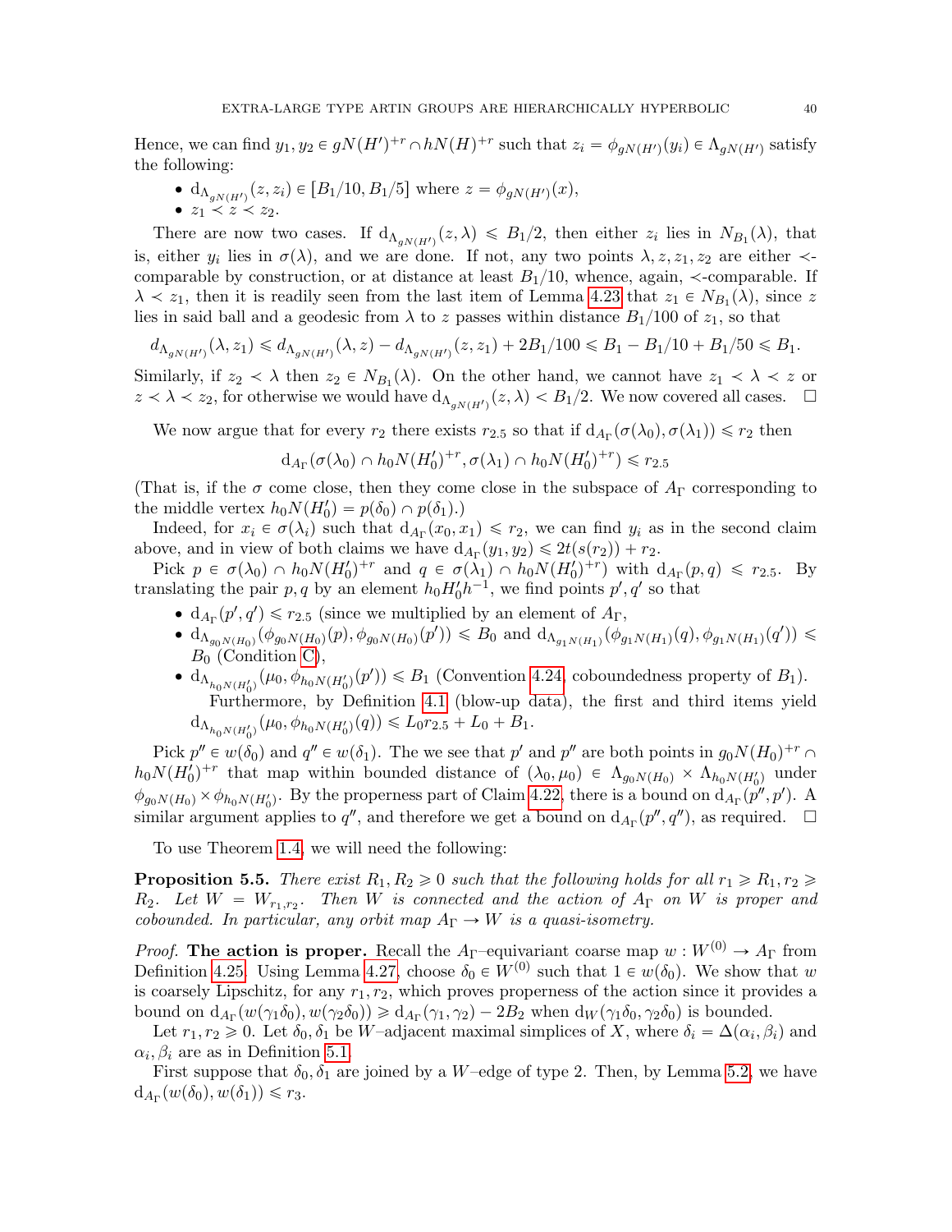Hence, we can find $y_1, y_2 \in gN(H')^{+r} \cap hN(H)^{+r}$ such that $z_i = \phi_{gN(H')}(y_i) \in \Lambda_{gN(H')}$ satisfy the following:

- $\mathrm{d}_{\Lambda_{gN(H')}}(z, z_i) \in [B_1/10, B_1/5]$ where $z = \phi_{gN(H')}(x)$,
- $z_1 \prec z \prec z_2$.

There are now two cases. If $\mathrm{d}_{\Lambda_{gN(H')}}(z, \lambda) \leqslant B_1/2$, then either $z_i$ lies in $N_{B_1}(\lambda)$, that is, either $y_i$ lies in $\sigma(\lambda)$, and we are done. If not, any two points $\lambda, z, z_1, z_2$ are either $\prec$-comparable by construction, or at distance at least $B_1/10$, whence, again, $\prec$-comparable. If $\lambda \prec z_1$, then it is readily seen from the last item of Lemma 4.23 that $z_1 \in N_{B_1}(\lambda)$, since $z$ lies in said ball and a geodesic from $\lambda$ to $z$ passes within distance $B_1/100$ of $z_1$, so that

$$d_{\Lambda_{gN(H')}}(\lambda, z_1) \leqslant d_{\Lambda_{gN(H')}}(\lambda, z) - d_{\Lambda_{gN(H')}}(z, z_1) + 2B_1/100 \leqslant B_1 - B_1/10 + B_1/50 \leqslant B_1.$$

Similarly, if $z_2 \prec \lambda$ then $z_2 \in N_{B_1}(\lambda)$. On the other hand, we cannot have $z_1 \prec \lambda \prec z$ or $z \prec \lambda \prec z_2$, for otherwise we would have $\mathrm{d}_{\Lambda_{gN(H')}}(z, \lambda) < B_1/2$. We now covered all cases. $\square$

We now argue that for every $r_2$ there exists $r_{2.5}$ so that if $\mathrm{d}_{A_\Gamma}(\sigma(\lambda_0), \sigma(\lambda_1)) \leqslant r_2$ then

$$\mathrm{d}_{A_\Gamma}(\sigma(\lambda_0) \cap h_0N(H_0')^{+r}, \sigma(\lambda_1) \cap h_0N(H_0')^{+r}) \leqslant r_{2.5}$$

(That is, if the $\sigma$ come close, then they come close in the subspace of $A_\Gamma$ corresponding to the middle vertex $h_0N(H_0') = p(\delta_0) \cap p(\delta_1)$.)

Indeed, for $x_i \in \sigma(\lambda_i)$ such that $\mathrm{d}_{A_\Gamma}(x_0, x_1) \leqslant r_2$, we can find $y_i$ as in the second claim above, and in view of both claims we have $\mathrm{d}_{A_\Gamma}(y_1, y_2) \leqslant 2t(s(r_2)) + r_2$.

Pick $p \in \sigma(\lambda_0) \cap h_0N(H_0')^{+r}$ and $q \in \sigma(\lambda_1) \cap h_0N(H_0')^{+r})$ with $\mathrm{d}_{A_\Gamma}(p, q) \leqslant r_{2.5}$. By translating the pair $p, q$ by an element $h_0H_0'h^{-1}$, we find points $p', q'$ so that

- $\mathrm{d}_{A_\Gamma}(p', q') \leqslant r_{2.5}$ (since we multiplied by an element of $A_\Gamma$,
- $\mathrm{d}_{\Lambda_{g_0N(H_0)}}(\phi_{g_0N(H_0)}(p), \phi_{g_0N(H_0)}(p')) \leqslant B_0$ and $\mathrm{d}_{\Lambda_{g_1N(H_1)}}(\phi_{g_1N(H_1)}(q), \phi_{g_1N(H_1)}(q')) \leqslant B_0$ (Condition C),
- $\mathrm{d}_{\Lambda_{h_0N(H_0')}}(\mu_0, \phi_{h_0N(H_0')}(p')) \leqslant B_1$ (Convention 4.24, coboundedness property of $B_1$).

  Furthermore, by Definition 4.1 (blow-up data), the first and third items yield $\mathrm{d}_{\Lambda_{h_0N(H_0')}}(\mu_0, \phi_{h_0N(H_0')}(q)) \leqslant L_0r_{2.5} + L_0 + B_1$.

Pick $p'' \in w(\delta_0)$ and $q'' \in w(\delta_1)$. The we see that $p'$ and $p''$ are both points in $g_0N(H_0)^{+r} \cap h_0N(H_0')^{+r}$ that map within bounded distance of $(\lambda_0, \mu_0) \in \Lambda_{g_0N(H_0)} \times \Lambda_{h_0N(H_0')}$ under $\phi_{g_0N(H_0)} \times \phi_{h_0N(H_0')}$. By the properness part of Claim 4.22, there is a bound on $\mathrm{d}_{A_\Gamma}(p'', p')$. A similar argument applies to $q''$, and therefore we get a bound on $\mathrm{d}_{A_\Gamma}(p'', q'')$, as required. $\square$

To use Theorem 1.4, we will need the following:

**Proposition 5.5.** *There exist $R_1, R_2 \geqslant 0$ such that the following holds for all $r_1 \geqslant R_1, r_2 \geqslant R_2$. Let $W = W_{r_1,r_2}$. Then $W$ is connected and the action of $A_\Gamma$ on $W$ is proper and cobounded. In particular, any orbit map $A_\Gamma \to W$ is a quasi-isometry.*

*Proof.* **The action is proper.** Recall the $A_\Gamma$–equivariant coarse map $w : W^{(0)} \to A_\Gamma$ from Definition 4.25. Using Lemma 4.27, choose $\delta_0 \in W^{(0)}$ such that $1 \in w(\delta_0)$. We show that $w$ is coarsely Lipschitz, for any $r_1, r_2$, which proves properness of the action since it provides a bound on $\mathrm{d}_{A_\Gamma}(w(\gamma_1\delta_0), w(\gamma_2\delta_0)) \geqslant \mathrm{d}_{A_\Gamma}(\gamma_1, \gamma_2) - 2B_2$ when $\mathrm{d}_W(\gamma_1\delta_0, \gamma_2\delta_0)$ is bounded.

Let $r_1, r_2 \geqslant 0$. Let $\delta_0, \delta_1$ be $W$–adjacent maximal simplices of $X$, where $\delta_i = \Delta(\alpha_i, \beta_i)$ and $\alpha_i, \beta_i$ are as in Definition 5.1.

First suppose that $\delta_0, \delta_1$ are joined by a $W$–edge of type 2. Then, by Lemma 5.2, we have $\mathrm{d}_{A_\Gamma}(w(\delta_0), w(\delta_1)) \leqslant r_3$.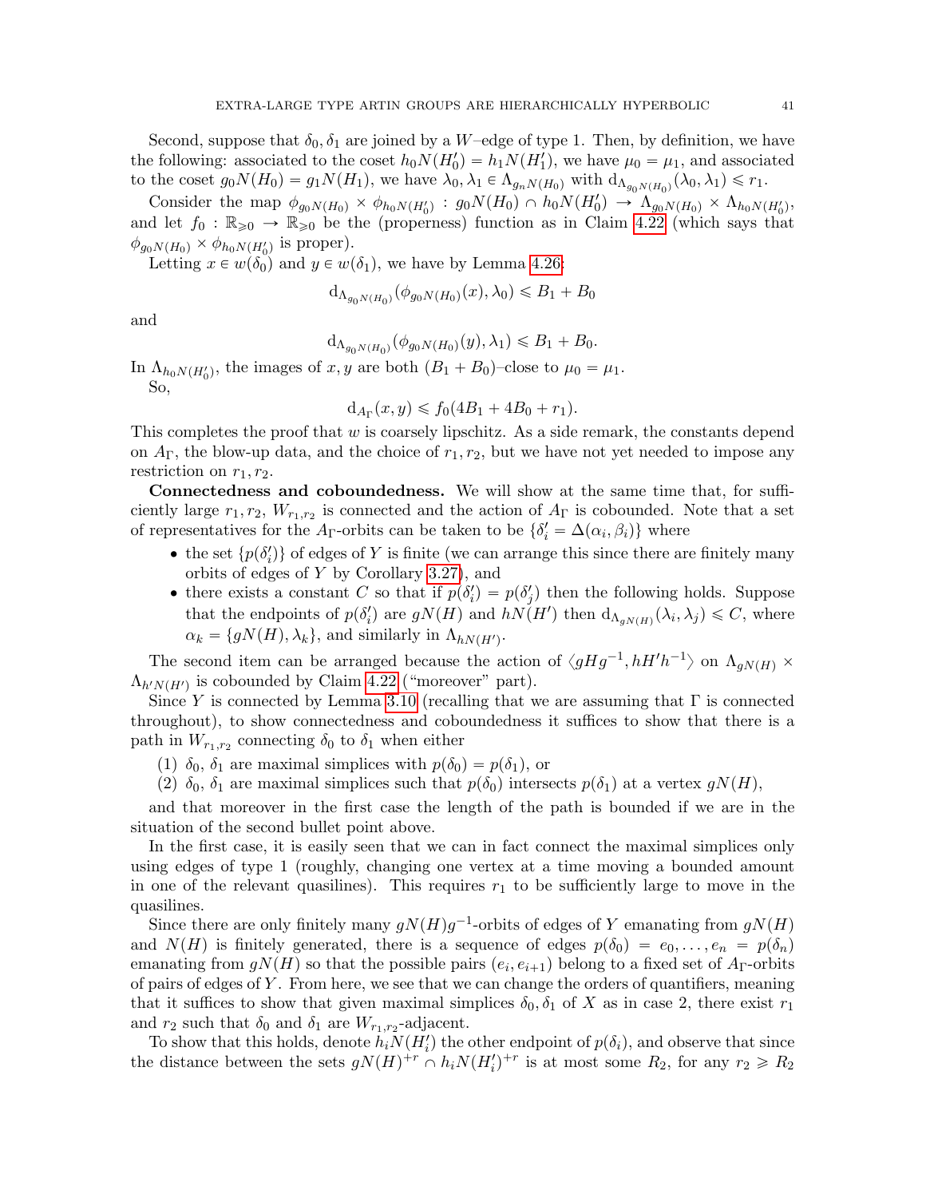Second, suppose that $\delta_0, \delta_1$ are joined by a $W$–edge of type 1. Then, by definition, we have the following: associated to the coset $h_0N(H_0') = h_1N(H_1')$, we have $\mu_0 = \mu_1$, and associated to the coset $g_0N(H_0) = g_1N(H_1)$, we have $\lambda_0, \lambda_1 \in \Lambda_{g_nN(H_0)}$ with $\mathrm{d}_{\Lambda_{g_0N(H_0)}}(\lambda_0, \lambda_1) \leqslant r_1$.

Consider the map $\phi_{g_0N(H_0)} \times \phi_{h_0N(H_0')} : g_0N(H_0) \cap h_0N(H_0') \to \Lambda_{g_0N(H_0)} \times \Lambda_{h_0N(H_0')}$, and let $f_0 : \mathbb{R}_{\geqslant 0} \to \mathbb{R}_{\geqslant 0}$ be the (properness) function as in Claim 4.22 (which says that $\phi_{g_0N(H_0)} \times \phi_{h_0N(H_0')}$ is proper).

Letting $x \in w(\delta_0)$ and $y \in w(\delta_1)$, we have by Lemma 4.26:

$$\mathrm{d}_{\Lambda_{g_0N(H_0)}}(\phi_{g_0N(H_0)}(x), \lambda_0) \leqslant B_1 + B_0$$

and

$$\mathrm{d}_{\Lambda_{g_0N(H_0)}}(\phi_{g_0N(H_0)}(y), \lambda_1) \leqslant B_1 + B_0.$$

In $\Lambda_{h_0N(H_0')}$, the images of $x, y$ are both $(B_1 + B_0)$–close to $\mu_0 = \mu_1$.

So,

$$\mathrm{d}_{A_\Gamma}(x, y) \leqslant f_0(4B_1 + 4B_0 + r_1).$$

This completes the proof that $w$ is coarsely lipschitz. As a side remark, the constants depend on $A_\Gamma$, the blow-up data, and the choice of $r_1, r_2$, but we have not yet needed to impose any restriction on $r_1, r_2$.

**Connectedness and coboundedness.** We will show at the same time that, for sufficiently large $r_1, r_2$, $W_{r_1,r_2}$ is connected and the action of $A_\Gamma$ is cobounded. Note that a set of representatives for the $A_\Gamma$-orbits can be taken to be $\{\delta_i' = \Delta(\alpha_i, \beta_i)\}$ where

- the set $\{p(\delta_i')\}$ of edges of $Y$ is finite (we can arrange this since there are finitely many orbits of edges of $Y$ by Corollary 3.27), and
- there exists a constant $C$ so that if $p(\delta_i') = p(\delta_j')$ then the following holds. Suppose that the endpoints of $p(\delta_i')$ are $gN(H)$ and $hN(H')$ then $\mathrm{d}_{\Lambda_{gN(H)}}(\lambda_i, \lambda_j) \leqslant C$, where $\alpha_k = \{gN(H), \lambda_k\}$, and similarly in $\Lambda_{hN(H')}$.

The second item can be arranged because the action of $\langle gHg^{-1}, hH'h^{-1}\rangle$ on $\Lambda_{gN(H)} \times \Lambda_{h'N(H')}$ is cobounded by Claim 4.22 ("moreover" part).

Since $Y$ is connected by Lemma 3.10 (recalling that we are assuming that $\Gamma$ is connected throughout), to show connectedness and coboundedness it suffices to show that there is a path in $W_{r_1,r_2}$ connecting $\delta_0$ to $\delta_1$ when either

1. $\delta_0$, $\delta_1$ are maximal simplices with $p(\delta_0) = p(\delta_1)$, or
2. $\delta_0$, $\delta_1$ are maximal simplices such that $p(\delta_0)$ intersects $p(\delta_1)$ at a vertex $gN(H)$,

and that moreover in the first case the length of the path is bounded if we are in the situation of the second bullet point above.

In the first case, it is easily seen that we can in fact connect the maximal simplices only using edges of type 1 (roughly, changing one vertex at a time moving a bounded amount in one of the relevant quasilines). This requires $r_1$ to be sufficiently large to move in the quasilines.

Since there are only finitely many $gN(H)g^{-1}$-orbits of edges of $Y$ emanating from $gN(H)$ and $N(H)$ is finitely generated, there is a sequence of edges $p(\delta_0) = e_0, \ldots, e_n = p(\delta_n)$ emanating from $gN(H)$ so that the possible pairs $(e_i, e_{i+1})$ belong to a fixed set of $A_\Gamma$-orbits of pairs of edges of $Y$. From here, we see that we can change the orders of quantifiers, meaning that it suffices to show that given maximal simplices $\delta_0, \delta_1$ of $X$ as in case 2, there exist $r_1$ and $r_2$ such that $\delta_0$ and $\delta_1$ are $W_{r_1,r_2}$-adjacent.

To show that this holds, denote $h_iN(H_i')$ the other endpoint of $p(\delta_i)$, and observe that since the distance between the sets $gN(H)^{+r} \cap h_iN(H_i')^{+r}$ is at most some $R_2$, for any $r_2 \geqslant R_2$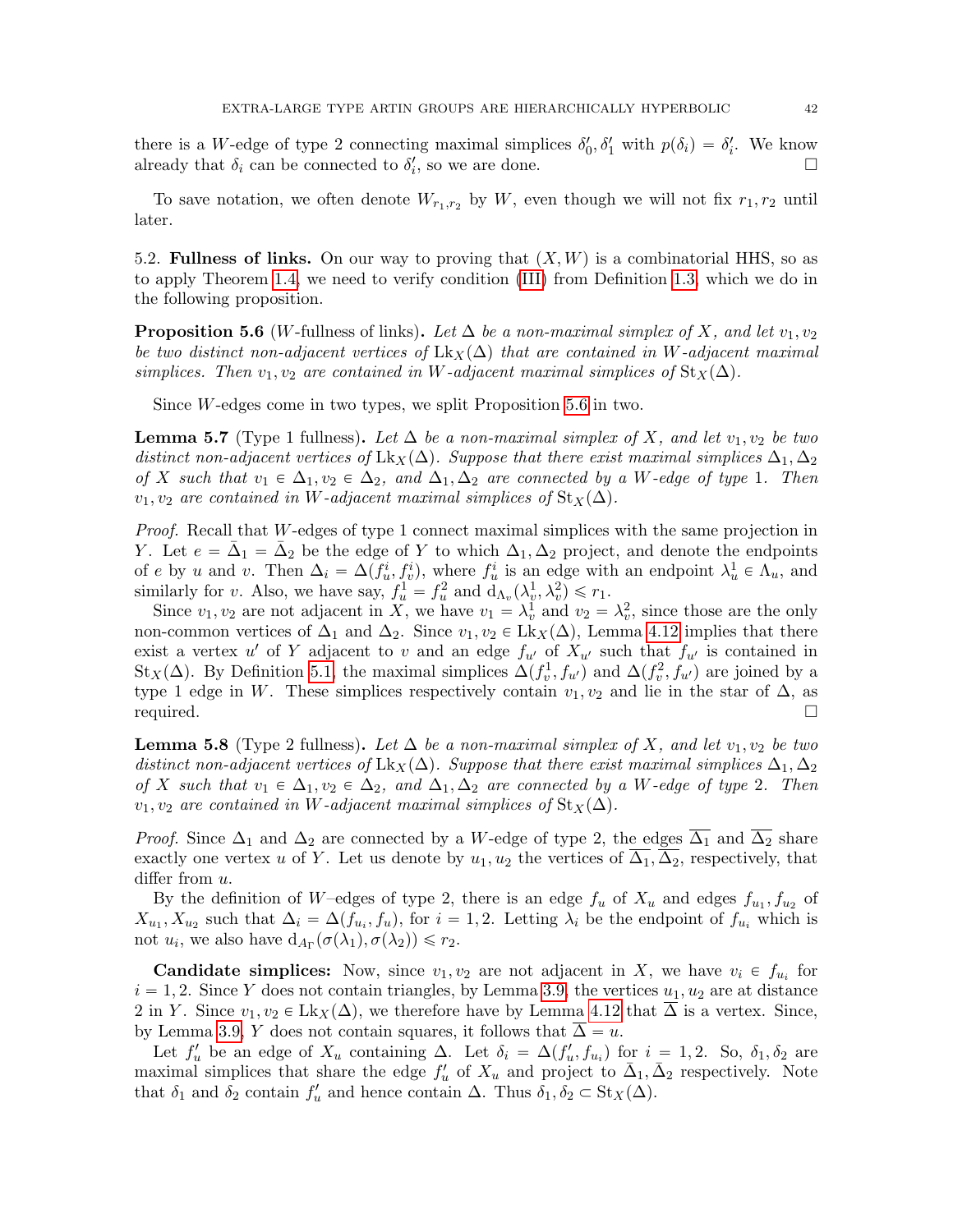there is a $W$-edge of type 2 connecting maximal simplices $\delta_0', \delta_1'$ with $p(\delta_i) = \delta_i'$. We know already that $\delta_i$ can be connected to $\delta_i'$, so we are done. □

To save notation, we often denote $W_{r_1,r_2}$ by $W$, even though we will not fix $r_1, r_2$ until later.

### 5.2. Fullness of links.

On our way to proving that $(X, W)$ is a combinatorial HHS, so as to apply Theorem 1.4, we need to verify condition (III) from Definition 1.3, which we do in the following proposition.

**Proposition 5.6** ($W$-fullness of links). *Let $\Delta$ be a non-maximal simplex of $X$, and let $v_1, v_2$ be two distinct non-adjacent vertices of $\mathrm{Lk}_X(\Delta)$ that are contained in $W$-adjacent maximal simplices. Then $v_1, v_2$ are contained in $W$-adjacent maximal simplices of $\mathrm{St}_X(\Delta)$.*

Since $W$-edges come in two types, we split Proposition 5.6 in two.

**Lemma 5.7** (Type 1 fullness). *Let $\Delta$ be a non-maximal simplex of $X$, and let $v_1, v_2$ be two distinct non-adjacent vertices of $\mathrm{Lk}_X(\Delta)$. Suppose that there exist maximal simplices $\Delta_1, \Delta_2$ of $X$ such that $v_1 \in \Delta_1, v_2 \in \Delta_2$, and $\Delta_1, \Delta_2$ are connected by a $W$-edge of type 1. Then $v_1, v_2$ are contained in $W$-adjacent maximal simplices of $\mathrm{St}_X(\Delta)$.*

*Proof.* Recall that $W$-edges of type 1 connect maximal simplices with the same projection in $Y$. Let $e = \bar{\Delta}_1 = \bar{\Delta}_2$ be the edge of $Y$ to which $\Delta_1, \Delta_2$ project, and denote the endpoints of $e$ by $u$ and $v$. Then $\Delta_i = \Delta(f_u^i, f_v^i)$, where $f_u^i$ is an edge with an endpoint $\lambda_u^1 \in \Lambda_u$, and similarly for $v$. Also, we have say, $f_u^1 = f_u^2$ and $\mathrm{d}_{\Lambda_v}(\lambda_v^1, \lambda_v^2) \leqslant r_1$.

Since $v_1, v_2$ are not adjacent in $X$, we have $v_1 = \lambda_v^1$ and $v_2 = \lambda_v^2$, since those are the only non-common vertices of $\Delta_1$ and $\Delta_2$. Since $v_1, v_2 \in \mathrm{Lk}_X(\Delta)$, Lemma 4.12 implies that there exist a vertex $u'$ of $Y$ adjacent to $v$ and an edge $f_{u'}$ of $X_{u'}$ such that $f_{u'}$ is contained in $\mathrm{St}_X(\Delta)$. By Definition 5.1, the maximal simplices $\Delta(f_v^1, f_{u'})$ and $\Delta(f_v^2, f_{u'})$ are joined by a type 1 edge in $W$. These simplices respectively contain $v_1, v_2$ and lie in the star of $\Delta$, as required. □

**Lemma 5.8** (Type 2 fullness). *Let $\Delta$ be a non-maximal simplex of $X$, and let $v_1, v_2$ be two distinct non-adjacent vertices of $\mathrm{Lk}_X(\Delta)$. Suppose that there exist maximal simplices $\Delta_1, \Delta_2$ of $X$ such that $v_1 \in \Delta_1, v_2 \in \Delta_2$, and $\Delta_1, \Delta_2$ are connected by a $W$-edge of type 2. Then $v_1, v_2$ are contained in $W$-adjacent maximal simplices of $\mathrm{St}_X(\Delta)$.*

*Proof.* Since $\Delta_1$ and $\Delta_2$ are connected by a $W$-edge of type 2, the edges $\overline{\Delta_1}$ and $\overline{\Delta_2}$ share exactly one vertex $u$ of $Y$. Let us denote by $u_1, u_2$ the vertices of $\overline{\Delta_1}, \overline{\Delta_2}$, respectively, that differ from $u$.

By the definition of $W$–edges of type 2, there is an edge $f_u$ of $X_u$ and edges $f_{u_1}, f_{u_2}$ of $X_{u_1}, X_{u_2}$ such that $\Delta_i = \Delta(f_{u_i}, f_u)$, for $i = 1, 2$. Letting $\lambda_i$ be the endpoint of $f_{u_i}$ which is not $u_i$, we also have $\mathrm{d}_{A_\Gamma}(\sigma(\lambda_1), \sigma(\lambda_2)) \leqslant r_2$.

**Candidate simplices:** Now, since $v_1, v_2$ are not adjacent in $X$, we have $v_i \in f_{u_i}$ for $i = 1, 2$. Since $Y$ does not contain triangles, by Lemma 3.9, the vertices $u_1, u_2$ are at distance 2 in $Y$. Since $v_1, v_2 \in \mathrm{Lk}_X(\Delta)$, we therefore have by Lemma 4.12 that $\overline{\Delta}$ is a vertex. Since, by Lemma 3.9, $Y$ does not contain squares, it follows that $\overline{\Delta} = u$.

Let $f_u'$ be an edge of $X_u$ containing $\Delta$. Let $\delta_i = \Delta(f_u', f_{u_i})$ for $i = 1, 2$. So, $\delta_1, \delta_2$ are maximal simplices that share the edge $f_u'$ of $X_u$ and project to $\bar{\Delta}_1, \bar{\Delta}_2$ respectively. Note that $\delta_1$ and $\delta_2$ contain $f_u'$ and hence contain $\Delta$. Thus $\delta_1, \delta_2 \subset \mathrm{St}_X(\Delta)$.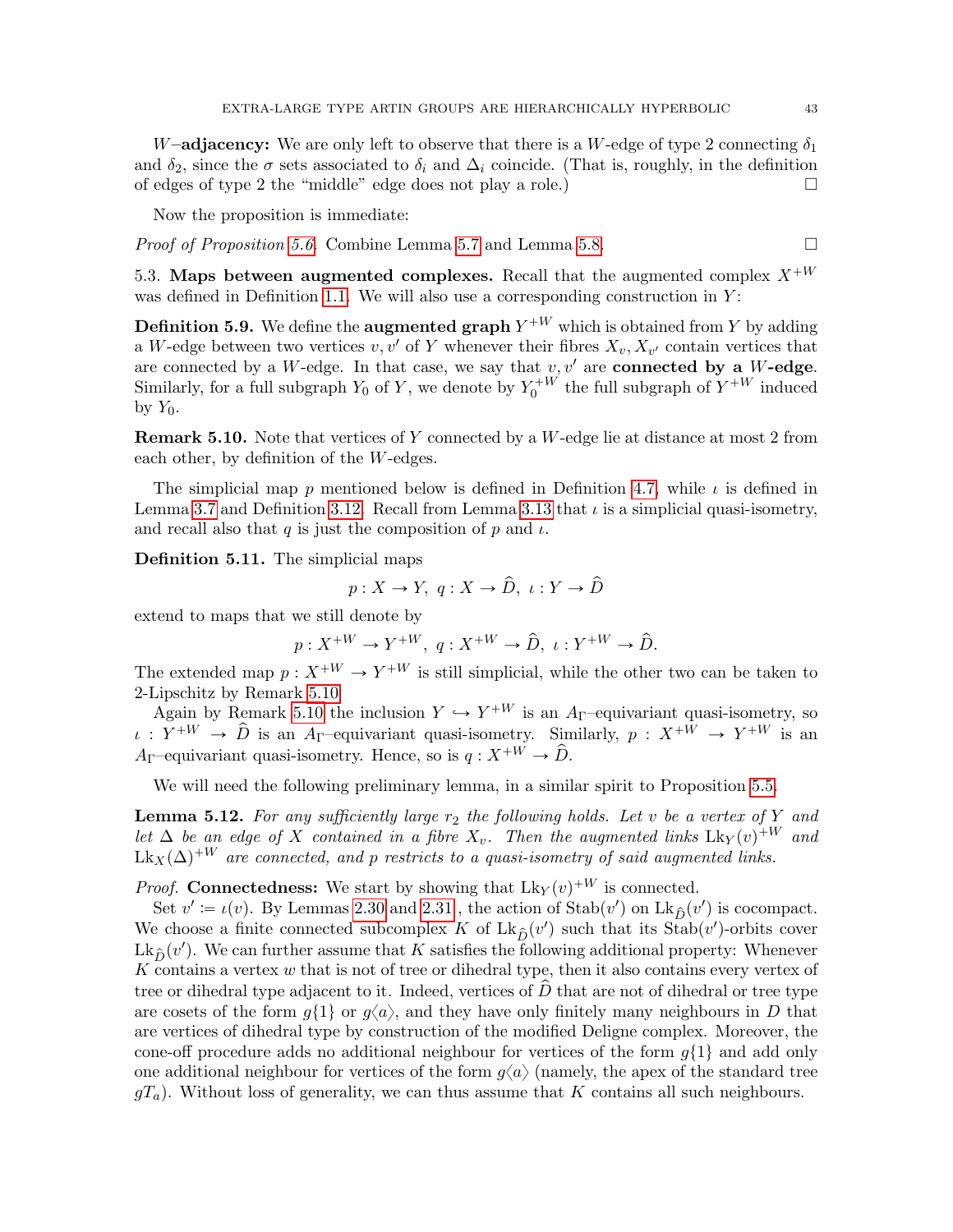$W$–**adjacency:** We are only left to observe that there is a $W$-edge of type 2 connecting $\delta_1$ and $\delta_2$, since the $\sigma$ sets associated to $\delta_i$ and $\Delta_i$ coincide. (That is, roughly, in the definition of edges of type 2 the "middle" edge does not play a role.) □

Now the proposition is immediate:

*Proof of Proposition 5.6.* Combine Lemma 5.7 and Lemma 5.8. □

5.3. **Maps between augmented complexes.** Recall that the augmented complex $X^{+W}$ was defined in Definition 1.1. We will also use a corresponding construction in $Y$:

**Definition 5.9.** We define the **augmented graph** $Y^{+W}$ which is obtained from $Y$ by adding a $W$-edge between two vertices $v, v'$ of $Y$ whenever their fibres $X_v, X_{v'}$ contain vertices that are connected by a $W$-edge. In that case, we say that $v, v'$ are **connected by a $W$-edge**. Similarly, for a full subgraph $Y_0$ of $Y$, we denote by $Y_0^{+W}$ the full subgraph of $Y^{+W}$ induced by $Y_0$.

**Remark 5.10.** Note that vertices of $Y$ connected by a $W$-edge lie at distance at most 2 from each other, by definition of the $W$-edges.

The simplicial map $p$ mentioned below is defined in Definition 4.7, while $\iota$ is defined in Lemma 3.7 and Definition 3.12. Recall from Lemma 3.13 that $\iota$ is a simplicial quasi-isometry, and recall also that $q$ is just the composition of $p$ and $\iota$.

**Definition 5.11.** The simplicial maps

$$p : X \to Y,\ q : X \to \widehat{D},\ \iota : Y \to \widehat{D}$$

extend to maps that we still denote by

$$p : X^{+W} \to Y^{+W},\ q : X^{+W} \to \widehat{D},\ \iota : Y^{+W} \to \widehat{D}.$$

The extended map $p : X^{+W} \to Y^{+W}$ is still simplicial, while the other two can be taken to 2-Lipschitz by Remark 5.10.

Again by Remark 5.10 the inclusion $Y \hookrightarrow Y^{+W}$ is an $A_\Gamma$–equivariant quasi-isometry, so $\iota : Y^{+W} \to \widehat{D}$ is an $A_\Gamma$–equivariant quasi-isometry. Similarly, $p : X^{+W} \to Y^{+W}$ is an $A_\Gamma$–equivariant quasi-isometry. Hence, so is $q : X^{+W} \to \widehat{D}$.

We will need the following preliminary lemma, in a similar spirit to Proposition 5.5.

**Lemma 5.12.** *For any sufficiently large $r_2$ the following holds. Let $v$ be a vertex of $Y$ and let $\Delta$ be an edge of $X$ contained in a fibre $X_v$. Then the augmented links $\mathrm{Lk}_Y(v)^{+W}$ and $\mathrm{Lk}_X(\Delta)^{+W}$ are connected, and $p$ restricts to a quasi-isometry of said augmented links.*

*Proof.* **Connectedness:** We start by showing that $\mathrm{Lk}_Y(v)^{+W}$ is connected.

Set $v' \coloneqq \iota(v)$. By Lemmas 2.30 and 2.31 , the action of $\mathrm{Stab}(v')$ on $\mathrm{Lk}_{\widehat{D}}(v')$ is cocompact. We choose a finite connected subcomplex $K$ of $\mathrm{Lk}_{\widehat{D}}(v')$ such that its $\mathrm{Stab}(v')$-orbits cover $\mathrm{Lk}_{\widehat{D}}(v')$. We can further assume that $K$ satisfies the following additional property: Whenever $K$ contains a vertex $w$ that is not of tree or dihedral type, then it also contains every vertex of tree or dihedral type adjacent to it. Indeed, vertices of $\widehat{D}$ that are not of dihedral or tree type are cosets of the form $g\{1\}$ or $g\langle a\rangle$, and they have only finitely many neighbours in $D$ that are vertices of dihedral type by construction of the modified Deligne complex. Moreover, the cone-off procedure adds no additional neighbour for vertices of the form $g\{1\}$ and add only one additional neighbour for vertices of the form $g\langle a\rangle$ (namely, the apex of the standard tree $gT_a$). Without loss of generality, we can thus assume that $K$ contains all such neighbours.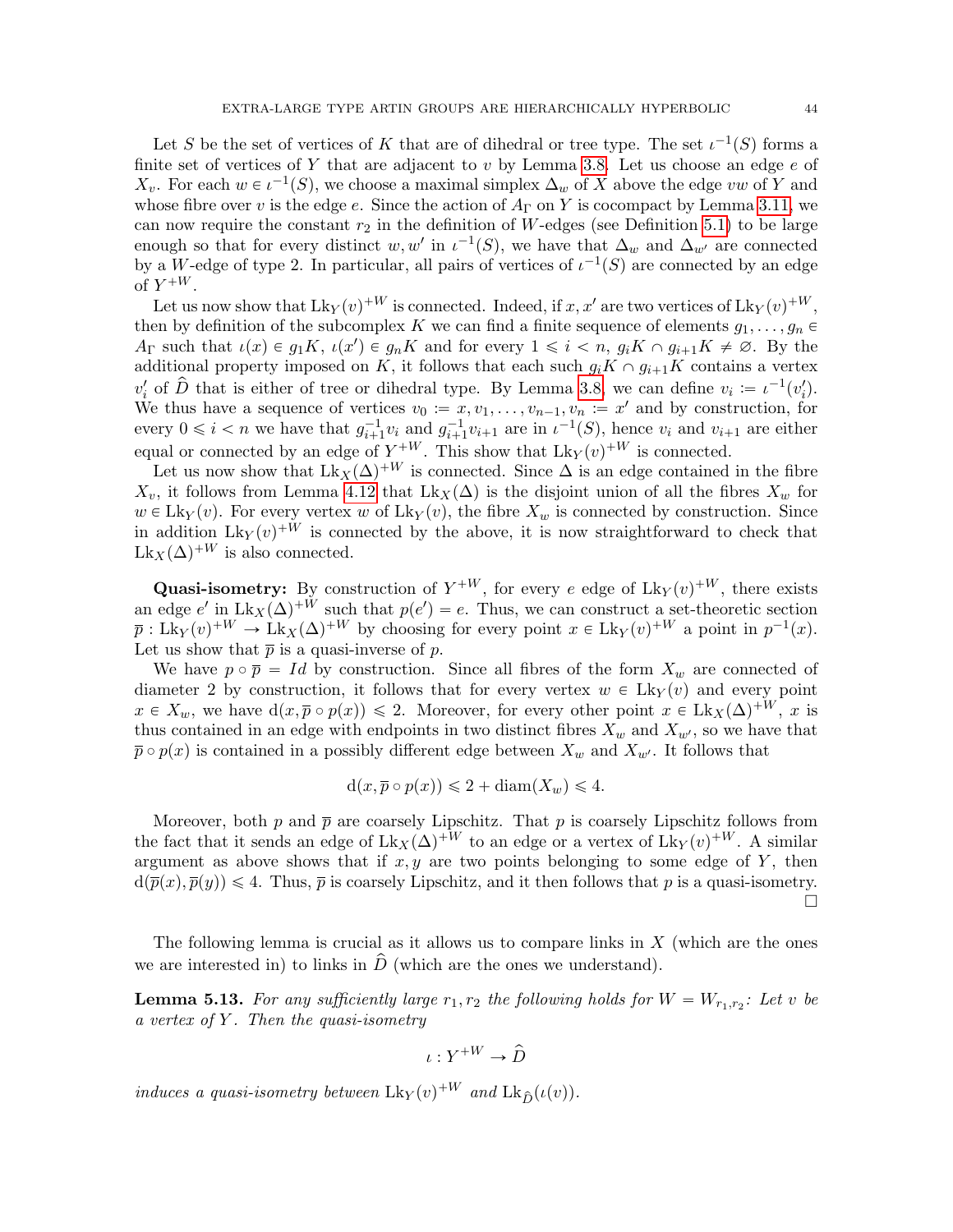Let $S$ be the set of vertices of $K$ that are of dihedral or tree type. The set $\iota^{-1}(S)$ forms a finite set of vertices of $Y$ that are adjacent to $v$ by Lemma 3.8. Let us choose an edge $e$ of $X_v$. For each $w \in \iota^{-1}(S)$, we choose a maximal simplex $\Delta_w$ of $X$ above the edge $vw$ of $Y$ and whose fibre over $v$ is the edge $e$. Since the action of $A_\Gamma$ on $Y$ is cocompact by Lemma 3.11, we can now require the constant $r_2$ in the definition of $W$-edges (see Definition 5.1) to be large enough so that for every distinct $w, w'$ in $\iota^{-1}(S)$, we have that $\Delta_w$ and $\Delta_{w'}$ are connected by a $W$-edge of type 2. In particular, all pairs of vertices of $\iota^{-1}(S)$ are connected by an edge of $Y^{+W}$.

Let us now show that $\mathrm{Lk}_Y(v)^{+W}$ is connected. Indeed, if $x, x'$ are two vertices of $\mathrm{Lk}_Y(v)^{+W}$, then by definition of the subcomplex $K$ we can find a finite sequence of elements $g_1, \ldots, g_n \in A_\Gamma$ such that $\iota(x) \in g_1K$, $\iota(x') \in g_nK$ and for every $1 \leqslant i < n$, $g_iK \cap g_{i+1}K \neq \varnothing$. By the additional property imposed on $K$, it follows that each such $g_iK \cap g_{i+1}K$ contains a vertex $v_i'$ of $\widehat{D}$ that is either of tree or dihedral type. By Lemma 3.8, we can define $v_i := \iota^{-1}(v_i')$. We thus have a sequence of vertices $v_0 := x, v_1, \ldots, v_{n-1}, v_n := x'$ and by construction, for every $0 \leqslant i < n$ we have that $g_{i+1}^{-1}v_i$ and $g_{i+1}^{-1}v_{i+1}$ are in $\iota^{-1}(S)$, hence $v_i$ and $v_{i+1}$ are either equal or connected by an edge of $Y^{+W}$. This show that $\mathrm{Lk}_Y(v)^{+W}$ is connected.

Let us now show that $\mathrm{Lk}_X(\Delta)^{+W}$ is connected. Since $\Delta$ is an edge contained in the fibre $X_v$, it follows from Lemma 4.12 that $\mathrm{Lk}_X(\Delta)$ is the disjoint union of all the fibres $X_w$ for $w \in \mathrm{Lk}_Y(v)$. For every vertex $w$ of $\mathrm{Lk}_Y(v)$, the fibre $X_w$ is connected by construction. Since in addition $\mathrm{Lk}_Y(v)^{+W}$ is connected by the above, it is now straightforward to check that $\mathrm{Lk}_X(\Delta)^{+W}$ is also connected.

**Quasi-isometry:** By construction of $Y^{+W}$, for every $e$ edge of $\mathrm{Lk}_Y(v)^{+W}$, there exists an edge $e'$ in $\mathrm{Lk}_X(\Delta)^{+W}$ such that $p(e') = e$. Thus, we can construct a set-theoretic section $\overline{p} : \mathrm{Lk}_Y(v)^{+W} \to \mathrm{Lk}_X(\Delta)^{+W}$ by choosing for every point $x \in \mathrm{Lk}_Y(v)^{+W}$ a point in $p^{-1}(x)$. Let us show that $\overline{p}$ is a quasi-inverse of $p$.

We have $p \circ \overline{p} = Id$ by construction. Since all fibres of the form $X_w$ are connected of diameter 2 by construction, it follows that for every vertex $w \in \mathrm{Lk}_Y(v)$ and every point $x \in X_w$, we have $\mathrm{d}(x, \overline{p} \circ p(x)) \leqslant 2$. Moreover, for every other point $x \in \mathrm{Lk}_X(\Delta)^{+W}$, $x$ is thus contained in an edge with endpoints in two distinct fibres $X_w$ and $X_{w'}$, so we have that $\overline{p} \circ p(x)$ is contained in a possibly different edge between $X_w$ and $X_{w'}$. It follows that

$$\mathrm{d}(x, \overline{p} \circ p(x)) \leqslant 2 + \mathrm{diam}(X_w) \leqslant 4.$$

Moreover, both $p$ and $\overline{p}$ are coarsely Lipschitz. That $p$ is coarsely Lipschitz follows from the fact that it sends an edge of $\mathrm{Lk}_X(\Delta)^{+W}$ to an edge or a vertex of $\mathrm{Lk}_Y(v)^{+W}$. A similar argument as above shows that if $x, y$ are two points belonging to some edge of $Y$, then $\mathrm{d}(\overline{p}(x), \overline{p}(y)) \leqslant 4$. Thus, $\overline{p}$ is coarsely Lipschitz, and it then follows that $p$ is a quasi-isometry. □

The following lemma is crucial as it allows us to compare links in $X$ (which are the ones we are interested in) to links in $\widehat{D}$ (which are the ones we understand).

**Lemma 5.13.** *For any sufficiently large $r_1, r_2$ the following holds for $W = W_{r_1,r_2}$: Let $v$ be a vertex of $Y$. Then the quasi-isometry*

$$\iota : Y^{+W} \to \widehat{D}$$

*induces a quasi-isometry between $\mathrm{Lk}_Y(v)^{+W}$ and $\mathrm{Lk}_{\widehat{D}}(\iota(v))$.*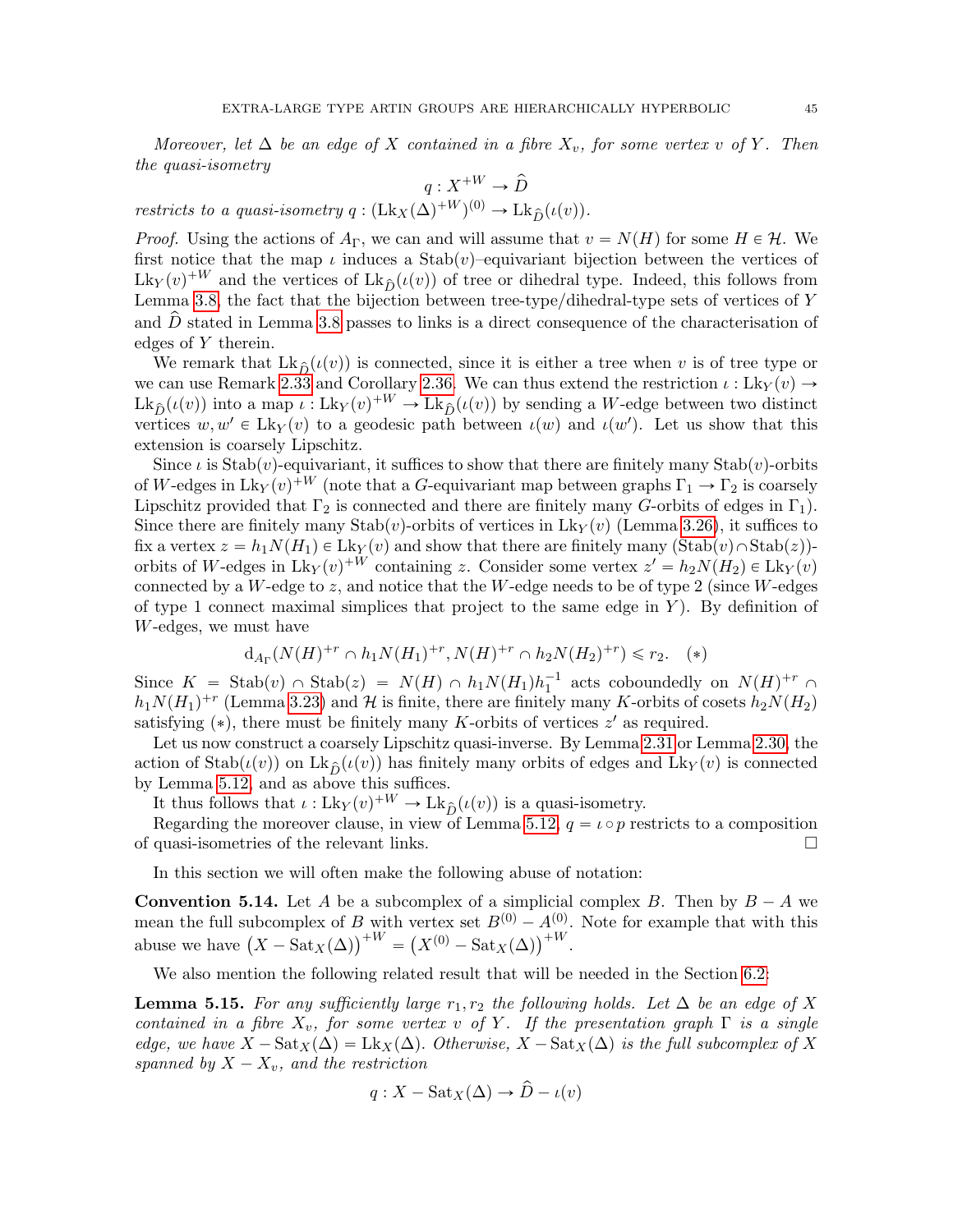*Moreover, let $\Delta$ be an edge of $X$ contained in a fibre $X_v$, for some vertex $v$ of $Y$. Then the quasi-isometry*

$$q : X^{+W} \to \widehat{D}$$

*restricts to a quasi-isometry $q : (\mathrm{Lk}_X(\Delta)^{+W})^{(0)} \to \mathrm{Lk}_{\widehat{D}}(\iota(v))$.*

*Proof.* Using the actions of $A_\Gamma$, we can and will assume that $v = N(H)$ for some $H \in \mathcal{H}$. We first notice that the map $\iota$ induces a $\mathrm{Stab}(v)$–equivariant bijection between the vertices of $\mathrm{Lk}_Y(v)^{+W}$ and the vertices of $\mathrm{Lk}_{\widehat{D}}(\iota(v))$ of tree or dihedral type. Indeed, this follows from Lemma 3.8, the fact that the bijection between tree-type/dihedral-type sets of vertices of $Y$ and $\widehat{D}$ stated in Lemma 3.8 passes to links is a direct consequence of the characterisation of edges of $Y$ therein.

We remark that $\mathrm{Lk}_{\widehat{D}}(\iota(v))$ is connected, since it is either a tree when $v$ is of tree type or we can use Remark 2.33 and Corollary 2.36. We can thus extend the restriction $\iota : \mathrm{Lk}_Y(v) \to \mathrm{Lk}_{\widehat{D}}(\iota(v))$ into a map $\iota : \mathrm{Lk}_Y(v)^{+W} \to \mathrm{Lk}_{\widehat{D}}(\iota(v))$ by sending a $W$-edge between two distinct vertices $w, w' \in \mathrm{Lk}_Y(v)$ to a geodesic path between $\iota(w)$ and $\iota(w')$. Let us show that this extension is coarsely Lipschitz.

Since $\iota$ is $\mathrm{Stab}(v)$-equivariant, it suffices to show that there are finitely many $\mathrm{Stab}(v)$-orbits of $W$-edges in $\mathrm{Lk}_Y(v)^{+W}$ (note that a $G$-equivariant map between graphs $\Gamma_1 \to \Gamma_2$ is coarsely Lipschitz provided that $\Gamma_2$ is connected and there are finitely many $G$-orbits of edges in $\Gamma_1$). Since there are finitely many $\mathrm{Stab}(v)$-orbits of vertices in $\mathrm{Lk}_Y(v)$ (Lemma 3.26), it suffices to fix a vertex $z = h_1N(H_1) \in \mathrm{Lk}_Y(v)$ and show that there are finitely many $(\mathrm{Stab}(v) \cap \mathrm{Stab}(z))$-orbits of $W$-edges in $\mathrm{Lk}_Y(v)^{+W}$ containing $z$. Consider some vertex $z' = h_2N(H_2) \in \mathrm{Lk}_Y(v)$ connected by a $W$-edge to $z$, and notice that the $W$-edge needs to be of type 2 (since $W$-edges of type 1 connect maximal simplices that project to the same edge in $Y$). By definition of $W$-edges, we must have

$$\mathrm{d}_{A_\Gamma}(N(H)^{+r} \cap h_1N(H_1)^{+r}, N(H)^{+r} \cap h_2N(H_2)^{+r}) \leqslant r_2. \quad (*)$$

Since $K = \mathrm{Stab}(v) \cap \mathrm{Stab}(z) = N(H) \cap h_1N(H_1)h_1^{-1}$ acts coboundedly on $N(H)^{+r} \cap h_1N(H_1)^{+r}$ (Lemma 3.23) and $\mathcal{H}$ is finite, there are finitely many $K$-orbits of cosets $h_2N(H_2)$ satisfying $(*)$, there must be finitely many $K$-orbits of vertices $z'$ as required.

Let us now construct a coarsely Lipschitz quasi-inverse. By Lemma 2.31 or Lemma 2.30, the action of $\mathrm{Stab}(\iota(v))$ on $\mathrm{Lk}_{\widehat{D}}(\iota(v))$ has finitely many orbits of edges and $\mathrm{Lk}_Y(v)$ is connected by Lemma 5.12, and as above this suffices.

It thus follows that $\iota : \mathrm{Lk}_Y(v)^{+W} \to \mathrm{Lk}_{\widehat{D}}(\iota(v))$ is a quasi-isometry.

Regarding the moreover clause, in view of Lemma 5.12, $q = \iota \circ p$ restricts to a composition of quasi-isometries of the relevant links. $\square$

In this section we will often make the following abuse of notation:

**Convention 5.14.** Let $A$ be a subcomplex of a simplicial complex $B$. Then by $B - A$ we mean the full subcomplex of $B$ with vertex set $B^{(0)} - A^{(0)}$. Note for example that with this abuse we have $\left(X - \mathrm{Sat}_X(\Delta)\right)^{+W} = \left(X^{(0)} - \mathrm{Sat}_X(\Delta)\right)^{+W}$.

We also mention the following related result that will be needed in the Section 6.2:

**Lemma 5.15.** *For any sufficiently large $r_1, r_2$ the following holds. Let $\Delta$ be an edge of $X$ contained in a fibre $X_v$, for some vertex $v$ of $Y$. If the presentation graph $\Gamma$ is a single edge, we have $X - \mathrm{Sat}_X(\Delta) = \mathrm{Lk}_X(\Delta)$. Otherwise, $X - \mathrm{Sat}_X(\Delta)$ is the full subcomplex of $X$ spanned by $X - X_v$, and the restriction*

$$q : X - \mathrm{Sat}_X(\Delta) \to \widehat{D} - \iota(v)$$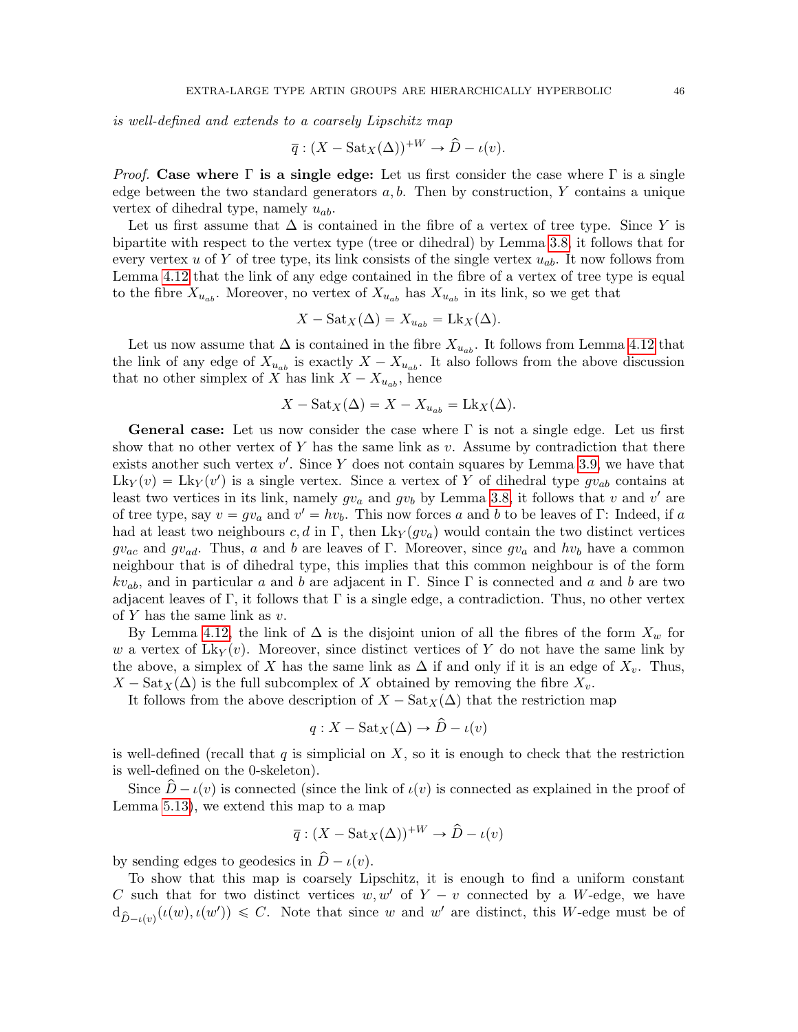*is well-defined and extends to a coarsely Lipschitz map*

$$\overline{q} : (X - \mathrm{Sat}_X(\Delta))^{+W} \to \widehat{D} - \iota(v).$$

*Proof.* **Case where $\Gamma$ is a single edge:** Let us first consider the case where $\Gamma$ is a single edge between the two standard generators $a, b$. Then by construction, $Y$ contains a unique vertex of dihedral type, namely $u_{ab}$.

Let us first assume that $\Delta$ is contained in the fibre of a vertex of tree type. Since $Y$ is bipartite with respect to the vertex type (tree or dihedral) by Lemma 3.8, it follows that for every vertex $u$ of $Y$ of tree type, its link consists of the single vertex $u_{ab}$. It now follows from Lemma 4.12 that the link of any edge contained in the fibre of a vertex of tree type is equal to the fibre $X_{u_{ab}}$. Moreover, no vertex of $X_{u_{ab}}$ has $X_{u_{ab}}$ in its link, so we get that

$$X - \mathrm{Sat}_X(\Delta) = X_{u_{ab}} = \mathrm{Lk}_X(\Delta).$$

Let us now assume that $\Delta$ is contained in the fibre $X_{u_{ab}}$. It follows from Lemma 4.12 that the link of any edge of $X_{u_{ab}}$ is exactly $X - X_{u_{ab}}$. It also follows from the above discussion that no other simplex of $X$ has link $X - X_{u_{ab}}$, hence

$$X - \mathrm{Sat}_X(\Delta) = X - X_{u_{ab}} = \mathrm{Lk}_X(\Delta).$$

**General case:** Let us now consider the case where $\Gamma$ is not a single edge. Let us first show that no other vertex of $Y$ has the same link as $v$. Assume by contradiction that there exists another such vertex $v'$. Since $Y$ does not contain squares by Lemma 3.9, we have that $\mathrm{Lk}_Y(v) = \mathrm{Lk}_Y(v')$ is a single vertex. Since a vertex of $Y$ of dihedral type $gv_{ab}$ contains at least two vertices in its link, namely $gv_a$ and $gv_b$ by Lemma 3.8, it follows that $v$ and $v'$ are of tree type, say $v = gv_a$ and $v' = hv_b$. This now forces $a$ and $b$ to be leaves of $\Gamma$: Indeed, if $a$ had at least two neighbours $c, d$ in $\Gamma$, then $\mathrm{Lk}_Y(gv_a)$ would contain the two distinct vertices $gv_{ac}$ and $gv_{ad}$. Thus, $a$ and $b$ are leaves of $\Gamma$. Moreover, since $gv_a$ and $hv_b$ have a common neighbour that is of dihedral type, this implies that this common neighbour is of the form $kv_{ab}$, and in particular $a$ and $b$ are adjacent in $\Gamma$. Since $\Gamma$ is connected and $a$ and $b$ are two adjacent leaves of $\Gamma$, it follows that $\Gamma$ is a single edge, a contradiction. Thus, no other vertex of $Y$ has the same link as $v$.

By Lemma 4.12, the link of $\Delta$ is the disjoint union of all the fibres of the form $X_w$ for $w$ a vertex of $\mathrm{Lk}_Y(v)$. Moreover, since distinct vertices of $Y$ do not have the same link by the above, a simplex of $X$ has the same link as $\Delta$ if and only if it is an edge of $X_v$. Thus, $X - \mathrm{Sat}_X(\Delta)$ is the full subcomplex of $X$ obtained by removing the fibre $X_v$.

It follows from the above description of $X - \mathrm{Sat}_X(\Delta)$ that the restriction map

$$q : X - \mathrm{Sat}_X(\Delta) \to \widehat{D} - \iota(v)$$

is well-defined (recall that $q$ is simplicial on $X$, so it is enough to check that the restriction is well-defined on the 0-skeleton).

Since $\widehat{D} - \iota(v)$ is connected (since the link of $\iota(v)$ is connected as explained in the proof of Lemma 5.13), we extend this map to a map

$$\overline{q} : (X - \mathrm{Sat}_X(\Delta))^{+W} \to \widehat{D} - \iota(v)$$

by sending edges to geodesics in $\widehat{D} - \iota(v)$.

To show that this map is coarsely Lipschitz, it is enough to find a uniform constant $C$ such that for two distinct vertices $w, w'$ of $Y - v$ connected by a $W$-edge, we have $\mathrm{d}_{\widehat{D}-\iota(v)}(\iota(w), \iota(w')) \leqslant C$. Note that since $w$ and $w'$ are distinct, this $W$-edge must be of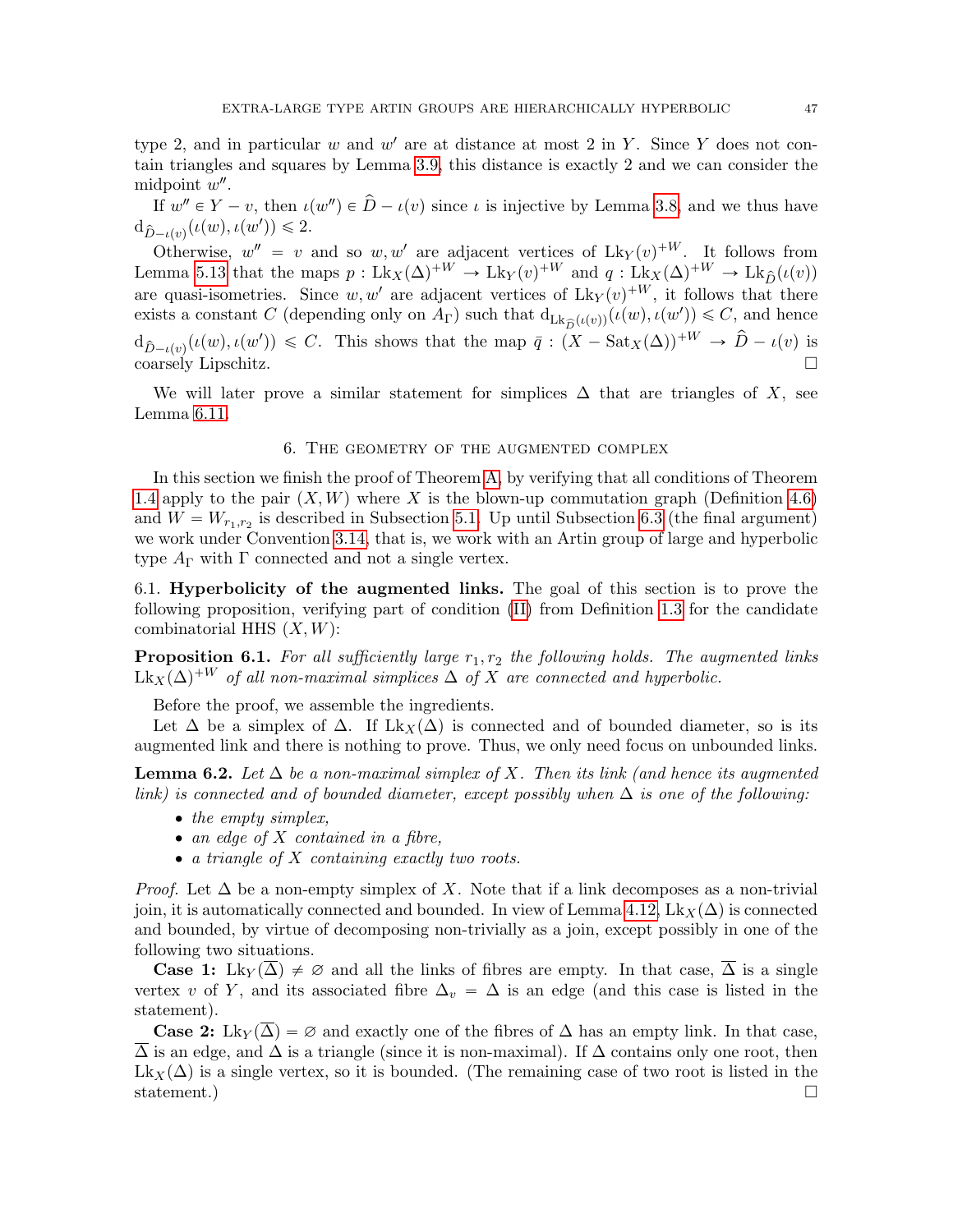type 2, and in particular $w$ and $w'$ are at distance at most 2 in $Y$. Since $Y$ does not contain triangles and squares by Lemma 3.9, this distance is exactly 2 and we can consider the midpoint $w''$.

If $w'' \in Y - v$, then $\iota(w'') \in \widehat{D} - \iota(v)$ since $\iota$ is injective by Lemma 3.8, and we thus have $\mathrm{d}_{\widehat{D}-\iota(v)}(\iota(w), \iota(w')) \leqslant 2$.

Otherwise, $w'' = v$ and so $w, w'$ are adjacent vertices of $\mathrm{Lk}_Y(v)^{+W}$. It follows from Lemma 5.13 that the maps $p : \mathrm{Lk}_X(\Delta)^{+W} \to \mathrm{Lk}_Y(v)^{+W}$ and $q : \mathrm{Lk}_X(\Delta)^{+W} \to \mathrm{Lk}_{\widehat{D}}(\iota(v))$ are quasi-isometries. Since $w, w'$ are adjacent vertices of $\mathrm{Lk}_Y(v)^{+W}$, it follows that there exists a constant $C$ (depending only on $A_\Gamma$) such that $\mathrm{d}_{\mathrm{Lk}_{\widehat{D}}(\iota(v))}(\iota(w), \iota(w')) \leqslant C$, and hence $\mathrm{d}_{\widehat{D}-\iota(v)}(\iota(w), \iota(w')) \leqslant C$. This shows that the map $\bar{q} : (X - \mathrm{Sat}_X(\Delta))^{+W} \to \widehat{D} - \iota(v)$ is coarsely Lipschitz. $\square$

We will later prove a similar statement for simplices $\Delta$ that are triangles of $X$, see Lemma 6.11.

## 6. The geometry of the augmented complex

In this section we finish the proof of Theorem A, by verifying that all conditions of Theorem 1.4 apply to the pair $(X, W)$ where $X$ is the blown-up commutation graph (Definition 4.6) and $W = W_{r_1,r_2}$ is described in Subsection 5.1. Up until Subsection 6.3 (the final argument) we work under Convention 3.14, that is, we work with an Artin group of large and hyperbolic type $A_\Gamma$ with $\Gamma$ connected and not a single vertex.

### 6.1. Hyperbolicity of the augmented links.

The goal of this section is to prove the following proposition, verifying part of condition (II) from Definition 1.3 for the candidate combinatorial HHS $(X, W)$:

**Proposition 6.1.** *For all sufficiently large $r_1, r_2$ the following holds. The augmented links $\mathrm{Lk}_X(\Delta)^{+W}$ of all non-maximal simplices $\Delta$ of $X$ are connected and hyperbolic.*

Before the proof, we assemble the ingredients.

Let $\Delta$ be a simplex of $\Delta$. If $\mathrm{Lk}_X(\Delta)$ is connected and of bounded diameter, so is its augmented link and there is nothing to prove. Thus, we only need focus on unbounded links.

**Lemma 6.2.** *Let $\Delta$ be a non-maximal simplex of $X$. Then its link (and hence its augmented link) is connected and of bounded diameter, except possibly when $\Delta$ is one of the following:*

- *the empty simplex,*
- *an edge of $X$ contained in a fibre,*
- *a triangle of $X$ containing exactly two roots.*

*Proof.* Let $\Delta$ be a non-empty simplex of $X$. Note that if a link decomposes as a non-trivial join, it is automatically connected and bounded. In view of Lemma 4.12, $\mathrm{Lk}_X(\Delta)$ is connected and bounded, by virtue of decomposing non-trivially as a join, except possibly in one of the following two situations.

**Case 1:** $\mathrm{Lk}_Y(\overline{\Delta}) \neq \varnothing$ and all the links of fibres are empty. In that case, $\overline{\Delta}$ is a single vertex $v$ of $Y$, and its associated fibre $\Delta_v = \Delta$ is an edge (and this case is listed in the statement).

**Case 2:** $\mathrm{Lk}_Y(\overline{\Delta}) = \varnothing$ and exactly one of the fibres of $\Delta$ has an empty link. In that case, $\overline{\Delta}$ is an edge, and $\Delta$ is a triangle (since it is non-maximal). If $\Delta$ contains only one root, then $\mathrm{Lk}_X(\Delta)$ is a single vertex, so it is bounded. (The remaining case of two root is listed in the statement.) $\square$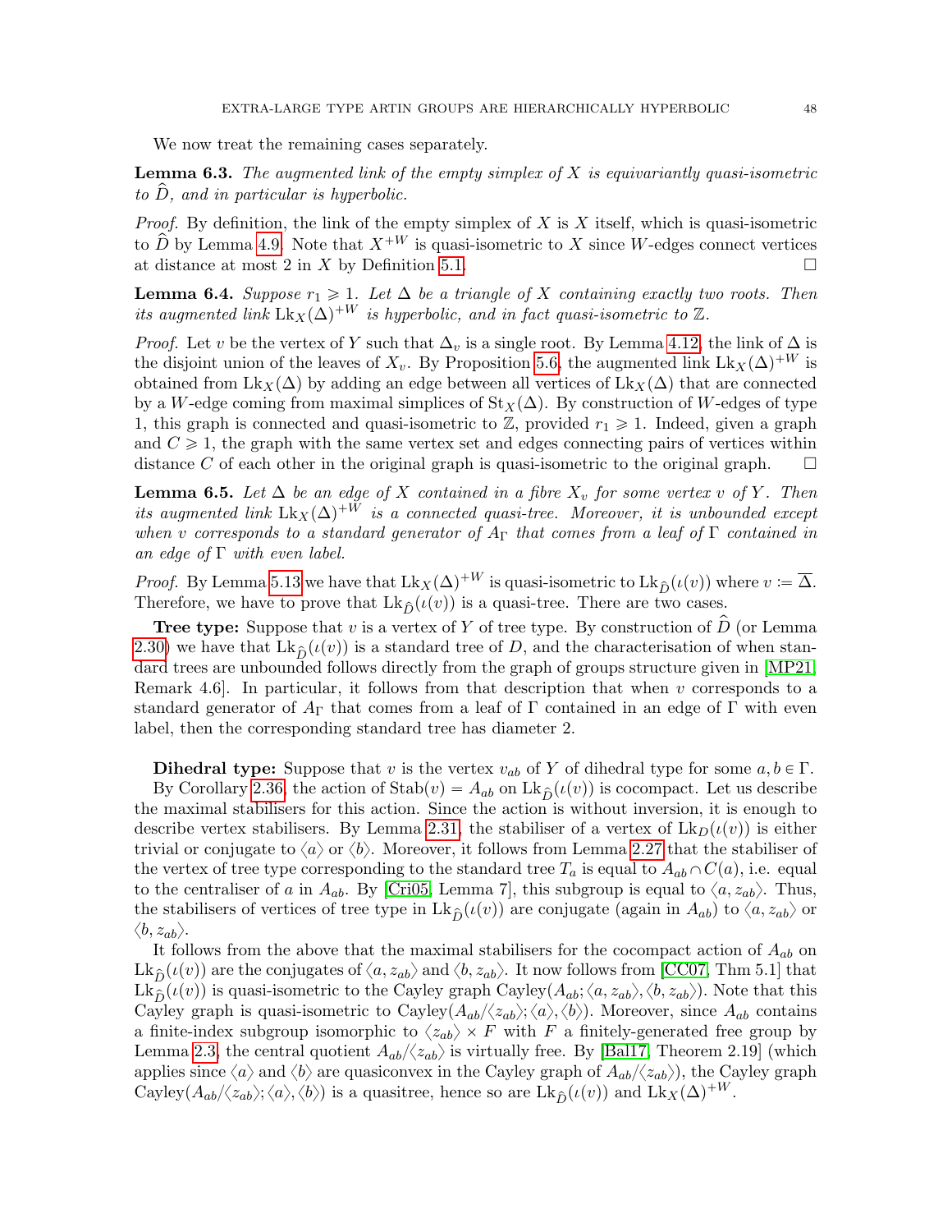We now treat the remaining cases separately.

**Lemma 6.3.** *The augmented link of the empty simplex of $X$ is equivariantly quasi-isometric to $\widehat{D}$, and in particular is hyperbolic.*

*Proof.* By definition, the link of the empty simplex of $X$ is $X$ itself, which is quasi-isometric to $\widehat{D}$ by Lemma 4.9. Note that $X^{+W}$ is quasi-isometric to $X$ since $W$-edges connect vertices at distance at most 2 in $X$ by Definition 5.1. □

**Lemma 6.4.** *Suppose $r_1 \geqslant 1$. Let $\Delta$ be a triangle of $X$ containing exactly two roots. Then its augmented link $\mathrm{Lk}_X(\Delta)^{+W}$ is hyperbolic, and in fact quasi-isometric to $\mathbb{Z}$.*

*Proof.* Let $v$ be the vertex of $Y$ such that $\Delta_v$ is a single root. By Lemma 4.12, the link of $\Delta$ is the disjoint union of the leaves of $X_v$. By Proposition 5.6, the augmented link $\mathrm{Lk}_X(\Delta)^{+W}$ is obtained from $\mathrm{Lk}_X(\Delta)$ by adding an edge between all vertices of $\mathrm{Lk}_X(\Delta)$ that are connected by a $W$-edge coming from maximal simplices of $\mathrm{St}_X(\Delta)$. By construction of $W$-edges of type 1, this graph is connected and quasi-isometric to $\mathbb{Z}$, provided $r_1 \geqslant 1$. Indeed, given a graph and $C \geqslant 1$, the graph with the same vertex set and edges connecting pairs of vertices within distance $C$ of each other in the original graph is quasi-isometric to the original graph. □

**Lemma 6.5.** *Let $\Delta$ be an edge of $X$ contained in a fibre $X_v$ for some vertex $v$ of $Y$. Then its augmented link $\mathrm{Lk}_X(\Delta)^{+W}$ is a connected quasi-tree. Moreover, it is unbounded except when $v$ corresponds to a standard generator of $A_\Gamma$ that comes from a leaf of $\Gamma$ contained in an edge of $\Gamma$ with even label.*

*Proof.* By Lemma 5.13 we have that $\mathrm{Lk}_X(\Delta)^{+W}$ is quasi-isometric to $\mathrm{Lk}_{\widehat{D}}(\iota(v))$ where $v := \overline{\Delta}$. Therefore, we have to prove that $\mathrm{Lk}_{\widehat{D}}(\iota(v))$ is a quasi-tree. There are two cases.

**Tree type:** Suppose that $v$ is a vertex of $Y$ of tree type. By construction of $\widehat{D}$ (or Lemma 2.30) we have that $\mathrm{Lk}_{\widehat{D}}(\iota(v))$ is a standard tree of $D$, and the characterisation of when standard trees are unbounded follows directly from the graph of groups structure given in [MP21, Remark 4.6]. In particular, it follows from that description that when $v$ corresponds to a standard generator of $A_\Gamma$ that comes from a leaf of $\Gamma$ contained in an edge of $\Gamma$ with even label, then the corresponding standard tree has diameter 2.

**Dihedral type:** Suppose that $v$ is the vertex $v_{ab}$ of $Y$ of dihedral type for some $a, b \in \Gamma$. By Corollary 2.36, the action of $\mathrm{Stab}(v) = A_{ab}$ on $\mathrm{Lk}_{\widehat{D}}(\iota(v))$ is cocompact. Let us describe the maximal stabilisers for this action. Since the action is without inversion, it is enough to describe vertex stabilisers. By Lemma 2.31, the stabiliser of a vertex of $\mathrm{Lk}_D(\iota(v))$ is either trivial or conjugate to $\langle a\rangle$ or $\langle b\rangle$. Moreover, it follows from Lemma 2.27 that the stabiliser of the vertex of tree type corresponding to the standard tree $T_a$ is equal to $A_{ab} \cap C(a)$, i.e. equal to the centraliser of $a$ in $A_{ab}$. By [Cri05, Lemma 7], this subgroup is equal to $\langle a, z_{ab}\rangle$. Thus, the stabilisers of vertices of tree type in $\mathrm{Lk}_{\widehat{D}}(\iota(v))$ are conjugate (again in $A_{ab}$) to $\langle a, z_{ab}\rangle$ or $\langle b, z_{ab}\rangle$.

It follows from the above that the maximal stabilisers for the cocompact action of $A_{ab}$ on $\mathrm{Lk}_{\widehat{D}}(\iota(v))$ are the conjugates of $\langle a, z_{ab}\rangle$ and $\langle b, z_{ab}\rangle$. It now follows from [CC07, Thm 5.1] that $\mathrm{Lk}_{\widehat{D}}(\iota(v))$ is quasi-isometric to the Cayley graph $\mathrm{Cayley}(A_{ab}; \langle a, z_{ab}\rangle, \langle b, z_{ab}\rangle)$. Note that this Cayley graph is quasi-isometric to $\mathrm{Cayley}(A_{ab}/\langle z_{ab}\rangle; \langle a\rangle, \langle b\rangle)$. Moreover, since $A_{ab}$ contains a finite-index subgroup isomorphic to $\langle z_{ab}\rangle \times F$ with $F$ a finitely-generated free group by Lemma 2.3, the central quotient $A_{ab}/\langle z_{ab}\rangle$ is virtually free. By [Bal17, Theorem 2.19] (which applies since $\langle a\rangle$ and $\langle b\rangle$ are quasiconvex in the Cayley graph of $A_{ab}/\langle z_{ab}\rangle$), the Cayley graph $\mathrm{Cayley}(A_{ab}/\langle z_{ab}\rangle; \langle a\rangle, \langle b\rangle)$ is a quasitree, hence so are $\mathrm{Lk}_{\widehat{D}}(\iota(v))$ and $\mathrm{Lk}_X(\Delta)^{+W}$.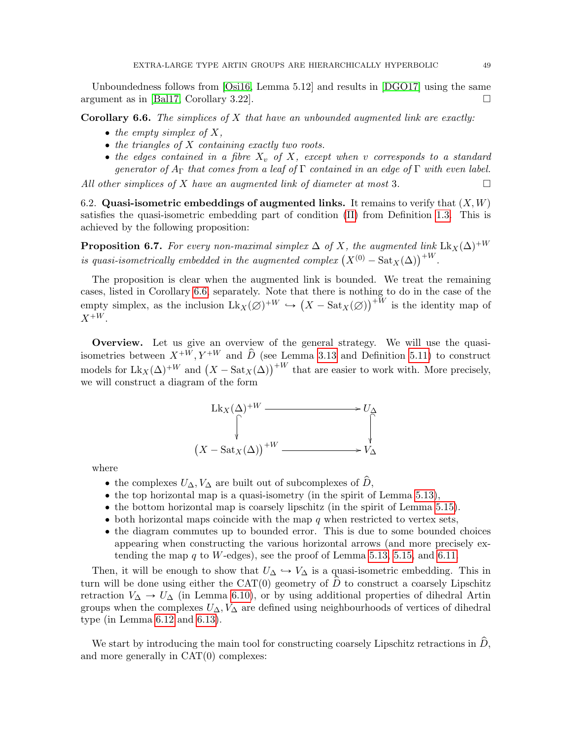Unboundedness follows from [Osi16, Lemma 5.12] and results in [DGO17] using the same argument as in [Bal17, Corollary 3.22]. □

**Corollary 6.6.** *The simplices of $X$ that have an unbounded augmented link are exactly:*

- *the empty simplex of $X$,*
- *the triangles of $X$ containing exactly two roots.*
- *the edges contained in a fibre $X_v$ of $X$, except when $v$ corresponds to a standard generator of $A_\Gamma$ that comes from a leaf of $\Gamma$ contained in an edge of $\Gamma$ with even label.*

*All other simplices of $X$ have an augmented link of diameter at most 3.* □

6.2. **Quasi-isometric embeddings of augmented links.** It remains to verify that $(X, W)$ satisfies the quasi-isometric embedding part of condition (II) from Definition 1.3. This is achieved by the following proposition:

**Proposition 6.7.** *For every non-maximal simplex $\Delta$ of $X$, the augmented link $\mathrm{Lk}_X(\Delta)^{+W}$ is quasi-isometrically embedded in the augmented complex $\left(X^{(0)} - \mathrm{Sat}_X(\Delta)\right)^{+W}$.*

The proposition is clear when the augmented link is bounded. We treat the remaining cases, listed in Corollary 6.6, separately. Note that there is nothing to do in the case of the empty simplex, as the inclusion $\mathrm{Lk}_X(\varnothing)^{+W} \hookrightarrow \left(X - \mathrm{Sat}_X(\varnothing)\right)^{+W}$ is the identity map of $X^{+W}$.

**Overview.** Let us give an overview of the general strategy. We will use the quasi-isometries between $X^{+W}, Y^{+W}$ and $\widehat{D}$ (see Lemma 3.13 and Definition 5.11) to construct models for $\mathrm{Lk}_X(\Delta)^{+W}$ and $\left(X - \mathrm{Sat}_X(\Delta)\right)^{+W}$ that are easier to work with. More precisely, we will construct a diagram of the form

$$\begin{array}{ccc} \mathrm{Lk}_X(\Delta)^{+W} & \longrightarrow & U_\Delta \\ \big\downarrow & & \big\downarrow \\ \left(X - \mathrm{Sat}_X(\Delta)\right)^{+W} & \longrightarrow & V_\Delta \end{array}$$

where

- the complexes $U_\Delta, V_\Delta$ are built out of subcomplexes of $\widehat{D}$,
- the top horizontal map is a quasi-isometry (in the spirit of Lemma 5.13),
- the bottom horizontal map is coarsely lipschitz (in the spirit of Lemma 5.15).
- both horizontal maps coincide with the map $q$ when restricted to vertex sets,
- the diagram commutes up to bounded error. This is due to some bounded choices appearing when constructing the various horizontal arrows (and more precisely extending the map $q$ to $W$-edges), see the proof of Lemma 5.13, 5.15, and 6.11.

Then, it will be enough to show that $U_\Delta \hookrightarrow V_\Delta$ is a quasi-isometric embedding. This in turn will be done using either the CAT(0) geometry of $\widehat{D}$ to construct a coarsely Lipschitz retraction $V_\Delta \to U_\Delta$ (in Lemma 6.10), or by using additional properties of dihedral Artin groups when the complexes $U_\Delta, V_\Delta$ are defined using neighbourhoods of vertices of dihedral type (in Lemma 6.12 and 6.13).

We start by introducing the main tool for constructing coarsely Lipschitz retractions in $\widehat{D}$, and more generally in CAT(0) complexes: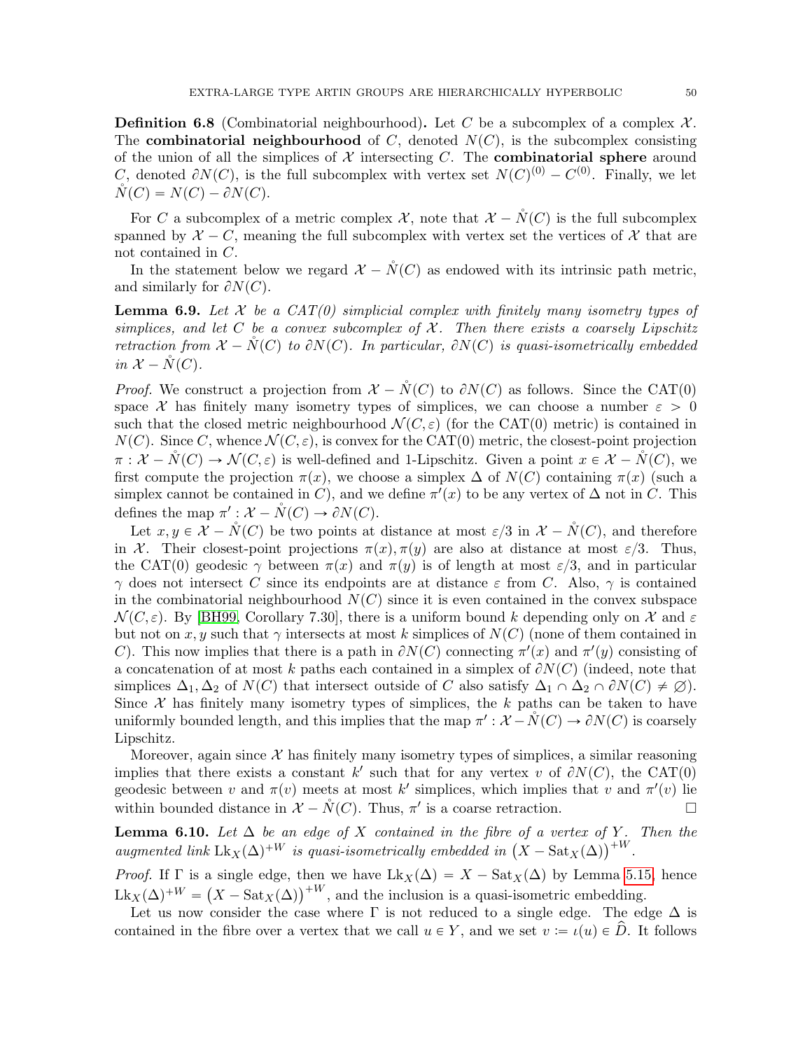**Definition 6.8** (Combinatorial neighbourhood)**.** Let $C$ be a subcomplex of a complex $\mathcal{X}$. The **combinatorial neighbourhood** of $C$, denoted $N(C)$, is the subcomplex consisting of the union of all the simplices of $\mathcal{X}$ intersecting $C$. The **combinatorial sphere** around $C$, denoted $\partial N(C)$, is the full subcomplex with vertex set $N(C)^{(0)} - C^{(0)}$. Finally, we let $\mathring{N}(C) = N(C) - \partial N(C)$.

For $C$ a subcomplex of a metric complex $\mathcal{X}$, note that $\mathcal{X} - \mathring{N}(C)$ is the full subcomplex spanned by $\mathcal{X} - C$, meaning the full subcomplex with vertex set the vertices of $\mathcal{X}$ that are not contained in $C$.

In the statement below we regard $\mathcal{X} - \mathring{N}(C)$ as endowed with its intrinsic path metric, and similarly for $\partial N(C)$.

**Lemma 6.9.** *Let $\mathcal{X}$ be a CAT(0) simplicial complex with finitely many isometry types of simplices, and let $C$ be a convex subcomplex of $\mathcal{X}$. Then there exists a coarsely Lipschitz retraction from $\mathcal{X} - \mathring{N}(C)$ to $\partial N(C)$. In particular, $\partial N(C)$ is quasi-isometrically embedded in $\mathcal{X} - \mathring{N}(C)$.*

*Proof.* We construct a projection from $\mathcal{X} - \mathring{N}(C)$ to $\partial N(C)$ as follows. Since the CAT(0) space $\mathcal{X}$ has finitely many isometry types of simplices, we can choose a number $\varepsilon > 0$ such that the closed metric neighbourhood $\mathcal{N}(C, \varepsilon)$ (for the CAT(0) metric) is contained in $N(C)$. Since $C$, whence $\mathcal{N}(C, \varepsilon)$, is convex for the CAT(0) metric, the closest-point projection $\pi : \mathcal{X} - \mathring{N}(C) \to \mathcal{N}(C, \varepsilon)$ is well-defined and 1-Lipschitz. Given a point $x \in \mathcal{X} - \mathring{N}(C)$, we first compute the projection $\pi(x)$, we choose a simplex $\Delta$ of $N(C)$ containing $\pi(x)$ (such a simplex cannot be contained in $C$), and we define $\pi'(x)$ to be any vertex of $\Delta$ not in $C$. This defines the map $\pi' : \mathcal{X} - \mathring{N}(C) \to \partial N(C)$.

Let $x, y \in \mathcal{X} - \mathring{N}(C)$ be two points at distance at most $\varepsilon/3$ in $\mathcal{X} - \mathring{N}(C)$, and therefore in $\mathcal{X}$. Their closest-point projections $\pi(x), \pi(y)$ are also at distance at most $\varepsilon/3$. Thus, the CAT(0) geodesic $\gamma$ between $\pi(x)$ and $\pi(y)$ is of length at most $\varepsilon/3$, and in particular $\gamma$ does not intersect $C$ since its endpoints are at distance $\varepsilon$ from $C$. Also, $\gamma$ is contained in the combinatorial neighbourhood $N(C)$ since it is even contained in the convex subspace $\mathcal{N}(C, \varepsilon)$. By [BH99, Corollary 7.30], there is a uniform bound $k$ depending only on $\mathcal{X}$ and $\varepsilon$ but not on $x, y$ such that $\gamma$ intersects at most $k$ simplices of $N(C)$ (none of them contained in $C$). This now implies that there is a path in $\partial N(C)$ connecting $\pi'(x)$ and $\pi'(y)$ consisting of a concatenation of at most $k$ paths each contained in a simplex of $\partial N(C)$ (indeed, note that simplices $\Delta_1, \Delta_2$ of $N(C)$ that intersect outside of $C$ also satisfy $\Delta_1 \cap \Delta_2 \cap \partial N(C) \neq \varnothing$). Since $\mathcal{X}$ has finitely many isometry types of simplices, the $k$ paths can be taken to have uniformly bounded length, and this implies that the map $\pi' : \mathcal{X} - \mathring{N}(C) \to \partial N(C)$ is coarsely Lipschitz.

Moreover, again since $\mathcal{X}$ has finitely many isometry types of simplices, a similar reasoning implies that there exists a constant $k'$ such that for any vertex $v$ of $\partial N(C)$, the CAT(0) geodesic between $v$ and $\pi(v)$ meets at most $k'$ simplices, which implies that $v$ and $\pi'(v)$ lie within bounded distance in $\mathcal{X} - \mathring{N}(C)$. Thus, $\pi'$ is a coarse retraction. $\square$

**Lemma 6.10.** *Let $\Delta$ be an edge of $X$ contained in the fibre of a vertex of $Y$. Then the augmented link $\mathrm{Lk}_X(\Delta)^{+W}$ is quasi-isometrically embedded in $\left(X - \mathrm{Sat}_X(\Delta)\right)^{+W}$.*

*Proof.* If $\Gamma$ is a single edge, then we have $\mathrm{Lk}_X(\Delta) = X - \mathrm{Sat}_X(\Delta)$ by Lemma 5.15, hence $\mathrm{Lk}_X(\Delta)^{+W} = \left(X - \mathrm{Sat}_X(\Delta)\right)^{+W}$, and the inclusion is a quasi-isometric embedding.

Let us now consider the case where $\Gamma$ is not reduced to a single edge. The edge $\Delta$ is contained in the fibre over a vertex that we call $u \in Y$, and we set $v := \iota(u) \in \widehat{D}$. It follows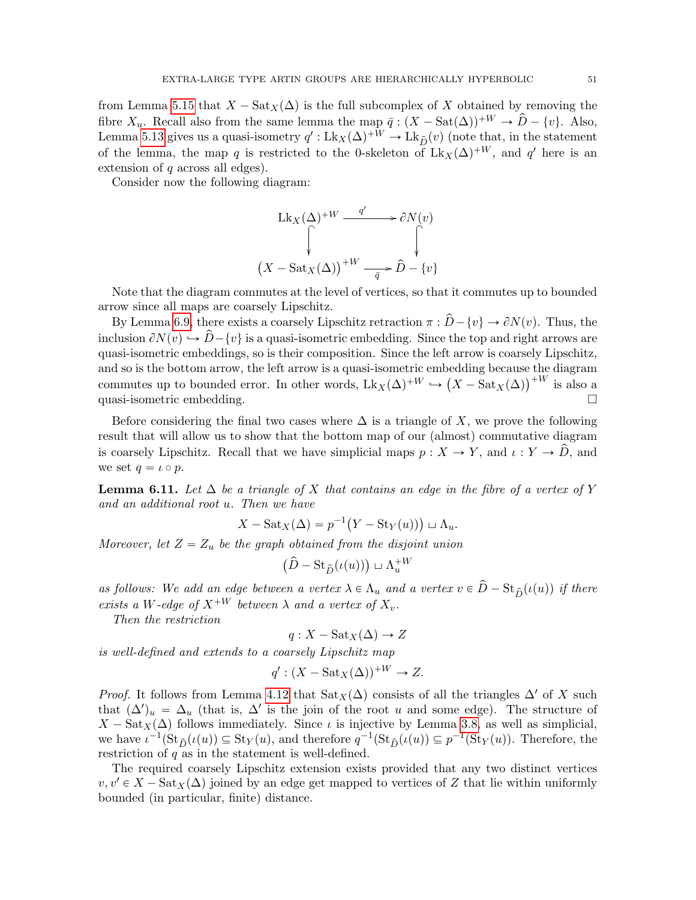from Lemma 5.15 that $X - \mathrm{Sat}_X(\Delta)$ is the full subcomplex of $X$ obtained by removing the fibre $X_u$. Recall also from the same lemma the map $\bar{q} : (X - \mathrm{Sat}(\Delta))^{+W} \to \widehat{D} - \{v\}$. Also, Lemma 5.13 gives us a quasi-isometry $q' : \mathrm{Lk}_X(\Delta)^{+W} \to \mathrm{Lk}_{\widehat{D}}(v)$ (note that, in the statement of the lemma, the map $q$ is restricted to the 0-skeleton of $\mathrm{Lk}_X(\Delta)^{+W}$, and $q'$ here is an extension of $q$ across all edges).

Consider now the following diagram:

$$\begin{array}{ccc} \mathrm{Lk}_X(\Delta)^{+W} & \xrightarrow{\;q'\;} & \partial N(v) \\ \big\downarrow & & \big\downarrow \\ \left(X - \mathrm{Sat}_X(\Delta)\right)^{+W} & \xrightarrow[\bar{q}]{} & \widehat{D} - \{v\} \end{array}$$

Note that the diagram commutes at the level of vertices, so that it commutes up to bounded arrow since all maps are coarsely Lipschitz.

By Lemma 6.9, there exists a coarsely Lipschitz retraction $\pi : \widehat{D} - \{v\} \to \partial N(v)$. Thus, the inclusion $\partial N(v) \hookrightarrow \widehat{D} - \{v\}$ is a quasi-isometric embedding. Since the top and right arrows are quasi-isometric embeddings, so is their composition. Since the left arrow is coarsely Lipschitz, and so is the bottom arrow, the left arrow is a quasi-isometric embedding because the diagram commutes up to bounded error. In other words, $\mathrm{Lk}_X(\Delta)^{+W} \hookrightarrow \left(X - \mathrm{Sat}_X(\Delta)\right)^{+W}$ is also a quasi-isometric embedding. $\square$

Before considering the final two cases where $\Delta$ is a triangle of $X$, we prove the following result that will allow us to show that the bottom map of our (almost) commutative diagram is coarsely Lipschitz. Recall that we have simplicial maps $p : X \to Y$, and $\iota : Y \to \widehat{D}$, and we set $q = \iota \circ p$.

**Lemma 6.11.** *Let $\Delta$ be a triangle of $X$ that contains an edge in the fibre of a vertex of $Y$ and an additional root $u$. Then we have*

$$X - \mathrm{Sat}_X(\Delta) = p^{-1}\big(Y - \mathrm{St}_Y(u))\big) \sqcup \Lambda_u.$$

*Moreover, let $Z = Z_u$ be the graph obtained from the disjoint union*

$$\big(\widehat{D} - \mathrm{St}_{\widehat{D}}(\iota(u))\big) \sqcup \Lambda_u^{+W}$$

*as follows: We add an edge between a vertex $\lambda \in \Lambda_u$ and a vertex $v \in \widehat{D} - \mathrm{St}_{\widehat{D}}(\iota(u))$ if there exists a $W$-edge of $X^{+W}$ between $\lambda$ and a vertex of $X_v$.*

*Then the restriction*

$$q : X - \mathrm{Sat}_X(\Delta) \to Z$$

*is well-defined and extends to a coarsely Lipschitz map*

$$q' : (X - \mathrm{Sat}_X(\Delta))^{+W} \to Z.$$

*Proof.* It follows from Lemma 4.12 that $\mathrm{Sat}_X(\Delta)$ consists of all the triangles $\Delta'$ of $X$ such that $(\Delta')_u = \Delta_u$ (that is, $\Delta'$ is the join of the root $u$ and some edge). The structure of $X - \mathrm{Sat}_X(\Delta)$ follows immediately. Since $\iota$ is injective by Lemma 3.8, as well as simplicial, we have $\iota^{-1}(\mathrm{St}_{\widehat{D}}(\iota(u)) \subseteq \mathrm{St}_Y(u)$, and therefore $q^{-1}(\mathrm{St}_{\widehat{D}}(\iota(u)) \subseteq p^{-1}(\mathrm{St}_Y(u))$. Therefore, the restriction of $q$ as in the statement is well-defined.

The required coarsely Lipschitz extension exists provided that any two distinct vertices $v, v' \in X - \mathrm{Sat}_X(\Delta)$ joined by an edge get mapped to vertices of $Z$ that lie within uniformly bounded (in particular, finite) distance.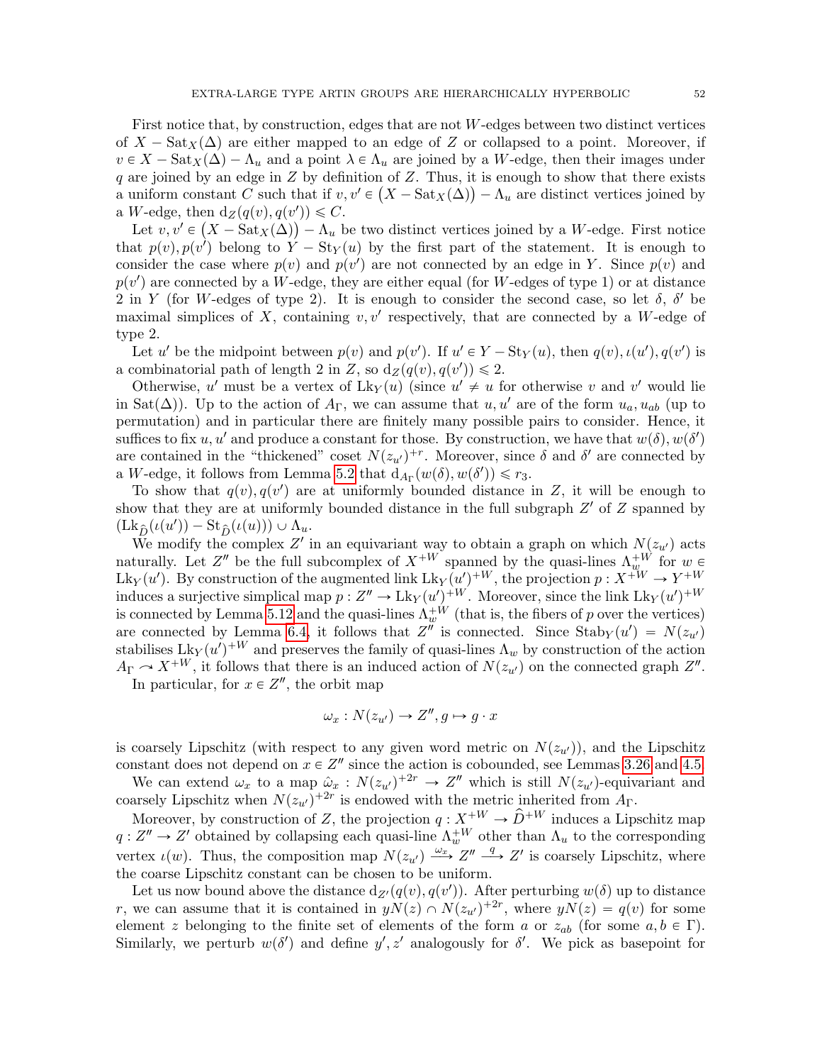First notice that, by construction, edges that are not $W$-edges between two distinct vertices of $X - \mathrm{Sat}_X(\Delta)$ are either mapped to an edge of $Z$ or collapsed to a point. Moreover, if $v \in X - \mathrm{Sat}_X(\Delta) - \Lambda_u$ and a point $\lambda \in \Lambda_u$ are joined by a $W$-edge, then their images under $q$ are joined by an edge in $Z$ by definition of $Z$. Thus, it is enough to show that there exists a uniform constant $C$ such that if $v, v' \in \big(X - \mathrm{Sat}_X(\Delta)\big) - \Lambda_u$ are distinct vertices joined by a $W$-edge, then $\mathrm{d}_Z(q(v), q(v')) \leqslant C$.

Let $v, v' \in \big(X - \mathrm{Sat}_X(\Delta)\big) - \Lambda_u$ be two distinct vertices joined by a $W$-edge. First notice that $p(v), p(v')$ belong to $Y - \mathrm{St}_Y(u)$ by the first part of the statement. It is enough to consider the case where $p(v)$ and $p(v')$ are not connected by an edge in $Y$. Since $p(v)$ and $p(v')$ are connected by a $W$-edge, they are either equal (for $W$-edges of type 1) or at distance 2 in $Y$ (for $W$-edges of type 2). It is enough to consider the second case, so let $\delta$, $\delta'$ be maximal simplices of $X$, containing $v, v'$ respectively, that are connected by a $W$-edge of type 2.

Let $u'$ be the midpoint between $p(v)$ and $p(v')$. If $u' \in Y - \mathrm{St}_Y(u)$, then $q(v), \iota(u'), q(v')$ is a combinatorial path of length 2 in $Z$, so $\mathrm{d}_Z(q(v), q(v')) \leqslant 2$.

Otherwise, $u'$ must be a vertex of $\mathrm{Lk}_Y(u)$ (since $u' \neq u$ for otherwise $v$ and $v'$ would lie in $\mathrm{Sat}(\Delta)$). Up to the action of $A_\Gamma$, we can assume that $u, u'$ are of the form $u_a, u_{ab}$ (up to permutation) and in particular there are finitely many possible pairs to consider. Hence, it suffices to fix $u, u'$ and produce a constant for those. By construction, we have that $w(\delta), w(\delta')$ are contained in the "thickened" coset $N(z_{u'})^{+r}$. Moreover, since $\delta$ and $\delta'$ are connected by a $W$-edge, it follows from Lemma 5.2 that $\mathrm{d}_{A_\Gamma}(w(\delta), w(\delta')) \leqslant r_3$.

To show that $q(v), q(v')$ are at uniformly bounded distance in $Z$, it will be enough to show that they are at uniformly bounded distance in the full subgraph $Z'$ of $Z$ spanned by $(\mathrm{Lk}_{\widehat{D}}(\iota(u')) - \mathrm{St}_{\widehat{D}}(\iota(u))) \cup \Lambda_u$.

We modify the complex $Z'$ in an equivariant way to obtain a graph on which $N(z_{u'})$ acts naturally. Let $Z''$ be the full subcomplex of $X^{+W}$ spanned by the quasi-lines $\Lambda_w^{+W}$ for $w \in \mathrm{Lk}_Y(u')$. By construction of the augmented link $\mathrm{Lk}_Y(u')^{+W}$, the projection $p : X^{+W} \to Y^{+W}$ induces a surjective simplical map $p : Z'' \to \mathrm{Lk}_Y(u')^{+W}$. Moreover, since the link $\mathrm{Lk}_Y(u')^{+W}$ is connected by Lemma 5.12 and the quasi-lines $\Lambda_w^{+W}$ (that is, the fibers of $p$ over the vertices) are connected by Lemma 6.4, it follows that $Z''$ is connected. Since $\mathrm{Stab}_Y(u') = N(z_{u'})$ stabilises $\mathrm{Lk}_Y(u')^{+W}$ and preserves the family of quasi-lines $\Lambda_w$ by construction of the action $A_\Gamma \curvearrowright X^{+W}$, it follows that there is an induced action of $N(z_{u'})$ on the connected graph $Z''$.

In particular, for $x \in Z''$, the orbit map

$$\omega_x : N(z_{u'}) \to Z'', g \mapsto g \cdot x$$

is coarsely Lipschitz (with respect to any given word metric on $N(z_{u'})$), and the Lipschitz constant does not depend on $x \in Z''$ since the action is cobounded, see Lemmas 3.26 and 4.5.

We can extend $\omega_x$ to a map $\hat{\omega}_x : N(z_{u'})^{+2r} \to Z''$ which is still $N(z_{u'})$-equivariant and coarsely Lipschitz when $N(z_{u'})^{+2r}$ is endowed with the metric inherited from $A_\Gamma$.

Moreover, by construction of $Z$, the projection $q : X^{+W} \to \widehat{D}^{+W}$ induces a Lipschitz map $q : Z'' \to Z'$ obtained by collapsing each quasi-line $\Lambda_w^{+W}$ other than $\Lambda_u$ to the corresponding vertex $\iota(w)$. Thus, the composition map $N(z_{u'}) \xrightarrow{\omega_x} Z'' \xrightarrow{q} Z'$ is coarsely Lipschitz, where the coarse Lipschitz constant can be chosen to be uniform.

Let us now bound above the distance $\mathrm{d}_{Z'}(q(v), q(v'))$. After perturbing $w(\delta)$ up to distance $r$, we can assume that it is contained in $yN(z) \cap N(z_{u'})^{+2r}$, where $yN(z) = q(v)$ for some element $z$ belonging to the finite set of elements of the form $a$ or $z_{ab}$ (for some $a, b \in \Gamma$). Similarly, we perturb $w(\delta')$ and define $y', z'$ analogously for $\delta'$. We pick as basepoint for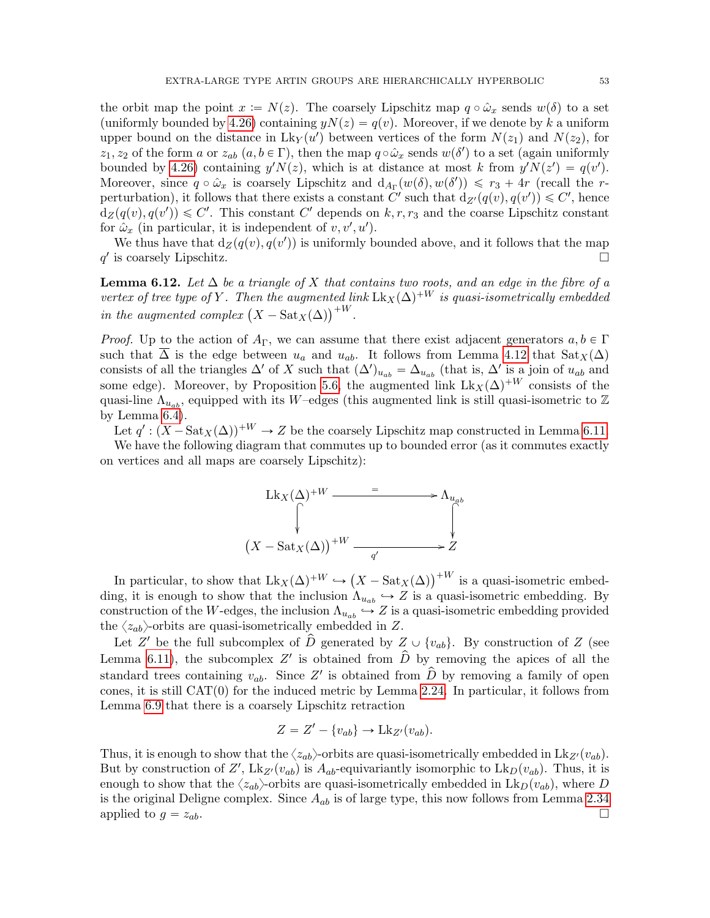the orbit map the point $x := N(z)$. The coarsely Lipschitz map $q \circ \hat{\omega}_x$ sends $w(\delta)$ to a set (uniformly bounded by 4.26) containing $yN(z) = q(v)$. Moreover, if we denote by $k$ a uniform upper bound on the distance in $\mathrm{Lk}_Y(u')$ between vertices of the form $N(z_1)$ and $N(z_2)$, for $z_1, z_2$ of the form $a$ or $z_{ab}$ ($a, b \in \Gamma$), then the map $q \circ \hat{\omega}_x$ sends $w(\delta')$ to a set (again uniformly bounded by 4.26) containing $y'N(z)$, which is at distance at most $k$ from $y'N(z') = q(v')$. Moreover, since $q \circ \hat{\omega}_x$ is coarsely Lipschitz and $\mathrm{d}_{A_\Gamma}(w(\delta), w(\delta')) \leqslant r_3 + 4r$ (recall the $r$-perturbation), it follows that there exists a constant $C'$ such that $\mathrm{d}_{Z'}(q(v), q(v')) \leqslant C'$, hence $\mathrm{d}_Z(q(v), q(v')) \leqslant C'$. This constant $C'$ depends on $k, r, r_3$ and the coarse Lipschitz constant for $\hat{\omega}_x$ (in particular, it is independent of $v, v', u'$).

We thus have that $\mathrm{d}_Z(q(v), q(v'))$ is uniformly bounded above, and it follows that the map $q'$ is coarsely Lipschitz. □

**Lemma 6.12.** *Let $\Delta$ be a triangle of $X$ that contains two roots, and an edge in the fibre of a vertex of tree type of $Y$. Then the augmented link $\mathrm{Lk}_X(\Delta)^{+W}$ is quasi-isometrically embedded in the augmented complex $\big(X - \mathrm{Sat}_X(\Delta)\big)^{+W}$.*

*Proof.* Up to the action of $A_\Gamma$, we can assume that there exist adjacent generators $a, b \in \Gamma$ such that $\overline{\Delta}$ is the edge between $u_a$ and $u_{ab}$. It follows from Lemma 4.12 that $\mathrm{Sat}_X(\Delta)$ consists of all the triangles $\Delta'$ of $X$ such that $(\Delta')_{u_{ab}} = \Delta_{u_{ab}}$ (that is, $\Delta'$ is a join of $u_{ab}$ and some edge). Moreover, by Proposition 5.6, the augmented link $\mathrm{Lk}_X(\Delta)^{+W}$ consists of the quasi-line $\Lambda_{u_{ab}}$, equipped with its $W$–edges (this augmented link is still quasi-isometric to $\mathbb{Z}$ by Lemma 6.4).

Let $q' : (X - \mathrm{Sat}_X(\Delta))^{+W} \to Z$ be the coarsely Lipschitz map constructed in Lemma 6.11.

We have the following diagram that commutes up to bounded error (as it commutes exactly on vertices and all maps are coarsely Lipschitz):

$$\begin{array}{ccc} \mathrm{Lk}_X(\Delta)^{+W} & \xrightarrow{\;=\;} & \Lambda_{u_{ab}} \\ \big\downarrow & & \big\downarrow \\ \big(X - \mathrm{Sat}_X(\Delta)\big)^{+W} & \xrightarrow[\;q'\;]{} & Z \end{array}$$

In particular, to show that $\mathrm{Lk}_X(\Delta)^{+W} \hookrightarrow \big(X - \mathrm{Sat}_X(\Delta)\big)^{+W}$ is a quasi-isometric embedding, it is enough to show that the inclusion $\Lambda_{u_{ab}} \hookrightarrow Z$ is a quasi-isometric embedding. By construction of the $W$-edges, the inclusion $\Lambda_{u_{ab}} \hookrightarrow Z$ is a quasi-isometric embedding provided the $\langle z_{ab}\rangle$-orbits are quasi-isometrically embedded in $Z$.

Let $Z'$ be the full subcomplex of $\widehat{D}$ generated by $Z \cup \{v_{ab}\}$. By construction of $Z$ (see Lemma 6.11), the subcomplex $Z'$ is obtained from $\widehat{D}$ by removing the apices of all the standard trees containing $v_{ab}$. Since $Z'$ is obtained from $\widehat{D}$ by removing a family of open cones, it is still CAT(0) for the induced metric by Lemma 2.24. In particular, it follows from Lemma 6.9 that there is a coarsely Lipschitz retraction

$$Z = Z' - \{v_{ab}\} \to \mathrm{Lk}_{Z'}(v_{ab}).$$

Thus, it is enough to show that the $\langle z_{ab}\rangle$-orbits are quasi-isometrically embedded in $\mathrm{Lk}_{Z'}(v_{ab})$. But by construction of $Z'$, $\mathrm{Lk}_{Z'}(v_{ab})$ is $A_{ab}$-equivariantly isomorphic to $\mathrm{Lk}_D(v_{ab})$. Thus, it is enough to show that the $\langle z_{ab}\rangle$-orbits are quasi-isometrically embedded in $\mathrm{Lk}_D(v_{ab})$, where $D$ is the original Deligne complex. Since $A_{ab}$ is of large type, this now follows from Lemma 2.34 applied to $g = z_{ab}$. □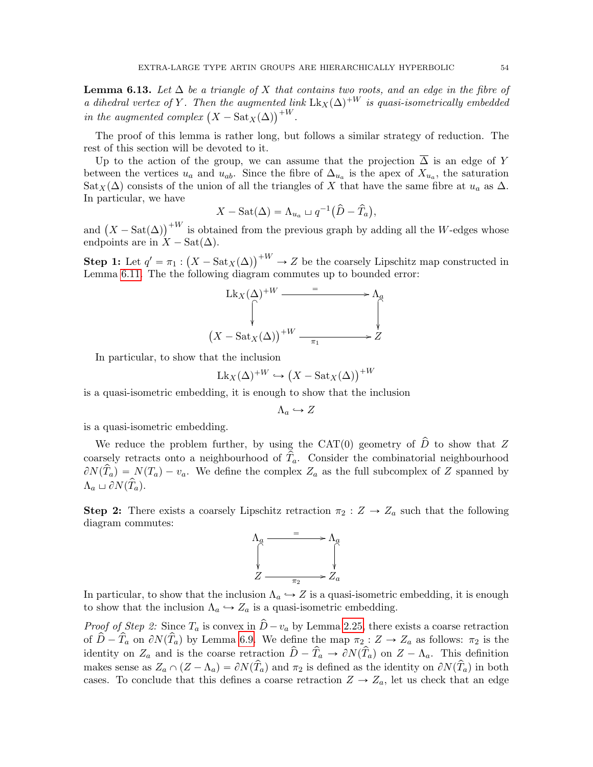**Lemma 6.13.** *Let $\Delta$ be a triangle of $X$ that contains two roots, and an edge in the fibre of a dihedral vertex of $Y$. Then the augmented link $\mathrm{Lk}_X(\Delta)^{+W}$ is quasi-isometrically embedded in the augmented complex $\big(X - \mathrm{Sat}_X(\Delta)\big)^{+W}$.*

The proof of this lemma is rather long, but follows a similar strategy of reduction. The rest of this section will be devoted to it.

Up to the action of the group, we can assume that the projection $\overline{\Delta}$ is an edge of $Y$ between the vertices $u_a$ and $u_{ab}$. Since the fibre of $\Delta_{u_a}$ is the apex of $X_{u_a}$, the saturation $\mathrm{Sat}_X(\Delta)$ consists of the union of all the triangles of $X$ that have the same fibre at $u_a$ as $\Delta$. In particular, we have

$$X - \mathrm{Sat}(\Delta) = \Lambda_{u_a} \sqcup q^{-1}\big(\widehat{D} - \widehat{T}_a\big),$$

and $\big(X - \mathrm{Sat}(\Delta)\big)^{+W}$ is obtained from the previous graph by adding all the $W$-edges whose endpoints are in $X - \mathrm{Sat}(\Delta)$.

**Step 1:** Let $q' = \pi_1 : \big(X - \mathrm{Sat}_X(\Delta)\big)^{+W} \to Z$ be the coarsely Lipschitz map constructed in Lemma 6.11. The the following diagram commutes up to bounded error:

$$\begin{array}{ccc}
\mathrm{Lk}_X(\Delta)^{+W} & \xrightarrow{\quad = \quad} & \Lambda_a \\
\big\downarrow & & \big\downarrow \\
\big(X - \mathrm{Sat}_X(\Delta)\big)^{+W} & \xrightarrow{\quad \pi_1 \quad} & Z
\end{array}$$

In particular, to show that the inclusion

$$\mathrm{Lk}_X(\Delta)^{+W} \hookrightarrow \big(X - \mathrm{Sat}_X(\Delta)\big)^{+W}$$

is a quasi-isometric embedding, it is enough to show that the inclusion

$$\Lambda_a \hookrightarrow Z$$

is a quasi-isometric embedding.

We reduce the problem further, by using the CAT(0) geometry of $\widehat{D}$ to show that $Z$ coarsely retracts onto a neighbourhood of $\widehat{T}_a$. Consider the combinatorial neighbourhood $\partial N(\widehat{T}_a) = N(T_a) - v_a$. We define the complex $Z_a$ as the full subcomplex of $Z$ spanned by $\Lambda_a \sqcup \partial N(\widehat{T}_a)$.

**Step 2:** There exists a coarsely Lipschitz retraction $\pi_2 : Z \to Z_a$ such that the following diagram commutes:

$$\begin{array}{ccc}
\Lambda_a & \xrightarrow{\quad = \quad} & \Lambda_a \\
\big\downarrow & & \big\downarrow \\
Z & \xrightarrow{\quad \pi_2 \quad} & Z_a
\end{array}$$

In particular, to show that the inclusion $\Lambda_a \hookrightarrow Z$ is a quasi-isometric embedding, it is enough to show that the inclusion $\Lambda_a \hookrightarrow Z_a$ is a quasi-isometric embedding.

*Proof of Step 2:* Since $T_a$ is convex in $\widehat{D} - v_a$ by Lemma 2.25, there exists a coarse retraction of $\widehat{D} - \widehat{T}_a$ on $\partial N(\widehat{T}_a)$ by Lemma 6.9. We define the map $\pi_2 : Z \to Z_a$ as follows: $\pi_2$ is the identity on $Z_a$ and is the coarse retraction $\widehat{D} - \widehat{T}_a \to \partial N(\widehat{T}_a)$ on $Z - \Lambda_a$. This definition makes sense as $Z_a \cap (Z - \Lambda_a) = \partial N(\widehat{T}_a)$ and $\pi_2$ is defined as the identity on $\partial N(\widehat{T}_a)$ in both cases. To conclude that this defines a coarse retraction $Z \to Z_a$, let us check that an edge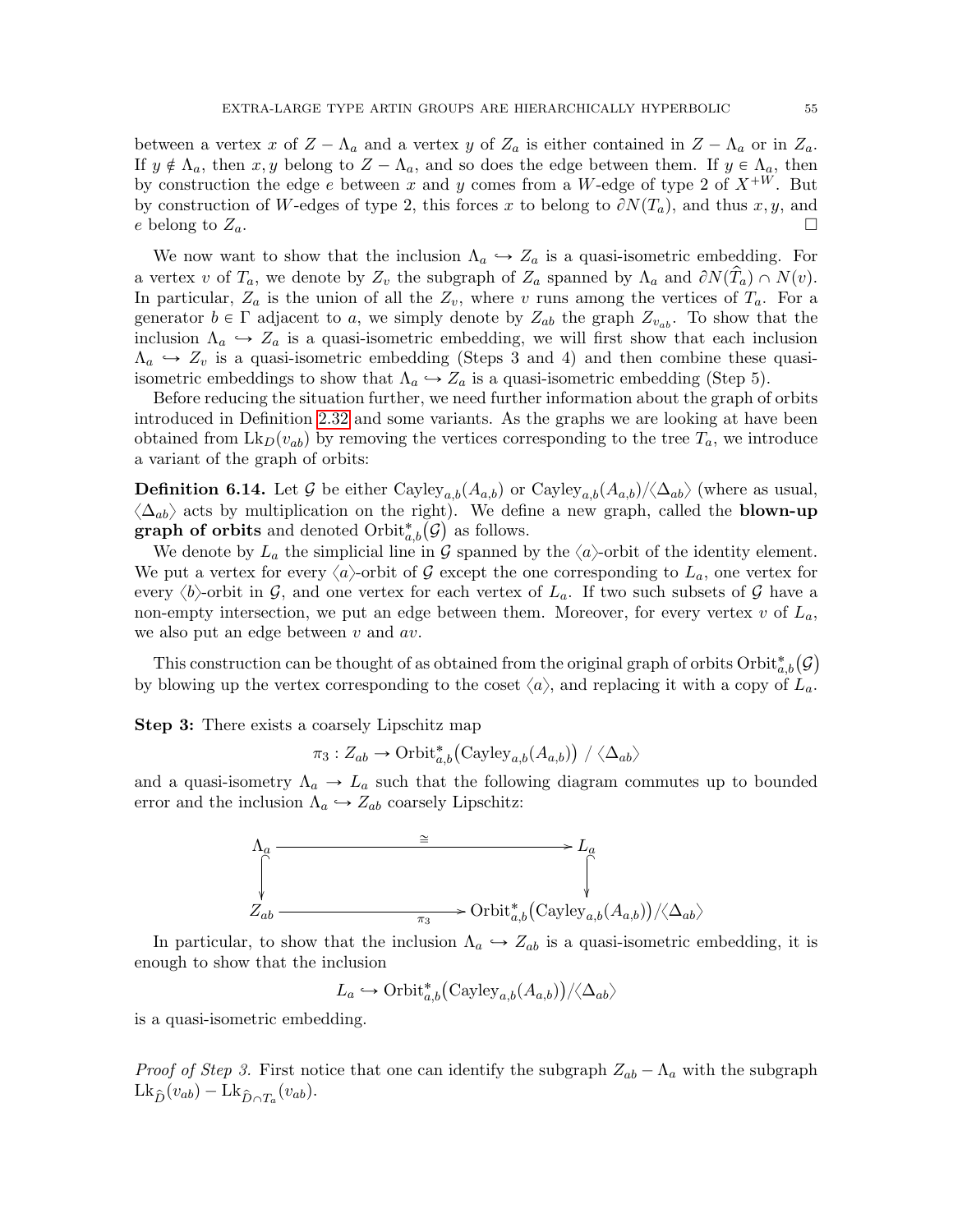between a vertex $x$ of $Z - \Lambda_a$ and a vertex $y$ of $Z_a$ is either contained in $Z - \Lambda_a$ or in $Z_a$. If $y \notin \Lambda_a$, then $x, y$ belong to $Z - \Lambda_a$, and so does the edge between them. If $y \in \Lambda_a$, then by construction the edge $e$ between $x$ and $y$ comes from a $W$-edge of type 2 of $X^{+W}$. But by construction of $W$-edges of type 2, this forces $x$ to belong to $\partial N(T_a)$, and thus $x, y$, and $e$ belong to $Z_a$. □

We now want to show that the inclusion $\Lambda_a \hookrightarrow Z_a$ is a quasi-isometric embedding. For a vertex $v$ of $T_a$, we denote by $Z_v$ the subgraph of $Z_a$ spanned by $\Lambda_a$ and $\partial N(\widehat{T}_a) \cap N(v)$. In particular, $Z_a$ is the union of all the $Z_v$, where $v$ runs among the vertices of $T_a$. For a generator $b \in \Gamma$ adjacent to $a$, we simply denote by $Z_{ab}$ the graph $Z_{v_{ab}}$. To show that the inclusion $\Lambda_a \hookrightarrow Z_a$ is a quasi-isometric embedding, we will first show that each inclusion $\Lambda_a \hookrightarrow Z_v$ is a quasi-isometric embedding (Steps 3 and 4) and then combine these quasi-isometric embeddings to show that $\Lambda_a \hookrightarrow Z_a$ is a quasi-isometric embedding (Step 5).

Before reducing the situation further, we need further information about the graph of orbits introduced in Definition 2.32 and some variants. As the graphs we are looking at have been obtained from $\mathrm{Lk}_D(v_{ab})$ by removing the vertices corresponding to the tree $T_a$, we introduce a variant of the graph of orbits:

**Definition 6.14.** Let $\mathcal{G}$ be either $\mathrm{Cayley}_{a,b}(A_{a,b})$ or $\mathrm{Cayley}_{a,b}(A_{a,b})/\langle\Delta_{ab}\rangle$ (where as usual, $\langle\Delta_{ab}\rangle$ acts by multiplication on the right). We define a new graph, called the **blown-up graph of orbits** and denoted $\mathrm{Orbit}^*_{a,b}(\mathcal{G})$ as follows.

We denote by $L_a$ the simplicial line in $\mathcal{G}$ spanned by the $\langle a\rangle$-orbit of the identity element. We put a vertex for every $\langle a\rangle$-orbit of $\mathcal{G}$ except the one corresponding to $L_a$, one vertex for every $\langle b\rangle$-orbit in $\mathcal{G}$, and one vertex for each vertex of $L_a$. If two such subsets of $\mathcal{G}$ have a non-empty intersection, we put an edge between them. Moreover, for every vertex $v$ of $L_a$, we also put an edge between $v$ and $av$.

This construction can be thought of as obtained from the original graph of orbits $\mathrm{Orbit}^*_{a,b}(\mathcal{G})$ by blowing up the vertex corresponding to the coset $\langle a\rangle$, and replacing it with a copy of $L_a$.

**Step 3:** There exists a coarsely Lipschitz map

$$\pi_3 : Z_{ab} \to \mathrm{Orbit}^*_{a,b}\big(\mathrm{Cayley}_{a,b}(A_{a,b})\big) \;/\; \langle\Delta_{ab}\rangle$$

and a quasi-isometry $\Lambda_a \to L_a$ such that the following diagram commutes up to bounded error and the inclusion $\Lambda_a \hookrightarrow Z_{ab}$ coarsely Lipschitz:

$$\begin{array}{ccc}
\Lambda_a & \xrightarrow{\;\cong\;} & L_a \\
\big\downarrow & & \big\downarrow \\
Z_{ab} & \xrightarrow{\;\pi_3\;} & \mathrm{Orbit}^*_{a,b}\big(\mathrm{Cayley}_{a,b}(A_{a,b})\big)/\langle\Delta_{ab}\rangle
\end{array}$$

In particular, to show that the inclusion $\Lambda_a \hookrightarrow Z_{ab}$ is a quasi-isometric embedding, it is enough to show that the inclusion

$$L_a \hookrightarrow \mathrm{Orbit}^*_{a,b}\big(\mathrm{Cayley}_{a,b}(A_{a,b})\big)/\langle\Delta_{ab}\rangle$$

is a quasi-isometric embedding.

*Proof of Step 3.* First notice that one can identify the subgraph $Z_{ab} - \Lambda_a$ with the subgraph $\mathrm{Lk}_{\widehat{D}}(v_{ab}) - \mathrm{Lk}_{\widehat{D}\cap T_a}(v_{ab})$.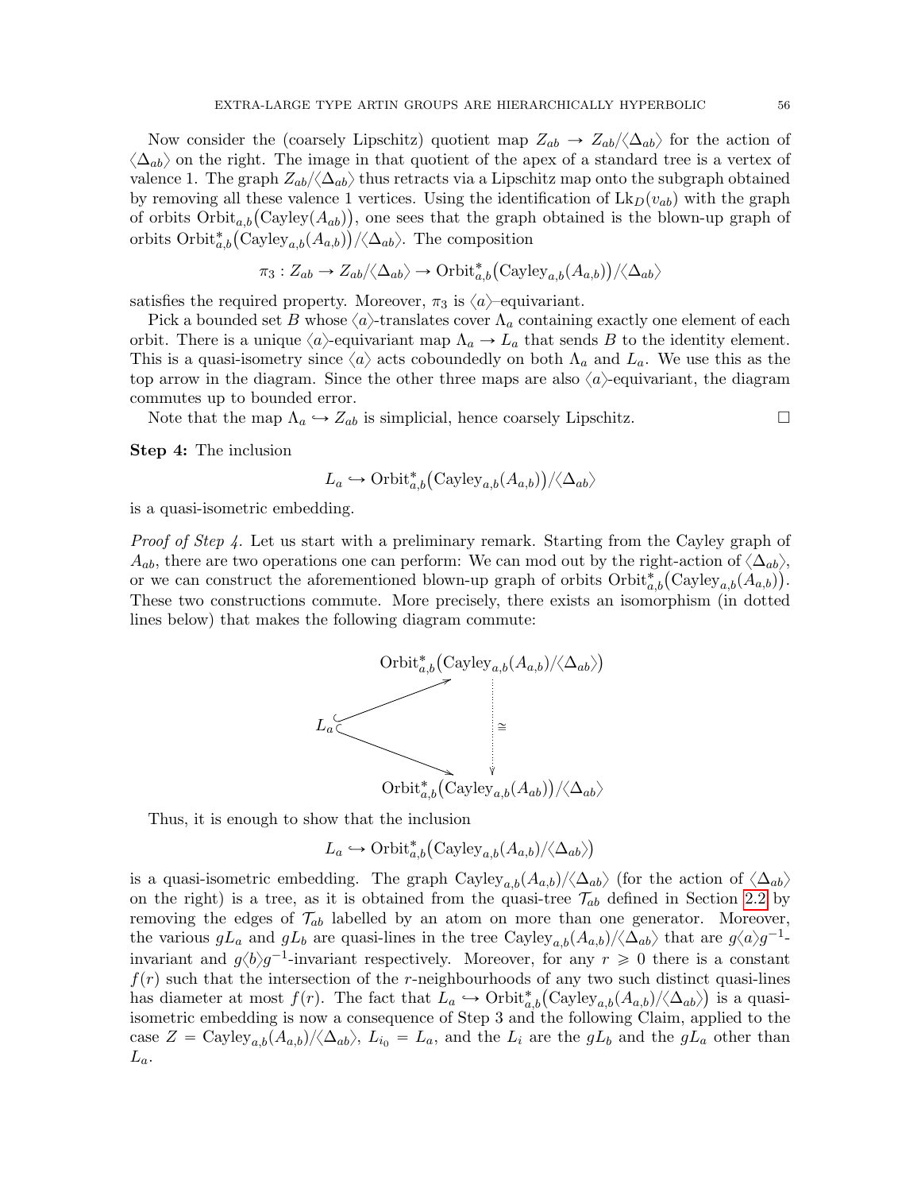Now consider the (coarsely Lipschitz) quotient map $Z_{ab} \to Z_{ab}/\langle \Delta_{ab} \rangle$ for the action of $\langle \Delta_{ab} \rangle$ on the right. The image in that quotient of the apex of a standard tree is a vertex of valence 1. The graph $Z_{ab}/\langle \Delta_{ab} \rangle$ thus retracts via a Lipschitz map onto the subgraph obtained by removing all these valence 1 vertices. Using the identification of $\mathrm{Lk}_D(v_{ab})$ with the graph of orbits $\mathrm{Orbit}_{a,b}\big(\mathrm{Cayley}(A_{ab})\big)$, one sees that the graph obtained is the blown-up graph of orbits $\mathrm{Orbit}^*_{a,b}\big(\mathrm{Cayley}_{a,b}(A_{a,b})\big)/\langle \Delta_{ab} \rangle$. The composition

$$\pi_3 : Z_{ab} \to Z_{ab}/\langle \Delta_{ab} \rangle \to \mathrm{Orbit}^*_{a,b}\big(\mathrm{Cayley}_{a,b}(A_{a,b})\big)/\langle \Delta_{ab} \rangle$$

satisfies the required property. Moreover, $\pi_3$ is $\langle a \rangle$–equivariant.

Pick a bounded set $B$ whose $\langle a \rangle$-translates cover $\Lambda_a$ containing exactly one element of each orbit. There is a unique $\langle a \rangle$-equivariant map $\Lambda_a \to L_a$ that sends $B$ to the identity element. This is a quasi-isometry since $\langle a \rangle$ acts coboundedly on both $\Lambda_a$ and $L_a$. We use this as the top arrow in the diagram. Since the other three maps are also $\langle a \rangle$-equivariant, the diagram commutes up to bounded error.

Note that the map $\Lambda_a \hookrightarrow Z_{ab}$ is simplicial, hence coarsely Lipschitz. □

**Step 4:** The inclusion

$$L_a \hookrightarrow \mathrm{Orbit}^*_{a,b}\big(\mathrm{Cayley}_{a,b}(A_{a,b})\big)/\langle \Delta_{ab} \rangle$$

is a quasi-isometric embedding.

*Proof of Step 4.* Let us start with a preliminary remark. Starting from the Cayley graph of $A_{ab}$, there are two operations one can perform: We can mod out by the right-action of $\langle \Delta_{ab} \rangle$, or we can construct the aforementioned blown-up graph of orbits $\mathrm{Orbit}^*_{a,b}\big(\mathrm{Cayley}_{a,b}(A_{a,b})\big)$. These two constructions commute. More precisely, there exists an isomorphism (in dotted lines below) that makes the following diagram commute:

$$\begin{array}{ccc} & & \mathrm{Orbit}^*_{a,b}\big(\mathrm{Cayley}_{a,b}(A_{a,b})/\langle \Delta_{ab} \rangle\big) \\ & \nearrow & \vdots \cong \\ L_a & & \vdots \\ & \searrow & \downarrow \\ & & \mathrm{Orbit}^*_{a,b}\big(\mathrm{Cayley}_{a,b}(A_{ab})\big)/\langle \Delta_{ab} \rangle \end{array}$$

Thus, it is enough to show that the inclusion

$$L_a \hookrightarrow \mathrm{Orbit}^*_{a,b}\big(\mathrm{Cayley}_{a,b}(A_{a,b})/\langle \Delta_{ab} \rangle\big)$$

is a quasi-isometric embedding. The graph $\mathrm{Cayley}_{a,b}(A_{a,b})/\langle \Delta_{ab} \rangle$ (for the action of $\langle \Delta_{ab} \rangle$ on the right) is a tree, as it is obtained from the quasi-tree $\mathcal{T}_{ab}$ defined in Section 2.2 by removing the edges of $\mathcal{T}_{ab}$ labelled by an atom on more than one generator. Moreover, the various $gL_a$ and $gL_b$ are quasi-lines in the tree $\mathrm{Cayley}_{a,b}(A_{a,b})/\langle \Delta_{ab} \rangle$ that are $g\langle a \rangle g^{-1}$-invariant and $g\langle b \rangle g^{-1}$-invariant respectively. Moreover, for any $r \geqslant 0$ there is a constant $f(r)$ such that the intersection of the $r$-neighbourhoods of any two such distinct quasi-lines has diameter at most $f(r)$. The fact that $L_a \hookrightarrow \mathrm{Orbit}^*_{a,b}\big(\mathrm{Cayley}_{a,b}(A_{a,b})/\langle \Delta_{ab} \rangle\big)$ is a quasi-isometric embedding is now a consequence of Step 3 and the following Claim, applied to the case $Z = \mathrm{Cayley}_{a,b}(A_{a,b})/\langle \Delta_{ab} \rangle$, $L_{i_0} = L_a$, and the $L_i$ are the $gL_b$ and the $gL_a$ other than $L_a$.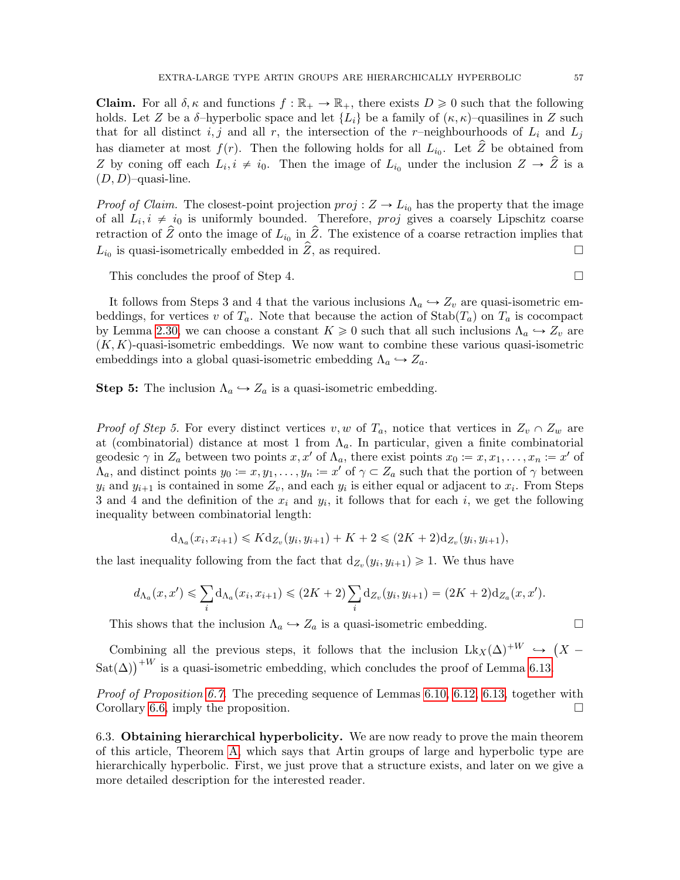**Claim.** For all $\delta, \kappa$ and functions $f : \mathbb{R}_+ \to \mathbb{R}_+$, there exists $D \geqslant 0$ such that the following holds. Let $Z$ be a $\delta$–hyperbolic space and let $\{L_i\}$ be a family of $(\kappa, \kappa)$–quasilines in $Z$ such that for all distinct $i, j$ and all $r$, the intersection of the $r$–neighbourhoods of $L_i$ and $L_j$ has diameter at most $f(r)$. Then the following holds for all $L_{i_0}$. Let $\widehat{Z}$ be obtained from $Z$ by coning off each $L_i, i \neq i_0$. Then the image of $L_{i_0}$ under the inclusion $Z \to \widehat{Z}$ is a $(D, D)$–quasi-line.

*Proof of Claim.* The closest-point projection $proj : Z \to L_{i_0}$ has the property that the image of all $L_i, i \neq i_0$ is uniformly bounded. Therefore, $proj$ gives a coarsely Lipschitz coarse retraction of $\widehat{Z}$ onto the image of $L_{i_0}$ in $\widehat{Z}$. The existence of a coarse retraction implies that $L_{i_0}$ is quasi-isometrically embedded in $\widehat{Z}$, as required. □

This concludes the proof of Step 4. □

It follows from Steps 3 and 4 that the various inclusions $\Lambda_a \hookrightarrow Z_v$ are quasi-isometric embeddings, for vertices $v$ of $T_a$. Note that because the action of $\mathrm{Stab}(T_a)$ on $T_a$ is cocompact by Lemma 2.30, we can choose a constant $K \geqslant 0$ such that all such inclusions $\Lambda_a \hookrightarrow Z_v$ are $(K, K)$-quasi-isometric embeddings. We now want to combine these various quasi-isometric embeddings into a global quasi-isometric embedding $\Lambda_a \hookrightarrow Z_a$.

**Step 5:** The inclusion $\Lambda_a \hookrightarrow Z_a$ is a quasi-isometric embedding.

*Proof of Step 5.* For every distinct vertices $v, w$ of $T_a$, notice that vertices in $Z_v \cap Z_w$ are at (combinatorial) distance at most 1 from $\Lambda_a$. In particular, given a finite combinatorial geodesic $\gamma$ in $Z_a$ between two points $x, x'$ of $\Lambda_a$, there exist points $x_0 := x, x_1, \ldots, x_n := x'$ of $\Lambda_a$, and distinct points $y_0 := x, y_1, \ldots, y_n := x'$ of $\gamma \subset Z_a$ such that the portion of $\gamma$ between $y_i$ and $y_{i+1}$ is contained in some $Z_v$, and each $y_i$ is either equal or adjacent to $x_i$. From Steps 3 and 4 and the definition of the $x_i$ and $y_i$, it follows that for each $i$, we get the following inequality between combinatorial length:

$$\mathrm{d}_{\Lambda_a}(x_i, x_{i+1}) \leqslant K \mathrm{d}_{Z_v}(y_i, y_{i+1}) + K + 2 \leqslant (2K + 2)\mathrm{d}_{Z_v}(y_i, y_{i+1}),$$

the last inequality following from the fact that $\mathrm{d}_{Z_v}(y_i, y_{i+1}) \geqslant 1$. We thus have

$$d_{\Lambda_a}(x, x') \leqslant \sum_i \mathrm{d}_{\Lambda_a}(x_i, x_{i+1}) \leqslant (2K + 2)\sum_i \mathrm{d}_{Z_v}(y_i, y_{i+1}) = (2K + 2)\mathrm{d}_{Z_a}(x, x').$$

This shows that the inclusion $\Lambda_a \hookrightarrow Z_a$ is a quasi-isometric embedding. □

Combining all the previous steps, it follows that the inclusion $\mathrm{Lk}_X(\Delta)^{+W} \hookrightarrow \big(X - \mathrm{Sat}(\Delta)\big)^{+W}$ is a quasi-isometric embedding, which concludes the proof of Lemma 6.13.

*Proof of Proposition 6.7.* The preceding sequence of Lemmas 6.10, 6.12, 6.13, together with Corollary 6.6, imply the proposition. □

6.3. **Obtaining hierarchical hyperbolicity.** We are now ready to prove the main theorem of this article, Theorem A, which says that Artin groups of large and hyperbolic type are hierarchically hyperbolic. First, we just prove that a structure exists, and later on we give a more detailed description for the interested reader.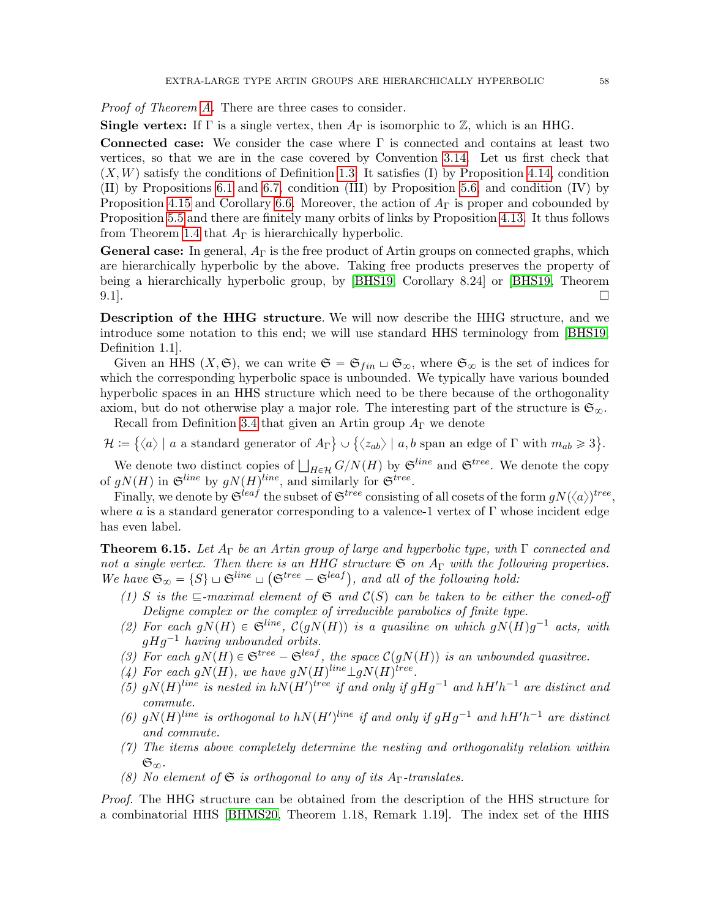*Proof of Theorem A.* There are three cases to consider.

**Single vertex:** If $\Gamma$ is a single vertex, then $A_\Gamma$ is isomorphic to $\mathbb{Z}$, which is an HHG.

**Connected case:** We consider the case where $\Gamma$ is connected and contains at least two vertices, so that we are in the case covered by Convention 3.14. Let us first check that $(X, W)$ satisfy the conditions of Definition 1.3. It satisfies (I) by Proposition 4.14, condition (II) by Propositions 6.1 and 6.7, condition (III) by Proposition 5.6, and condition (IV) by Proposition 4.15 and Corollary 6.6. Moreover, the action of $A_\Gamma$ is proper and cobounded by Proposition 5.5 and there are finitely many orbits of links by Proposition 4.13. It thus follows from Theorem 1.4 that $A_\Gamma$ is hierarchically hyperbolic.

**General case:** In general, $A_\Gamma$ is the free product of Artin groups on connected graphs, which are hierarchically hyperbolic by the above. Taking free products preserves the property of being a hierarchically hyperbolic group, by [BHS19, Corollary 8.24] or [BHS19, Theorem 9.1]. $\square$

**Description of the HHG structure**. We will now describe the HHG structure, and we introduce some notation to this end; we will use standard HHS terminology from [BHS19, Definition 1.1].

Given an HHS $(X, \mathfrak{S})$, we can write $\mathfrak{S} = \mathfrak{S}_{fin} \sqcup \mathfrak{S}_\infty$, where $\mathfrak{S}_\infty$ is the set of indices for which the corresponding hyperbolic space is unbounded. We typically have various bounded hyperbolic spaces in an HHS structure which need to be there because of the orthogonality axiom, but do not otherwise play a major role. The interesting part of the structure is $\mathfrak{S}_\infty$.

Recall from Definition 3.4 that given an Artin group $A_\Gamma$ we denote

$$\mathcal{H} := \{\langle a\rangle \mid a \text{ a standard generator of } A_\Gamma\} \cup \{\langle z_{ab}\rangle \mid a, b \text{ span an edge of } \Gamma \text{ with } m_{ab} \geqslant 3\}.$$

We denote two distinct copies of $\bigsqcup_{H\in\mathcal{H}} G/N(H)$ by $\mathfrak{S}^{line}$ and $\mathfrak{S}^{tree}$. We denote the copy of $gN(H)$ in $\mathfrak{S}^{line}$ by $gN(H)^{line}$, and similarly for $\mathfrak{S}^{tree}$.

Finally, we denote by $\mathfrak{S}^{leaf}$ the subset of $\mathfrak{S}^{tree}$ consisting of all cosets of the form $gN(\langle a\rangle)^{tree}$, where $a$ is a standard generator corresponding to a valence-1 vertex of $\Gamma$ whose incident edge has even label.

**Theorem 6.15.** *Let $A_\Gamma$ be an Artin group of large and hyperbolic type, with $\Gamma$ connected and not a single vertex. Then there is an HHG structure $\mathfrak{S}$ on $A_\Gamma$ with the following properties. We have $\mathfrak{S}_\infty = \{S\} \sqcup \mathfrak{S}^{line} \sqcup (\mathfrak{S}^{tree} - \mathfrak{S}^{leaf})$, and all of the following hold:*

1. *$S$ is the $\sqsubseteq$-maximal element of $\mathfrak{S}$ and $\mathcal{C}(S)$ can be taken to be either the coned-off Deligne complex or the complex of irreducible parabolics of finite type.*
2. *For each $gN(H) \in \mathfrak{S}^{line}$, $\mathcal{C}(gN(H))$ is a quasiline on which $gN(H)g^{-1}$ acts, with $gHg^{-1}$ having unbounded orbits.*
3. *For each $gN(H) \in \mathfrak{S}^{tree} - \mathfrak{S}^{leaf}$, the space $\mathcal{C}(gN(H))$ is an unbounded quasitree.*
4. *For each $gN(H)$, we have $gN(H)^{line} \perp gN(H)^{tree}$.*
5. *$gN(H)^{line}$ is nested in $hN(H')^{tree}$ if and only if $gHg^{-1}$ and $hH'h^{-1}$ are distinct and commute.*
6. *$gN(H)^{line}$ is orthogonal to $hN(H')^{line}$ if and only if $gHg^{-1}$ and $hH'h^{-1}$ are distinct and commute.*
7. *The items above completely determine the nesting and orthogonality relation within $\mathfrak{S}_\infty$.*
8. *No element of $\mathfrak{S}$ is orthogonal to any of its $A_\Gamma$-translates.*

*Proof.* The HHG structure can be obtained from the description of the HHS structure for a combinatorial HHS [BHMS20, Theorem 1.18, Remark 1.19]. The index set of the HHS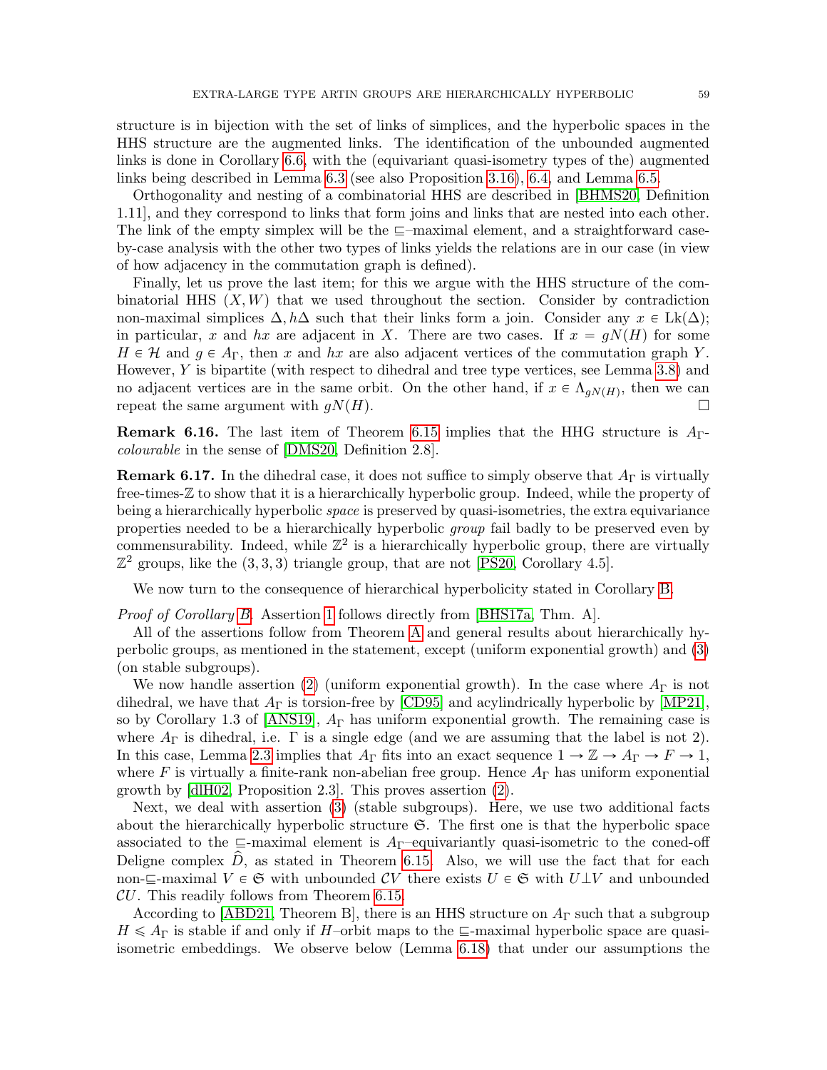structure is in bijection with the set of links of simplices, and the hyperbolic spaces in the HHS structure are the augmented links. The identification of the unbounded augmented links is done in Corollary 6.6, with the (equivariant quasi-isometry types of the) augmented links being described in Lemma 6.3 (see also Proposition 3.16), 6.4, and Lemma 6.5.

Orthogonality and nesting of a combinatorial HHS are described in [BHMS20, Definition 1.11], and they correspond to links that form joins and links that are nested into each other. The link of the empty simplex will be the $\sqsubseteq$–maximal element, and a straightforward case-by-case analysis with the other two types of links yields the relations are in our case (in view of how adjacency in the commutation graph is defined).

Finally, let us prove the last item; for this we argue with the HHS structure of the combinatorial HHS $(X, W)$ that we used throughout the section. Consider by contradiction non-maximal simplices $\Delta, h\Delta$ such that their links form a join. Consider any $x \in \mathrm{Lk}(\Delta)$; in particular, $x$ and $hx$ are adjacent in $X$. There are two cases. If $x = gN(H)$ for some $H \in \mathcal{H}$ and $g \in A_\Gamma$, then $x$ and $hx$ are also adjacent vertices of the commutation graph $Y$. However, $Y$ is bipartite (with respect to dihedral and tree type vertices, see Lemma 3.8) and no adjacent vertices are in the same orbit. On the other hand, if $x \in \Lambda_{gN(H)}$, then we can repeat the same argument with $gN(H)$. □

**Remark 6.16.** The last item of Theorem 6.15 implies that the HHG structure is $A_\Gamma$-*colourable* in the sense of [DMS20, Definition 2.8].

**Remark 6.17.** In the dihedral case, it does not suffice to simply observe that $A_\Gamma$ is virtually free-times-$\mathbb{Z}$ to show that it is a hierarchically hyperbolic group. Indeed, while the property of being a hierarchically hyperbolic *space* is preserved by quasi-isometries, the extra equivariance properties needed to be a hierarchically hyperbolic *group* fail badly to be preserved even by commensurability. Indeed, while $\mathbb{Z}^2$ is a hierarchically hyperbolic group, there are virtually $\mathbb{Z}^2$ groups, like the $(3, 3, 3)$ triangle group, that are not [PS20, Corollary 4.5].

We now turn to the consequence of hierarchical hyperbolicity stated in Corollary B.

*Proof of Corollary B.* Assertion 1 follows directly from [BHS17a, Thm. A].

All of the assertions follow from Theorem A and general results about hierarchically hyperbolic groups, as mentioned in the statement, except (uniform exponential growth) and (3) (on stable subgroups).

We now handle assertion (2) (uniform exponential growth). In the case where $A_\Gamma$ is not dihedral, we have that $A_\Gamma$ is torsion-free by [CD95] and acylindrically hyperbolic by [MP21], so by Corollary 1.3 of [ANS19], $A_\Gamma$ has uniform exponential growth. The remaining case is where $A_\Gamma$ is dihedral, i.e. $\Gamma$ is a single edge (and we are assuming that the label is not 2). In this case, Lemma 2.3 implies that $A_\Gamma$ fits into an exact sequence $1 \to \mathbb{Z} \to A_\Gamma \to F \to 1$, where $F$ is virtually a finite-rank non-abelian free group. Hence $A_\Gamma$ has uniform exponential growth by [dlH02, Proposition 2.3]. This proves assertion (2).

Next, we deal with assertion (3) (stable subgroups). Here, we use two additional facts about the hierarchically hyperbolic structure $\mathfrak{S}$. The first one is that the hyperbolic space associated to the $\sqsubseteq$-maximal element is $A_\Gamma$–equivariantly quasi-isometric to the coned-off Deligne complex $\widehat{D}$, as stated in Theorem 6.15. Also, we will use the fact that for each non-$\sqsubseteq$-maximal $V \in \mathfrak{S}$ with unbounded $\mathcal{C}V$ there exists $U \in \mathfrak{S}$ with $U \perp V$ and unbounded $\mathcal{C}U$. This readily follows from Theorem 6.15.

According to [ABD21, Theorem B], there is an HHS structure on $A_\Gamma$ such that a subgroup $H \leqslant A_\Gamma$ is stable if and only if $H$–orbit maps to the $\sqsubseteq$-maximal hyperbolic space are quasi-isometric embeddings. We observe below (Lemma 6.18) that under our assumptions the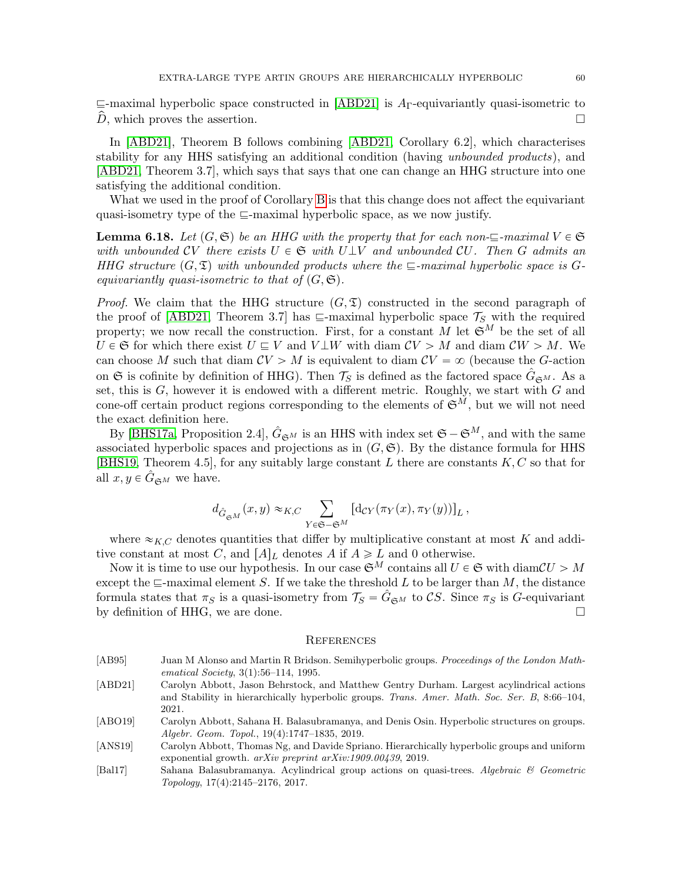$\sqsubseteq$-maximal hyperbolic space constructed in [ABD21] is $A_\Gamma$-equivariantly quasi-isometric to $\widehat{D}$, which proves the assertion. $\square$

In [ABD21], Theorem B follows combining [ABD21, Corollary 6.2], which characterises stability for any HHS satisfying an additional condition (having *unbounded products*), and [ABD21, Theorem 3.7], which says that says that one can change an HHG structure into one satisfying the additional condition.

What we used in the proof of Corollary B is that this change does not affect the equivariant quasi-isometry type of the $\sqsubseteq$-maximal hyperbolic space, as we now justify.

**Lemma 6.18.** *Let $(G, \mathfrak{S})$ be an HHG with the property that for each non-$\sqsubseteq$-maximal $V \in \mathfrak{S}$ with unbounded $\mathcal{C}V$ there exists $U \in \mathfrak{S}$ with $U \perp V$ and unbounded $\mathcal{C}U$. Then $G$ admits an HHG structure $(G, \mathfrak{T})$ with unbounded products where the $\sqsubseteq$-maximal hyperbolic space is $G$-equivariantly quasi-isometric to that of $(G, \mathfrak{S})$.*

*Proof.* We claim that the HHG structure $(G, \mathfrak{T})$ constructed in the second paragraph of the proof of [ABD21, Theorem 3.7] has $\sqsubseteq$-maximal hyperbolic space $\mathcal{T}_S$ with the required property; we now recall the construction. First, for a constant $M$ let $\mathfrak{S}^M$ be the set of all $U \in \mathfrak{S}$ for which there exist $U \sqsubseteq V$ and $V \perp W$ with diam $\mathcal{C}V > M$ and diam $\mathcal{C}W > M$. We can choose $M$ such that diam $\mathcal{C}V > M$ is equivalent to diam $\mathcal{C}V = \infty$ (because the $G$-action on $\mathfrak{S}$ is cofinite by definition of HHG). Then $\mathcal{T}_S$ is defined as the factored space $\hat{G}_{\mathfrak{S}^M}$. As a set, this is $G$, however it is endowed with a different metric. Roughly, we start with $G$ and cone-off certain product regions corresponding to the elements of $\mathfrak{S}^M$, but we will not need the exact definition here.

By [BHS17a, Proposition 2.4], $\hat{G}_{\mathfrak{S}^M}$ is an HHS with index set $\mathfrak{S} - \mathfrak{S}^M$, and with the same associated hyperbolic spaces and projections as in $(G, \mathfrak{S})$. By the distance formula for HHS [BHS19, Theorem 4.5], for any suitably large constant $L$ there are constants $K, C$ so that for all $x, y \in \hat{G}_{\mathfrak{S}^M}$ we have.

$$d_{\hat{G}_{\mathfrak{S}^M}}(x, y) \approx_{K,C} \sum_{Y \in \mathfrak{S} - \mathfrak{S}^M} \left[ \mathrm{d}_{\mathcal{C}Y}(\pi_Y(x), \pi_Y(y)) \right]_L,$$

where $\approx_{K,C}$ denotes quantities that differ by multiplicative constant at most $K$ and additive constant at most $C$, and $[A]_L$ denotes $A$ if $A \geqslant L$ and 0 otherwise.

Now it is time to use our hypothesis. In our case $\mathfrak{S}^M$ contains all $U \in \mathfrak{S}$ with diam$\mathcal{C}U > M$ except the $\sqsubseteq$-maximal element $S$. If we take the threshold $L$ to be larger than $M$, the distance formula states that $\pi_S$ is a quasi-isometry from $\mathcal{T}_S = \hat{G}_{\mathfrak{S}^M}$ to $\mathcal{C}S$. Since $\pi_S$ is $G$-equivariant by definition of HHG, we are done. $\square$

## References

[AB95] Juan M Alonso and Martin R Bridson. Semihyperbolic groups. *Proceedings of the London Mathematical Society*, 3(1):56–114, 1995.

[ABD21] Carolyn Abbott, Jason Behrstock, and Matthew Gentry Durham. Largest acylindrical actions and Stability in hierarchically hyperbolic groups. *Trans. Amer. Math. Soc. Ser. B*, 8:66–104, 2021.

[ABO19] Carolyn Abbott, Sahana H. Balasubramanya, and Denis Osin. Hyperbolic structures on groups. *Algebr. Geom. Topol.*, 19(4):1747–1835, 2019.

[ANS19] Carolyn Abbott, Thomas Ng, and Davide Spriano. Hierarchically hyperbolic groups and uniform exponential growth. *arXiv preprint arXiv:1909.00439*, 2019.

[Bal17] Sahana Balasubramanya. Acylindrical group actions on quasi-trees. *Algebraic & Geometric Topology*, 17(4):2145–2176, 2017.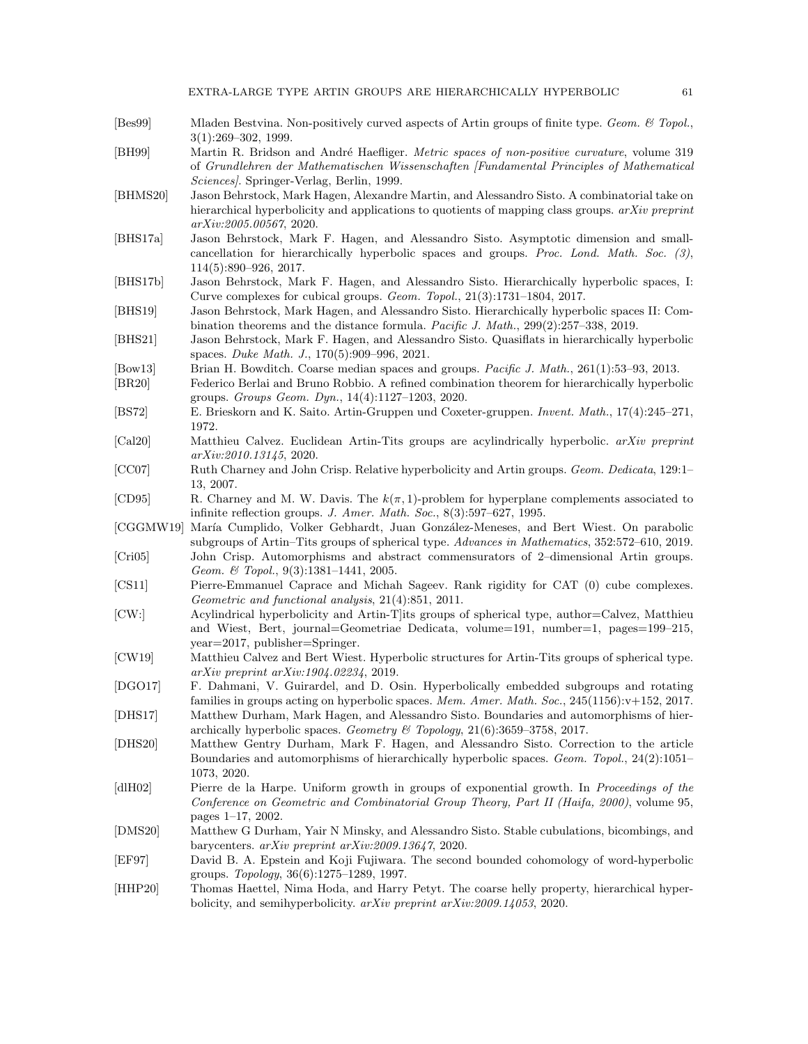[Bes99] Mladen Bestvina. Non-positively curved aspects of Artin groups of finite type. *Geom. & Topol.*, 3(1):269–302, 1999.

[BH99] Martin R. Bridson and André Haefliger. *Metric spaces of non-positive curvature*, volume 319 of *Grundlehren der Mathematischen Wissenschaften [Fundamental Principles of Mathematical Sciences]*. Springer-Verlag, Berlin, 1999.

[BHMS20] Jason Behrstock, Mark Hagen, Alexandre Martin, and Alessandro Sisto. A combinatorial take on hierarchical hyperbolicity and applications to quotients of mapping class groups. *arXiv preprint arXiv:2005.00567*, 2020.

[BHS17a] Jason Behrstock, Mark F. Hagen, and Alessandro Sisto. Asymptotic dimension and small-cancellation for hierarchically hyperbolic spaces and groups. *Proc. Lond. Math. Soc. (3)*, 114(5):890–926, 2017.

[BHS17b] Jason Behrstock, Mark F. Hagen, and Alessandro Sisto. Hierarchically hyperbolic spaces, I: Curve complexes for cubical groups. *Geom. Topol.*, 21(3):1731–1804, 2017.

[BHS19] Jason Behrstock, Mark Hagen, and Alessandro Sisto. Hierarchically hyperbolic spaces II: Combination theorems and the distance formula. *Pacific J. Math.*, 299(2):257–338, 2019.

[BHS21] Jason Behrstock, Mark F. Hagen, and Alessandro Sisto. Quasiflats in hierarchically hyperbolic spaces. *Duke Math. J.*, 170(5):909–996, 2021.

[Bow13] Brian H. Bowditch. Coarse median spaces and groups. *Pacific J. Math.*, 261(1):53–93, 2013.

[BR20] Federico Berlai and Bruno Robbio. A refined combination theorem for hierarchically hyperbolic groups. *Groups Geom. Dyn.*, 14(4):1127–1203, 2020.

[BS72] E. Brieskorn and K. Saito. Artin-Gruppen und Coxeter-gruppen. *Invent. Math.*, 17(4):245–271, 1972.

[Cal20] Matthieu Calvez. Euclidean Artin-Tits groups are acylindrically hyperbolic. *arXiv preprint arXiv:2010.13145*, 2020.

[CC07] Ruth Charney and John Crisp. Relative hyperbolicity and Artin groups. *Geom. Dedicata*, 129:1–13, 2007.

[CD95] R. Charney and M. W. Davis. The $k(\pi, 1)$-problem for hyperplane complements associated to infinite reflection groups. *J. Amer. Math. Soc.*, 8(3):597–627, 1995.

[CGGMW19] María Cumplido, Volker Gebhardt, Juan González-Meneses, and Bert Wiest. On parabolic subgroups of Artin–Tits groups of spherical type. *Advances in Mathematics*, 352:572–610, 2019.

[Cri05] John Crisp. Automorphisms and abstract commensurators of 2–dimensional Artin groups. *Geom. & Topol.*, 9(3):1381–1441, 2005.

[CS11] Pierre-Emmanuel Caprace and Michah Sageev. Rank rigidity for CAT (0) cube complexes. *Geometric and functional analysis*, 21(4):851, 2011.

[CW:] Acylindrical hyperbolicity and Artin-T]its groups of spherical type, author=Calvez, Matthieu and Wiest, Bert, journal=Geometriae Dedicata, volume=191, number=1, pages=199–215, year=2017, publisher=Springer.

[CW19] Matthieu Calvez and Bert Wiest. Hyperbolic structures for Artin-Tits groups of spherical type. *arXiv preprint arXiv:1904.02234*, 2019.

[DGO17] F. Dahmani, V. Guirardel, and D. Osin. Hyperbolically embedded subgroups and rotating families in groups acting on hyperbolic spaces. *Mem. Amer. Math. Soc.*, 245(1156):v+152, 2017.

[DHS17] Matthew Durham, Mark Hagen, and Alessandro Sisto. Boundaries and automorphisms of hierarchically hyperbolic spaces. *Geometry & Topology*, 21(6):3659–3758, 2017.

[DHS20] Matthew Gentry Durham, Mark F. Hagen, and Alessandro Sisto. Correction to the article Boundaries and automorphisms of hierarchically hyperbolic spaces. *Geom. Topol.*, 24(2):1051–1073, 2020.

[dlH02] Pierre de la Harpe. Uniform growth in groups of exponential growth. In *Proceedings of the Conference on Geometric and Combinatorial Group Theory, Part II (Haifa, 2000)*, volume 95, pages 1–17, 2002.

[DMS20] Matthew G Durham, Yair N Minsky, and Alessandro Sisto. Stable cubulations, bicombings, and barycenters. *arXiv preprint arXiv:2009.13647*, 2020.

[EF97] David B. A. Epstein and Koji Fujiwara. The second bounded cohomology of word-hyperbolic groups. *Topology*, 36(6):1275–1289, 1997.

[HHP20] Thomas Haettel, Nima Hoda, and Harry Petyt. The coarse helly property, hierarchical hyperbolicity, and semihyperbolicity. *arXiv preprint arXiv:2009.14053*, 2020.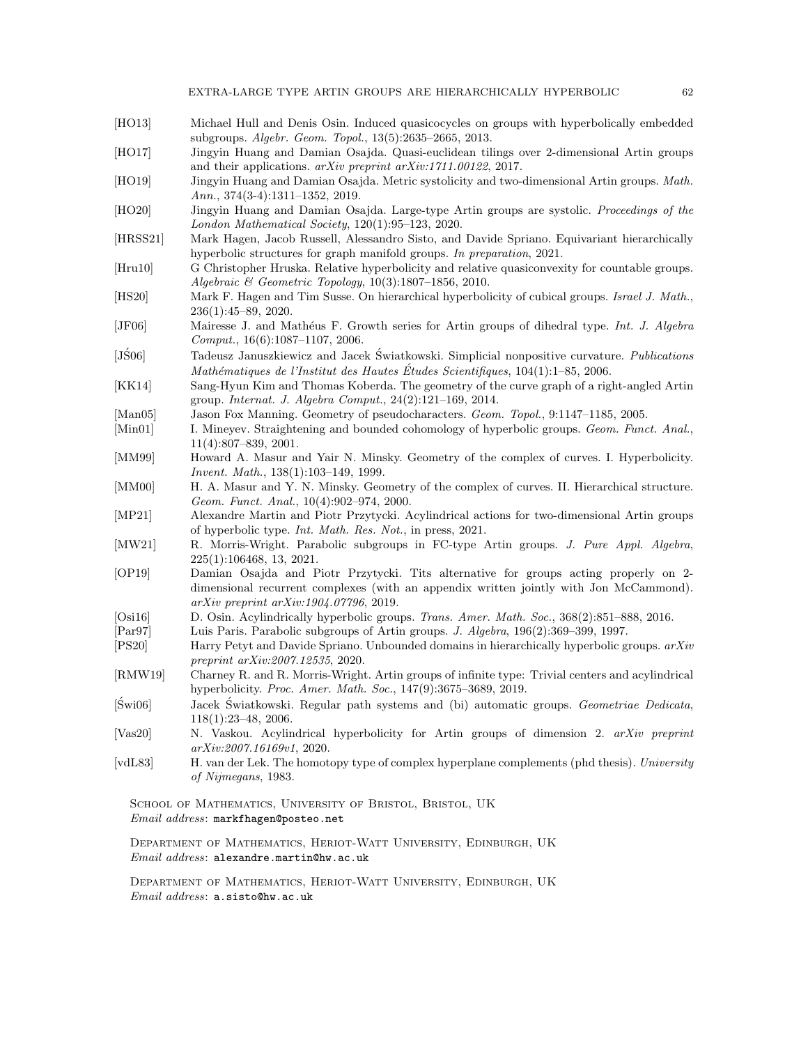[HO13] Michael Hull and Denis Osin. Induced quasicocycles on groups with hyperbolically embedded subgroups. *Algebr. Geom. Topol.*, 13(5):2635–2665, 2013.

[HO17] Jingyin Huang and Damian Osajda. Quasi-euclidean tilings over 2-dimensional Artin groups and their applications. *arXiv preprint arXiv:1711.00122*, 2017.

[HO19] Jingyin Huang and Damian Osajda. Metric systolicity and two-dimensional Artin groups. *Math. Ann.*, 374(3-4):1311–1352, 2019.

[HO20] Jingyin Huang and Damian Osajda. Large-type Artin groups are systolic. *Proceedings of the London Mathematical Society*, 120(1):95–123, 2020.

[HRSS21] Mark Hagen, Jacob Russell, Alessandro Sisto, and Davide Spriano. Equivariant hierarchically hyperbolic structures for graph manifold groups. *In preparation*, 2021.

[Hru10] G Christopher Hruska. Relative hyperbolicity and relative quasiconvexity for countable groups. *Algebraic & Geometric Topology*, 10(3):1807–1856, 2010.

[HS20] Mark F. Hagen and Tim Susse. On hierarchical hyperbolicity of cubical groups. *Israel J. Math.*, 236(1):45–89, 2020.

[JF06] Mairesse J. and Mathéus F. Growth series for Artin groups of dihedral type. *Int. J. Algebra Comput.*, 16(6):1087–1107, 2006.

[JŚ06] Tadeusz Januszkiewicz and Jacek Świątkowski. Simplicial nonpositive curvature. *Publications Mathématiques de l'Institut des Hautes Études Scientifiques*, 104(1):1–85, 2006.

[KK14] Sang-Hyun Kim and Thomas Koberda. The geometry of the curve graph of a right-angled Artin group. *Internat. J. Algebra Comput.*, 24(2):121–169, 2014.

[Man05] Jason Fox Manning. Geometry of pseudocharacters. *Geom. Topol.*, 9:1147–1185, 2005.

[Min01] I. Mineyev. Straightening and bounded cohomology of hyperbolic groups. *Geom. Funct. Anal.*, 11(4):807–839, 2001.

[MM99] Howard A. Masur and Yair N. Minsky. Geometry of the complex of curves. I. Hyperbolicity. *Invent. Math.*, 138(1):103–149, 1999.

[MM00] H. A. Masur and Y. N. Minsky. Geometry of the complex of curves. II. Hierarchical structure. *Geom. Funct. Anal.*, 10(4):902–974, 2000.

[MP21] Alexandre Martin and Piotr Przytycki. Acylindrical actions for two-dimensional Artin groups of hyperbolic type. *Int. Math. Res. Not.*, in press, 2021.

[MW21] R. Morris-Wright. Parabolic subgroups in FC-type Artin groups. *J. Pure Appl. Algebra*, 225(1):106468, 13, 2021.

[OP19] Damian Osajda and Piotr Przytycki. Tits alternative for groups acting properly on 2-dimensional recurrent complexes (with an appendix written jointly with Jon McCammond). *arXiv preprint arXiv:1904.07796*, 2019.

[Osi16] D. Osin. Acylindrically hyperbolic groups. *Trans. Amer. Math. Soc.*, 368(2):851–888, 2016.

[Par97] Luis Paris. Parabolic subgroups of Artin groups. *J. Algebra*, 196(2):369–399, 1997.

[PS20] Harry Petyt and Davide Spriano. Unbounded domains in hierarchically hyperbolic groups. *arXiv preprint arXiv:2007.12535*, 2020.

[RMW19] Charney R. and R. Morris-Wright. Artin groups of infinite type: Trivial centers and acylindrical hyperbolicity. *Proc. Amer. Math. Soc.*, 147(9):3675–3689, 2019.

[Świ06] Jacek Świątkowski. Regular path systems and (bi) automatic groups. *Geometriae Dedicata*, 118(1):23–48, 2006.

[Vas20] N. Vaskou. Acylindrical hyperbolicity for Artin groups of dimension 2. *arXiv preprint arXiv:2007.16169v1*, 2020.

[vdL83] H. van der Lek. The homotopy type of complex hyperplane complements (phd thesis). *University of Nijmegans*, 1983.

School of Mathematics, University of Bristol, Bristol, UK
*Email address*: markfhagen@posteo.net

Department of Mathematics, Heriot-Watt University, Edinburgh, UK
*Email address*: alexandre.martin@hw.ac.uk

Department of Mathematics, Heriot-Watt University, Edinburgh, UK
*Email address*: a.sisto@hw.ac.uk